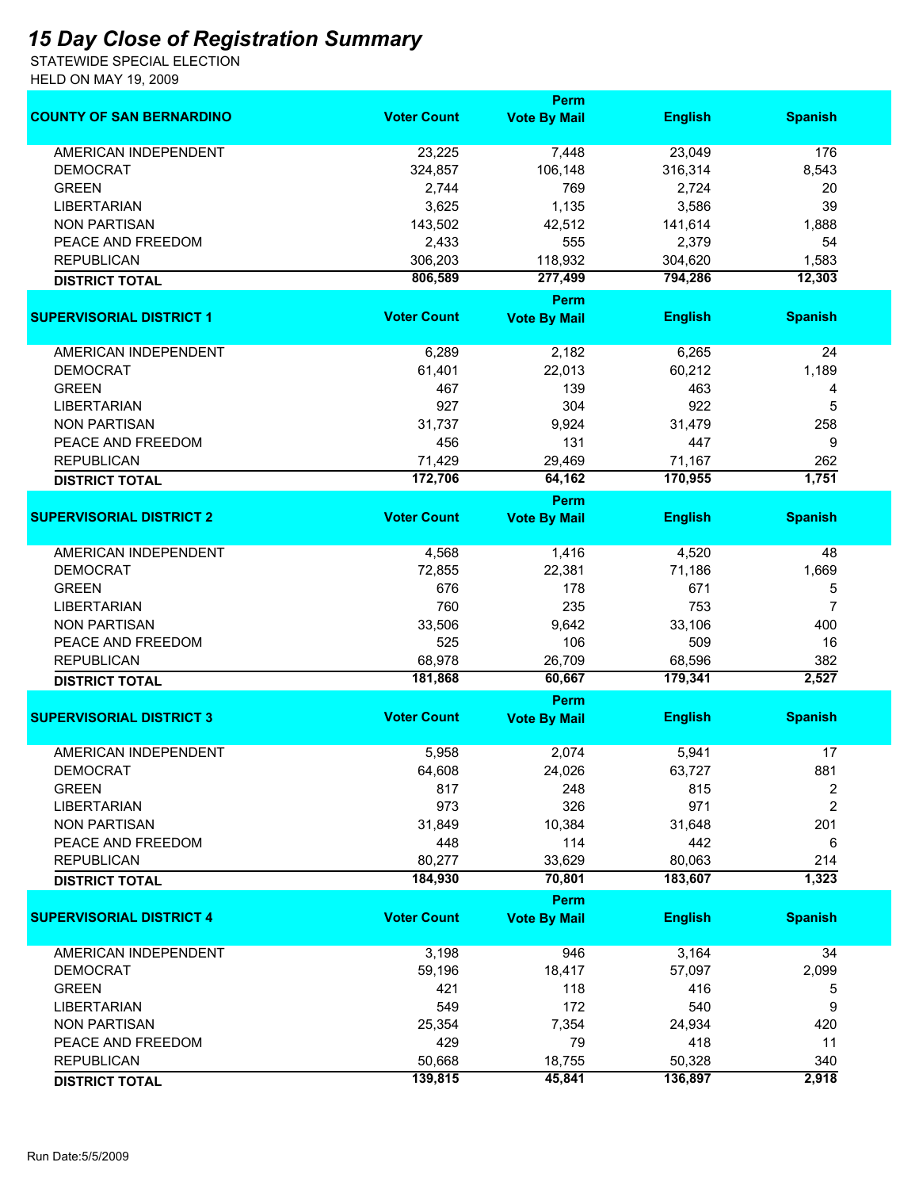# 15 Day Close of Registration Summary

STATEWIDE SPECIAL ELECTION
HELD ON MAY 19, 2009

| COUNTY OF SAN BERNARDINO | Voter Count | Perm Vote By Mail | English | Spanish |
|---|---|---|---|---|
| AMERICAN INDEPENDENT | 23,225 | 7,448 | 23,049 | 176 |
| DEMOCRAT | 324,857 | 106,148 | 316,314 | 8,543 |
| GREEN | 2,744 | 769 | 2,724 | 20 |
| LIBERTARIAN | 3,625 | 1,135 | 3,586 | 39 |
| NON PARTISAN | 143,502 | 42,512 | 141,614 | 1,888 |
| PEACE AND FREEDOM | 2,433 | 555 | 2,379 | 54 |
| REPUBLICAN | 306,203 | 118,932 | 304,620 | 1,583 |
| **DISTRICT TOTAL** | **806,589** | **277,499** | **794,286** | **12,303** |

| SUPERVISORIAL DISTRICT 1 | Voter Count | Perm Vote By Mail | English | Spanish |
|---|---|---|---|---|
| AMERICAN INDEPENDENT | 6,289 | 2,182 | 6,265 | 24 |
| DEMOCRAT | 61,401 | 22,013 | 60,212 | 1,189 |
| GREEN | 467 | 139 | 463 | 4 |
| LIBERTARIAN | 927 | 304 | 922 | 5 |
| NON PARTISAN | 31,737 | 9,924 | 31,479 | 258 |
| PEACE AND FREEDOM | 456 | 131 | 447 | 9 |
| REPUBLICAN | 71,429 | 29,469 | 71,167 | 262 |
| **DISTRICT TOTAL** | **172,706** | **64,162** | **170,955** | **1,751** |

| SUPERVISORIAL DISTRICT 2 | Voter Count | Perm Vote By Mail | English | Spanish |
|---|---|---|---|---|
| AMERICAN INDEPENDENT | 4,568 | 1,416 | 4,520 | 48 |
| DEMOCRAT | 72,855 | 22,381 | 71,186 | 1,669 |
| GREEN | 676 | 178 | 671 | 5 |
| LIBERTARIAN | 760 | 235 | 753 | 7 |
| NON PARTISAN | 33,506 | 9,642 | 33,106 | 400 |
| PEACE AND FREEDOM | 525 | 106 | 509 | 16 |
| REPUBLICAN | 68,978 | 26,709 | 68,596 | 382 |
| **DISTRICT TOTAL** | **181,868** | **60,667** | **179,341** | **2,527** |

| SUPERVISORIAL DISTRICT 3 | Voter Count | Perm Vote By Mail | English | Spanish |
|---|---|---|---|---|
| AMERICAN INDEPENDENT | 5,958 | 2,074 | 5,941 | 17 |
| DEMOCRAT | 64,608 | 24,026 | 63,727 | 881 |
| GREEN | 817 | 248 | 815 | 2 |
| LIBERTARIAN | 973 | 326 | 971 | 2 |
| NON PARTISAN | 31,849 | 10,384 | 31,648 | 201 |
| PEACE AND FREEDOM | 448 | 114 | 442 | 6 |
| REPUBLICAN | 80,277 | 33,629 | 80,063 | 214 |
| **DISTRICT TOTAL** | **184,930** | **70,801** | **183,607** | **1,323** |

| SUPERVISORIAL DISTRICT 4 | Voter Count | Perm Vote By Mail | English | Spanish |
|---|---|---|---|---|
| AMERICAN INDEPENDENT | 3,198 | 946 | 3,164 | 34 |
| DEMOCRAT | 59,196 | 18,417 | 57,097 | 2,099 |
| GREEN | 421 | 118 | 416 | 5 |
| LIBERTARIAN | 549 | 172 | 540 | 9 |
| NON PARTISAN | 25,354 | 7,354 | 24,934 | 420 |
| PEACE AND FREEDOM | 429 | 79 | 418 | 11 |
| REPUBLICAN | 50,668 | 18,755 | 50,328 | 340 |
| **DISTRICT TOTAL** | **139,815** | **45,841** | **136,897** | **2,918** |

Run Date:5/5/2009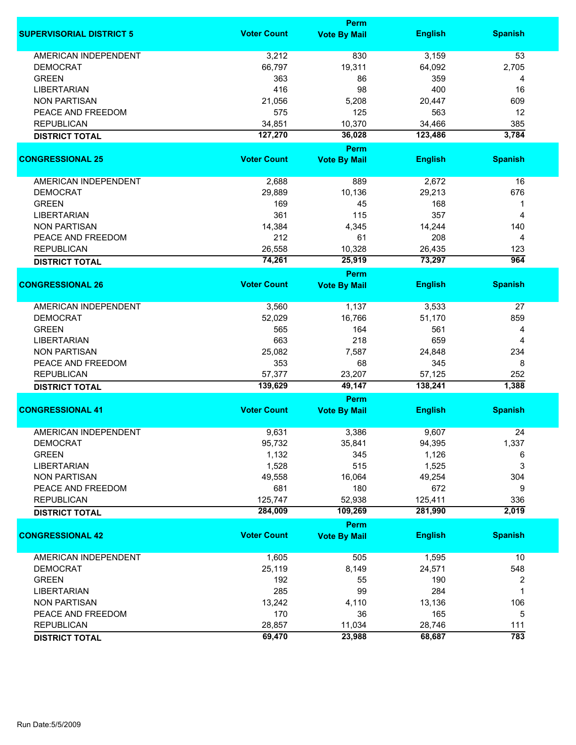| SUPERVISORIAL DISTRICT 5 | Voter Count | Perm Vote By Mail | English | Spanish |
|---|---|---|---|---|
| AMERICAN INDEPENDENT | 3,212 | 830 | 3,159 | 53 |
| DEMOCRAT | 66,797 | 19,311 | 64,092 | 2,705 |
| GREEN | 363 | 86 | 359 | 4 |
| LIBERTARIAN | 416 | 98 | 400 | 16 |
| NON PARTISAN | 21,056 | 5,208 | 20,447 | 609 |
| PEACE AND FREEDOM | 575 | 125 | 563 | 12 |
| REPUBLICAN | 34,851 | 10,370 | 34,466 | 385 |
| **DISTRICT TOTAL** | **127,270** | **36,028** | **123,486** | **3,784** |

| CONGRESSIONAL 25 | Voter Count | Perm Vote By Mail | English | Spanish |
|---|---|---|---|---|
| AMERICAN INDEPENDENT | 2,688 | 889 | 2,672 | 16 |
| DEMOCRAT | 29,889 | 10,136 | 29,213 | 676 |
| GREEN | 169 | 45 | 168 | 1 |
| LIBERTARIAN | 361 | 115 | 357 | 4 |
| NON PARTISAN | 14,384 | 4,345 | 14,244 | 140 |
| PEACE AND FREEDOM | 212 | 61 | 208 | 4 |
| REPUBLICAN | 26,558 | 10,328 | 26,435 | 123 |
| **DISTRICT TOTAL** | **74,261** | **25,919** | **73,297** | **964** |

| CONGRESSIONAL 26 | Voter Count | Perm Vote By Mail | English | Spanish |
|---|---|---|---|---|
| AMERICAN INDEPENDENT | 3,560 | 1,137 | 3,533 | 27 |
| DEMOCRAT | 52,029 | 16,766 | 51,170 | 859 |
| GREEN | 565 | 164 | 561 | 4 |
| LIBERTARIAN | 663 | 218 | 659 | 4 |
| NON PARTISAN | 25,082 | 7,587 | 24,848 | 234 |
| PEACE AND FREEDOM | 353 | 68 | 345 | 8 |
| REPUBLICAN | 57,377 | 23,207 | 57,125 | 252 |
| **DISTRICT TOTAL** | **139,629** | **49,147** | **138,241** | **1,388** |

| CONGRESSIONAL 41 | Voter Count | Perm Vote By Mail | English | Spanish |
|---|---|---|---|---|
| AMERICAN INDEPENDENT | 9,631 | 3,386 | 9,607 | 24 |
| DEMOCRAT | 95,732 | 35,841 | 94,395 | 1,337 |
| GREEN | 1,132 | 345 | 1,126 | 6 |
| LIBERTARIAN | 1,528 | 515 | 1,525 | 3 |
| NON PARTISAN | 49,558 | 16,064 | 49,254 | 304 |
| PEACE AND FREEDOM | 681 | 180 | 672 | 9 |
| REPUBLICAN | 125,747 | 52,938 | 125,411 | 336 |
| **DISTRICT TOTAL** | **284,009** | **109,269** | **281,990** | **2,019** |

| CONGRESSIONAL 42 | Voter Count | Perm Vote By Mail | English | Spanish |
|---|---|---|---|---|
| AMERICAN INDEPENDENT | 1,605 | 505 | 1,595 | 10 |
| DEMOCRAT | 25,119 | 8,149 | 24,571 | 548 |
| GREEN | 192 | 55 | 190 | 2 |
| LIBERTARIAN | 285 | 99 | 284 | 1 |
| NON PARTISAN | 13,242 | 4,110 | 13,136 | 106 |
| PEACE AND FREEDOM | 170 | 36 | 165 | 5 |
| REPUBLICAN | 28,857 | 11,034 | 28,746 | 111 |
| **DISTRICT TOTAL** | **69,470** | **23,988** | **68,687** | **783** |

Run Date:5/5/2009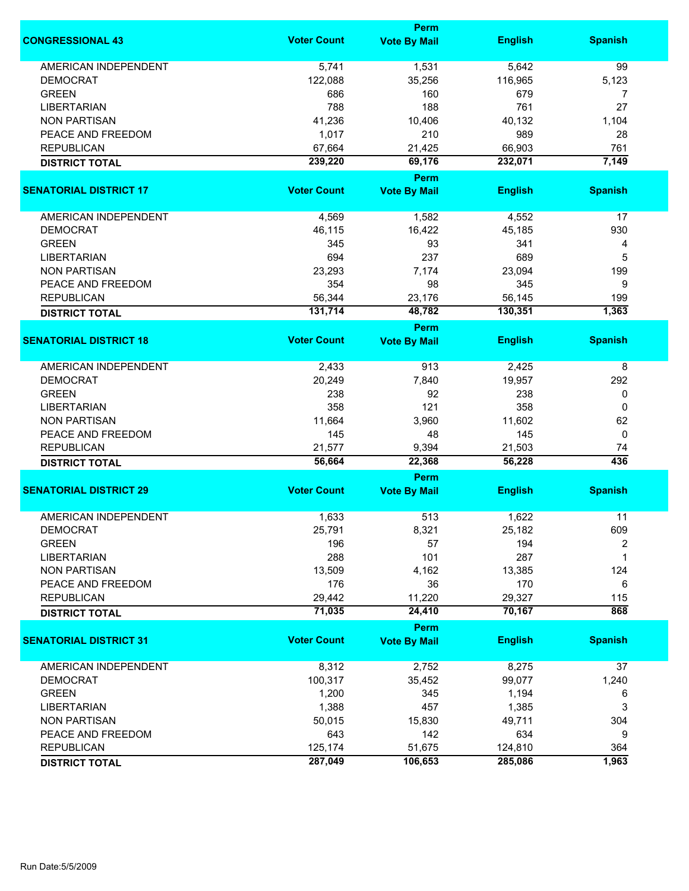| CONGRESSIONAL 43 | Voter Count | Perm Vote By Mail | English | Spanish |
|---|---|---|---|---|
| AMERICAN INDEPENDENT | 5,741 | 1,531 | 5,642 | 99 |
| DEMOCRAT | 122,088 | 35,256 | 116,965 | 5,123 |
| GREEN | 686 | 160 | 679 | 7 |
| LIBERTARIAN | 788 | 188 | 761 | 27 |
| NON PARTISAN | 41,236 | 10,406 | 40,132 | 1,104 |
| PEACE AND FREEDOM | 1,017 | 210 | 989 | 28 |
| REPUBLICAN | 67,664 | 21,425 | 66,903 | 761 |
| **DISTRICT TOTAL** | **239,220** | **69,176** | **232,071** | **7,149** |

| SENATORIAL DISTRICT 17 | Voter Count | Perm Vote By Mail | English | Spanish |
|---|---|---|---|---|
| AMERICAN INDEPENDENT | 4,569 | 1,582 | 4,552 | 17 |
| DEMOCRAT | 46,115 | 16,422 | 45,185 | 930 |
| GREEN | 345 | 93 | 341 | 4 |
| LIBERTARIAN | 694 | 237 | 689 | 5 |
| NON PARTISAN | 23,293 | 7,174 | 23,094 | 199 |
| PEACE AND FREEDOM | 354 | 98 | 345 | 9 |
| REPUBLICAN | 56,344 | 23,176 | 56,145 | 199 |
| **DISTRICT TOTAL** | **131,714** | **48,782** | **130,351** | **1,363** |

| SENATORIAL DISTRICT 18 | Voter Count | Perm Vote By Mail | English | Spanish |
|---|---|---|---|---|
| AMERICAN INDEPENDENT | 2,433 | 913 | 2,425 | 8 |
| DEMOCRAT | 20,249 | 7,840 | 19,957 | 292 |
| GREEN | 238 | 92 | 238 | 0 |
| LIBERTARIAN | 358 | 121 | 358 | 0 |
| NON PARTISAN | 11,664 | 3,960 | 11,602 | 62 |
| PEACE AND FREEDOM | 145 | 48 | 145 | 0 |
| REPUBLICAN | 21,577 | 9,394 | 21,503 | 74 |
| **DISTRICT TOTAL** | **56,664** | **22,368** | **56,228** | **436** |

| SENATORIAL DISTRICT 29 | Voter Count | Perm Vote By Mail | English | Spanish |
|---|---|---|---|---|
| AMERICAN INDEPENDENT | 1,633 | 513 | 1,622 | 11 |
| DEMOCRAT | 25,791 | 8,321 | 25,182 | 609 |
| GREEN | 196 | 57 | 194 | 2 |
| LIBERTARIAN | 288 | 101 | 287 | 1 |
| NON PARTISAN | 13,509 | 4,162 | 13,385 | 124 |
| PEACE AND FREEDOM | 176 | 36 | 170 | 6 |
| REPUBLICAN | 29,442 | 11,220 | 29,327 | 115 |
| **DISTRICT TOTAL** | **71,035** | **24,410** | **70,167** | **868** |

| SENATORIAL DISTRICT 31 | Voter Count | Perm Vote By Mail | English | Spanish |
|---|---|---|---|---|
| AMERICAN INDEPENDENT | 8,312 | 2,752 | 8,275 | 37 |
| DEMOCRAT | 100,317 | 35,452 | 99,077 | 1,240 |
| GREEN | 1,200 | 345 | 1,194 | 6 |
| LIBERTARIAN | 1,388 | 457 | 1,385 | 3 |
| NON PARTISAN | 50,015 | 15,830 | 49,711 | 304 |
| PEACE AND FREEDOM | 643 | 142 | 634 | 9 |
| REPUBLICAN | 125,174 | 51,675 | 124,810 | 364 |
| **DISTRICT TOTAL** | **287,049** | **106,653** | **285,086** | **1,963** |

Run Date:5/5/2009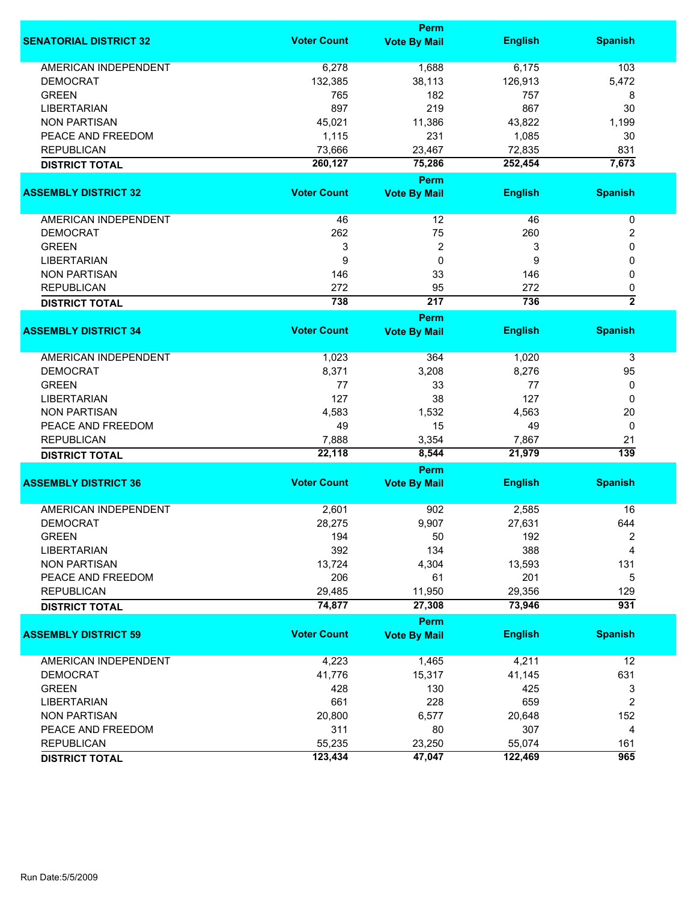| SENATORIAL DISTRICT 32 | Voter Count | Perm Vote By Mail | English | Spanish |
|---|---|---|---|---|
| AMERICAN INDEPENDENT | 6,278 | 1,688 | 6,175 | 103 |
| DEMOCRAT | 132,385 | 38,113 | 126,913 | 5,472 |
| GREEN | 765 | 182 | 757 | 8 |
| LIBERTARIAN | 897 | 219 | 867 | 30 |
| NON PARTISAN | 45,021 | 11,386 | 43,822 | 1,199 |
| PEACE AND FREEDOM | 1,115 | 231 | 1,085 | 30 |
| REPUBLICAN | 73,666 | 23,467 | 72,835 | 831 |
| **DISTRICT TOTAL** | **260,127** | **75,286** | **252,454** | **7,673** |

| ASSEMBLY DISTRICT 32 | Voter Count | Perm Vote By Mail | English | Spanish |
|---|---|---|---|---|
| AMERICAN INDEPENDENT | 46 | 12 | 46 | 0 |
| DEMOCRAT | 262 | 75 | 260 | 2 |
| GREEN | 3 | 2 | 3 | 0 |
| LIBERTARIAN | 9 | 0 | 9 | 0 |
| NON PARTISAN | 146 | 33 | 146 | 0 |
| REPUBLICAN | 272 | 95 | 272 | 0 |
| **DISTRICT TOTAL** | **738** | **217** | **736** | **2** |

| ASSEMBLY DISTRICT 34 | Voter Count | Perm Vote By Mail | English | Spanish |
|---|---|---|---|---|
| AMERICAN INDEPENDENT | 1,023 | 364 | 1,020 | 3 |
| DEMOCRAT | 8,371 | 3,208 | 8,276 | 95 |
| GREEN | 77 | 33 | 77 | 0 |
| LIBERTARIAN | 127 | 38 | 127 | 0 |
| NON PARTISAN | 4,583 | 1,532 | 4,563 | 20 |
| PEACE AND FREEDOM | 49 | 15 | 49 | 0 |
| REPUBLICAN | 7,888 | 3,354 | 7,867 | 21 |
| **DISTRICT TOTAL** | **22,118** | **8,544** | **21,979** | **139** |

| ASSEMBLY DISTRICT 36 | Voter Count | Perm Vote By Mail | English | Spanish |
|---|---|---|---|---|
| AMERICAN INDEPENDENT | 2,601 | 902 | 2,585 | 16 |
| DEMOCRAT | 28,275 | 9,907 | 27,631 | 644 |
| GREEN | 194 | 50 | 192 | 2 |
| LIBERTARIAN | 392 | 134 | 388 | 4 |
| NON PARTISAN | 13,724 | 4,304 | 13,593 | 131 |
| PEACE AND FREEDOM | 206 | 61 | 201 | 5 |
| REPUBLICAN | 29,485 | 11,950 | 29,356 | 129 |
| **DISTRICT TOTAL** | **74,877** | **27,308** | **73,946** | **931** |

| ASSEMBLY DISTRICT 59 | Voter Count | Perm Vote By Mail | English | Spanish |
|---|---|---|---|---|
| AMERICAN INDEPENDENT | 4,223 | 1,465 | 4,211 | 12 |
| DEMOCRAT | 41,776 | 15,317 | 41,145 | 631 |
| GREEN | 428 | 130 | 425 | 3 |
| LIBERTARIAN | 661 | 228 | 659 | 2 |
| NON PARTISAN | 20,800 | 6,577 | 20,648 | 152 |
| PEACE AND FREEDOM | 311 | 80 | 307 | 4 |
| REPUBLICAN | 55,235 | 23,250 | 55,074 | 161 |
| **DISTRICT TOTAL** | **123,434** | **47,047** | **122,469** | **965** |

Run Date:5/5/2009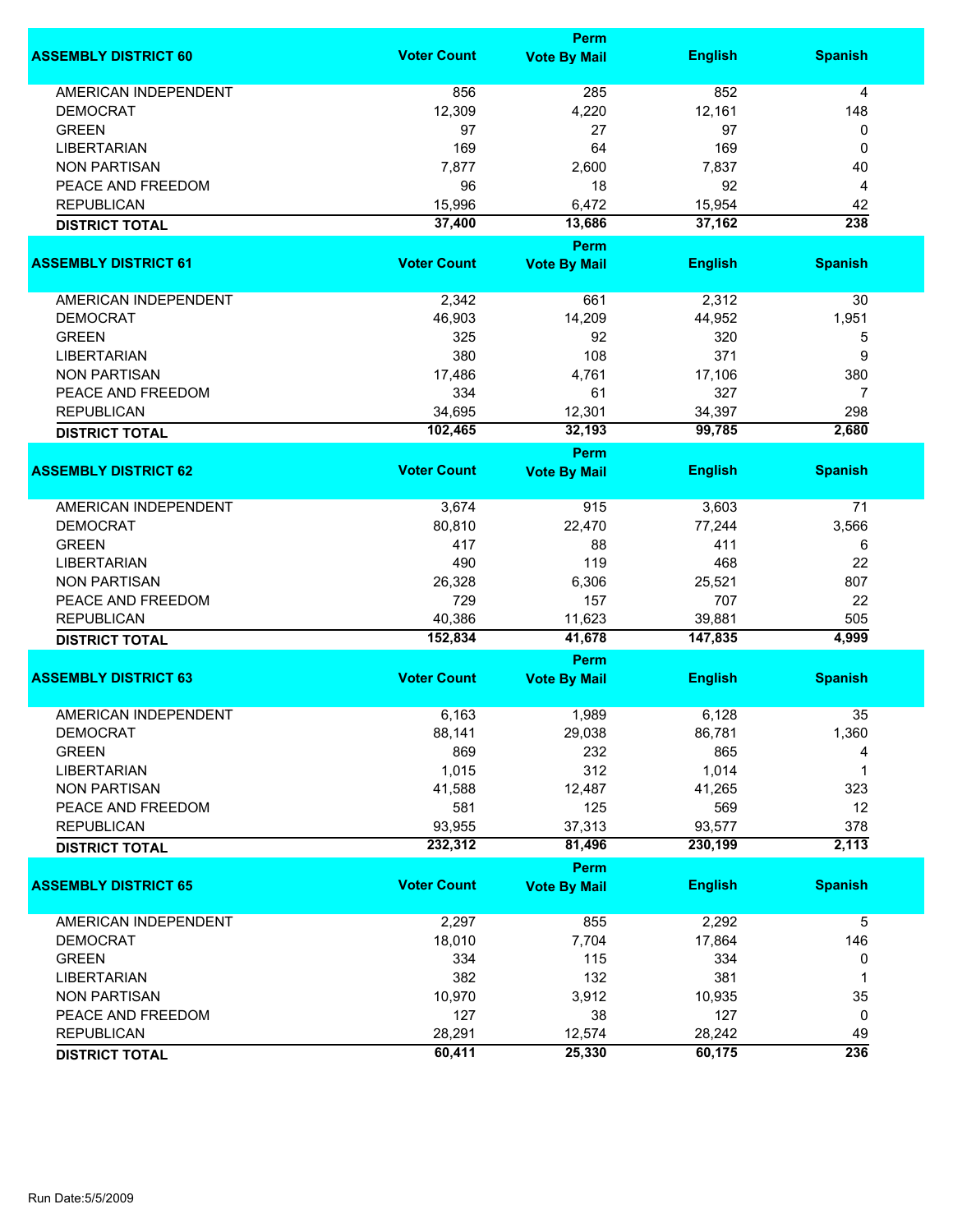| ASSEMBLY DISTRICT 60 | Voter Count | Perm Vote By Mail | English | Spanish |
|---|---|---|---|---|
| AMERICAN INDEPENDENT | 856 | 285 | 852 | 4 |
| DEMOCRAT | 12,309 | 4,220 | 12,161 | 148 |
| GREEN | 97 | 27 | 97 | 0 |
| LIBERTARIAN | 169 | 64 | 169 | 0 |
| NON PARTISAN | 7,877 | 2,600 | 7,837 | 40 |
| PEACE AND FREEDOM | 96 | 18 | 92 | 4 |
| REPUBLICAN | 15,996 | 6,472 | 15,954 | 42 |
| **DISTRICT TOTAL** | **37,400** | **13,686** | **37,162** | **238** |

| ASSEMBLY DISTRICT 61 | Voter Count | Perm Vote By Mail | English | Spanish |
|---|---|---|---|---|
| AMERICAN INDEPENDENT | 2,342 | 661 | 2,312 | 30 |
| DEMOCRAT | 46,903 | 14,209 | 44,952 | 1,951 |
| GREEN | 325 | 92 | 320 | 5 |
| LIBERTARIAN | 380 | 108 | 371 | 9 |
| NON PARTISAN | 17,486 | 4,761 | 17,106 | 380 |
| PEACE AND FREEDOM | 334 | 61 | 327 | 7 |
| REPUBLICAN | 34,695 | 12,301 | 34,397 | 298 |
| **DISTRICT TOTAL** | **102,465** | **32,193** | **99,785** | **2,680** |

| ASSEMBLY DISTRICT 62 | Voter Count | Perm Vote By Mail | English | Spanish |
|---|---|---|---|---|
| AMERICAN INDEPENDENT | 3,674 | 915 | 3,603 | 71 |
| DEMOCRAT | 80,810 | 22,470 | 77,244 | 3,566 |
| GREEN | 417 | 88 | 411 | 6 |
| LIBERTARIAN | 490 | 119 | 468 | 22 |
| NON PARTISAN | 26,328 | 6,306 | 25,521 | 807 |
| PEACE AND FREEDOM | 729 | 157 | 707 | 22 |
| REPUBLICAN | 40,386 | 11,623 | 39,881 | 505 |
| **DISTRICT TOTAL** | **152,834** | **41,678** | **147,835** | **4,999** |

| ASSEMBLY DISTRICT 63 | Voter Count | Perm Vote By Mail | English | Spanish |
|---|---|---|---|---|
| AMERICAN INDEPENDENT | 6,163 | 1,989 | 6,128 | 35 |
| DEMOCRAT | 88,141 | 29,038 | 86,781 | 1,360 |
| GREEN | 869 | 232 | 865 | 4 |
| LIBERTARIAN | 1,015 | 312 | 1,014 | 1 |
| NON PARTISAN | 41,588 | 12,487 | 41,265 | 323 |
| PEACE AND FREEDOM | 581 | 125 | 569 | 12 |
| REPUBLICAN | 93,955 | 37,313 | 93,577 | 378 |
| **DISTRICT TOTAL** | **232,312** | **81,496** | **230,199** | **2,113** |

| ASSEMBLY DISTRICT 65 | Voter Count | Perm Vote By Mail | English | Spanish |
|---|---|---|---|---|
| AMERICAN INDEPENDENT | 2,297 | 855 | 2,292 | 5 |
| DEMOCRAT | 18,010 | 7,704 | 17,864 | 146 |
| GREEN | 334 | 115 | 334 | 0 |
| LIBERTARIAN | 382 | 132 | 381 | 1 |
| NON PARTISAN | 10,970 | 3,912 | 10,935 | 35 |
| PEACE AND FREEDOM | 127 | 38 | 127 | 0 |
| REPUBLICAN | 28,291 | 12,574 | 28,242 | 49 |
| **DISTRICT TOTAL** | **60,411** | **25,330** | **60,175** | **236** |

Run Date:5/5/2009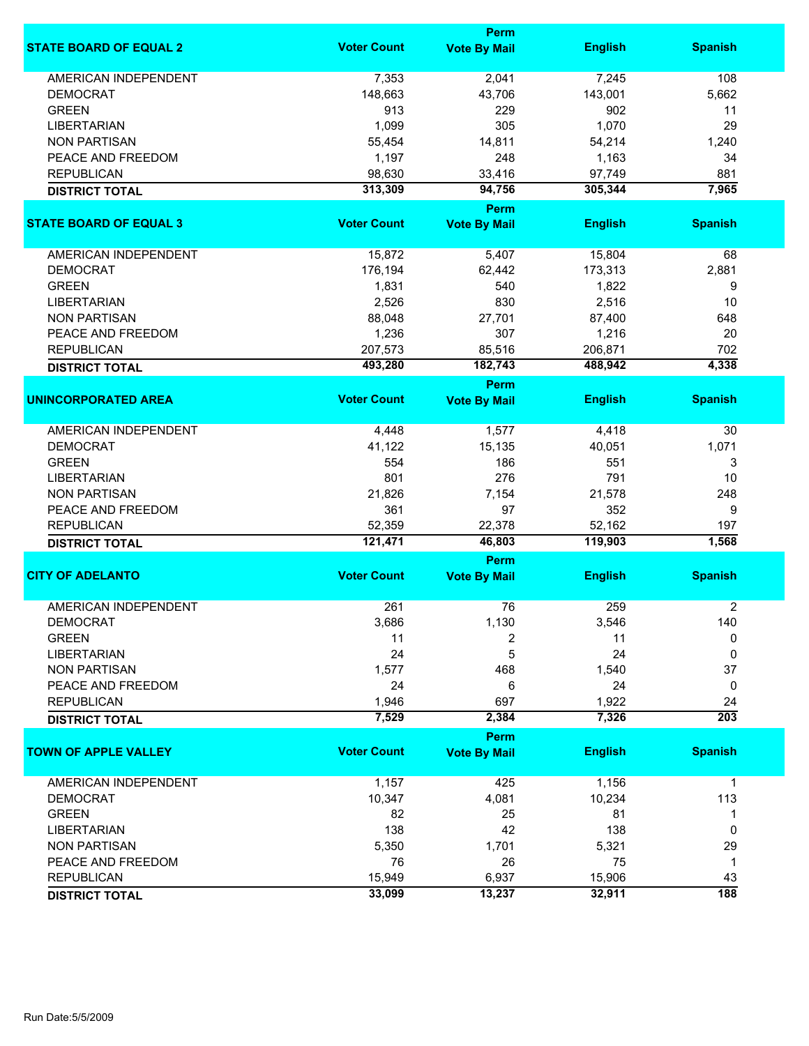| STATE BOARD OF EQUAL 2 | Voter Count | Perm Vote By Mail | English | Spanish |
|---|---|---|---|---|
| AMERICAN INDEPENDENT | 7,353 | 2,041 | 7,245 | 108 |
| DEMOCRAT | 148,663 | 43,706 | 143,001 | 5,662 |
| GREEN | 913 | 229 | 902 | 11 |
| LIBERTARIAN | 1,099 | 305 | 1,070 | 29 |
| NON PARTISAN | 55,454 | 14,811 | 54,214 | 1,240 |
| PEACE AND FREEDOM | 1,197 | 248 | 1,163 | 34 |
| REPUBLICAN | 98,630 | 33,416 | 97,749 | 881 |
| **DISTRICT TOTAL** | **313,309** | **94,756** | **305,344** | **7,965** |

| STATE BOARD OF EQUAL 3 | Voter Count | Perm Vote By Mail | English | Spanish |
|---|---|---|---|---|
| AMERICAN INDEPENDENT | 15,872 | 5,407 | 15,804 | 68 |
| DEMOCRAT | 176,194 | 62,442 | 173,313 | 2,881 |
| GREEN | 1,831 | 540 | 1,822 | 9 |
| LIBERTARIAN | 2,526 | 830 | 2,516 | 10 |
| NON PARTISAN | 88,048 | 27,701 | 87,400 | 648 |
| PEACE AND FREEDOM | 1,236 | 307 | 1,216 | 20 |
| REPUBLICAN | 207,573 | 85,516 | 206,871 | 702 |
| **DISTRICT TOTAL** | **493,280** | **182,743** | **488,942** | **4,338** |

| UNINCORPORATED AREA | Voter Count | Perm Vote By Mail | English | Spanish |
|---|---|---|---|---|
| AMERICAN INDEPENDENT | 4,448 | 1,577 | 4,418 | 30 |
| DEMOCRAT | 41,122 | 15,135 | 40,051 | 1,071 |
| GREEN | 554 | 186 | 551 | 3 |
| LIBERTARIAN | 801 | 276 | 791 | 10 |
| NON PARTISAN | 21,826 | 7,154 | 21,578 | 248 |
| PEACE AND FREEDOM | 361 | 97 | 352 | 9 |
| REPUBLICAN | 52,359 | 22,378 | 52,162 | 197 |
| **DISTRICT TOTAL** | **121,471** | **46,803** | **119,903** | **1,568** |

| CITY OF ADELANTO | Voter Count | Perm Vote By Mail | English | Spanish |
|---|---|---|---|---|
| AMERICAN INDEPENDENT | 261 | 76 | 259 | 2 |
| DEMOCRAT | 3,686 | 1,130 | 3,546 | 140 |
| GREEN | 11 | 2 | 11 | 0 |
| LIBERTARIAN | 24 | 5 | 24 | 0 |
| NON PARTISAN | 1,577 | 468 | 1,540 | 37 |
| PEACE AND FREEDOM | 24 | 6 | 24 | 0 |
| REPUBLICAN | 1,946 | 697 | 1,922 | 24 |
| **DISTRICT TOTAL** | **7,529** | **2,384** | **7,326** | **203** |

| TOWN OF APPLE VALLEY | Voter Count | Perm Vote By Mail | English | Spanish |
|---|---|---|---|---|
| AMERICAN INDEPENDENT | 1,157 | 425 | 1,156 | 1 |
| DEMOCRAT | 10,347 | 4,081 | 10,234 | 113 |
| GREEN | 82 | 25 | 81 | 1 |
| LIBERTARIAN | 138 | 42 | 138 | 0 |
| NON PARTISAN | 5,350 | 1,701 | 5,321 | 29 |
| PEACE AND FREEDOM | 76 | 26 | 75 | 1 |
| REPUBLICAN | 15,949 | 6,937 | 15,906 | 43 |
| **DISTRICT TOTAL** | **33,099** | **13,237** | **32,911** | **188** |

Run Date:5/5/2009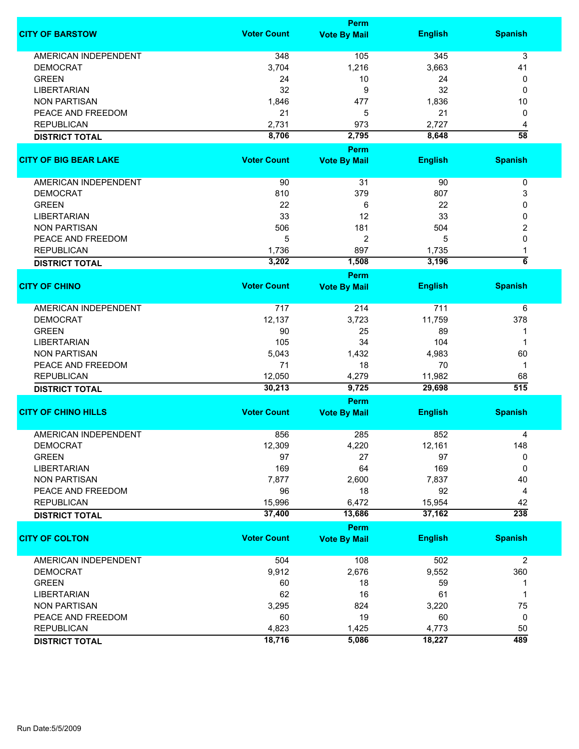| CITY OF BARSTOW | Voter Count | Perm Vote By Mail | English | Spanish |
|---|---|---|---|---|
| AMERICAN INDEPENDENT | 348 | 105 | 345 | 3 |
| DEMOCRAT | 3,704 | 1,216 | 3,663 | 41 |
| GREEN | 24 | 10 | 24 | 0 |
| LIBERTARIAN | 32 | 9 | 32 | 0 |
| NON PARTISAN | 1,846 | 477 | 1,836 | 10 |
| PEACE AND FREEDOM | 21 | 5 | 21 | 0 |
| REPUBLICAN | 2,731 | 973 | 2,727 | 4 |
| **DISTRICT TOTAL** | **8,706** | **2,795** | **8,648** | **58** |

| CITY OF BIG BEAR LAKE | Voter Count | Perm Vote By Mail | English | Spanish |
|---|---|---|---|---|
| AMERICAN INDEPENDENT | 90 | 31 | 90 | 0 |
| DEMOCRAT | 810 | 379 | 807 | 3 |
| GREEN | 22 | 6 | 22 | 0 |
| LIBERTARIAN | 33 | 12 | 33 | 0 |
| NON PARTISAN | 506 | 181 | 504 | 2 |
| PEACE AND FREEDOM | 5 | 2 | 5 | 0 |
| REPUBLICAN | 1,736 | 897 | 1,735 | 1 |
| **DISTRICT TOTAL** | **3,202** | **1,508** | **3,196** | **6** |

| CITY OF CHINO | Voter Count | Perm Vote By Mail | English | Spanish |
|---|---|---|---|---|
| AMERICAN INDEPENDENT | 717 | 214 | 711 | 6 |
| DEMOCRAT | 12,137 | 3,723 | 11,759 | 378 |
| GREEN | 90 | 25 | 89 | 1 |
| LIBERTARIAN | 105 | 34 | 104 | 1 |
| NON PARTISAN | 5,043 | 1,432 | 4,983 | 60 |
| PEACE AND FREEDOM | 71 | 18 | 70 | 1 |
| REPUBLICAN | 12,050 | 4,279 | 11,982 | 68 |
| **DISTRICT TOTAL** | **30,213** | **9,725** | **29,698** | **515** |

| CITY OF CHINO HILLS | Voter Count | Perm Vote By Mail | English | Spanish |
|---|---|---|---|---|
| AMERICAN INDEPENDENT | 856 | 285 | 852 | 4 |
| DEMOCRAT | 12,309 | 4,220 | 12,161 | 148 |
| GREEN | 97 | 27 | 97 | 0 |
| LIBERTARIAN | 169 | 64 | 169 | 0 |
| NON PARTISAN | 7,877 | 2,600 | 7,837 | 40 |
| PEACE AND FREEDOM | 96 | 18 | 92 | 4 |
| REPUBLICAN | 15,996 | 6,472 | 15,954 | 42 |
| **DISTRICT TOTAL** | **37,400** | **13,686** | **37,162** | **238** |

| CITY OF COLTON | Voter Count | Perm Vote By Mail | English | Spanish |
|---|---|---|---|---|
| AMERICAN INDEPENDENT | 504 | 108 | 502 | 2 |
| DEMOCRAT | 9,912 | 2,676 | 9,552 | 360 |
| GREEN | 60 | 18 | 59 | 1 |
| LIBERTARIAN | 62 | 16 | 61 | 1 |
| NON PARTISAN | 3,295 | 824 | 3,220 | 75 |
| PEACE AND FREEDOM | 60 | 19 | 60 | 0 |
| REPUBLICAN | 4,823 | 1,425 | 4,773 | 50 |
| **DISTRICT TOTAL** | **18,716** | **5,086** | **18,227** | **489** |

Run Date:5/5/2009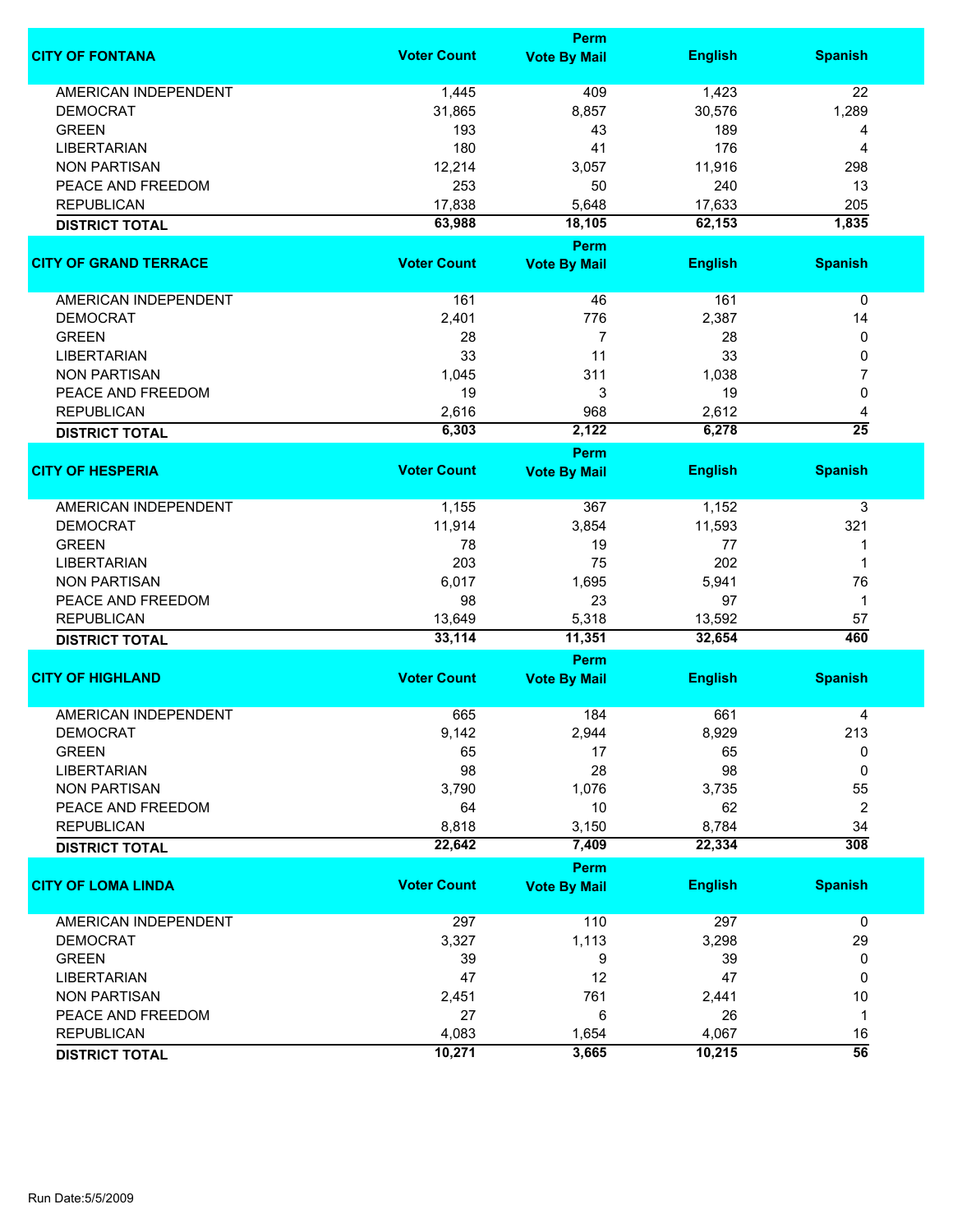| CITY OF FONTANA | Voter Count | Perm Vote By Mail | English | Spanish |
|---|---|---|---|---|
| AMERICAN INDEPENDENT | 1,445 | 409 | 1,423 | 22 |
| DEMOCRAT | 31,865 | 8,857 | 30,576 | 1,289 |
| GREEN | 193 | 43 | 189 | 4 |
| LIBERTARIAN | 180 | 41 | 176 | 4 |
| NON PARTISAN | 12,214 | 3,057 | 11,916 | 298 |
| PEACE AND FREEDOM | 253 | 50 | 240 | 13 |
| REPUBLICAN | 17,838 | 5,648 | 17,633 | 205 |
| **DISTRICT TOTAL** | **63,988** | **18,105** | **62,153** | **1,835** |

| CITY OF GRAND TERRACE | Voter Count | Perm Vote By Mail | English | Spanish |
|---|---|---|---|---|
| AMERICAN INDEPENDENT | 161 | 46 | 161 | 0 |
| DEMOCRAT | 2,401 | 776 | 2,387 | 14 |
| GREEN | 28 | 7 | 28 | 0 |
| LIBERTARIAN | 33 | 11 | 33 | 0 |
| NON PARTISAN | 1,045 | 311 | 1,038 | 7 |
| PEACE AND FREEDOM | 19 | 3 | 19 | 0 |
| REPUBLICAN | 2,616 | 968 | 2,612 | 4 |
| **DISTRICT TOTAL** | **6,303** | **2,122** | **6,278** | **25** |

| CITY OF HESPERIA | Voter Count | Perm Vote By Mail | English | Spanish |
|---|---|---|---|---|
| AMERICAN INDEPENDENT | 1,155 | 367 | 1,152 | 3 |
| DEMOCRAT | 11,914 | 3,854 | 11,593 | 321 |
| GREEN | 78 | 19 | 77 | 1 |
| LIBERTARIAN | 203 | 75 | 202 | 1 |
| NON PARTISAN | 6,017 | 1,695 | 5,941 | 76 |
| PEACE AND FREEDOM | 98 | 23 | 97 | 1 |
| REPUBLICAN | 13,649 | 5,318 | 13,592 | 57 |
| **DISTRICT TOTAL** | **33,114** | **11,351** | **32,654** | **460** |

| CITY OF HIGHLAND | Voter Count | Perm Vote By Mail | English | Spanish |
|---|---|---|---|---|
| AMERICAN INDEPENDENT | 665 | 184 | 661 | 4 |
| DEMOCRAT | 9,142 | 2,944 | 8,929 | 213 |
| GREEN | 65 | 17 | 65 | 0 |
| LIBERTARIAN | 98 | 28 | 98 | 0 |
| NON PARTISAN | 3,790 | 1,076 | 3,735 | 55 |
| PEACE AND FREEDOM | 64 | 10 | 62 | 2 |
| REPUBLICAN | 8,818 | 3,150 | 8,784 | 34 |
| **DISTRICT TOTAL** | **22,642** | **7,409** | **22,334** | **308** |

| CITY OF LOMA LINDA | Voter Count | Perm Vote By Mail | English | Spanish |
|---|---|---|---|---|
| AMERICAN INDEPENDENT | 297 | 110 | 297 | 0 |
| DEMOCRAT | 3,327 | 1,113 | 3,298 | 29 |
| GREEN | 39 | 9 | 39 | 0 |
| LIBERTARIAN | 47 | 12 | 47 | 0 |
| NON PARTISAN | 2,451 | 761 | 2,441 | 10 |
| PEACE AND FREEDOM | 27 | 6 | 26 | 1 |
| REPUBLICAN | 4,083 | 1,654 | 4,067 | 16 |
| **DISTRICT TOTAL** | **10,271** | **3,665** | **10,215** | **56** |

Run Date:5/5/2009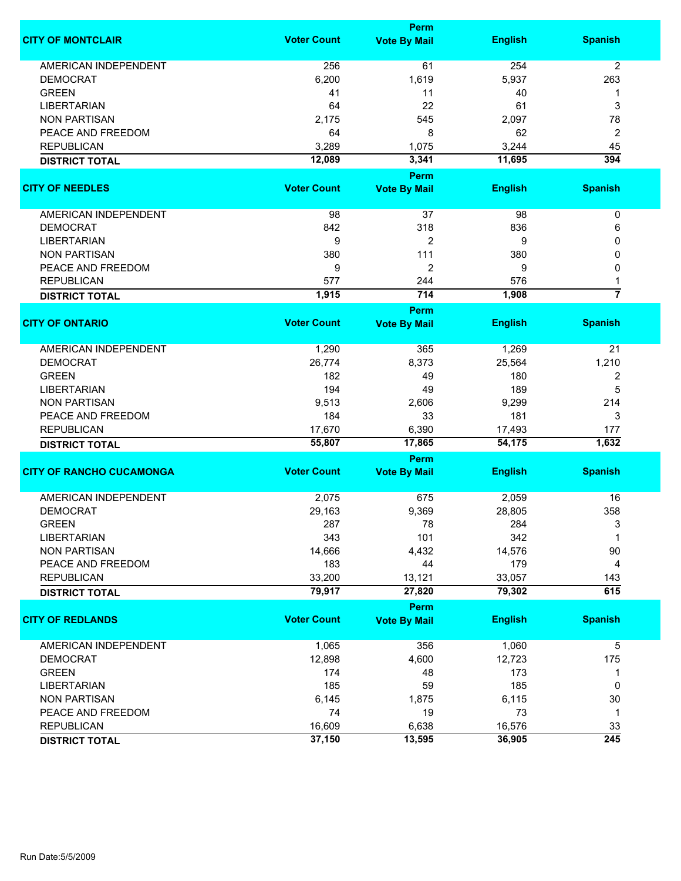| CITY OF MONTCLAIR | Voter Count | Perm Vote By Mail | English | Spanish |
|---|---|---|---|---|
| AMERICAN INDEPENDENT | 256 | 61 | 254 | 2 |
| DEMOCRAT | 6,200 | 1,619 | 5,937 | 263 |
| GREEN | 41 | 11 | 40 | 1 |
| LIBERTARIAN | 64 | 22 | 61 | 3 |
| NON PARTISAN | 2,175 | 545 | 2,097 | 78 |
| PEACE AND FREEDOM | 64 | 8 | 62 | 2 |
| REPUBLICAN | 3,289 | 1,075 | 3,244 | 45 |
| **DISTRICT TOTAL** | **12,089** | **3,341** | **11,695** | **394** |

| CITY OF NEEDLES | Voter Count | Perm Vote By Mail | English | Spanish |
|---|---|---|---|---|
| AMERICAN INDEPENDENT | 98 | 37 | 98 | 0 |
| DEMOCRAT | 842 | 318 | 836 | 6 |
| LIBERTARIAN | 9 | 2 | 9 | 0 |
| NON PARTISAN | 380 | 111 | 380 | 0 |
| PEACE AND FREEDOM | 9 | 2 | 9 | 0 |
| REPUBLICAN | 577 | 244 | 576 | 1 |
| **DISTRICT TOTAL** | **1,915** | **714** | **1,908** | **7** |

| CITY OF ONTARIO | Voter Count | Perm Vote By Mail | English | Spanish |
|---|---|---|---|---|
| AMERICAN INDEPENDENT | 1,290 | 365 | 1,269 | 21 |
| DEMOCRAT | 26,774 | 8,373 | 25,564 | 1,210 |
| GREEN | 182 | 49 | 180 | 2 |
| LIBERTARIAN | 194 | 49 | 189 | 5 |
| NON PARTISAN | 9,513 | 2,606 | 9,299 | 214 |
| PEACE AND FREEDOM | 184 | 33 | 181 | 3 |
| REPUBLICAN | 17,670 | 6,390 | 17,493 | 177 |
| **DISTRICT TOTAL** | **55,807** | **17,865** | **54,175** | **1,632** |

| CITY OF RANCHO CUCAMONGA | Voter Count | Perm Vote By Mail | English | Spanish |
|---|---|---|---|---|
| AMERICAN INDEPENDENT | 2,075 | 675 | 2,059 | 16 |
| DEMOCRAT | 29,163 | 9,369 | 28,805 | 358 |
| GREEN | 287 | 78 | 284 | 3 |
| LIBERTARIAN | 343 | 101 | 342 | 1 |
| NON PARTISAN | 14,666 | 4,432 | 14,576 | 90 |
| PEACE AND FREEDOM | 183 | 44 | 179 | 4 |
| REPUBLICAN | 33,200 | 13,121 | 33,057 | 143 |
| **DISTRICT TOTAL** | **79,917** | **27,820** | **79,302** | **615** |

| CITY OF REDLANDS | Voter Count | Perm Vote By Mail | English | Spanish |
|---|---|---|---|---|
| AMERICAN INDEPENDENT | 1,065 | 356 | 1,060 | 5 |
| DEMOCRAT | 12,898 | 4,600 | 12,723 | 175 |
| GREEN | 174 | 48 | 173 | 1 |
| LIBERTARIAN | 185 | 59 | 185 | 0 |
| NON PARTISAN | 6,145 | 1,875 | 6,115 | 30 |
| PEACE AND FREEDOM | 74 | 19 | 73 | 1 |
| REPUBLICAN | 16,609 | 6,638 | 16,576 | 33 |
| **DISTRICT TOTAL** | **37,150** | **13,595** | **36,905** | **245** |

Run Date:5/5/2009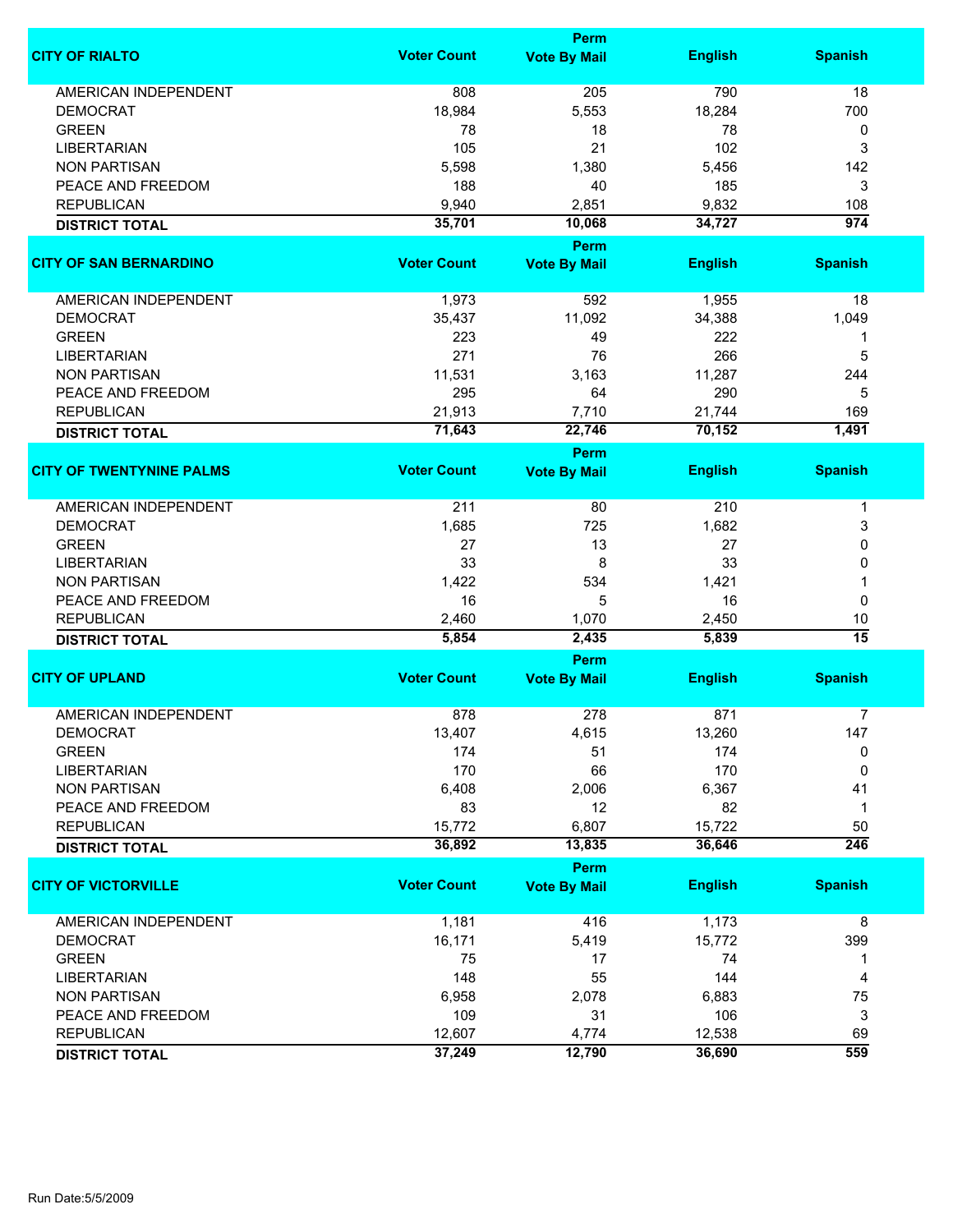| CITY OF RIALTO | Voter Count | Perm Vote By Mail | English | Spanish |
|---|---|---|---|---|
| AMERICAN INDEPENDENT | 808 | 205 | 790 | 18 |
| DEMOCRAT | 18,984 | 5,553 | 18,284 | 700 |
| GREEN | 78 | 18 | 78 | 0 |
| LIBERTARIAN | 105 | 21 | 102 | 3 |
| NON PARTISAN | 5,598 | 1,380 | 5,456 | 142 |
| PEACE AND FREEDOM | 188 | 40 | 185 | 3 |
| REPUBLICAN | 9,940 | 2,851 | 9,832 | 108 |
| **DISTRICT TOTAL** | **35,701** | **10,068** | **34,727** | **974** |

| CITY OF SAN BERNARDINO | Voter Count | Perm Vote By Mail | English | Spanish |
|---|---|---|---|---|
| AMERICAN INDEPENDENT | 1,973 | 592 | 1,955 | 18 |
| DEMOCRAT | 35,437 | 11,092 | 34,388 | 1,049 |
| GREEN | 223 | 49 | 222 | 1 |
| LIBERTARIAN | 271 | 76 | 266 | 5 |
| NON PARTISAN | 11,531 | 3,163 | 11,287 | 244 |
| PEACE AND FREEDOM | 295 | 64 | 290 | 5 |
| REPUBLICAN | 21,913 | 7,710 | 21,744 | 169 |
| **DISTRICT TOTAL** | **71,643** | **22,746** | **70,152** | **1,491** |

| CITY OF TWENTYNINE PALMS | Voter Count | Perm Vote By Mail | English | Spanish |
|---|---|---|---|---|
| AMERICAN INDEPENDENT | 211 | 80 | 210 | 1 |
| DEMOCRAT | 1,685 | 725 | 1,682 | 3 |
| GREEN | 27 | 13 | 27 | 0 |
| LIBERTARIAN | 33 | 8 | 33 | 0 |
| NON PARTISAN | 1,422 | 534 | 1,421 | 1 |
| PEACE AND FREEDOM | 16 | 5 | 16 | 0 |
| REPUBLICAN | 2,460 | 1,070 | 2,450 | 10 |
| **DISTRICT TOTAL** | **5,854** | **2,435** | **5,839** | **15** |

| CITY OF UPLAND | Voter Count | Perm Vote By Mail | English | Spanish |
|---|---|---|---|---|
| AMERICAN INDEPENDENT | 878 | 278 | 871 | 7 |
| DEMOCRAT | 13,407 | 4,615 | 13,260 | 147 |
| GREEN | 174 | 51 | 174 | 0 |
| LIBERTARIAN | 170 | 66 | 170 | 0 |
| NON PARTISAN | 6,408 | 2,006 | 6,367 | 41 |
| PEACE AND FREEDOM | 83 | 12 | 82 | 1 |
| REPUBLICAN | 15,772 | 6,807 | 15,722 | 50 |
| **DISTRICT TOTAL** | **36,892** | **13,835** | **36,646** | **246** |

| CITY OF VICTORVILLE | Voter Count | Perm Vote By Mail | English | Spanish |
|---|---|---|---|---|
| AMERICAN INDEPENDENT | 1,181 | 416 | 1,173 | 8 |
| DEMOCRAT | 16,171 | 5,419 | 15,772 | 399 |
| GREEN | 75 | 17 | 74 | 1 |
| LIBERTARIAN | 148 | 55 | 144 | 4 |
| NON PARTISAN | 6,958 | 2,078 | 6,883 | 75 |
| PEACE AND FREEDOM | 109 | 31 | 106 | 3 |
| REPUBLICAN | 12,607 | 4,774 | 12,538 | 69 |
| **DISTRICT TOTAL** | **37,249** | **12,790** | **36,690** | **559** |

Run Date:5/5/2009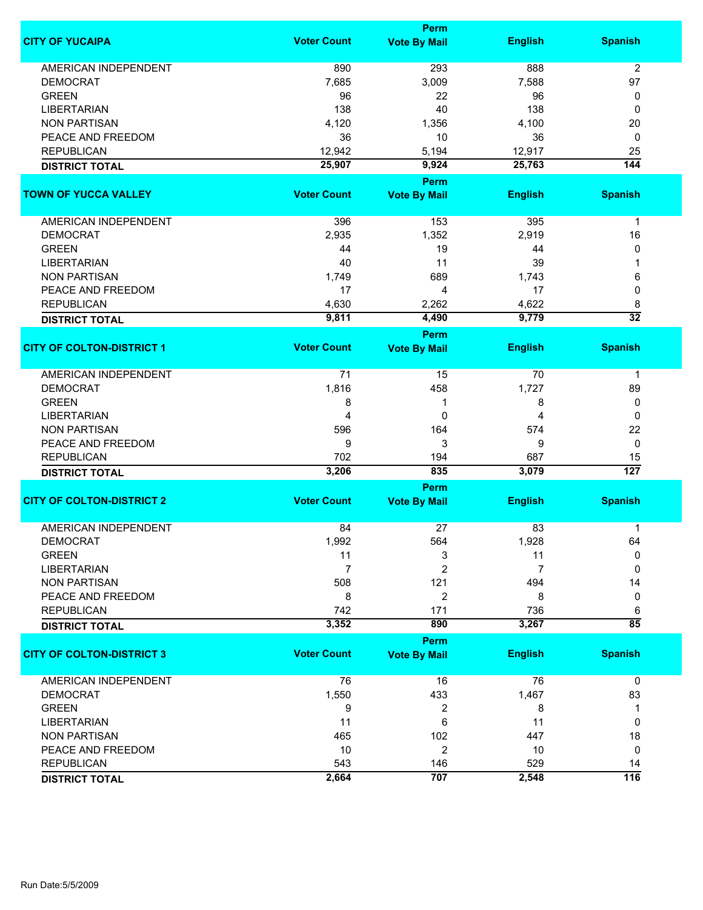| CITY OF YUCAIPA | Voter Count | Perm Vote By Mail | English | Spanish |
|---|---|---|---|---|
| AMERICAN INDEPENDENT | 890 | 293 | 888 | 2 |
| DEMOCRAT | 7,685 | 3,009 | 7,588 | 97 |
| GREEN | 96 | 22 | 96 | 0 |
| LIBERTARIAN | 138 | 40 | 138 | 0 |
| NON PARTISAN | 4,120 | 1,356 | 4,100 | 20 |
| PEACE AND FREEDOM | 36 | 10 | 36 | 0 |
| REPUBLICAN | 12,942 | 5,194 | 12,917 | 25 |
| **DISTRICT TOTAL** | **25,907** | **9,924** | **25,763** | **144** |

| TOWN OF YUCCA VALLEY | Voter Count | Perm Vote By Mail | English | Spanish |
|---|---|---|---|---|
| AMERICAN INDEPENDENT | 396 | 153 | 395 | 1 |
| DEMOCRAT | 2,935 | 1,352 | 2,919 | 16 |
| GREEN | 44 | 19 | 44 | 0 |
| LIBERTARIAN | 40 | 11 | 39 | 1 |
| NON PARTISAN | 1,749 | 689 | 1,743 | 6 |
| PEACE AND FREEDOM | 17 | 4 | 17 | 0 |
| REPUBLICAN | 4,630 | 2,262 | 4,622 | 8 |
| **DISTRICT TOTAL** | **9,811** | **4,490** | **9,779** | **32** |

| CITY OF COLTON-DISTRICT 1 | Voter Count | Perm Vote By Mail | English | Spanish |
|---|---|---|---|---|
| AMERICAN INDEPENDENT | 71 | 15 | 70 | 1 |
| DEMOCRAT | 1,816 | 458 | 1,727 | 89 |
| GREEN | 8 | 1 | 8 | 0 |
| LIBERTARIAN | 4 | 0 | 4 | 0 |
| NON PARTISAN | 596 | 164 | 574 | 22 |
| PEACE AND FREEDOM | 9 | 3 | 9 | 0 |
| REPUBLICAN | 702 | 194 | 687 | 15 |
| **DISTRICT TOTAL** | **3,206** | **835** | **3,079** | **127** |

| CITY OF COLTON-DISTRICT 2 | Voter Count | Perm Vote By Mail | English | Spanish |
|---|---|---|---|---|
| AMERICAN INDEPENDENT | 84 | 27 | 83 | 1 |
| DEMOCRAT | 1,992 | 564 | 1,928 | 64 |
| GREEN | 11 | 3 | 11 | 0 |
| LIBERTARIAN | 7 | 2 | 7 | 0 |
| NON PARTISAN | 508 | 121 | 494 | 14 |
| PEACE AND FREEDOM | 8 | 2 | 8 | 0 |
| REPUBLICAN | 742 | 171 | 736 | 6 |
| **DISTRICT TOTAL** | **3,352** | **890** | **3,267** | **85** |

| CITY OF COLTON-DISTRICT 3 | Voter Count | Perm Vote By Mail | English | Spanish |
|---|---|---|---|---|
| AMERICAN INDEPENDENT | 76 | 16 | 76 | 0 |
| DEMOCRAT | 1,550 | 433 | 1,467 | 83 |
| GREEN | 9 | 2 | 8 | 1 |
| LIBERTARIAN | 11 | 6 | 11 | 0 |
| NON PARTISAN | 465 | 102 | 447 | 18 |
| PEACE AND FREEDOM | 10 | 2 | 10 | 0 |
| REPUBLICAN | 543 | 146 | 529 | 14 |
| **DISTRICT TOTAL** | **2,664** | **707** | **2,548** | **116** |

Run Date:5/5/2009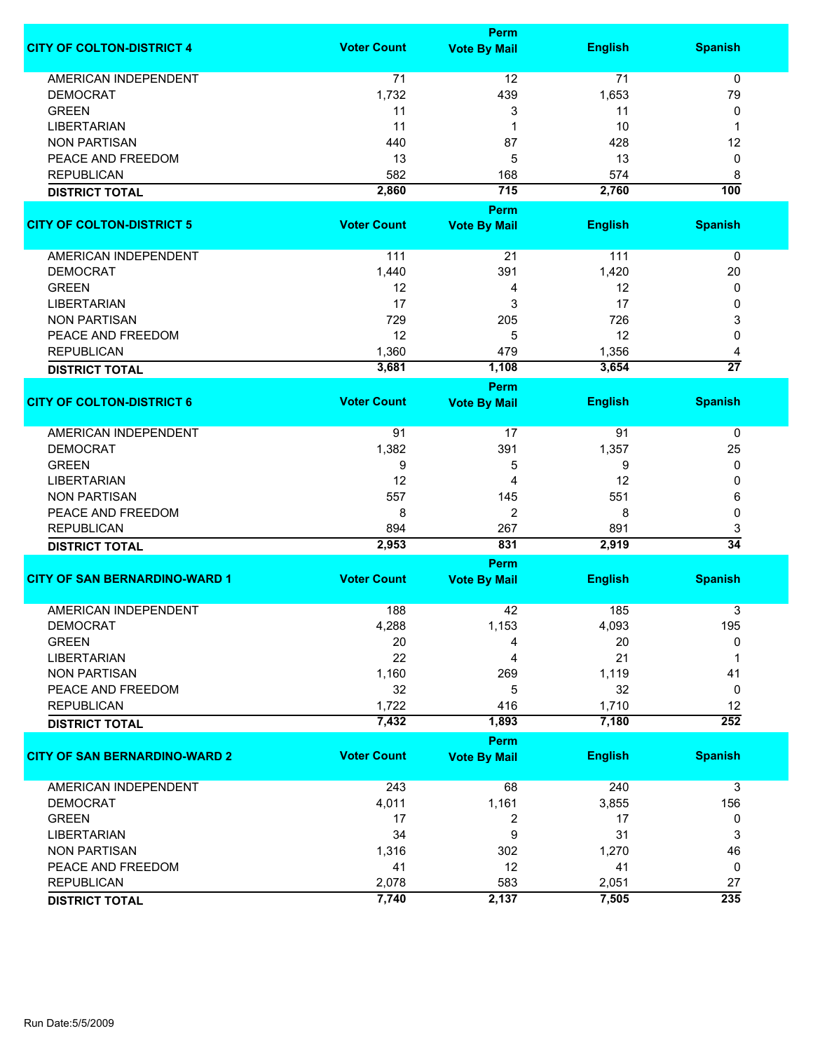| CITY OF COLTON-DISTRICT 4 | Voter Count | Perm Vote By Mail | English | Spanish |
|---|---|---|---|---|
| AMERICAN INDEPENDENT | 71 | 12 | 71 | 0 |
| DEMOCRAT | 1,732 | 439 | 1,653 | 79 |
| GREEN | 11 | 3 | 11 | 0 |
| LIBERTARIAN | 11 | 1 | 10 | 1 |
| NON PARTISAN | 440 | 87 | 428 | 12 |
| PEACE AND FREEDOM | 13 | 5 | 13 | 0 |
| REPUBLICAN | 582 | 168 | 574 | 8 |
| **DISTRICT TOTAL** | **2,860** | **715** | **2,760** | **100** |

| CITY OF COLTON-DISTRICT 5 | Voter Count | Perm Vote By Mail | English | Spanish |
|---|---|---|---|---|
| AMERICAN INDEPENDENT | 111 | 21 | 111 | 0 |
| DEMOCRAT | 1,440 | 391 | 1,420 | 20 |
| GREEN | 12 | 4 | 12 | 0 |
| LIBERTARIAN | 17 | 3 | 17 | 0 |
| NON PARTISAN | 729 | 205 | 726 | 3 |
| PEACE AND FREEDOM | 12 | 5 | 12 | 0 |
| REPUBLICAN | 1,360 | 479 | 1,356 | 4 |
| **DISTRICT TOTAL** | **3,681** | **1,108** | **3,654** | **27** |

| CITY OF COLTON-DISTRICT 6 | Voter Count | Perm Vote By Mail | English | Spanish |
|---|---|---|---|---|
| AMERICAN INDEPENDENT | 91 | 17 | 91 | 0 |
| DEMOCRAT | 1,382 | 391 | 1,357 | 25 |
| GREEN | 9 | 5 | 9 | 0 |
| LIBERTARIAN | 12 | 4 | 12 | 0 |
| NON PARTISAN | 557 | 145 | 551 | 6 |
| PEACE AND FREEDOM | 8 | 2 | 8 | 0 |
| REPUBLICAN | 894 | 267 | 891 | 3 |
| **DISTRICT TOTAL** | **2,953** | **831** | **2,919** | **34** |

| CITY OF SAN BERNARDINO-WARD 1 | Voter Count | Perm Vote By Mail | English | Spanish |
|---|---|---|---|---|
| AMERICAN INDEPENDENT | 188 | 42 | 185 | 3 |
| DEMOCRAT | 4,288 | 1,153 | 4,093 | 195 |
| GREEN | 20 | 4 | 20 | 0 |
| LIBERTARIAN | 22 | 4 | 21 | 1 |
| NON PARTISAN | 1,160 | 269 | 1,119 | 41 |
| PEACE AND FREEDOM | 32 | 5 | 32 | 0 |
| REPUBLICAN | 1,722 | 416 | 1,710 | 12 |
| **DISTRICT TOTAL** | **7,432** | **1,893** | **7,180** | **252** |

| CITY OF SAN BERNARDINO-WARD 2 | Voter Count | Perm Vote By Mail | English | Spanish |
|---|---|---|---|---|
| AMERICAN INDEPENDENT | 243 | 68 | 240 | 3 |
| DEMOCRAT | 4,011 | 1,161 | 3,855 | 156 |
| GREEN | 17 | 2 | 17 | 0 |
| LIBERTARIAN | 34 | 9 | 31 | 3 |
| NON PARTISAN | 1,316 | 302 | 1,270 | 46 |
| PEACE AND FREEDOM | 41 | 12 | 41 | 0 |
| REPUBLICAN | 2,078 | 583 | 2,051 | 27 |
| **DISTRICT TOTAL** | **7,740** | **2,137** | **7,505** | **235** |

Run Date:5/5/2009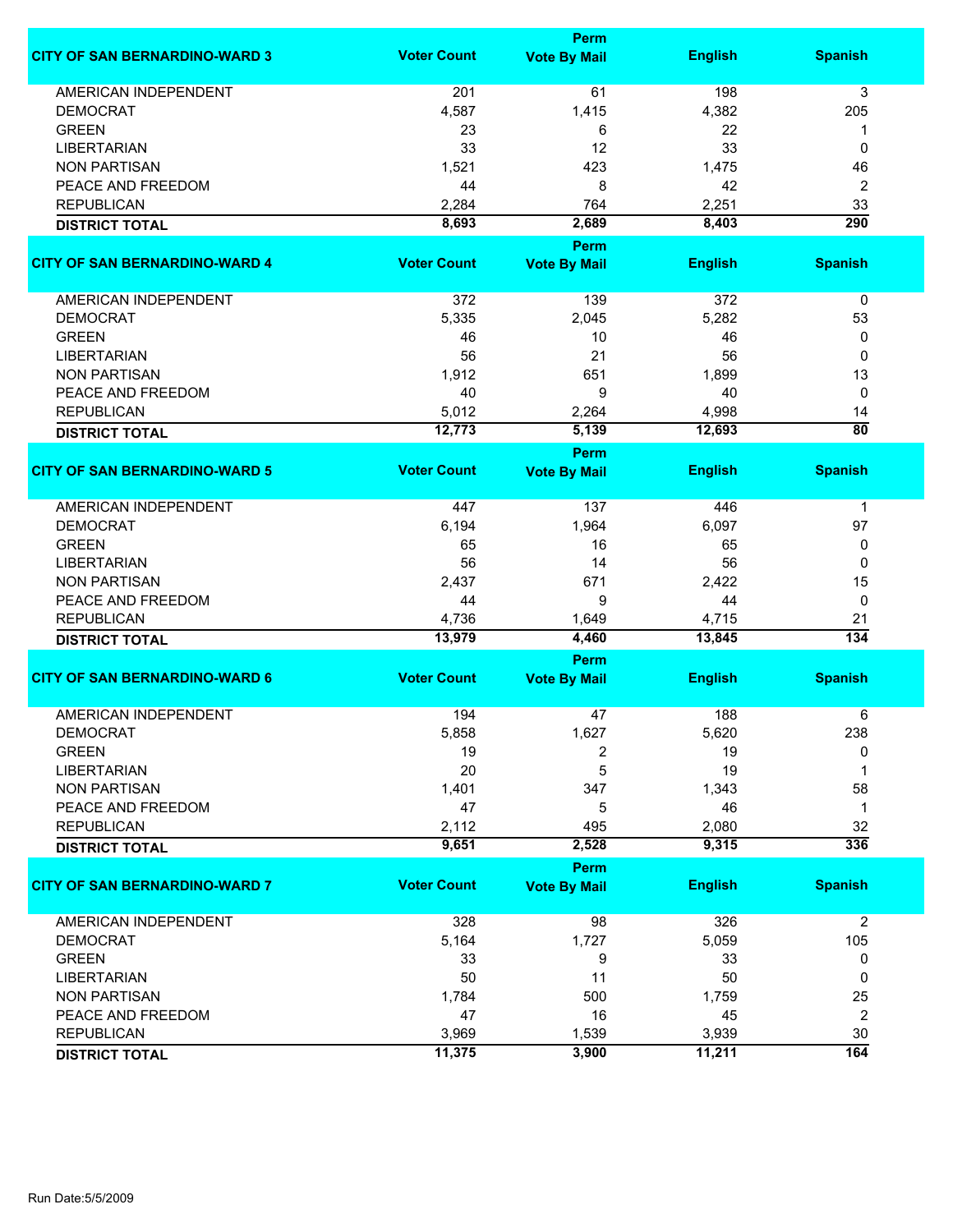| CITY OF SAN BERNARDINO-WARD 3 | Voter Count | Perm Vote By Mail | English | Spanish |
|---|---|---|---|---|
| AMERICAN INDEPENDENT | 201 | 61 | 198 | 3 |
| DEMOCRAT | 4,587 | 1,415 | 4,382 | 205 |
| GREEN | 23 | 6 | 22 | 1 |
| LIBERTARIAN | 33 | 12 | 33 | 0 |
| NON PARTISAN | 1,521 | 423 | 1,475 | 46 |
| PEACE AND FREEDOM | 44 | 8 | 42 | 2 |
| REPUBLICAN | 2,284 | 764 | 2,251 | 33 |
| **DISTRICT TOTAL** | **8,693** | **2,689** | **8,403** | **290** |

| CITY OF SAN BERNARDINO-WARD 4 | Voter Count | Perm Vote By Mail | English | Spanish |
|---|---|---|---|---|
| AMERICAN INDEPENDENT | 372 | 139 | 372 | 0 |
| DEMOCRAT | 5,335 | 2,045 | 5,282 | 53 |
| GREEN | 46 | 10 | 46 | 0 |
| LIBERTARIAN | 56 | 21 | 56 | 0 |
| NON PARTISAN | 1,912 | 651 | 1,899 | 13 |
| PEACE AND FREEDOM | 40 | 9 | 40 | 0 |
| REPUBLICAN | 5,012 | 2,264 | 4,998 | 14 |
| **DISTRICT TOTAL** | **12,773** | **5,139** | **12,693** | **80** |

| CITY OF SAN BERNARDINO-WARD 5 | Voter Count | Perm Vote By Mail | English | Spanish |
|---|---|---|---|---|
| AMERICAN INDEPENDENT | 447 | 137 | 446 | 1 |
| DEMOCRAT | 6,194 | 1,964 | 6,097 | 97 |
| GREEN | 65 | 16 | 65 | 0 |
| LIBERTARIAN | 56 | 14 | 56 | 0 |
| NON PARTISAN | 2,437 | 671 | 2,422 | 15 |
| PEACE AND FREEDOM | 44 | 9 | 44 | 0 |
| REPUBLICAN | 4,736 | 1,649 | 4,715 | 21 |
| **DISTRICT TOTAL** | **13,979** | **4,460** | **13,845** | **134** |

| CITY OF SAN BERNARDINO-WARD 6 | Voter Count | Perm Vote By Mail | English | Spanish |
|---|---|---|---|---|
| AMERICAN INDEPENDENT | 194 | 47 | 188 | 6 |
| DEMOCRAT | 5,858 | 1,627 | 5,620 | 238 |
| GREEN | 19 | 2 | 19 | 0 |
| LIBERTARIAN | 20 | 5 | 19 | 1 |
| NON PARTISAN | 1,401 | 347 | 1,343 | 58 |
| PEACE AND FREEDOM | 47 | 5 | 46 | 1 |
| REPUBLICAN | 2,112 | 495 | 2,080 | 32 |
| **DISTRICT TOTAL** | **9,651** | **2,528** | **9,315** | **336** |

| CITY OF SAN BERNARDINO-WARD 7 | Voter Count | Perm Vote By Mail | English | Spanish |
|---|---|---|---|---|
| AMERICAN INDEPENDENT | 328 | 98 | 326 | 2 |
| DEMOCRAT | 5,164 | 1,727 | 5,059 | 105 |
| GREEN | 33 | 9 | 33 | 0 |
| LIBERTARIAN | 50 | 11 | 50 | 0 |
| NON PARTISAN | 1,784 | 500 | 1,759 | 25 |
| PEACE AND FREEDOM | 47 | 16 | 45 | 2 |
| REPUBLICAN | 3,969 | 1,539 | 3,939 | 30 |
| **DISTRICT TOTAL** | **11,375** | **3,900** | **11,211** | **164** |

Run Date:5/5/2009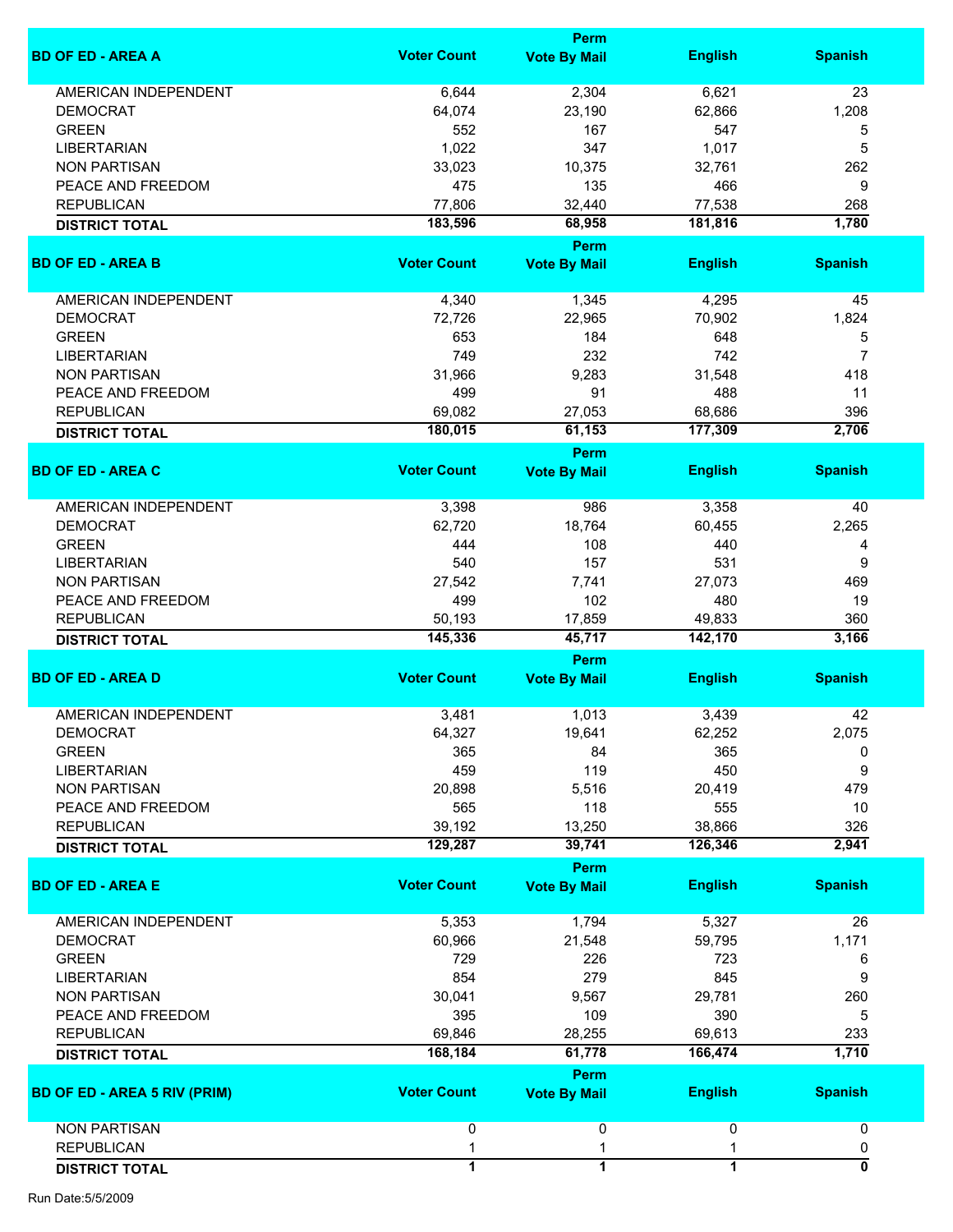| BD OF ED - AREA A | Voter Count | Perm Vote By Mail | English | Spanish |
|---|---|---|---|---|
| AMERICAN INDEPENDENT | 6,644 | 2,304 | 6,621 | 23 |
| DEMOCRAT | 64,074 | 23,190 | 62,866 | 1,208 |
| GREEN | 552 | 167 | 547 | 5 |
| LIBERTARIAN | 1,022 | 347 | 1,017 | 5 |
| NON PARTISAN | 33,023 | 10,375 | 32,761 | 262 |
| PEACE AND FREEDOM | 475 | 135 | 466 | 9 |
| REPUBLICAN | 77,806 | 32,440 | 77,538 | 268 |
| **DISTRICT TOTAL** | **183,596** | **68,958** | **181,816** | **1,780** |

| BD OF ED - AREA B | Voter Count | Perm Vote By Mail | English | Spanish |
|---|---|---|---|---|
| AMERICAN INDEPENDENT | 4,340 | 1,345 | 4,295 | 45 |
| DEMOCRAT | 72,726 | 22,965 | 70,902 | 1,824 |
| GREEN | 653 | 184 | 648 | 5 |
| LIBERTARIAN | 749 | 232 | 742 | 7 |
| NON PARTISAN | 31,966 | 9,283 | 31,548 | 418 |
| PEACE AND FREEDOM | 499 | 91 | 488 | 11 |
| REPUBLICAN | 69,082 | 27,053 | 68,686 | 396 |
| **DISTRICT TOTAL** | **180,015** | **61,153** | **177,309** | **2,706** |

| BD OF ED - AREA C | Voter Count | Perm Vote By Mail | English | Spanish |
|---|---|---|---|---|
| AMERICAN INDEPENDENT | 3,398 | 986 | 3,358 | 40 |
| DEMOCRAT | 62,720 | 18,764 | 60,455 | 2,265 |
| GREEN | 444 | 108 | 440 | 4 |
| LIBERTARIAN | 540 | 157 | 531 | 9 |
| NON PARTISAN | 27,542 | 7,741 | 27,073 | 469 |
| PEACE AND FREEDOM | 499 | 102 | 480 | 19 |
| REPUBLICAN | 50,193 | 17,859 | 49,833 | 360 |
| **DISTRICT TOTAL** | **145,336** | **45,717** | **142,170** | **3,166** |

| BD OF ED - AREA D | Voter Count | Perm Vote By Mail | English | Spanish |
|---|---|---|---|---|
| AMERICAN INDEPENDENT | 3,481 | 1,013 | 3,439 | 42 |
| DEMOCRAT | 64,327 | 19,641 | 62,252 | 2,075 |
| GREEN | 365 | 84 | 365 | 0 |
| LIBERTARIAN | 459 | 119 | 450 | 9 |
| NON PARTISAN | 20,898 | 5,516 | 20,419 | 479 |
| PEACE AND FREEDOM | 565 | 118 | 555 | 10 |
| REPUBLICAN | 39,192 | 13,250 | 38,866 | 326 |
| **DISTRICT TOTAL** | **129,287** | **39,741** | **126,346** | **2,941** |

| BD OF ED - AREA E | Voter Count | Perm Vote By Mail | English | Spanish |
|---|---|---|---|---|
| AMERICAN INDEPENDENT | 5,353 | 1,794 | 5,327 | 26 |
| DEMOCRAT | 60,966 | 21,548 | 59,795 | 1,171 |
| GREEN | 729 | 226 | 723 | 6 |
| LIBERTARIAN | 854 | 279 | 845 | 9 |
| NON PARTISAN | 30,041 | 9,567 | 29,781 | 260 |
| PEACE AND FREEDOM | 395 | 109 | 390 | 5 |
| REPUBLICAN | 69,846 | 28,255 | 69,613 | 233 |
| **DISTRICT TOTAL** | **168,184** | **61,778** | **166,474** | **1,710** |

| BD OF ED - AREA 5 RIV (PRIM) | Voter Count | Perm Vote By Mail | English | Spanish |
|---|---|---|---|---|
| NON PARTISAN | 0 | 0 | 0 | 0 |
| REPUBLICAN | 1 | 1 | 1 | 0 |
| **DISTRICT TOTAL** | **1** | **1** | **1** | **0** |

Run Date:5/5/2009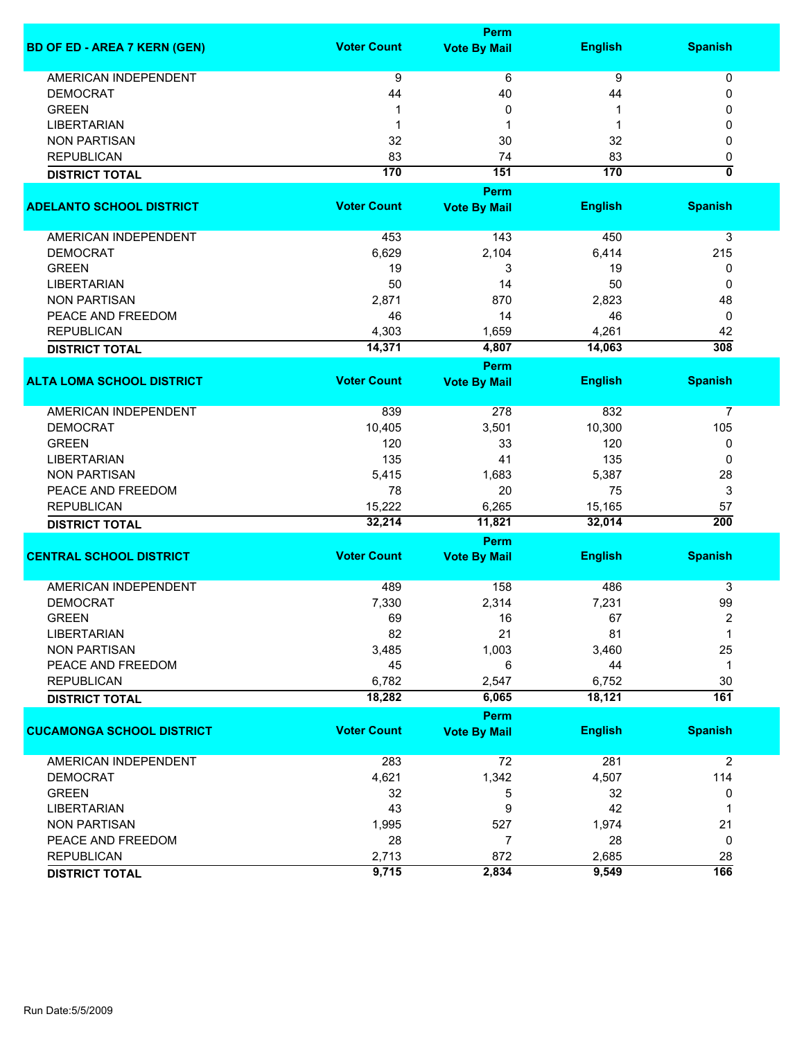| BD OF ED - AREA 7 KERN (GEN) | Voter Count | Perm Vote By Mail | English | Spanish |
|---|---|---|---|---|
| AMERICAN INDEPENDENT | 9 | 6 | 9 | 0 |
| DEMOCRAT | 44 | 40 | 44 | 0 |
| GREEN | 1 | 0 | 1 | 0 |
| LIBERTARIAN | 1 | 1 | 1 | 0 |
| NON PARTISAN | 32 | 30 | 32 | 0 |
| REPUBLICAN | 83 | 74 | 83 | 0 |
| **DISTRICT TOTAL** | **170** | **151** | **170** | **0** |

| ADELANTO SCHOOL DISTRICT | Voter Count | Perm Vote By Mail | English | Spanish |
|---|---|---|---|---|
| AMERICAN INDEPENDENT | 453 | 143 | 450 | 3 |
| DEMOCRAT | 6,629 | 2,104 | 6,414 | 215 |
| GREEN | 19 | 3 | 19 | 0 |
| LIBERTARIAN | 50 | 14 | 50 | 0 |
| NON PARTISAN | 2,871 | 870 | 2,823 | 48 |
| PEACE AND FREEDOM | 46 | 14 | 46 | 0 |
| REPUBLICAN | 4,303 | 1,659 | 4,261 | 42 |
| **DISTRICT TOTAL** | **14,371** | **4,807** | **14,063** | **308** |

| ALTA LOMA SCHOOL DISTRICT | Voter Count | Perm Vote By Mail | English | Spanish |
|---|---|---|---|---|
| AMERICAN INDEPENDENT | 839 | 278 | 832 | 7 |
| DEMOCRAT | 10,405 | 3,501 | 10,300 | 105 |
| GREEN | 120 | 33 | 120 | 0 |
| LIBERTARIAN | 135 | 41 | 135 | 0 |
| NON PARTISAN | 5,415 | 1,683 | 5,387 | 28 |
| PEACE AND FREEDOM | 78 | 20 | 75 | 3 |
| REPUBLICAN | 15,222 | 6,265 | 15,165 | 57 |
| **DISTRICT TOTAL** | **32,214** | **11,821** | **32,014** | **200** |

| CENTRAL SCHOOL DISTRICT | Voter Count | Perm Vote By Mail | English | Spanish |
|---|---|---|---|---|
| AMERICAN INDEPENDENT | 489 | 158 | 486 | 3 |
| DEMOCRAT | 7,330 | 2,314 | 7,231 | 99 |
| GREEN | 69 | 16 | 67 | 2 |
| LIBERTARIAN | 82 | 21 | 81 | 1 |
| NON PARTISAN | 3,485 | 1,003 | 3,460 | 25 |
| PEACE AND FREEDOM | 45 | 6 | 44 | 1 |
| REPUBLICAN | 6,782 | 2,547 | 6,752 | 30 |
| **DISTRICT TOTAL** | **18,282** | **6,065** | **18,121** | **161** |

| CUCAMONGA SCHOOL DISTRICT | Voter Count | Perm Vote By Mail | English | Spanish |
|---|---|---|---|---|
| AMERICAN INDEPENDENT | 283 | 72 | 281 | 2 |
| DEMOCRAT | 4,621 | 1,342 | 4,507 | 114 |
| GREEN | 32 | 5 | 32 | 0 |
| LIBERTARIAN | 43 | 9 | 42 | 1 |
| NON PARTISAN | 1,995 | 527 | 1,974 | 21 |
| PEACE AND FREEDOM | 28 | 7 | 28 | 0 |
| REPUBLICAN | 2,713 | 872 | 2,685 | 28 |
| **DISTRICT TOTAL** | **9,715** | **2,834** | **9,549** | **166** |

Run Date:5/5/2009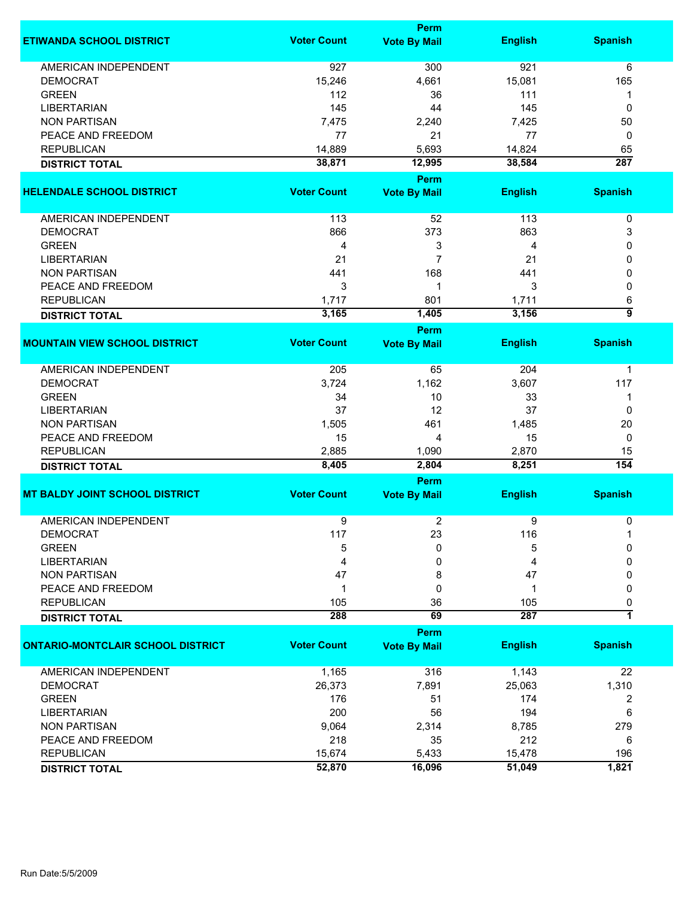| ETIWANDA SCHOOL DISTRICT | Voter Count | Perm Vote By Mail | English | Spanish |
|---|---|---|---|---|
| AMERICAN INDEPENDENT | 927 | 300 | 921 | 6 |
| DEMOCRAT | 15,246 | 4,661 | 15,081 | 165 |
| GREEN | 112 | 36 | 111 | 1 |
| LIBERTARIAN | 145 | 44 | 145 | 0 |
| NON PARTISAN | 7,475 | 2,240 | 7,425 | 50 |
| PEACE AND FREEDOM | 77 | 21 | 77 | 0 |
| REPUBLICAN | 14,889 | 5,693 | 14,824 | 65 |
| **DISTRICT TOTAL** | **38,871** | **12,995** | **38,584** | **287** |

| HELENDALE SCHOOL DISTRICT | Voter Count | Perm Vote By Mail | English | Spanish |
|---|---|---|---|---|
| AMERICAN INDEPENDENT | 113 | 52 | 113 | 0 |
| DEMOCRAT | 866 | 373 | 863 | 3 |
| GREEN | 4 | 3 | 4 | 0 |
| LIBERTARIAN | 21 | 7 | 21 | 0 |
| NON PARTISAN | 441 | 168 | 441 | 0 |
| PEACE AND FREEDOM | 3 | 1 | 3 | 0 |
| REPUBLICAN | 1,717 | 801 | 1,711 | 6 |
| **DISTRICT TOTAL** | **3,165** | **1,405** | **3,156** | **9** |

| MOUNTAIN VIEW SCHOOL DISTRICT | Voter Count | Perm Vote By Mail | English | Spanish |
|---|---|---|---|---|
| AMERICAN INDEPENDENT | 205 | 65 | 204 | 1 |
| DEMOCRAT | 3,724 | 1,162 | 3,607 | 117 |
| GREEN | 34 | 10 | 33 | 1 |
| LIBERTARIAN | 37 | 12 | 37 | 0 |
| NON PARTISAN | 1,505 | 461 | 1,485 | 20 |
| PEACE AND FREEDOM | 15 | 4 | 15 | 0 |
| REPUBLICAN | 2,885 | 1,090 | 2,870 | 15 |
| **DISTRICT TOTAL** | **8,405** | **2,804** | **8,251** | **154** |

| MT BALDY JOINT SCHOOL DISTRICT | Voter Count | Perm Vote By Mail | English | Spanish |
|---|---|---|---|---|
| AMERICAN INDEPENDENT | 9 | 2 | 9 | 0 |
| DEMOCRAT | 117 | 23 | 116 | 1 |
| GREEN | 5 | 0 | 5 | 0 |
| LIBERTARIAN | 4 | 0 | 4 | 0 |
| NON PARTISAN | 47 | 8 | 47 | 0 |
| PEACE AND FREEDOM | 1 | 0 | 1 | 0 |
| REPUBLICAN | 105 | 36 | 105 | 0 |
| **DISTRICT TOTAL** | **288** | **69** | **287** | **1** |

| ONTARIO-MONTCLAIR SCHOOL DISTRICT | Voter Count | Perm Vote By Mail | English | Spanish |
|---|---|---|---|---|
| AMERICAN INDEPENDENT | 1,165 | 316 | 1,143 | 22 |
| DEMOCRAT | 26,373 | 7,891 | 25,063 | 1,310 |
| GREEN | 176 | 51 | 174 | 2 |
| LIBERTARIAN | 200 | 56 | 194 | 6 |
| NON PARTISAN | 9,064 | 2,314 | 8,785 | 279 |
| PEACE AND FREEDOM | 218 | 35 | 212 | 6 |
| REPUBLICAN | 15,674 | 5,433 | 15,478 | 196 |
| **DISTRICT TOTAL** | **52,870** | **16,096** | **51,049** | **1,821** |

Run Date:5/5/2009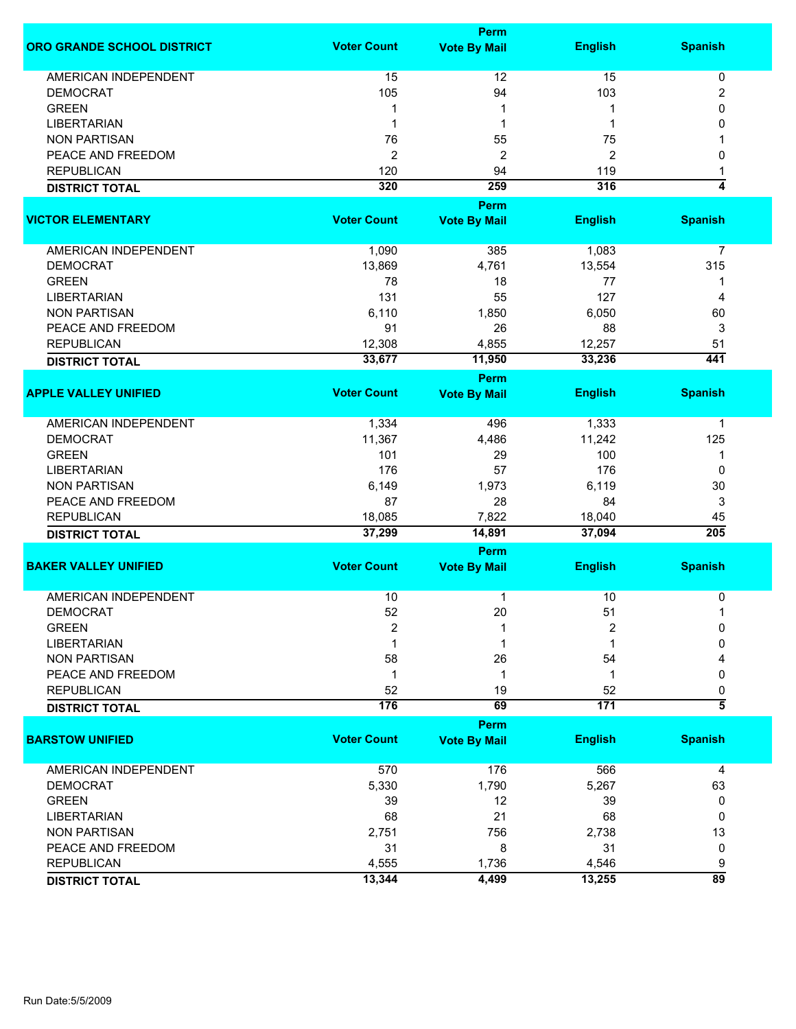| ORO GRANDE SCHOOL DISTRICT | Voter Count | Perm Vote By Mail | English | Spanish |
|---|---|---|---|---|
| AMERICAN INDEPENDENT | 15 | 12 | 15 | 0 |
| DEMOCRAT | 105 | 94 | 103 | 2 |
| GREEN | 1 | 1 | 1 | 0 |
| LIBERTARIAN | 1 | 1 | 1 | 0 |
| NON PARTISAN | 76 | 55 | 75 | 1 |
| PEACE AND FREEDOM | 2 | 2 | 2 | 0 |
| REPUBLICAN | 120 | 94 | 119 | 1 |
| **DISTRICT TOTAL** | **320** | **259** | **316** | **4** |

| VICTOR ELEMENTARY | Voter Count | Perm Vote By Mail | English | Spanish |
|---|---|---|---|---|
| AMERICAN INDEPENDENT | 1,090 | 385 | 1,083 | 7 |
| DEMOCRAT | 13,869 | 4,761 | 13,554 | 315 |
| GREEN | 78 | 18 | 77 | 1 |
| LIBERTARIAN | 131 | 55 | 127 | 4 |
| NON PARTISAN | 6,110 | 1,850 | 6,050 | 60 |
| PEACE AND FREEDOM | 91 | 26 | 88 | 3 |
| REPUBLICAN | 12,308 | 4,855 | 12,257 | 51 |
| **DISTRICT TOTAL** | **33,677** | **11,950** | **33,236** | **441** |

| APPLE VALLEY UNIFIED | Voter Count | Perm Vote By Mail | English | Spanish |
|---|---|---|---|---|
| AMERICAN INDEPENDENT | 1,334 | 496 | 1,333 | 1 |
| DEMOCRAT | 11,367 | 4,486 | 11,242 | 125 |
| GREEN | 101 | 29 | 100 | 1 |
| LIBERTARIAN | 176 | 57 | 176 | 0 |
| NON PARTISAN | 6,149 | 1,973 | 6,119 | 30 |
| PEACE AND FREEDOM | 87 | 28 | 84 | 3 |
| REPUBLICAN | 18,085 | 7,822 | 18,040 | 45 |
| **DISTRICT TOTAL** | **37,299** | **14,891** | **37,094** | **205** |

| BAKER VALLEY UNIFIED | Voter Count | Perm Vote By Mail | English | Spanish |
|---|---|---|---|---|
| AMERICAN INDEPENDENT | 10 | 1 | 10 | 0 |
| DEMOCRAT | 52 | 20 | 51 | 1 |
| GREEN | 2 | 1 | 2 | 0 |
| LIBERTARIAN | 1 | 1 | 1 | 0 |
| NON PARTISAN | 58 | 26 | 54 | 4 |
| PEACE AND FREEDOM | 1 | 1 | 1 | 0 |
| REPUBLICAN | 52 | 19 | 52 | 0 |
| **DISTRICT TOTAL** | **176** | **69** | **171** | **5** |

| BARSTOW UNIFIED | Voter Count | Perm Vote By Mail | English | Spanish |
|---|---|---|---|---|
| AMERICAN INDEPENDENT | 570 | 176 | 566 | 4 |
| DEMOCRAT | 5,330 | 1,790 | 5,267 | 63 |
| GREEN | 39 | 12 | 39 | 0 |
| LIBERTARIAN | 68 | 21 | 68 | 0 |
| NON PARTISAN | 2,751 | 756 | 2,738 | 13 |
| PEACE AND FREEDOM | 31 | 8 | 31 | 0 |
| REPUBLICAN | 4,555 | 1,736 | 4,546 | 9 |
| **DISTRICT TOTAL** | **13,344** | **4,499** | **13,255** | **89** |

Run Date:5/5/2009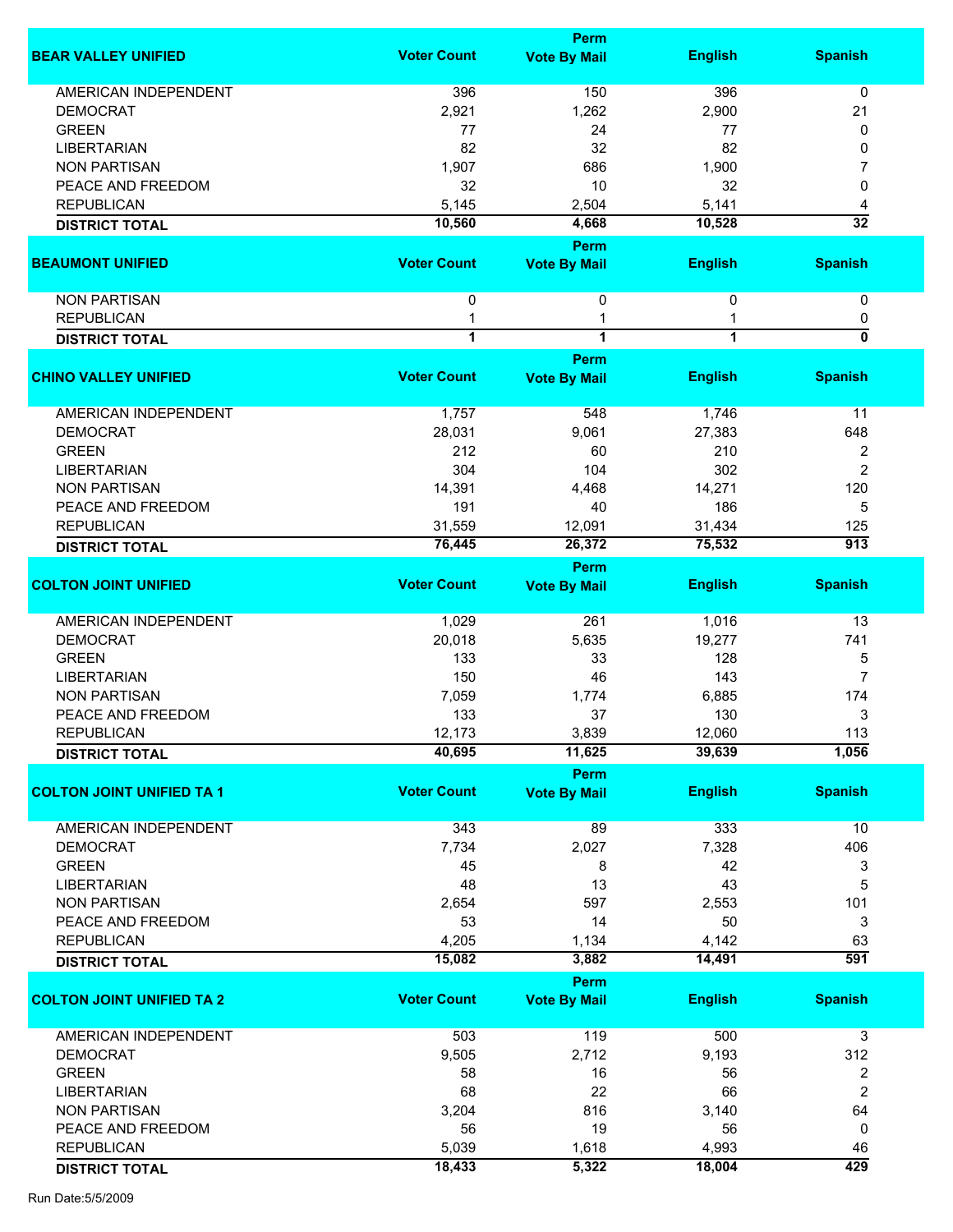| BEAR VALLEY UNIFIED | Voter Count | Perm Vote By Mail | English | Spanish |
|---|---|---|---|---|
| AMERICAN INDEPENDENT | 396 | 150 | 396 | 0 |
| DEMOCRAT | 2,921 | 1,262 | 2,900 | 21 |
| GREEN | 77 | 24 | 77 | 0 |
| LIBERTARIAN | 82 | 32 | 82 | 0 |
| NON PARTISAN | 1,907 | 686 | 1,900 | 7 |
| PEACE AND FREEDOM | 32 | 10 | 32 | 0 |
| REPUBLICAN | 5,145 | 2,504 | 5,141 | 4 |
| **DISTRICT TOTAL** | **10,560** | **4,668** | **10,528** | **32** |

| BEAUMONT UNIFIED | Voter Count | Perm Vote By Mail | English | Spanish |
|---|---|---|---|---|
| NON PARTISAN | 0 | 0 | 0 | 0 |
| REPUBLICAN | 1 | 1 | 1 | 0 |
| **DISTRICT TOTAL** | **1** | **1** | **1** | **0** |

| CHINO VALLEY UNIFIED | Voter Count | Perm Vote By Mail | English | Spanish |
|---|---|---|---|---|
| AMERICAN INDEPENDENT | 1,757 | 548 | 1,746 | 11 |
| DEMOCRAT | 28,031 | 9,061 | 27,383 | 648 |
| GREEN | 212 | 60 | 210 | 2 |
| LIBERTARIAN | 304 | 104 | 302 | 2 |
| NON PARTISAN | 14,391 | 4,468 | 14,271 | 120 |
| PEACE AND FREEDOM | 191 | 40 | 186 | 5 |
| REPUBLICAN | 31,559 | 12,091 | 31,434 | 125 |
| **DISTRICT TOTAL** | **76,445** | **26,372** | **75,532** | **913** |

| COLTON JOINT UNIFIED | Voter Count | Perm Vote By Mail | English | Spanish |
|---|---|---|---|---|
| AMERICAN INDEPENDENT | 1,029 | 261 | 1,016 | 13 |
| DEMOCRAT | 20,018 | 5,635 | 19,277 | 741 |
| GREEN | 133 | 33 | 128 | 5 |
| LIBERTARIAN | 150 | 46 | 143 | 7 |
| NON PARTISAN | 7,059 | 1,774 | 6,885 | 174 |
| PEACE AND FREEDOM | 133 | 37 | 130 | 3 |
| REPUBLICAN | 12,173 | 3,839 | 12,060 | 113 |
| **DISTRICT TOTAL** | **40,695** | **11,625** | **39,639** | **1,056** |

| COLTON JOINT UNIFIED TA 1 | Voter Count | Perm Vote By Mail | English | Spanish |
|---|---|---|---|---|
| AMERICAN INDEPENDENT | 343 | 89 | 333 | 10 |
| DEMOCRAT | 7,734 | 2,027 | 7,328 | 406 |
| GREEN | 45 | 8 | 42 | 3 |
| LIBERTARIAN | 48 | 13 | 43 | 5 |
| NON PARTISAN | 2,654 | 597 | 2,553 | 101 |
| PEACE AND FREEDOM | 53 | 14 | 50 | 3 |
| REPUBLICAN | 4,205 | 1,134 | 4,142 | 63 |
| **DISTRICT TOTAL** | **15,082** | **3,882** | **14,491** | **591** |

| COLTON JOINT UNIFIED TA 2 | Voter Count | Perm Vote By Mail | English | Spanish |
|---|---|---|---|---|
| AMERICAN INDEPENDENT | 503 | 119 | 500 | 3 |
| DEMOCRAT | 9,505 | 2,712 | 9,193 | 312 |
| GREEN | 58 | 16 | 56 | 2 |
| LIBERTARIAN | 68 | 22 | 66 | 2 |
| NON PARTISAN | 3,204 | 816 | 3,140 | 64 |
| PEACE AND FREEDOM | 56 | 19 | 56 | 0 |
| REPUBLICAN | 5,039 | 1,618 | 4,993 | 46 |
| **DISTRICT TOTAL** | **18,433** | **5,322** | **18,004** | **429** |

Run Date:5/5/2009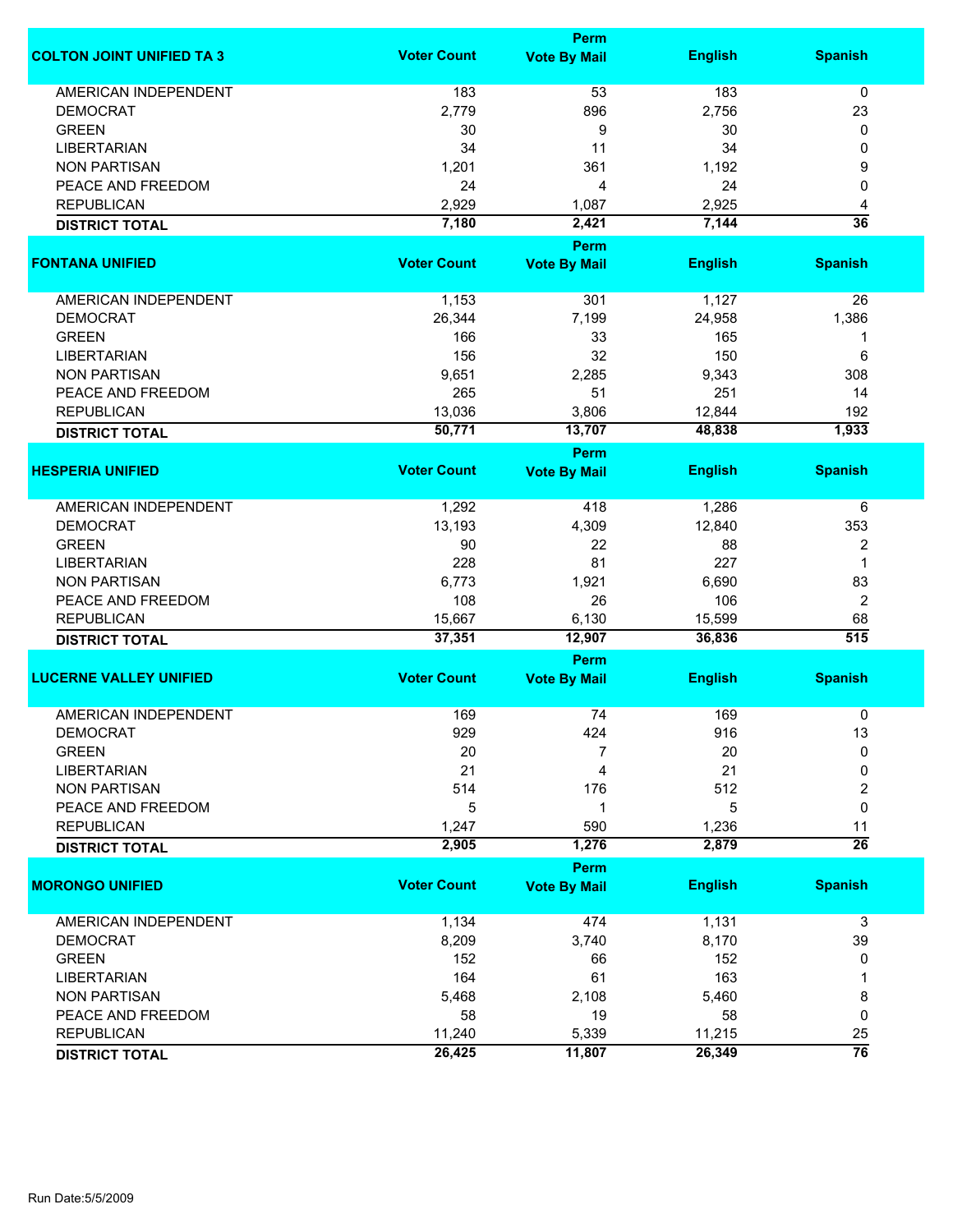| COLTON JOINT UNIFIED TA 3 | Voter Count | Perm Vote By Mail | English | Spanish |
|---|---|---|---|---|
| AMERICAN INDEPENDENT | 183 | 53 | 183 | 0 |
| DEMOCRAT | 2,779 | 896 | 2,756 | 23 |
| GREEN | 30 | 9 | 30 | 0 |
| LIBERTARIAN | 34 | 11 | 34 | 0 |
| NON PARTISAN | 1,201 | 361 | 1,192 | 9 |
| PEACE AND FREEDOM | 24 | 4 | 24 | 0 |
| REPUBLICAN | 2,929 | 1,087 | 2,925 | 4 |
| **DISTRICT TOTAL** | **7,180** | **2,421** | **7,144** | **36** |

| FONTANA UNIFIED | Voter Count | Perm Vote By Mail | English | Spanish |
|---|---|---|---|---|
| AMERICAN INDEPENDENT | 1,153 | 301 | 1,127 | 26 |
| DEMOCRAT | 26,344 | 7,199 | 24,958 | 1,386 |
| GREEN | 166 | 33 | 165 | 1 |
| LIBERTARIAN | 156 | 32 | 150 | 6 |
| NON PARTISAN | 9,651 | 2,285 | 9,343 | 308 |
| PEACE AND FREEDOM | 265 | 51 | 251 | 14 |
| REPUBLICAN | 13,036 | 3,806 | 12,844 | 192 |
| **DISTRICT TOTAL** | **50,771** | **13,707** | **48,838** | **1,933** |

| HESPERIA UNIFIED | Voter Count | Perm Vote By Mail | English | Spanish |
|---|---|---|---|---|
| AMERICAN INDEPENDENT | 1,292 | 418 | 1,286 | 6 |
| DEMOCRAT | 13,193 | 4,309 | 12,840 | 353 |
| GREEN | 90 | 22 | 88 | 2 |
| LIBERTARIAN | 228 | 81 | 227 | 1 |
| NON PARTISAN | 6,773 | 1,921 | 6,690 | 83 |
| PEACE AND FREEDOM | 108 | 26 | 106 | 2 |
| REPUBLICAN | 15,667 | 6,130 | 15,599 | 68 |
| **DISTRICT TOTAL** | **37,351** | **12,907** | **36,836** | **515** |

| LUCERNE VALLEY UNIFIED | Voter Count | Perm Vote By Mail | English | Spanish |
|---|---|---|---|---|
| AMERICAN INDEPENDENT | 169 | 74 | 169 | 0 |
| DEMOCRAT | 929 | 424 | 916 | 13 |
| GREEN | 20 | 7 | 20 | 0 |
| LIBERTARIAN | 21 | 4 | 21 | 0 |
| NON PARTISAN | 514 | 176 | 512 | 2 |
| PEACE AND FREEDOM | 5 | 1 | 5 | 0 |
| REPUBLICAN | 1,247 | 590 | 1,236 | 11 |
| **DISTRICT TOTAL** | **2,905** | **1,276** | **2,879** | **26** |

| MORONGO UNIFIED | Voter Count | Perm Vote By Mail | English | Spanish |
|---|---|---|---|---|
| AMERICAN INDEPENDENT | 1,134 | 474 | 1,131 | 3 |
| DEMOCRAT | 8,209 | 3,740 | 8,170 | 39 |
| GREEN | 152 | 66 | 152 | 0 |
| LIBERTARIAN | 164 | 61 | 163 | 1 |
| NON PARTISAN | 5,468 | 2,108 | 5,460 | 8 |
| PEACE AND FREEDOM | 58 | 19 | 58 | 0 |
| REPUBLICAN | 11,240 | 5,339 | 11,215 | 25 |
| **DISTRICT TOTAL** | **26,425** | **11,807** | **26,349** | **76** |

Run Date:5/5/2009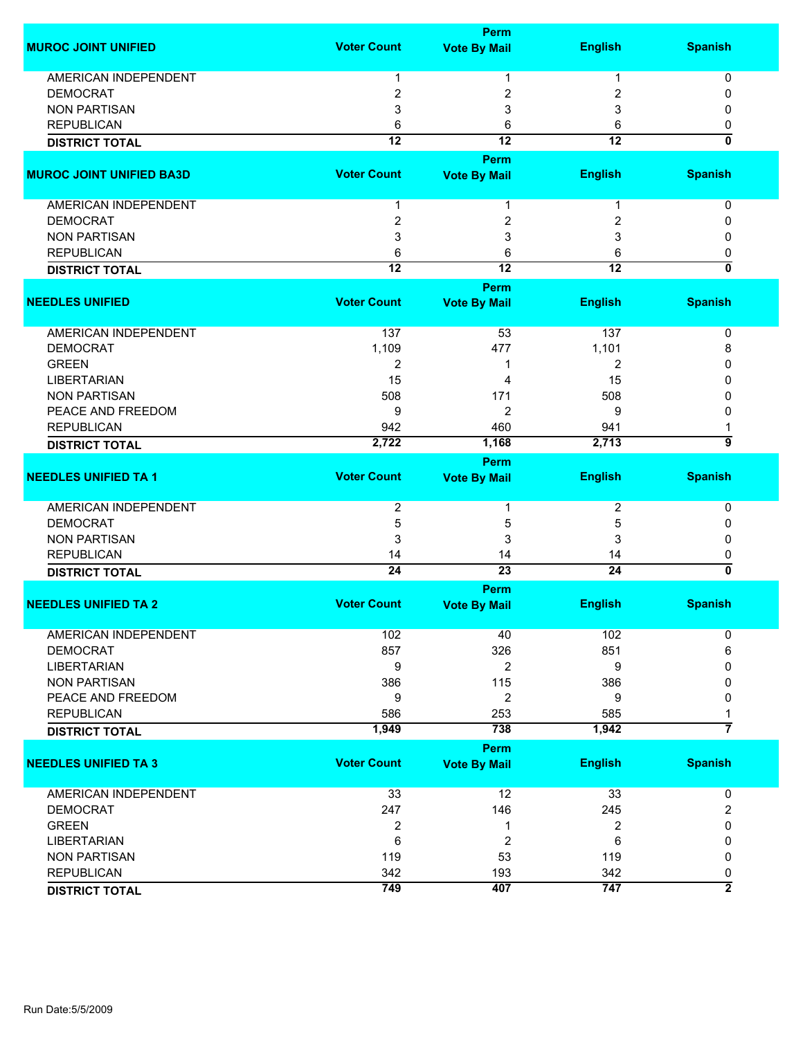| MUROC JOINT UNIFIED | Voter Count | Perm Vote By Mail | English | Spanish |
|---|---|---|---|---|
| AMERICAN INDEPENDENT | 1 | 1 | 1 | 0 |
| DEMOCRAT | 2 | 2 | 2 | 0 |
| NON PARTISAN | 3 | 3 | 3 | 0 |
| REPUBLICAN | 6 | 6 | 6 | 0 |
| **DISTRICT TOTAL** | **12** | **12** | **12** | **0** |

| MUROC JOINT UNIFIED BA3D | Voter Count | Perm Vote By Mail | English | Spanish |
|---|---|---|---|---|
| AMERICAN INDEPENDENT | 1 | 1 | 1 | 0 |
| DEMOCRAT | 2 | 2 | 2 | 0 |
| NON PARTISAN | 3 | 3 | 3 | 0 |
| REPUBLICAN | 6 | 6 | 6 | 0 |
| **DISTRICT TOTAL** | **12** | **12** | **12** | **0** |

| NEEDLES UNIFIED | Voter Count | Perm Vote By Mail | English | Spanish |
|---|---|---|---|---|
| AMERICAN INDEPENDENT | 137 | 53 | 137 | 0 |
| DEMOCRAT | 1,109 | 477 | 1,101 | 8 |
| GREEN | 2 | 1 | 2 | 0 |
| LIBERTARIAN | 15 | 4 | 15 | 0 |
| NON PARTISAN | 508 | 171 | 508 | 0 |
| PEACE AND FREEDOM | 9 | 2 | 9 | 0 |
| REPUBLICAN | 942 | 460 | 941 | 1 |
| **DISTRICT TOTAL** | **2,722** | **1,168** | **2,713** | **9** |

| NEEDLES UNIFIED TA 1 | Voter Count | Perm Vote By Mail | English | Spanish |
|---|---|---|---|---|
| AMERICAN INDEPENDENT | 2 | 1 | 2 | 0 |
| DEMOCRAT | 5 | 5 | 5 | 0 |
| NON PARTISAN | 3 | 3 | 3 | 0 |
| REPUBLICAN | 14 | 14 | 14 | 0 |
| **DISTRICT TOTAL** | **24** | **23** | **24** | **0** |

| NEEDLES UNIFIED TA 2 | Voter Count | Perm Vote By Mail | English | Spanish |
|---|---|---|---|---|
| AMERICAN INDEPENDENT | 102 | 40 | 102 | 0 |
| DEMOCRAT | 857 | 326 | 851 | 6 |
| LIBERTARIAN | 9 | 2 | 9 | 0 |
| NON PARTISAN | 386 | 115 | 386 | 0 |
| PEACE AND FREEDOM | 9 | 2 | 9 | 0 |
| REPUBLICAN | 586 | 253 | 585 | 1 |
| **DISTRICT TOTAL** | **1,949** | **738** | **1,942** | **7** |

| NEEDLES UNIFIED TA 3 | Voter Count | Perm Vote By Mail | English | Spanish |
|---|---|---|---|---|
| AMERICAN INDEPENDENT | 33 | 12 | 33 | 0 |
| DEMOCRAT | 247 | 146 | 245 | 2 |
| GREEN | 2 | 1 | 2 | 0 |
| LIBERTARIAN | 6 | 2 | 6 | 0 |
| NON PARTISAN | 119 | 53 | 119 | 0 |
| REPUBLICAN | 342 | 193 | 342 | 0 |
| **DISTRICT TOTAL** | **749** | **407** | **747** | **2** |

Run Date:5/5/2009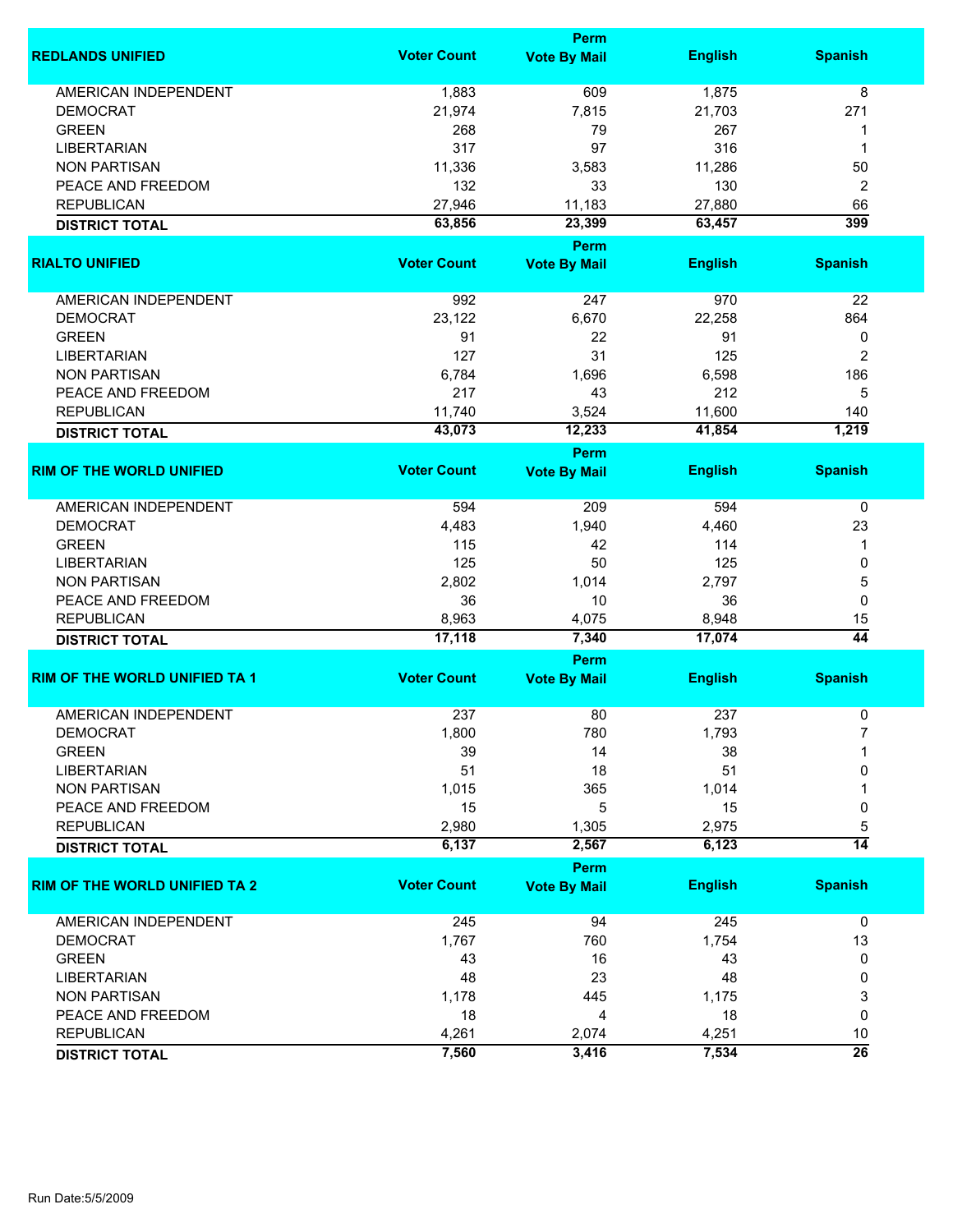| REDLANDS UNIFIED | Voter Count | Perm Vote By Mail | English | Spanish |
|---|---|---|---|---|
| AMERICAN INDEPENDENT | 1,883 | 609 | 1,875 | 8 |
| DEMOCRAT | 21,974 | 7,815 | 21,703 | 271 |
| GREEN | 268 | 79 | 267 | 1 |
| LIBERTARIAN | 317 | 97 | 316 | 1 |
| NON PARTISAN | 11,336 | 3,583 | 11,286 | 50 |
| PEACE AND FREEDOM | 132 | 33 | 130 | 2 |
| REPUBLICAN | 27,946 | 11,183 | 27,880 | 66 |
| **DISTRICT TOTAL** | **63,856** | **23,399** | **63,457** | **399** |

| RIALTO UNIFIED | Voter Count | Perm Vote By Mail | English | Spanish |
|---|---|---|---|---|
| AMERICAN INDEPENDENT | 992 | 247 | 970 | 22 |
| DEMOCRAT | 23,122 | 6,670 | 22,258 | 864 |
| GREEN | 91 | 22 | 91 | 0 |
| LIBERTARIAN | 127 | 31 | 125 | 2 |
| NON PARTISAN | 6,784 | 1,696 | 6,598 | 186 |
| PEACE AND FREEDOM | 217 | 43 | 212 | 5 |
| REPUBLICAN | 11,740 | 3,524 | 11,600 | 140 |
| **DISTRICT TOTAL** | **43,073** | **12,233** | **41,854** | **1,219** |

| RIM OF THE WORLD UNIFIED | Voter Count | Perm Vote By Mail | English | Spanish |
|---|---|---|---|---|
| AMERICAN INDEPENDENT | 594 | 209 | 594 | 0 |
| DEMOCRAT | 4,483 | 1,940 | 4,460 | 23 |
| GREEN | 115 | 42 | 114 | 1 |
| LIBERTARIAN | 125 | 50 | 125 | 0 |
| NON PARTISAN | 2,802 | 1,014 | 2,797 | 5 |
| PEACE AND FREEDOM | 36 | 10 | 36 | 0 |
| REPUBLICAN | 8,963 | 4,075 | 8,948 | 15 |
| **DISTRICT TOTAL** | **17,118** | **7,340** | **17,074** | **44** |

| RIM OF THE WORLD UNIFIED TA 1 | Voter Count | Perm Vote By Mail | English | Spanish |
|---|---|---|---|---|
| AMERICAN INDEPENDENT | 237 | 80 | 237 | 0 |
| DEMOCRAT | 1,800 | 780 | 1,793 | 7 |
| GREEN | 39 | 14 | 38 | 1 |
| LIBERTARIAN | 51 | 18 | 51 | 0 |
| NON PARTISAN | 1,015 | 365 | 1,014 | 1 |
| PEACE AND FREEDOM | 15 | 5 | 15 | 0 |
| REPUBLICAN | 2,980 | 1,305 | 2,975 | 5 |
| **DISTRICT TOTAL** | **6,137** | **2,567** | **6,123** | **14** |

| RIM OF THE WORLD UNIFIED TA 2 | Voter Count | Perm Vote By Mail | English | Spanish |
|---|---|---|---|---|
| AMERICAN INDEPENDENT | 245 | 94 | 245 | 0 |
| DEMOCRAT | 1,767 | 760 | 1,754 | 13 |
| GREEN | 43 | 16 | 43 | 0 |
| LIBERTARIAN | 48 | 23 | 48 | 0 |
| NON PARTISAN | 1,178 | 445 | 1,175 | 3 |
| PEACE AND FREEDOM | 18 | 4 | 18 | 0 |
| REPUBLICAN | 4,261 | 2,074 | 4,251 | 10 |
| **DISTRICT TOTAL** | **7,560** | **3,416** | **7,534** | **26** |

Run Date:5/5/2009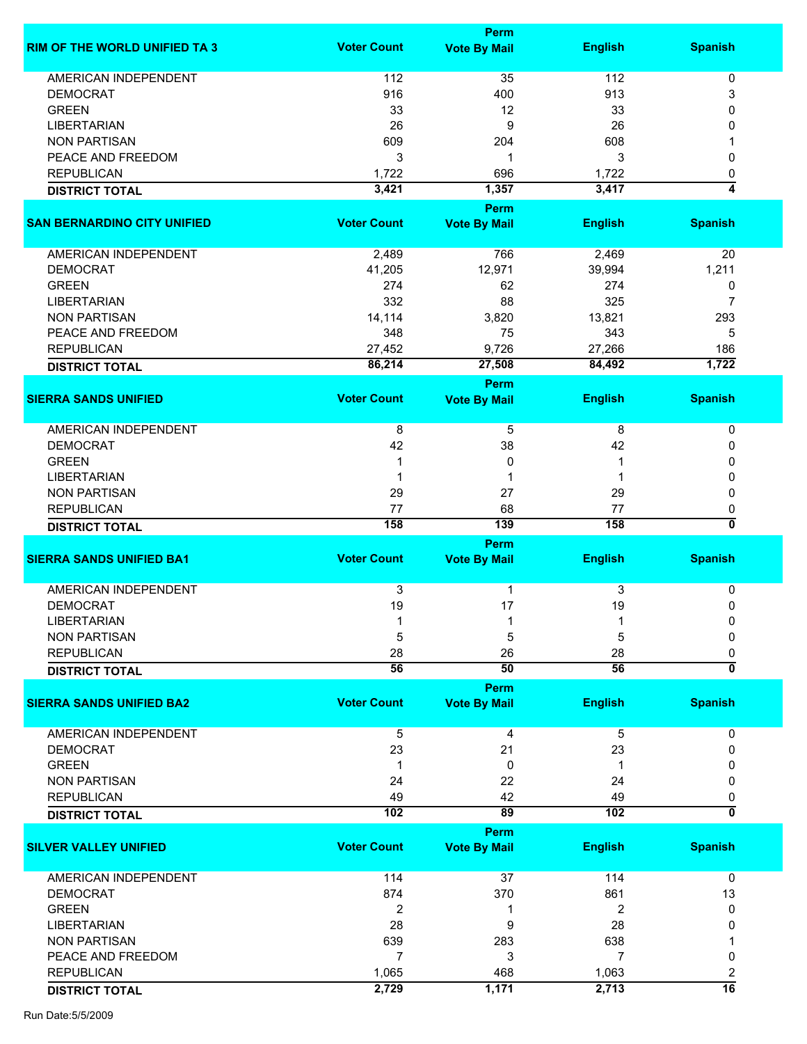| RIM OF THE WORLD UNIFIED TA 3 | Voter Count | Perm Vote By Mail | English | Spanish |
|---|---|---|---|---|
| AMERICAN INDEPENDENT | 112 | 35 | 112 | 0 |
| DEMOCRAT | 916 | 400 | 913 | 3 |
| GREEN | 33 | 12 | 33 | 0 |
| LIBERTARIAN | 26 | 9 | 26 | 0 |
| NON PARTISAN | 609 | 204 | 608 | 1 |
| PEACE AND FREEDOM | 3 | 1 | 3 | 0 |
| REPUBLICAN | 1,722 | 696 | 1,722 | 0 |
| **DISTRICT TOTAL** | **3,421** | **1,357** | **3,417** | **4** |

| SAN BERNARDINO CITY UNIFIED | Voter Count | Perm Vote By Mail | English | Spanish |
|---|---|---|---|---|
| AMERICAN INDEPENDENT | 2,489 | 766 | 2,469 | 20 |
| DEMOCRAT | 41,205 | 12,971 | 39,994 | 1,211 |
| GREEN | 274 | 62 | 274 | 0 |
| LIBERTARIAN | 332 | 88 | 325 | 7 |
| NON PARTISAN | 14,114 | 3,820 | 13,821 | 293 |
| PEACE AND FREEDOM | 348 | 75 | 343 | 5 |
| REPUBLICAN | 27,452 | 9,726 | 27,266 | 186 |
| **DISTRICT TOTAL** | **86,214** | **27,508** | **84,492** | **1,722** |

| SIERRA SANDS UNIFIED | Voter Count | Perm Vote By Mail | English | Spanish |
|---|---|---|---|---|
| AMERICAN INDEPENDENT | 8 | 5 | 8 | 0 |
| DEMOCRAT | 42 | 38 | 42 | 0 |
| GREEN | 1 | 0 | 1 | 0 |
| LIBERTARIAN | 1 | 1 | 1 | 0 |
| NON PARTISAN | 29 | 27 | 29 | 0 |
| REPUBLICAN | 77 | 68 | 77 | 0 |
| **DISTRICT TOTAL** | **158** | **139** | **158** | **0** |

| SIERRA SANDS UNIFIED BA1 | Voter Count | Perm Vote By Mail | English | Spanish |
|---|---|---|---|---|
| AMERICAN INDEPENDENT | 3 | 1 | 3 | 0 |
| DEMOCRAT | 19 | 17 | 19 | 0 |
| LIBERTARIAN | 1 | 1 | 1 | 0 |
| NON PARTISAN | 5 | 5 | 5 | 0 |
| REPUBLICAN | 28 | 26 | 28 | 0 |
| **DISTRICT TOTAL** | **56** | **50** | **56** | **0** |

| SIERRA SANDS UNIFIED BA2 | Voter Count | Perm Vote By Mail | English | Spanish |
|---|---|---|---|---|
| AMERICAN INDEPENDENT | 5 | 4 | 5 | 0 |
| DEMOCRAT | 23 | 21 | 23 | 0 |
| GREEN | 1 | 0 | 1 | 0 |
| NON PARTISAN | 24 | 22 | 24 | 0 |
| REPUBLICAN | 49 | 42 | 49 | 0 |
| **DISTRICT TOTAL** | **102** | **89** | **102** | **0** |

| SILVER VALLEY UNIFIED | Voter Count | Perm Vote By Mail | English | Spanish |
|---|---|---|---|---|
| AMERICAN INDEPENDENT | 114 | 37 | 114 | 0 |
| DEMOCRAT | 874 | 370 | 861 | 13 |
| GREEN | 2 | 1 | 2 | 0 |
| LIBERTARIAN | 28 | 9 | 28 | 0 |
| NON PARTISAN | 639 | 283 | 638 | 1 |
| PEACE AND FREEDOM | 7 | 3 | 7 | 0 |
| REPUBLICAN | 1,065 | 468 | 1,063 | 2 |
| **DISTRICT TOTAL** | **2,729** | **1,171** | **2,713** | **16** |

Run Date:5/5/2009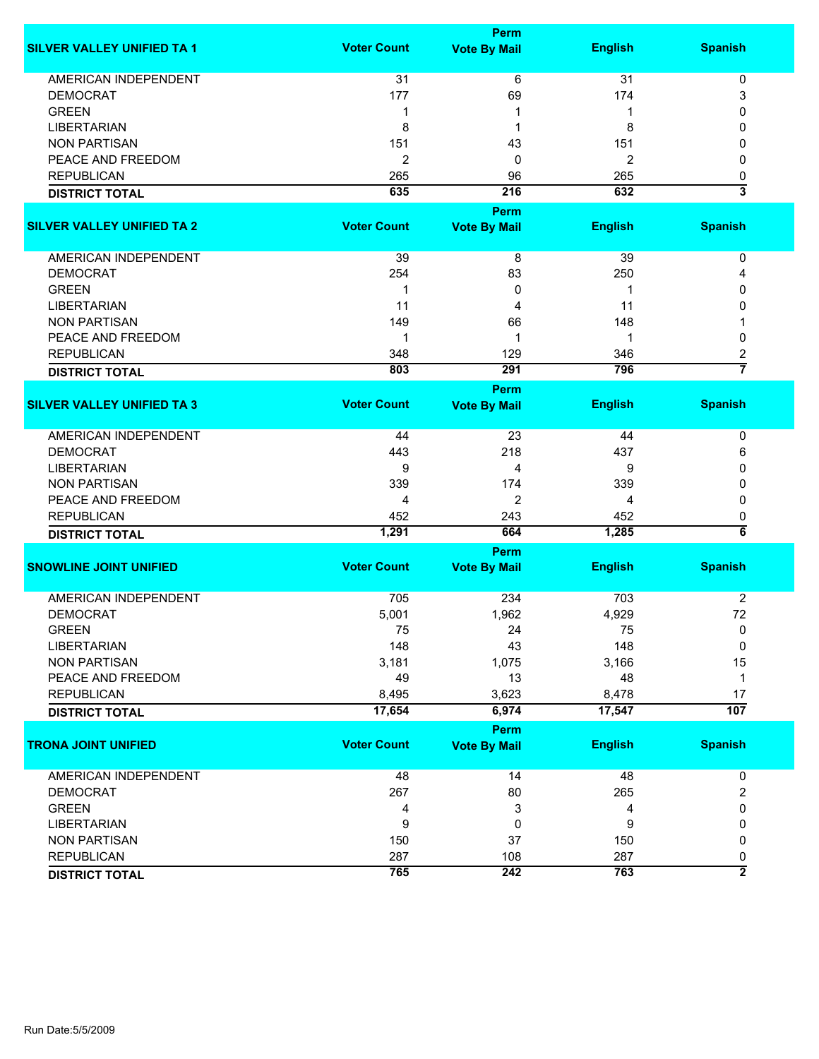| SILVER VALLEY UNIFIED TA 1 | Voter Count | Perm Vote By Mail | English | Spanish |
|---|---|---|---|---|
| AMERICAN INDEPENDENT | 31 | 6 | 31 | 0 |
| DEMOCRAT | 177 | 69 | 174 | 3 |
| GREEN | 1 | 1 | 1 | 0 |
| LIBERTARIAN | 8 | 1 | 8 | 0 |
| NON PARTISAN | 151 | 43 | 151 | 0 |
| PEACE AND FREEDOM | 2 | 0 | 2 | 0 |
| REPUBLICAN | 265 | 96 | 265 | 0 |
| **DISTRICT TOTAL** | **635** | **216** | **632** | **3** |

| SILVER VALLEY UNIFIED TA 2 | Voter Count | Perm Vote By Mail | English | Spanish |
|---|---|---|---|---|
| AMERICAN INDEPENDENT | 39 | 8 | 39 | 0 |
| DEMOCRAT | 254 | 83 | 250 | 4 |
| GREEN | 1 | 0 | 1 | 0 |
| LIBERTARIAN | 11 | 4 | 11 | 0 |
| NON PARTISAN | 149 | 66 | 148 | 1 |
| PEACE AND FREEDOM | 1 | 1 | 1 | 0 |
| REPUBLICAN | 348 | 129 | 346 | 2 |
| **DISTRICT TOTAL** | **803** | **291** | **796** | **7** |

| SILVER VALLEY UNIFIED TA 3 | Voter Count | Perm Vote By Mail | English | Spanish |
|---|---|---|---|---|
| AMERICAN INDEPENDENT | 44 | 23 | 44 | 0 |
| DEMOCRAT | 443 | 218 | 437 | 6 |
| LIBERTARIAN | 9 | 4 | 9 | 0 |
| NON PARTISAN | 339 | 174 | 339 | 0 |
| PEACE AND FREEDOM | 4 | 2 | 4 | 0 |
| REPUBLICAN | 452 | 243 | 452 | 0 |
| **DISTRICT TOTAL** | **1,291** | **664** | **1,285** | **6** |

| SNOWLINE JOINT UNIFIED | Voter Count | Perm Vote By Mail | English | Spanish |
|---|---|---|---|---|
| AMERICAN INDEPENDENT | 705 | 234 | 703 | 2 |
| DEMOCRAT | 5,001 | 1,962 | 4,929 | 72 |
| GREEN | 75 | 24 | 75 | 0 |
| LIBERTARIAN | 148 | 43 | 148 | 0 |
| NON PARTISAN | 3,181 | 1,075 | 3,166 | 15 |
| PEACE AND FREEDOM | 49 | 13 | 48 | 1 |
| REPUBLICAN | 8,495 | 3,623 | 8,478 | 17 |
| **DISTRICT TOTAL** | **17,654** | **6,974** | **17,547** | **107** |

| TRONA JOINT UNIFIED | Voter Count | Perm Vote By Mail | English | Spanish |
|---|---|---|---|---|
| AMERICAN INDEPENDENT | 48 | 14 | 48 | 0 |
| DEMOCRAT | 267 | 80 | 265 | 2 |
| GREEN | 4 | 3 | 4 | 0 |
| LIBERTARIAN | 9 | 0 | 9 | 0 |
| NON PARTISAN | 150 | 37 | 150 | 0 |
| REPUBLICAN | 287 | 108 | 287 | 0 |
| **DISTRICT TOTAL** | **765** | **242** | **763** | **2** |

Run Date:5/5/2009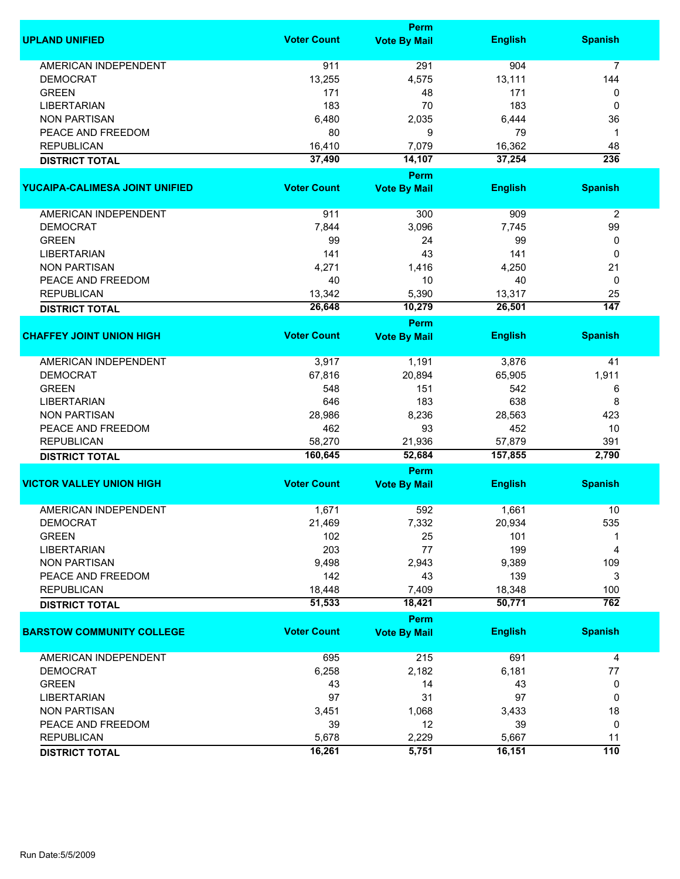| UPLAND UNIFIED | Voter Count | Perm Vote By Mail | English | Spanish |
|---|---|---|---|---|
| AMERICAN INDEPENDENT | 911 | 291 | 904 | 7 |
| DEMOCRAT | 13,255 | 4,575 | 13,111 | 144 |
| GREEN | 171 | 48 | 171 | 0 |
| LIBERTARIAN | 183 | 70 | 183 | 0 |
| NON PARTISAN | 6,480 | 2,035 | 6,444 | 36 |
| PEACE AND FREEDOM | 80 | 9 | 79 | 1 |
| REPUBLICAN | 16,410 | 7,079 | 16,362 | 48 |
| **DISTRICT TOTAL** | **37,490** | **14,107** | **37,254** | **236** |

| YUCAIPA-CALIMESA JOINT UNIFIED | Voter Count | Perm Vote By Mail | English | Spanish |
|---|---|---|---|---|
| AMERICAN INDEPENDENT | 911 | 300 | 909 | 2 |
| DEMOCRAT | 7,844 | 3,096 | 7,745 | 99 |
| GREEN | 99 | 24 | 99 | 0 |
| LIBERTARIAN | 141 | 43 | 141 | 0 |
| NON PARTISAN | 4,271 | 1,416 | 4,250 | 21 |
| PEACE AND FREEDOM | 40 | 10 | 40 | 0 |
| REPUBLICAN | 13,342 | 5,390 | 13,317 | 25 |
| **DISTRICT TOTAL** | **26,648** | **10,279** | **26,501** | **147** |

| CHAFFEY JOINT UNION HIGH | Voter Count | Perm Vote By Mail | English | Spanish |
|---|---|---|---|---|
| AMERICAN INDEPENDENT | 3,917 | 1,191 | 3,876 | 41 |
| DEMOCRAT | 67,816 | 20,894 | 65,905 | 1,911 |
| GREEN | 548 | 151 | 542 | 6 |
| LIBERTARIAN | 646 | 183 | 638 | 8 |
| NON PARTISAN | 28,986 | 8,236 | 28,563 | 423 |
| PEACE AND FREEDOM | 462 | 93 | 452 | 10 |
| REPUBLICAN | 58,270 | 21,936 | 57,879 | 391 |
| **DISTRICT TOTAL** | **160,645** | **52,684** | **157,855** | **2,790** |

| VICTOR VALLEY UNION HIGH | Voter Count | Perm Vote By Mail | English | Spanish |
|---|---|---|---|---|
| AMERICAN INDEPENDENT | 1,671 | 592 | 1,661 | 10 |
| DEMOCRAT | 21,469 | 7,332 | 20,934 | 535 |
| GREEN | 102 | 25 | 101 | 1 |
| LIBERTARIAN | 203 | 77 | 199 | 4 |
| NON PARTISAN | 9,498 | 2,943 | 9,389 | 109 |
| PEACE AND FREEDOM | 142 | 43 | 139 | 3 |
| REPUBLICAN | 18,448 | 7,409 | 18,348 | 100 |
| **DISTRICT TOTAL** | **51,533** | **18,421** | **50,771** | **762** |

| BARSTOW COMMUNITY COLLEGE | Voter Count | Perm Vote By Mail | English | Spanish |
|---|---|---|---|---|
| AMERICAN INDEPENDENT | 695 | 215 | 691 | 4 |
| DEMOCRAT | 6,258 | 2,182 | 6,181 | 77 |
| GREEN | 43 | 14 | 43 | 0 |
| LIBERTARIAN | 97 | 31 | 97 | 0 |
| NON PARTISAN | 3,451 | 1,068 | 3,433 | 18 |
| PEACE AND FREEDOM | 39 | 12 | 39 | 0 |
| REPUBLICAN | 5,678 | 2,229 | 5,667 | 11 |
| **DISTRICT TOTAL** | **16,261** | **5,751** | **16,151** | **110** |

Run Date:5/5/2009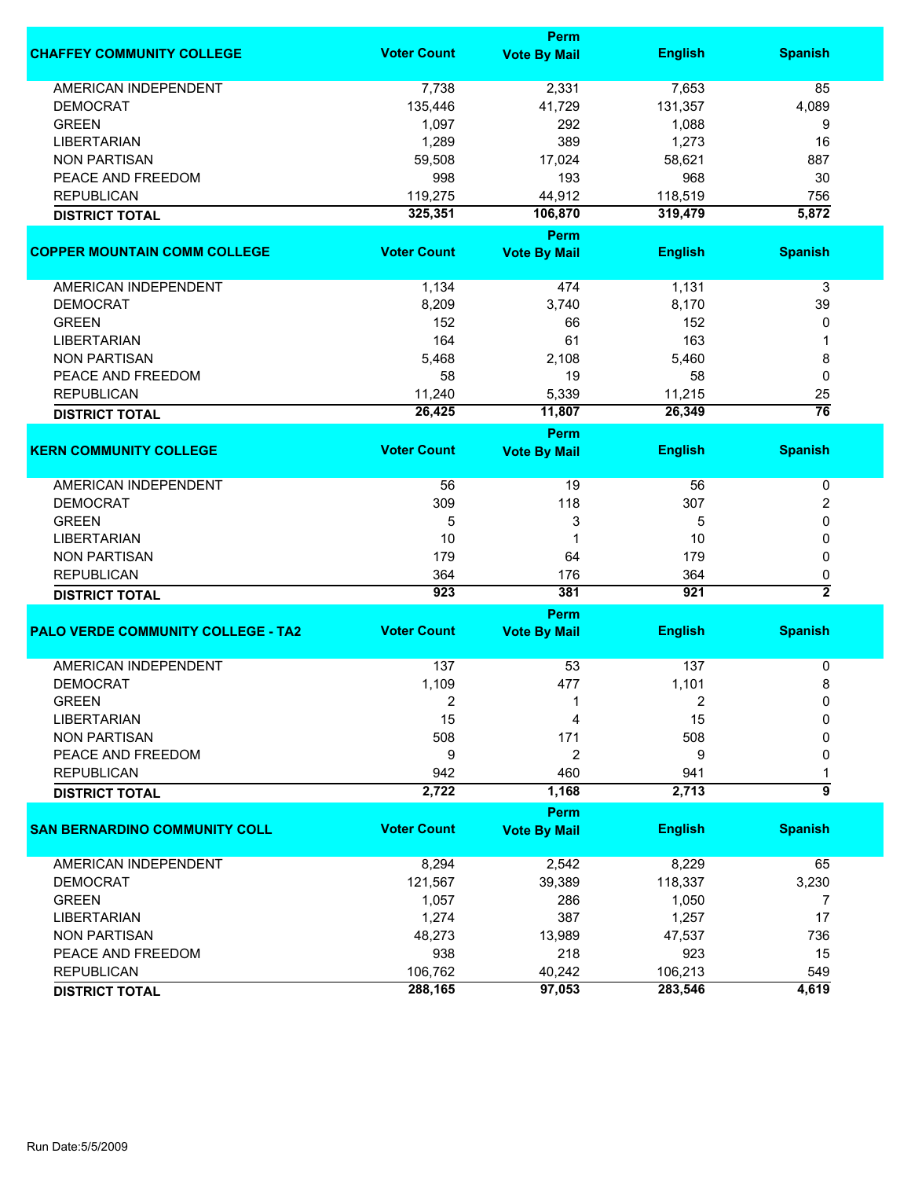| CHAFFEY COMMUNITY COLLEGE | Voter Count | Perm Vote By Mail | English | Spanish |
|---|---|---|---|---|
| AMERICAN INDEPENDENT | 7,738 | 2,331 | 7,653 | 85 |
| DEMOCRAT | 135,446 | 41,729 | 131,357 | 4,089 |
| GREEN | 1,097 | 292 | 1,088 | 9 |
| LIBERTARIAN | 1,289 | 389 | 1,273 | 16 |
| NON PARTISAN | 59,508 | 17,024 | 58,621 | 887 |
| PEACE AND FREEDOM | 998 | 193 | 968 | 30 |
| REPUBLICAN | 119,275 | 44,912 | 118,519 | 756 |
| **DISTRICT TOTAL** | **325,351** | **106,870** | **319,479** | **5,872** |

| COPPER MOUNTAIN COMM COLLEGE | Voter Count | Perm Vote By Mail | English | Spanish |
|---|---|---|---|---|
| AMERICAN INDEPENDENT | 1,134 | 474 | 1,131 | 3 |
| DEMOCRAT | 8,209 | 3,740 | 8,170 | 39 |
| GREEN | 152 | 66 | 152 | 0 |
| LIBERTARIAN | 164 | 61 | 163 | 1 |
| NON PARTISAN | 5,468 | 2,108 | 5,460 | 8 |
| PEACE AND FREEDOM | 58 | 19 | 58 | 0 |
| REPUBLICAN | 11,240 | 5,339 | 11,215 | 25 |
| **DISTRICT TOTAL** | **26,425** | **11,807** | **26,349** | **76** |

| KERN COMMUNITY COLLEGE | Voter Count | Perm Vote By Mail | English | Spanish |
|---|---|---|---|---|
| AMERICAN INDEPENDENT | 56 | 19 | 56 | 0 |
| DEMOCRAT | 309 | 118 | 307 | 2 |
| GREEN | 5 | 3 | 5 | 0 |
| LIBERTARIAN | 10 | 1 | 10 | 0 |
| NON PARTISAN | 179 | 64 | 179 | 0 |
| REPUBLICAN | 364 | 176 | 364 | 0 |
| **DISTRICT TOTAL** | **923** | **381** | **921** | **2** |

| PALO VERDE COMMUNITY COLLEGE - TA2 | Voter Count | Perm Vote By Mail | English | Spanish |
|---|---|---|---|---|
| AMERICAN INDEPENDENT | 137 | 53 | 137 | 0 |
| DEMOCRAT | 1,109 | 477 | 1,101 | 8 |
| GREEN | 2 | 1 | 2 | 0 |
| LIBERTARIAN | 15 | 4 | 15 | 0 |
| NON PARTISAN | 508 | 171 | 508 | 0 |
| PEACE AND FREEDOM | 9 | 2 | 9 | 0 |
| REPUBLICAN | 942 | 460 | 941 | 1 |
| **DISTRICT TOTAL** | **2,722** | **1,168** | **2,713** | **9** |

| SAN BERNARDINO COMMUNITY COLL | Voter Count | Perm Vote By Mail | English | Spanish |
|---|---|---|---|---|
| AMERICAN INDEPENDENT | 8,294 | 2,542 | 8,229 | 65 |
| DEMOCRAT | 121,567 | 39,389 | 118,337 | 3,230 |
| GREEN | 1,057 | 286 | 1,050 | 7 |
| LIBERTARIAN | 1,274 | 387 | 1,257 | 17 |
| NON PARTISAN | 48,273 | 13,989 | 47,537 | 736 |
| PEACE AND FREEDOM | 938 | 218 | 923 | 15 |
| REPUBLICAN | 106,762 | 40,242 | 106,213 | 549 |
| **DISTRICT TOTAL** | **288,165** | **97,053** | **283,546** | **4,619** |

Run Date:5/5/2009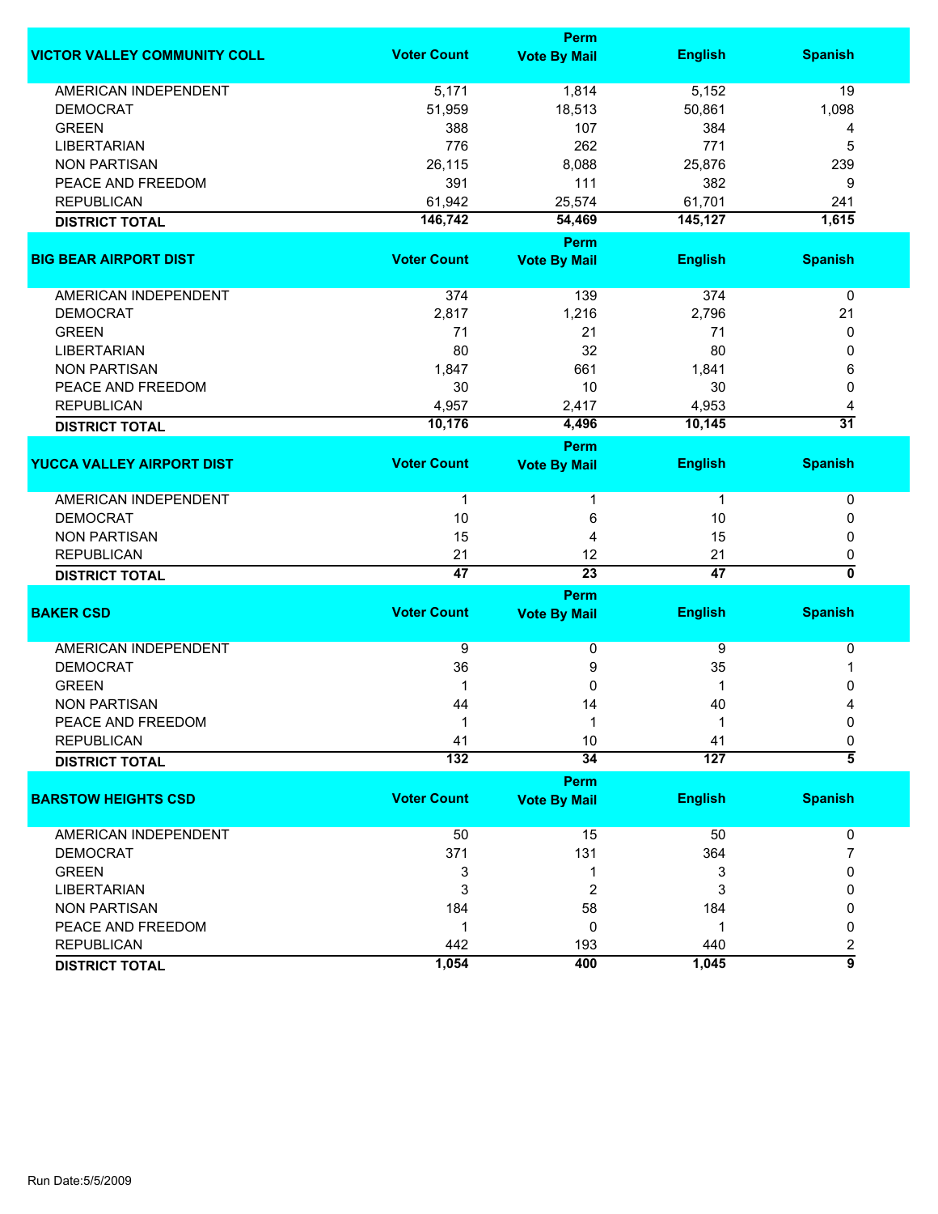| VICTOR VALLEY COMMUNITY COLL | Voter Count | Perm Vote By Mail | English | Spanish |
|---|---|---|---|---|
| AMERICAN INDEPENDENT | 5,171 | 1,814 | 5,152 | 19 |
| DEMOCRAT | 51,959 | 18,513 | 50,861 | 1,098 |
| GREEN | 388 | 107 | 384 | 4 |
| LIBERTARIAN | 776 | 262 | 771 | 5 |
| NON PARTISAN | 26,115 | 8,088 | 25,876 | 239 |
| PEACE AND FREEDOM | 391 | 111 | 382 | 9 |
| REPUBLICAN | 61,942 | 25,574 | 61,701 | 241 |
| **DISTRICT TOTAL** | **146,742** | **54,469** | **145,127** | **1,615** |

| BIG BEAR AIRPORT DIST | Voter Count | Perm Vote By Mail | English | Spanish |
|---|---|---|---|---|
| AMERICAN INDEPENDENT | 374 | 139 | 374 | 0 |
| DEMOCRAT | 2,817 | 1,216 | 2,796 | 21 |
| GREEN | 71 | 21 | 71 | 0 |
| LIBERTARIAN | 80 | 32 | 80 | 0 |
| NON PARTISAN | 1,847 | 661 | 1,841 | 6 |
| PEACE AND FREEDOM | 30 | 10 | 30 | 0 |
| REPUBLICAN | 4,957 | 2,417 | 4,953 | 4 |
| **DISTRICT TOTAL** | **10,176** | **4,496** | **10,145** | **31** |

| YUCCA VALLEY AIRPORT DIST | Voter Count | Perm Vote By Mail | English | Spanish |
|---|---|---|---|---|
| AMERICAN INDEPENDENT | 1 | 1 | 1 | 0 |
| DEMOCRAT | 10 | 6 | 10 | 0 |
| NON PARTISAN | 15 | 4 | 15 | 0 |
| REPUBLICAN | 21 | 12 | 21 | 0 |
| **DISTRICT TOTAL** | **47** | **23** | **47** | **0** |

| BAKER CSD | Voter Count | Perm Vote By Mail | English | Spanish |
|---|---|---|---|---|
| AMERICAN INDEPENDENT | 9 | 0 | 9 | 0 |
| DEMOCRAT | 36 | 9 | 35 | 1 |
| GREEN | 1 | 0 | 1 | 0 |
| NON PARTISAN | 44 | 14 | 40 | 4 |
| PEACE AND FREEDOM | 1 | 1 | 1 | 0 |
| REPUBLICAN | 41 | 10 | 41 | 0 |
| **DISTRICT TOTAL** | **132** | **34** | **127** | **5** |

| BARSTOW HEIGHTS CSD | Voter Count | Perm Vote By Mail | English | Spanish |
|---|---|---|---|---|
| AMERICAN INDEPENDENT | 50 | 15 | 50 | 0 |
| DEMOCRAT | 371 | 131 | 364 | 7 |
| GREEN | 3 | 1 | 3 | 0 |
| LIBERTARIAN | 3 | 2 | 3 | 0 |
| NON PARTISAN | 184 | 58 | 184 | 0 |
| PEACE AND FREEDOM | 1 | 0 | 1 | 0 |
| REPUBLICAN | 442 | 193 | 440 | 2 |
| **DISTRICT TOTAL** | **1,054** | **400** | **1,045** | **9** |

Run Date:5/5/2009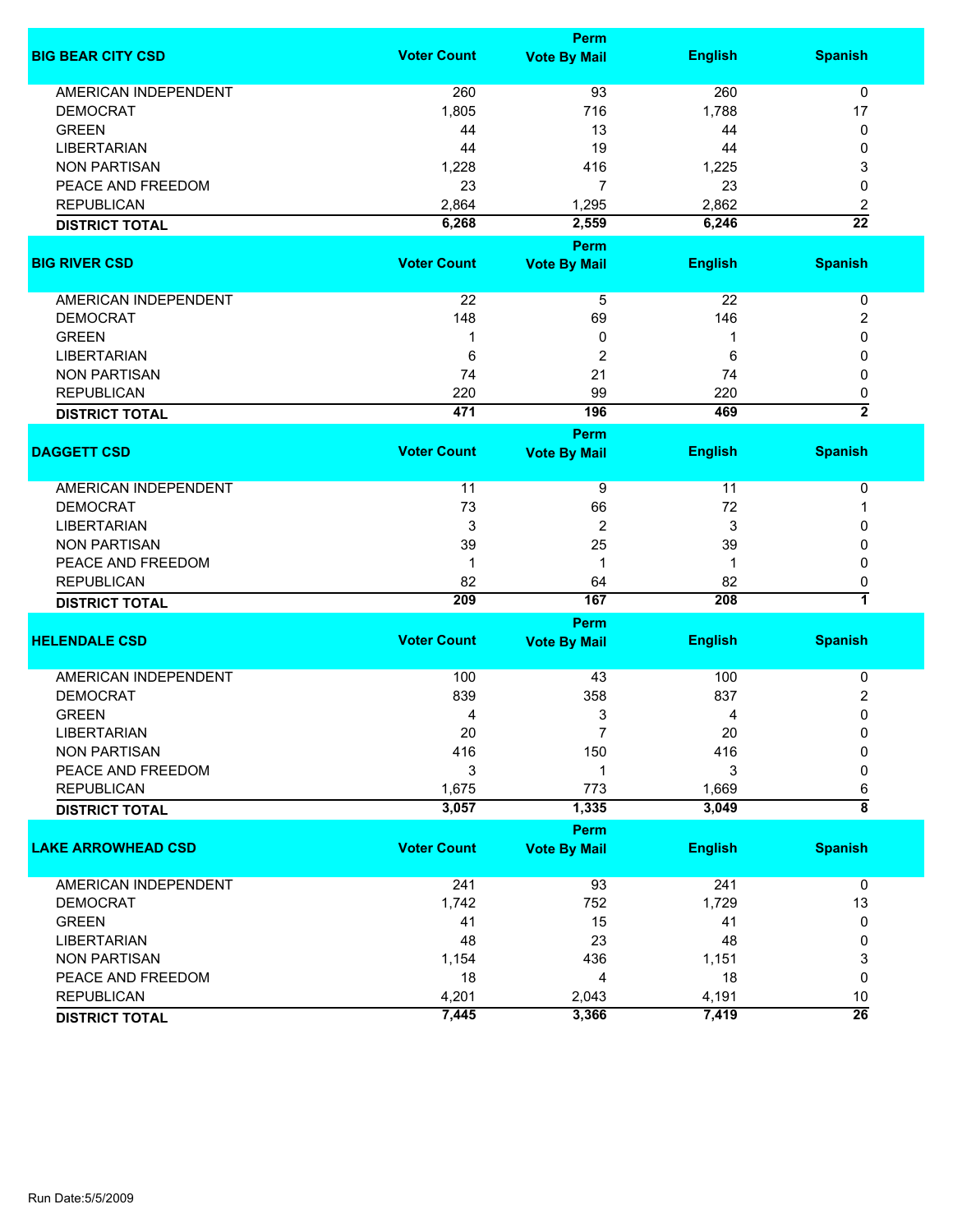| BIG BEAR CITY CSD | Voter Count | Perm Vote By Mail | English | Spanish |
|---|---|---|---|---|
| AMERICAN INDEPENDENT | 260 | 93 | 260 | 0 |
| DEMOCRAT | 1,805 | 716 | 1,788 | 17 |
| GREEN | 44 | 13 | 44 | 0 |
| LIBERTARIAN | 44 | 19 | 44 | 0 |
| NON PARTISAN | 1,228 | 416 | 1,225 | 3 |
| PEACE AND FREEDOM | 23 | 7 | 23 | 0 |
| REPUBLICAN | 2,864 | 1,295 | 2,862 | 2 |
| **DISTRICT TOTAL** | **6,268** | **2,559** | **6,246** | **22** |

| BIG RIVER CSD | Voter Count | Perm Vote By Mail | English | Spanish |
|---|---|---|---|---|
| AMERICAN INDEPENDENT | 22 | 5 | 22 | 0 |
| DEMOCRAT | 148 | 69 | 146 | 2 |
| GREEN | 1 | 0 | 1 | 0 |
| LIBERTARIAN | 6 | 2 | 6 | 0 |
| NON PARTISAN | 74 | 21 | 74 | 0 |
| REPUBLICAN | 220 | 99 | 220 | 0 |
| **DISTRICT TOTAL** | **471** | **196** | **469** | **2** |

| DAGGETT CSD | Voter Count | Perm Vote By Mail | English | Spanish |
|---|---|---|---|---|
| AMERICAN INDEPENDENT | 11 | 9 | 11 | 0 |
| DEMOCRAT | 73 | 66 | 72 | 1 |
| LIBERTARIAN | 3 | 2 | 3 | 0 |
| NON PARTISAN | 39 | 25 | 39 | 0 |
| PEACE AND FREEDOM | 1 | 1 | 1 | 0 |
| REPUBLICAN | 82 | 64 | 82 | 0 |
| **DISTRICT TOTAL** | **209** | **167** | **208** | **1** |

| HELENDALE CSD | Voter Count | Perm Vote By Mail | English | Spanish |
|---|---|---|---|---|
| AMERICAN INDEPENDENT | 100 | 43 | 100 | 0 |
| DEMOCRAT | 839 | 358 | 837 | 2 |
| GREEN | 4 | 3 | 4 | 0 |
| LIBERTARIAN | 20 | 7 | 20 | 0 |
| NON PARTISAN | 416 | 150 | 416 | 0 |
| PEACE AND FREEDOM | 3 | 1 | 3 | 0 |
| REPUBLICAN | 1,675 | 773 | 1,669 | 6 |
| **DISTRICT TOTAL** | **3,057** | **1,335** | **3,049** | **8** |

| LAKE ARROWHEAD CSD | Voter Count | Perm Vote By Mail | English | Spanish |
|---|---|---|---|---|
| AMERICAN INDEPENDENT | 241 | 93 | 241 | 0 |
| DEMOCRAT | 1,742 | 752 | 1,729 | 13 |
| GREEN | 41 | 15 | 41 | 0 |
| LIBERTARIAN | 48 | 23 | 48 | 0 |
| NON PARTISAN | 1,154 | 436 | 1,151 | 3 |
| PEACE AND FREEDOM | 18 | 4 | 18 | 0 |
| REPUBLICAN | 4,201 | 2,043 | 4,191 | 10 |
| **DISTRICT TOTAL** | **7,445** | **3,366** | **7,419** | **26** |

Run Date:5/5/2009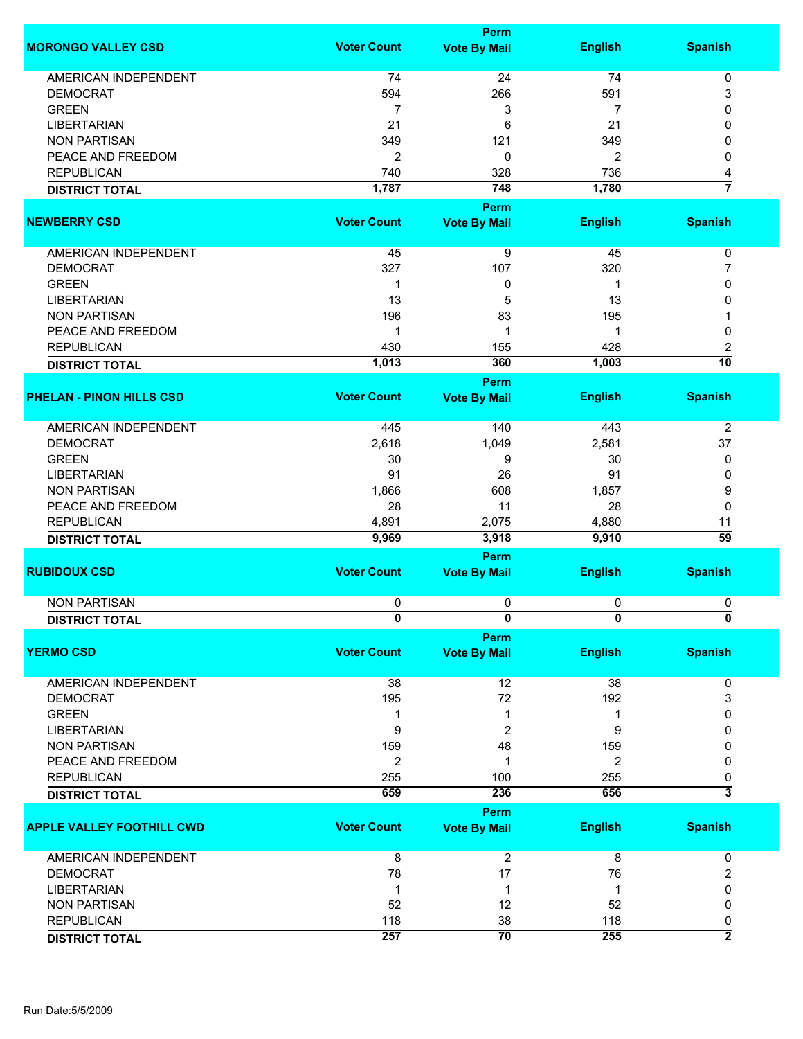| MORONGO VALLEY CSD | Voter Count | Perm Vote By Mail | English | Spanish |
|---|---|---|---|---|
| AMERICAN INDEPENDENT | 74 | 24 | 74 | 0 |
| DEMOCRAT | 594 | 266 | 591 | 3 |
| GREEN | 7 | 3 | 7 | 0 |
| LIBERTARIAN | 21 | 6 | 21 | 0 |
| NON PARTISAN | 349 | 121 | 349 | 0 |
| PEACE AND FREEDOM | 2 | 0 | 2 | 0 |
| REPUBLICAN | 740 | 328 | 736 | 4 |
| **DISTRICT TOTAL** | **1,787** | **748** | **1,780** | **7** |

| NEWBERRY CSD | Voter Count | Perm Vote By Mail | English | Spanish |
|---|---|---|---|---|
| AMERICAN INDEPENDENT | 45 | 9 | 45 | 0 |
| DEMOCRAT | 327 | 107 | 320 | 7 |
| GREEN | 1 | 0 | 1 | 0 |
| LIBERTARIAN | 13 | 5 | 13 | 0 |
| NON PARTISAN | 196 | 83 | 195 | 1 |
| PEACE AND FREEDOM | 1 | 1 | 1 | 0 |
| REPUBLICAN | 430 | 155 | 428 | 2 |
| **DISTRICT TOTAL** | **1,013** | **360** | **1,003** | **10** |

| PHELAN - PINON HILLS CSD | Voter Count | Perm Vote By Mail | English | Spanish |
|---|---|---|---|---|
| AMERICAN INDEPENDENT | 445 | 140 | 443 | 2 |
| DEMOCRAT | 2,618 | 1,049 | 2,581 | 37 |
| GREEN | 30 | 9 | 30 | 0 |
| LIBERTARIAN | 91 | 26 | 91 | 0 |
| NON PARTISAN | 1,866 | 608 | 1,857 | 9 |
| PEACE AND FREEDOM | 28 | 11 | 28 | 0 |
| REPUBLICAN | 4,891 | 2,075 | 4,880 | 11 |
| **DISTRICT TOTAL** | **9,969** | **3,918** | **9,910** | **59** |

| RUBIDOUX CSD | Voter Count | Perm Vote By Mail | English | Spanish |
|---|---|---|---|---|
| NON PARTISAN | 0 | 0 | 0 | 0 |
| **DISTRICT TOTAL** | **0** | **0** | **0** | **0** |

| YERMO CSD | Voter Count | Perm Vote By Mail | English | Spanish |
|---|---|---|---|---|
| AMERICAN INDEPENDENT | 38 | 12 | 38 | 0 |
| DEMOCRAT | 195 | 72 | 192 | 3 |
| GREEN | 1 | 1 | 1 | 0 |
| LIBERTARIAN | 9 | 2 | 9 | 0 |
| NON PARTISAN | 159 | 48 | 159 | 0 |
| PEACE AND FREEDOM | 2 | 1 | 2 | 0 |
| REPUBLICAN | 255 | 100 | 255 | 0 |
| **DISTRICT TOTAL** | **659** | **236** | **656** | **3** |

| APPLE VALLEY FOOTHILL CWD | Voter Count | Perm Vote By Mail | English | Spanish |
|---|---|---|---|---|
| AMERICAN INDEPENDENT | 8 | 2 | 8 | 0 |
| DEMOCRAT | 78 | 17 | 76 | 2 |
| LIBERTARIAN | 1 | 1 | 1 | 0 |
| NON PARTISAN | 52 | 12 | 52 | 0 |
| REPUBLICAN | 118 | 38 | 118 | 0 |
| **DISTRICT TOTAL** | **257** | **70** | **255** | **2** |

Run Date:5/5/2009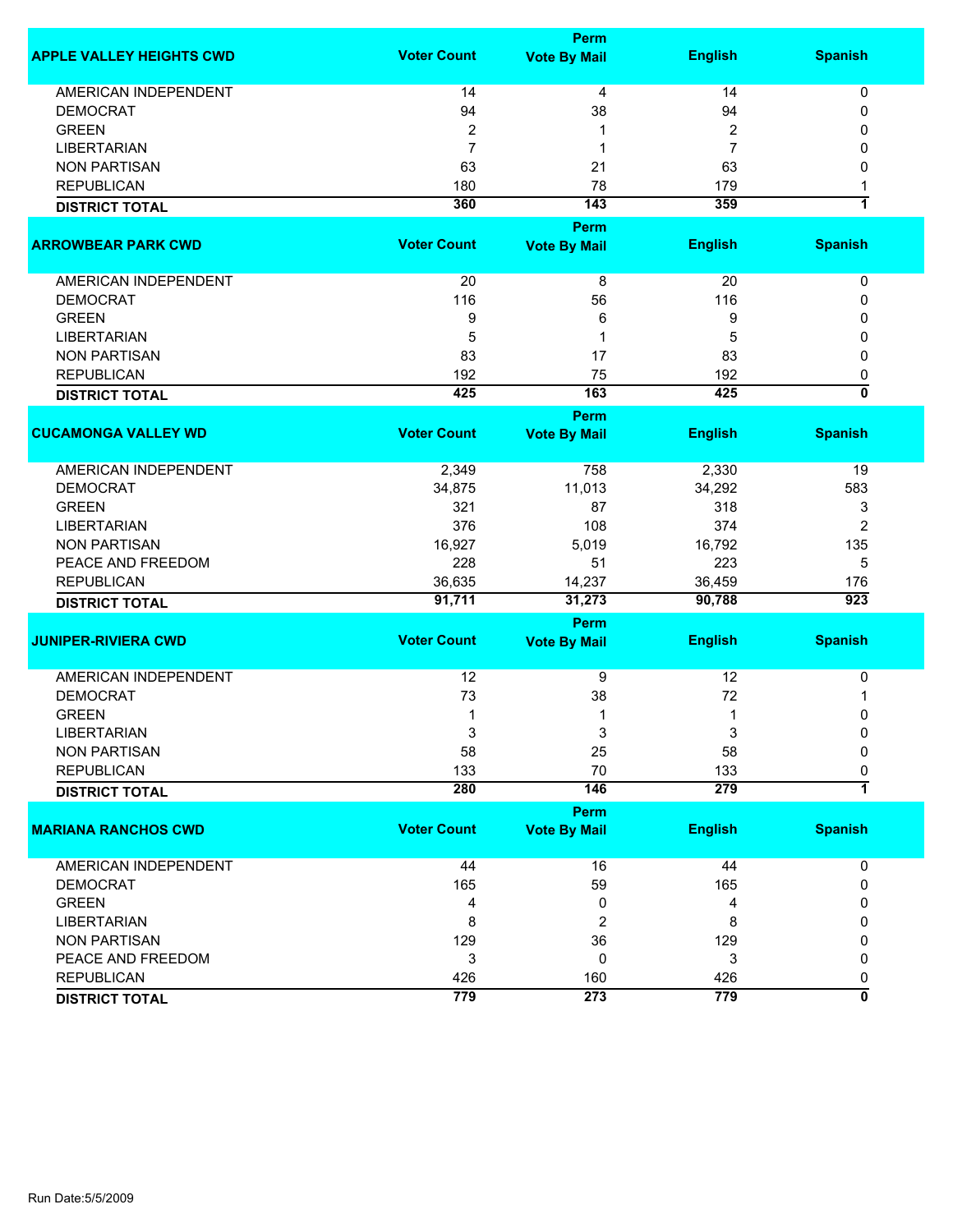| APPLE VALLEY HEIGHTS CWD | Voter Count | Perm Vote By Mail | English | Spanish |
|---|---|---|---|---|
| AMERICAN INDEPENDENT | 14 | 4 | 14 | 0 |
| DEMOCRAT | 94 | 38 | 94 | 0 |
| GREEN | 2 | 1 | 2 | 0 |
| LIBERTARIAN | 7 | 1 | 7 | 0 |
| NON PARTISAN | 63 | 21 | 63 | 0 |
| REPUBLICAN | 180 | 78 | 179 | 1 |
| **DISTRICT TOTAL** | **360** | **143** | **359** | **1** |

| ARROWBEAR PARK CWD | Voter Count | Perm Vote By Mail | English | Spanish |
|---|---|---|---|---|
| AMERICAN INDEPENDENT | 20 | 8 | 20 | 0 |
| DEMOCRAT | 116 | 56 | 116 | 0 |
| GREEN | 9 | 6 | 9 | 0 |
| LIBERTARIAN | 5 | 1 | 5 | 0 |
| NON PARTISAN | 83 | 17 | 83 | 0 |
| REPUBLICAN | 192 | 75 | 192 | 0 |
| **DISTRICT TOTAL** | **425** | **163** | **425** | **0** |

| CUCAMONGA VALLEY WD | Voter Count | Perm Vote By Mail | English | Spanish |
|---|---|---|---|---|
| AMERICAN INDEPENDENT | 2,349 | 758 | 2,330 | 19 |
| DEMOCRAT | 34,875 | 11,013 | 34,292 | 583 |
| GREEN | 321 | 87 | 318 | 3 |
| LIBERTARIAN | 376 | 108 | 374 | 2 |
| NON PARTISAN | 16,927 | 5,019 | 16,792 | 135 |
| PEACE AND FREEDOM | 228 | 51 | 223 | 5 |
| REPUBLICAN | 36,635 | 14,237 | 36,459 | 176 |
| **DISTRICT TOTAL** | **91,711** | **31,273** | **90,788** | **923** |

| JUNIPER-RIVIERA CWD | Voter Count | Perm Vote By Mail | English | Spanish |
|---|---|---|---|---|
| AMERICAN INDEPENDENT | 12 | 9 | 12 | 0 |
| DEMOCRAT | 73 | 38 | 72 | 1 |
| GREEN | 1 | 1 | 1 | 0 |
| LIBERTARIAN | 3 | 3 | 3 | 0 |
| NON PARTISAN | 58 | 25 | 58 | 0 |
| REPUBLICAN | 133 | 70 | 133 | 0 |
| **DISTRICT TOTAL** | **280** | **146** | **279** | **1** |

| MARIANA RANCHOS CWD | Voter Count | Perm Vote By Mail | English | Spanish |
|---|---|---|---|---|
| AMERICAN INDEPENDENT | 44 | 16 | 44 | 0 |
| DEMOCRAT | 165 | 59 | 165 | 0 |
| GREEN | 4 | 0 | 4 | 0 |
| LIBERTARIAN | 8 | 2 | 8 | 0 |
| NON PARTISAN | 129 | 36 | 129 | 0 |
| PEACE AND FREEDOM | 3 | 0 | 3 | 0 |
| REPUBLICAN | 426 | 160 | 426 | 0 |
| **DISTRICT TOTAL** | **779** | **273** | **779** | **0** |

Run Date:5/5/2009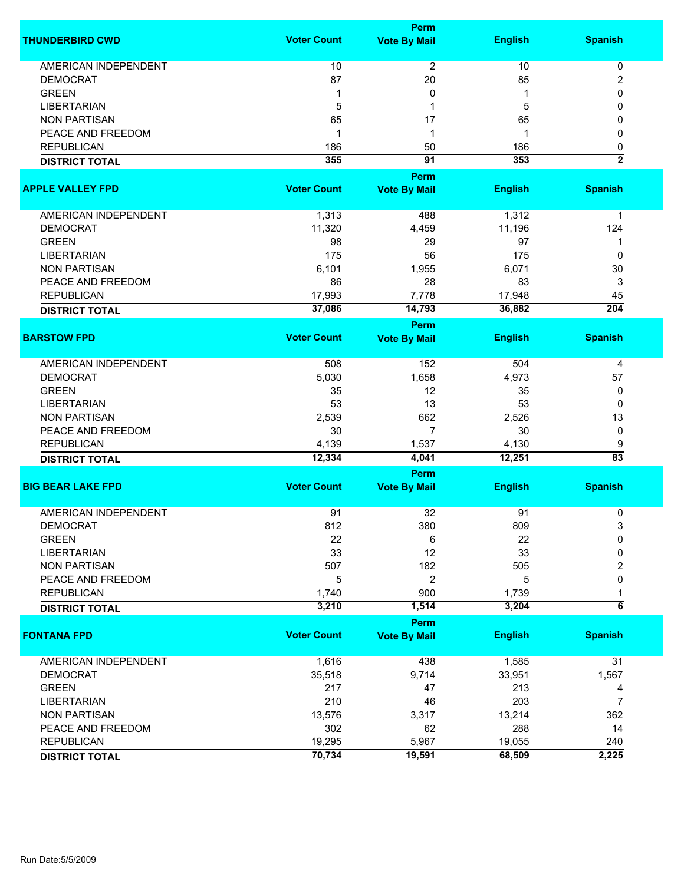| THUNDERBIRD CWD | Voter Count | Perm Vote By Mail | English | Spanish |
|---|---|---|---|---|
| AMERICAN INDEPENDENT | 10 | 2 | 10 | 0 |
| DEMOCRAT | 87 | 20 | 85 | 2 |
| GREEN | 1 | 0 | 1 | 0 |
| LIBERTARIAN | 5 | 1 | 5 | 0 |
| NON PARTISAN | 65 | 17 | 65 | 0 |
| PEACE AND FREEDOM | 1 | 1 | 1 | 0 |
| REPUBLICAN | 186 | 50 | 186 | 0 |
| **DISTRICT TOTAL** | **355** | **91** | **353** | **2** |

| APPLE VALLEY FPD | Voter Count | Perm Vote By Mail | English | Spanish |
|---|---|---|---|---|
| AMERICAN INDEPENDENT | 1,313 | 488 | 1,312 | 1 |
| DEMOCRAT | 11,320 | 4,459 | 11,196 | 124 |
| GREEN | 98 | 29 | 97 | 1 |
| LIBERTARIAN | 175 | 56 | 175 | 0 |
| NON PARTISAN | 6,101 | 1,955 | 6,071 | 30 |
| PEACE AND FREEDOM | 86 | 28 | 83 | 3 |
| REPUBLICAN | 17,993 | 7,778 | 17,948 | 45 |
| **DISTRICT TOTAL** | **37,086** | **14,793** | **36,882** | **204** |

| BARSTOW FPD | Voter Count | Perm Vote By Mail | English | Spanish |
|---|---|---|---|---|
| AMERICAN INDEPENDENT | 508 | 152 | 504 | 4 |
| DEMOCRAT | 5,030 | 1,658 | 4,973 | 57 |
| GREEN | 35 | 12 | 35 | 0 |
| LIBERTARIAN | 53 | 13 | 53 | 0 |
| NON PARTISAN | 2,539 | 662 | 2,526 | 13 |
| PEACE AND FREEDOM | 30 | 7 | 30 | 0 |
| REPUBLICAN | 4,139 | 1,537 | 4,130 | 9 |
| **DISTRICT TOTAL** | **12,334** | **4,041** | **12,251** | **83** |

| BIG BEAR LAKE FPD | Voter Count | Perm Vote By Mail | English | Spanish |
|---|---|---|---|---|
| AMERICAN INDEPENDENT | 91 | 32 | 91 | 0 |
| DEMOCRAT | 812 | 380 | 809 | 3 |
| GREEN | 22 | 6 | 22 | 0 |
| LIBERTARIAN | 33 | 12 | 33 | 0 |
| NON PARTISAN | 507 | 182 | 505 | 2 |
| PEACE AND FREEDOM | 5 | 2 | 5 | 0 |
| REPUBLICAN | 1,740 | 900 | 1,739 | 1 |
| **DISTRICT TOTAL** | **3,210** | **1,514** | **3,204** | **6** |

| FONTANA FPD | Voter Count | Perm Vote By Mail | English | Spanish |
|---|---|---|---|---|
| AMERICAN INDEPENDENT | 1,616 | 438 | 1,585 | 31 |
| DEMOCRAT | 35,518 | 9,714 | 33,951 | 1,567 |
| GREEN | 217 | 47 | 213 | 4 |
| LIBERTARIAN | 210 | 46 | 203 | 7 |
| NON PARTISAN | 13,576 | 3,317 | 13,214 | 362 |
| PEACE AND FREEDOM | 302 | 62 | 288 | 14 |
| REPUBLICAN | 19,295 | 5,967 | 19,055 | 240 |
| **DISTRICT TOTAL** | **70,734** | **19,591** | **68,509** | **2,225** |

Run Date:5/5/2009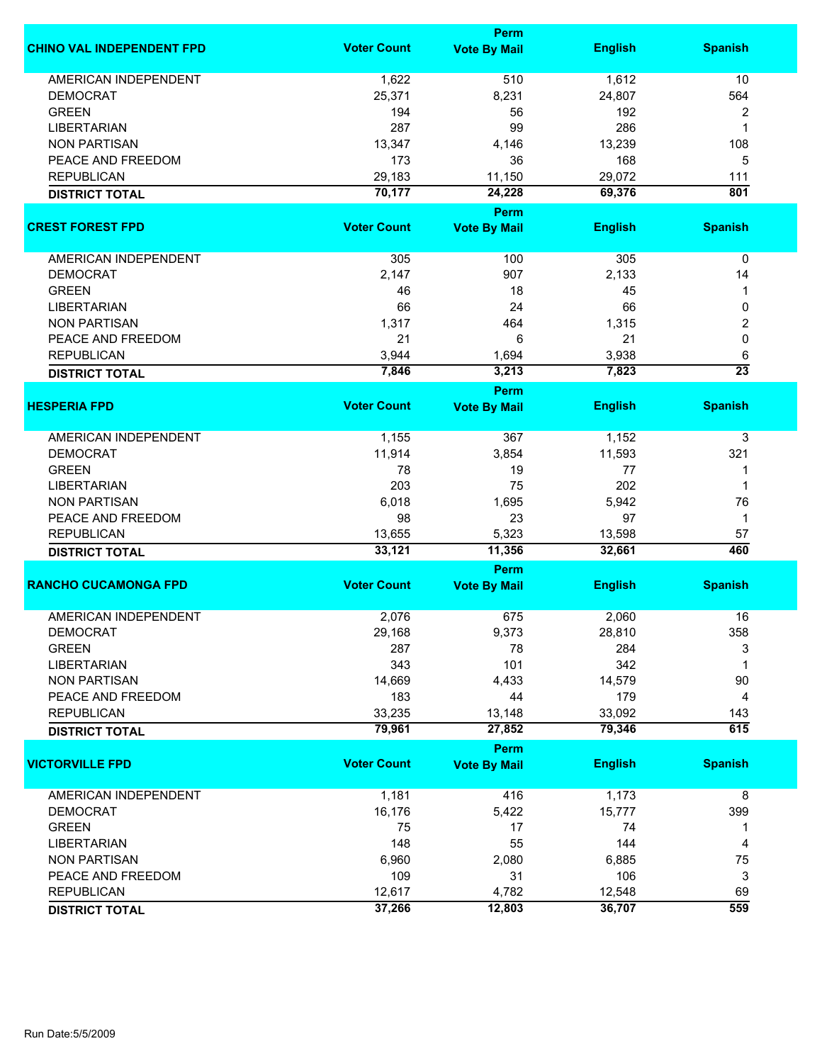| CHINO VAL INDEPENDENT FPD | Voter Count | Perm Vote By Mail | English | Spanish |
|---|---|---|---|---|
| AMERICAN INDEPENDENT | 1,622 | 510 | 1,612 | 10 |
| DEMOCRAT | 25,371 | 8,231 | 24,807 | 564 |
| GREEN | 194 | 56 | 192 | 2 |
| LIBERTARIAN | 287 | 99 | 286 | 1 |
| NON PARTISAN | 13,347 | 4,146 | 13,239 | 108 |
| PEACE AND FREEDOM | 173 | 36 | 168 | 5 |
| REPUBLICAN | 29,183 | 11,150 | 29,072 | 111 |
| **DISTRICT TOTAL** | **70,177** | **24,228** | **69,376** | **801** |

| CREST FOREST FPD | Voter Count | Perm Vote By Mail | English | Spanish |
|---|---|---|---|---|
| AMERICAN INDEPENDENT | 305 | 100 | 305 | 0 |
| DEMOCRAT | 2,147 | 907 | 2,133 | 14 |
| GREEN | 46 | 18 | 45 | 1 |
| LIBERTARIAN | 66 | 24 | 66 | 0 |
| NON PARTISAN | 1,317 | 464 | 1,315 | 2 |
| PEACE AND FREEDOM | 21 | 6 | 21 | 0 |
| REPUBLICAN | 3,944 | 1,694 | 3,938 | 6 |
| **DISTRICT TOTAL** | **7,846** | **3,213** | **7,823** | **23** |

| HESPERIA FPD | Voter Count | Perm Vote By Mail | English | Spanish |
|---|---|---|---|---|
| AMERICAN INDEPENDENT | 1,155 | 367 | 1,152 | 3 |
| DEMOCRAT | 11,914 | 3,854 | 11,593 | 321 |
| GREEN | 78 | 19 | 77 | 1 |
| LIBERTARIAN | 203 | 75 | 202 | 1 |
| NON PARTISAN | 6,018 | 1,695 | 5,942 | 76 |
| PEACE AND FREEDOM | 98 | 23 | 97 | 1 |
| REPUBLICAN | 13,655 | 5,323 | 13,598 | 57 |
| **DISTRICT TOTAL** | **33,121** | **11,356** | **32,661** | **460** |

| RANCHO CUCAMONGA FPD | Voter Count | Perm Vote By Mail | English | Spanish |
|---|---|---|---|---|
| AMERICAN INDEPENDENT | 2,076 | 675 | 2,060 | 16 |
| DEMOCRAT | 29,168 | 9,373 | 28,810 | 358 |
| GREEN | 287 | 78 | 284 | 3 |
| LIBERTARIAN | 343 | 101 | 342 | 1 |
| NON PARTISAN | 14,669 | 4,433 | 14,579 | 90 |
| PEACE AND FREEDOM | 183 | 44 | 179 | 4 |
| REPUBLICAN | 33,235 | 13,148 | 33,092 | 143 |
| **DISTRICT TOTAL** | **79,961** | **27,852** | **79,346** | **615** |

| VICTORVILLE FPD | Voter Count | Perm Vote By Mail | English | Spanish |
|---|---|---|---|---|
| AMERICAN INDEPENDENT | 1,181 | 416 | 1,173 | 8 |
| DEMOCRAT | 16,176 | 5,422 | 15,777 | 399 |
| GREEN | 75 | 17 | 74 | 1 |
| LIBERTARIAN | 148 | 55 | 144 | 4 |
| NON PARTISAN | 6,960 | 2,080 | 6,885 | 75 |
| PEACE AND FREEDOM | 109 | 31 | 106 | 3 |
| REPUBLICAN | 12,617 | 4,782 | 12,548 | 69 |
| **DISTRICT TOTAL** | **37,266** | **12,803** | **36,707** | **559** |

Run Date:5/5/2009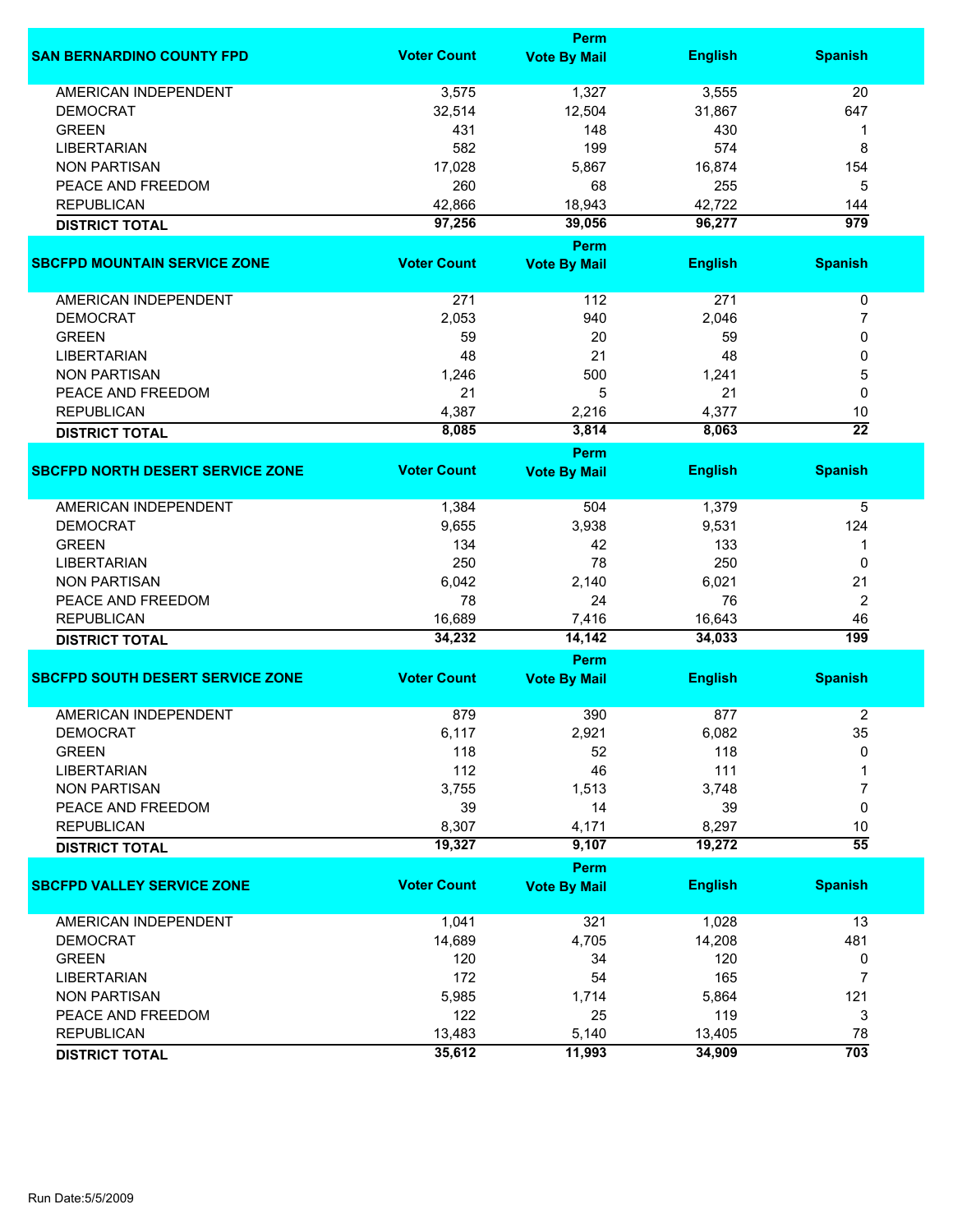| SAN BERNARDINO COUNTY FPD | Voter Count | Perm Vote By Mail | English | Spanish |
|---|---|---|---|---|
| AMERICAN INDEPENDENT | 3,575 | 1,327 | 3,555 | 20 |
| DEMOCRAT | 32,514 | 12,504 | 31,867 | 647 |
| GREEN | 431 | 148 | 430 | 1 |
| LIBERTARIAN | 582 | 199 | 574 | 8 |
| NON PARTISAN | 17,028 | 5,867 | 16,874 | 154 |
| PEACE AND FREEDOM | 260 | 68 | 255 | 5 |
| REPUBLICAN | 42,866 | 18,943 | 42,722 | 144 |
| **DISTRICT TOTAL** | **97,256** | **39,056** | **96,277** | **979** |

| SBCFPD MOUNTAIN SERVICE ZONE | Voter Count | Perm Vote By Mail | English | Spanish |
|---|---|---|---|---|
| AMERICAN INDEPENDENT | 271 | 112 | 271 | 0 |
| DEMOCRAT | 2,053 | 940 | 2,046 | 7 |
| GREEN | 59 | 20 | 59 | 0 |
| LIBERTARIAN | 48 | 21 | 48 | 0 |
| NON PARTISAN | 1,246 | 500 | 1,241 | 5 |
| PEACE AND FREEDOM | 21 | 5 | 21 | 0 |
| REPUBLICAN | 4,387 | 2,216 | 4,377 | 10 |
| **DISTRICT TOTAL** | **8,085** | **3,814** | **8,063** | **22** |

| SBCFPD NORTH DESERT SERVICE ZONE | Voter Count | Perm Vote By Mail | English | Spanish |
|---|---|---|---|---|
| AMERICAN INDEPENDENT | 1,384 | 504 | 1,379 | 5 |
| DEMOCRAT | 9,655 | 3,938 | 9,531 | 124 |
| GREEN | 134 | 42 | 133 | 1 |
| LIBERTARIAN | 250 | 78 | 250 | 0 |
| NON PARTISAN | 6,042 | 2,140 | 6,021 | 21 |
| PEACE AND FREEDOM | 78 | 24 | 76 | 2 |
| REPUBLICAN | 16,689 | 7,416 | 16,643 | 46 |
| **DISTRICT TOTAL** | **34,232** | **14,142** | **34,033** | **199** |

| SBCFPD SOUTH DESERT SERVICE ZONE | Voter Count | Perm Vote By Mail | English | Spanish |
|---|---|---|---|---|
| AMERICAN INDEPENDENT | 879 | 390 | 877 | 2 |
| DEMOCRAT | 6,117 | 2,921 | 6,082 | 35 |
| GREEN | 118 | 52 | 118 | 0 |
| LIBERTARIAN | 112 | 46 | 111 | 1 |
| NON PARTISAN | 3,755 | 1,513 | 3,748 | 7 |
| PEACE AND FREEDOM | 39 | 14 | 39 | 0 |
| REPUBLICAN | 8,307 | 4,171 | 8,297 | 10 |
| **DISTRICT TOTAL** | **19,327** | **9,107** | **19,272** | **55** |

| SBCFPD VALLEY SERVICE ZONE | Voter Count | Perm Vote By Mail | English | Spanish |
|---|---|---|---|---|
| AMERICAN INDEPENDENT | 1,041 | 321 | 1,028 | 13 |
| DEMOCRAT | 14,689 | 4,705 | 14,208 | 481 |
| GREEN | 120 | 34 | 120 | 0 |
| LIBERTARIAN | 172 | 54 | 165 | 7 |
| NON PARTISAN | 5,985 | 1,714 | 5,864 | 121 |
| PEACE AND FREEDOM | 122 | 25 | 119 | 3 |
| REPUBLICAN | 13,483 | 5,140 | 13,405 | 78 |
| **DISTRICT TOTAL** | **35,612** | **11,993** | **34,909** | **703** |

Run Date:5/5/2009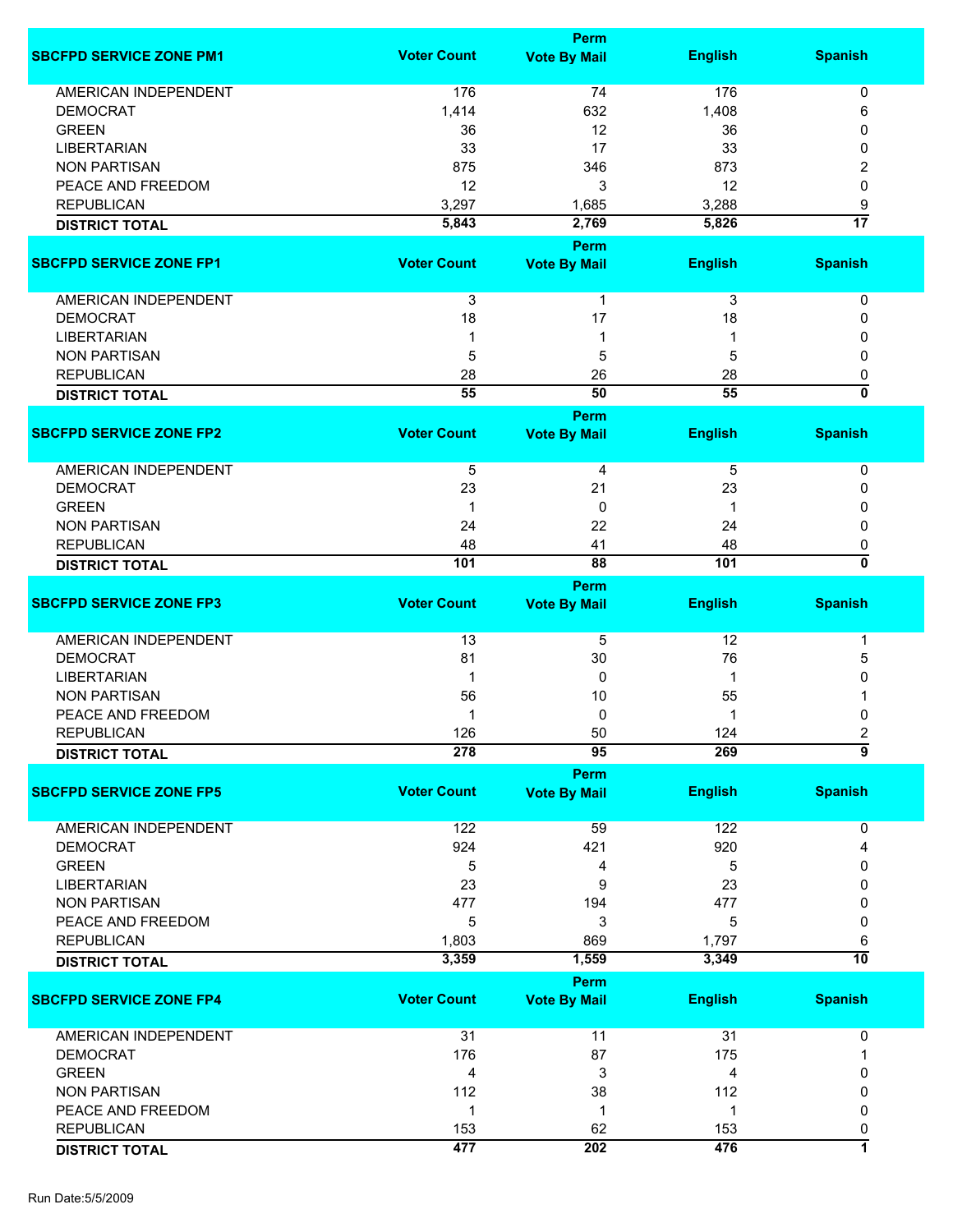| SBCFPD SERVICE ZONE PM1 | Voter Count | Perm Vote By Mail | English | Spanish |
|---|---|---|---|---|
| AMERICAN INDEPENDENT | 176 | 74 | 176 | 0 |
| DEMOCRAT | 1,414 | 632 | 1,408 | 6 |
| GREEN | 36 | 12 | 36 | 0 |
| LIBERTARIAN | 33 | 17 | 33 | 0 |
| NON PARTISAN | 875 | 346 | 873 | 2 |
| PEACE AND FREEDOM | 12 | 3 | 12 | 0 |
| REPUBLICAN | 3,297 | 1,685 | 3,288 | 9 |
| **DISTRICT TOTAL** | **5,843** | **2,769** | **5,826** | **17** |

| SBCFPD SERVICE ZONE FP1 | Voter Count | Perm Vote By Mail | English | Spanish |
|---|---|---|---|---|
| AMERICAN INDEPENDENT | 3 | 1 | 3 | 0 |
| DEMOCRAT | 18 | 17 | 18 | 0 |
| LIBERTARIAN | 1 | 1 | 1 | 0 |
| NON PARTISAN | 5 | 5 | 5 | 0 |
| REPUBLICAN | 28 | 26 | 28 | 0 |
| **DISTRICT TOTAL** | **55** | **50** | **55** | **0** |

| SBCFPD SERVICE ZONE FP2 | Voter Count | Perm Vote By Mail | English | Spanish |
|---|---|---|---|---|
| AMERICAN INDEPENDENT | 5 | 4 | 5 | 0 |
| DEMOCRAT | 23 | 21 | 23 | 0 |
| GREEN | 1 | 0 | 1 | 0 |
| NON PARTISAN | 24 | 22 | 24 | 0 |
| REPUBLICAN | 48 | 41 | 48 | 0 |
| **DISTRICT TOTAL** | **101** | **88** | **101** | **0** |

| SBCFPD SERVICE ZONE FP3 | Voter Count | Perm Vote By Mail | English | Spanish |
|---|---|---|---|---|
| AMERICAN INDEPENDENT | 13 | 5 | 12 | 1 |
| DEMOCRAT | 81 | 30 | 76 | 5 |
| LIBERTARIAN | 1 | 0 | 1 | 0 |
| NON PARTISAN | 56 | 10 | 55 | 1 |
| PEACE AND FREEDOM | 1 | 0 | 1 | 0 |
| REPUBLICAN | 126 | 50 | 124 | 2 |
| **DISTRICT TOTAL** | **278** | **95** | **269** | **9** |

| SBCFPD SERVICE ZONE FP5 | Voter Count | Perm Vote By Mail | English | Spanish |
|---|---|---|---|---|
| AMERICAN INDEPENDENT | 122 | 59 | 122 | 0 |
| DEMOCRAT | 924 | 421 | 920 | 4 |
| GREEN | 5 | 4 | 5 | 0 |
| LIBERTARIAN | 23 | 9 | 23 | 0 |
| NON PARTISAN | 477 | 194 | 477 | 0 |
| PEACE AND FREEDOM | 5 | 3 | 5 | 0 |
| REPUBLICAN | 1,803 | 869 | 1,797 | 6 |
| **DISTRICT TOTAL** | **3,359** | **1,559** | **3,349** | **10** |

| SBCFPD SERVICE ZONE FP4 | Voter Count | Perm Vote By Mail | English | Spanish |
|---|---|---|---|---|
| AMERICAN INDEPENDENT | 31 | 11 | 31 | 0 |
| DEMOCRAT | 176 | 87 | 175 | 1 |
| GREEN | 4 | 3 | 4 | 0 |
| NON PARTISAN | 112 | 38 | 112 | 0 |
| PEACE AND FREEDOM | 1 | 1 | 1 | 0 |
| REPUBLICAN | 153 | 62 | 153 | 0 |
| **DISTRICT TOTAL** | **477** | **202** | **476** | **1** |

Run Date:5/5/2009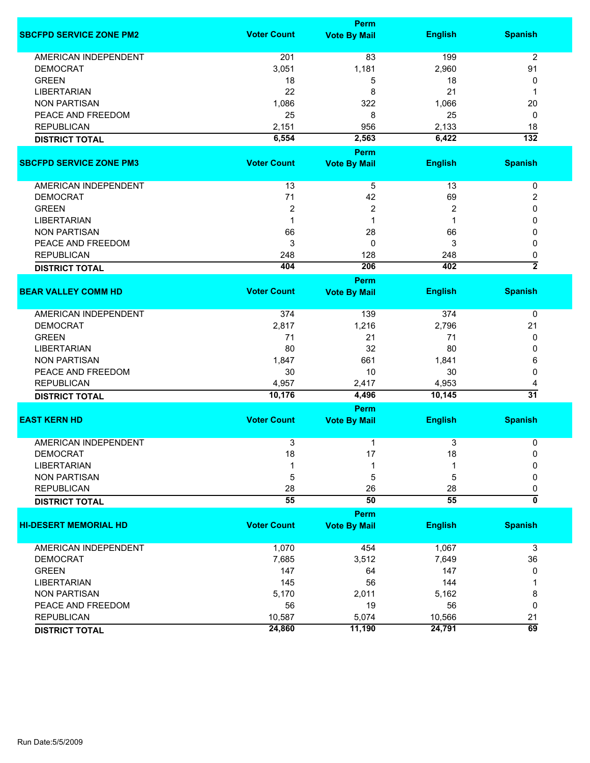| SBCFPD SERVICE ZONE PM2 | Voter Count | Perm Vote By Mail | English | Spanish |
|---|---|---|---|---|
| AMERICAN INDEPENDENT | 201 | 83 | 199 | 2 |
| DEMOCRAT | 3,051 | 1,181 | 2,960 | 91 |
| GREEN | 18 | 5 | 18 | 0 |
| LIBERTARIAN | 22 | 8 | 21 | 1 |
| NON PARTISAN | 1,086 | 322 | 1,066 | 20 |
| PEACE AND FREEDOM | 25 | 8 | 25 | 0 |
| REPUBLICAN | 2,151 | 956 | 2,133 | 18 |
| **DISTRICT TOTAL** | **6,554** | **2,563** | **6,422** | **132** |

| SBCFPD SERVICE ZONE PM3 | Voter Count | Perm Vote By Mail | English | Spanish |
|---|---|---|---|---|
| AMERICAN INDEPENDENT | 13 | 5 | 13 | 0 |
| DEMOCRAT | 71 | 42 | 69 | 2 |
| GREEN | 2 | 2 | 2 | 0 |
| LIBERTARIAN | 1 | 1 | 1 | 0 |
| NON PARTISAN | 66 | 28 | 66 | 0 |
| PEACE AND FREEDOM | 3 | 0 | 3 | 0 |
| REPUBLICAN | 248 | 128 | 248 | 0 |
| **DISTRICT TOTAL** | **404** | **206** | **402** | **2** |

| BEAR VALLEY COMM HD | Voter Count | Perm Vote By Mail | English | Spanish |
|---|---|---|---|---|
| AMERICAN INDEPENDENT | 374 | 139 | 374 | 0 |
| DEMOCRAT | 2,817 | 1,216 | 2,796 | 21 |
| GREEN | 71 | 21 | 71 | 0 |
| LIBERTARIAN | 80 | 32 | 80 | 0 |
| NON PARTISAN | 1,847 | 661 | 1,841 | 6 |
| PEACE AND FREEDOM | 30 | 10 | 30 | 0 |
| REPUBLICAN | 4,957 | 2,417 | 4,953 | 4 |
| **DISTRICT TOTAL** | **10,176** | **4,496** | **10,145** | **31** |

| EAST KERN HD | Voter Count | Perm Vote By Mail | English | Spanish |
|---|---|---|---|---|
| AMERICAN INDEPENDENT | 3 | 1 | 3 | 0 |
| DEMOCRAT | 18 | 17 | 18 | 0 |
| LIBERTARIAN | 1 | 1 | 1 | 0 |
| NON PARTISAN | 5 | 5 | 5 | 0 |
| REPUBLICAN | 28 | 26 | 28 | 0 |
| **DISTRICT TOTAL** | **55** | **50** | **55** | **0** |

| HI-DESERT MEMORIAL HD | Voter Count | Perm Vote By Mail | English | Spanish |
|---|---|---|---|---|
| AMERICAN INDEPENDENT | 1,070 | 454 | 1,067 | 3 |
| DEMOCRAT | 7,685 | 3,512 | 7,649 | 36 |
| GREEN | 147 | 64 | 147 | 0 |
| LIBERTARIAN | 145 | 56 | 144 | 1 |
| NON PARTISAN | 5,170 | 2,011 | 5,162 | 8 |
| PEACE AND FREEDOM | 56 | 19 | 56 | 0 |
| REPUBLICAN | 10,587 | 5,074 | 10,566 | 21 |
| **DISTRICT TOTAL** | **24,860** | **11,190** | **24,791** | **69** |

Run Date:5/5/2009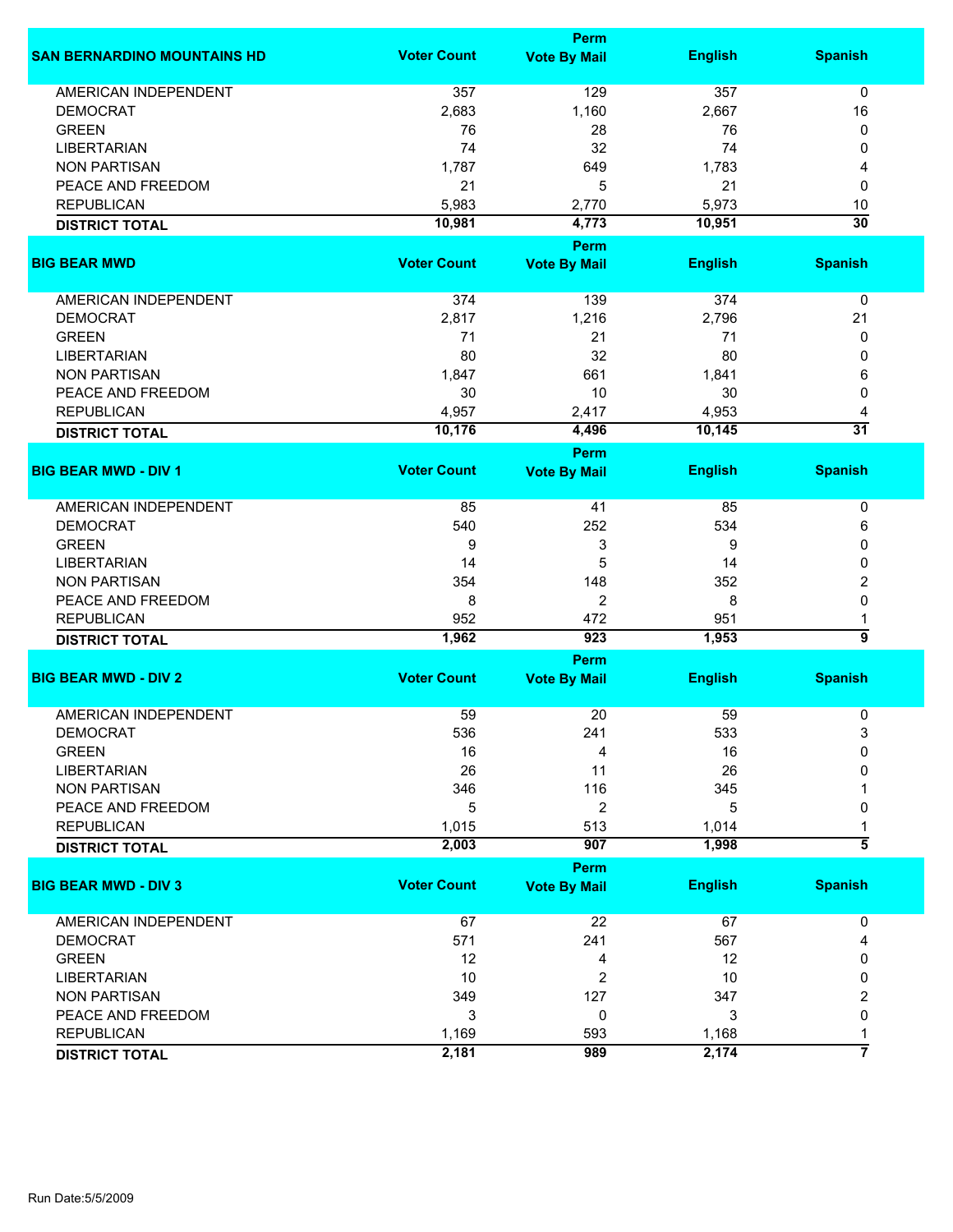| SAN BERNARDINO MOUNTAINS HD | Voter Count | Perm Vote By Mail | English | Spanish |
|---|---|---|---|---|
| AMERICAN INDEPENDENT | 357 | 129 | 357 | 0 |
| DEMOCRAT | 2,683 | 1,160 | 2,667 | 16 |
| GREEN | 76 | 28 | 76 | 0 |
| LIBERTARIAN | 74 | 32 | 74 | 0 |
| NON PARTISAN | 1,787 | 649 | 1,783 | 4 |
| PEACE AND FREEDOM | 21 | 5 | 21 | 0 |
| REPUBLICAN | 5,983 | 2,770 | 5,973 | 10 |
| **DISTRICT TOTAL** | **10,981** | **4,773** | **10,951** | **30** |

| BIG BEAR MWD | Voter Count | Perm Vote By Mail | English | Spanish |
|---|---|---|---|---|
| AMERICAN INDEPENDENT | 374 | 139 | 374 | 0 |
| DEMOCRAT | 2,817 | 1,216 | 2,796 | 21 |
| GREEN | 71 | 21 | 71 | 0 |
| LIBERTARIAN | 80 | 32 | 80 | 0 |
| NON PARTISAN | 1,847 | 661 | 1,841 | 6 |
| PEACE AND FREEDOM | 30 | 10 | 30 | 0 |
| REPUBLICAN | 4,957 | 2,417 | 4,953 | 4 |
| **DISTRICT TOTAL** | **10,176** | **4,496** | **10,145** | **31** |

| BIG BEAR MWD - DIV 1 | Voter Count | Perm Vote By Mail | English | Spanish |
|---|---|---|---|---|
| AMERICAN INDEPENDENT | 85 | 41 | 85 | 0 |
| DEMOCRAT | 540 | 252 | 534 | 6 |
| GREEN | 9 | 3 | 9 | 0 |
| LIBERTARIAN | 14 | 5 | 14 | 0 |
| NON PARTISAN | 354 | 148 | 352 | 2 |
| PEACE AND FREEDOM | 8 | 2 | 8 | 0 |
| REPUBLICAN | 952 | 472 | 951 | 1 |
| **DISTRICT TOTAL** | **1,962** | **923** | **1,953** | **9** |

| BIG BEAR MWD - DIV 2 | Voter Count | Perm Vote By Mail | English | Spanish |
|---|---|---|---|---|
| AMERICAN INDEPENDENT | 59 | 20 | 59 | 0 |
| DEMOCRAT | 536 | 241 | 533 | 3 |
| GREEN | 16 | 4 | 16 | 0 |
| LIBERTARIAN | 26 | 11 | 26 | 0 |
| NON PARTISAN | 346 | 116 | 345 | 1 |
| PEACE AND FREEDOM | 5 | 2 | 5 | 0 |
| REPUBLICAN | 1,015 | 513 | 1,014 | 1 |
| **DISTRICT TOTAL** | **2,003** | **907** | **1,998** | **5** |

| BIG BEAR MWD - DIV 3 | Voter Count | Perm Vote By Mail | English | Spanish |
|---|---|---|---|---|
| AMERICAN INDEPENDENT | 67 | 22 | 67 | 0 |
| DEMOCRAT | 571 | 241 | 567 | 4 |
| GREEN | 12 | 4 | 12 | 0 |
| LIBERTARIAN | 10 | 2 | 10 | 0 |
| NON PARTISAN | 349 | 127 | 347 | 2 |
| PEACE AND FREEDOM | 3 | 0 | 3 | 0 |
| REPUBLICAN | 1,169 | 593 | 1,168 | 1 |
| **DISTRICT TOTAL** | **2,181** | **989** | **2,174** | **7** |

Run Date:5/5/2009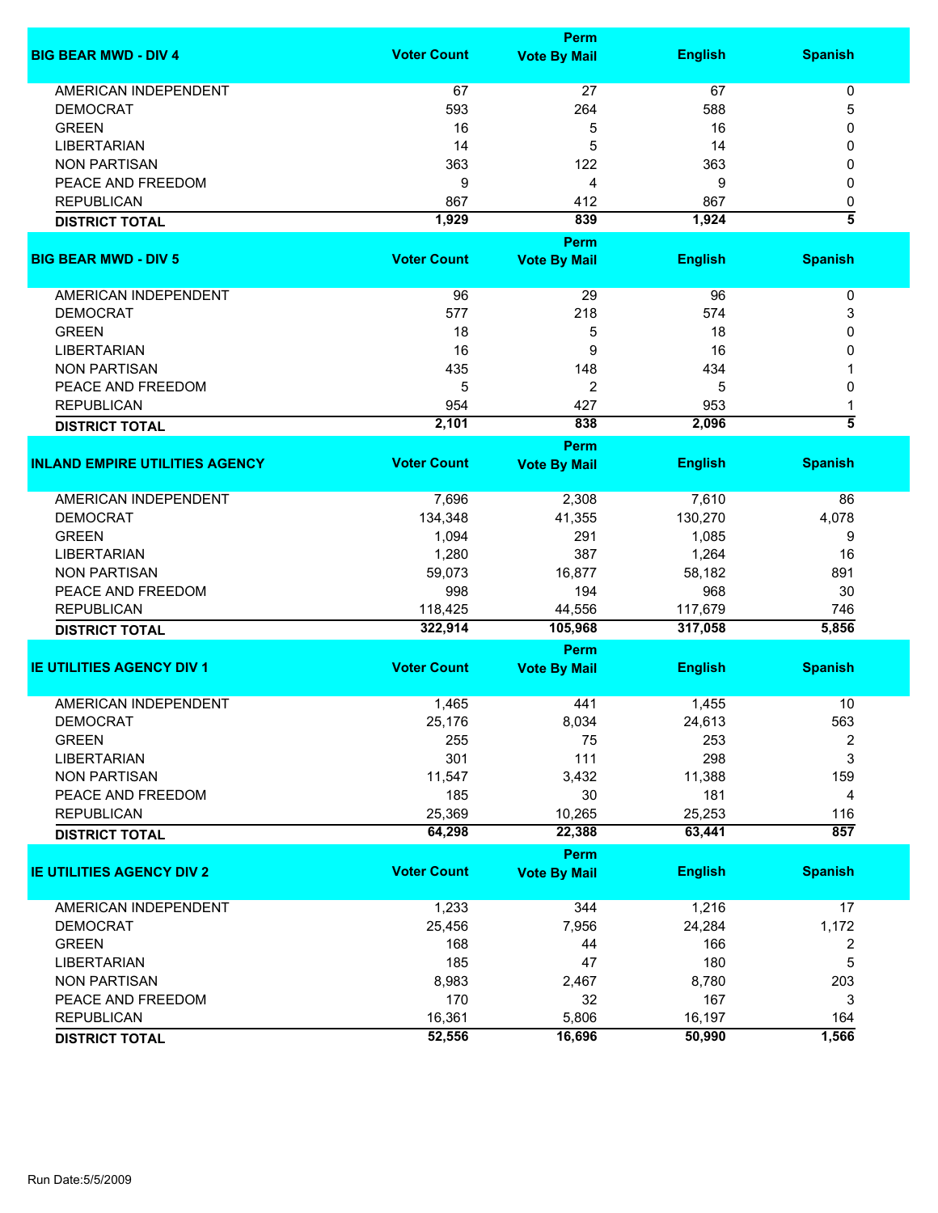| BIG BEAR MWD - DIV 4 | Voter Count | Perm Vote By Mail | English | Spanish |
|---|---|---|---|---|
| AMERICAN INDEPENDENT | 67 | 27 | 67 | 0 |
| DEMOCRAT | 593 | 264 | 588 | 5 |
| GREEN | 16 | 5 | 16 | 0 |
| LIBERTARIAN | 14 | 5 | 14 | 0 |
| NON PARTISAN | 363 | 122 | 363 | 0 |
| PEACE AND FREEDOM | 9 | 4 | 9 | 0 |
| REPUBLICAN | 867 | 412 | 867 | 0 |
| **DISTRICT TOTAL** | **1,929** | **839** | **1,924** | **5** |

| BIG BEAR MWD - DIV 5 | Voter Count | Perm Vote By Mail | English | Spanish |
|---|---|---|---|---|
| AMERICAN INDEPENDENT | 96 | 29 | 96 | 0 |
| DEMOCRAT | 577 | 218 | 574 | 3 |
| GREEN | 18 | 5 | 18 | 0 |
| LIBERTARIAN | 16 | 9 | 16 | 0 |
| NON PARTISAN | 435 | 148 | 434 | 1 |
| PEACE AND FREEDOM | 5 | 2 | 5 | 0 |
| REPUBLICAN | 954 | 427 | 953 | 1 |
| **DISTRICT TOTAL** | **2,101** | **838** | **2,096** | **5** |

| INLAND EMPIRE UTILITIES AGENCY | Voter Count | Perm Vote By Mail | English | Spanish |
|---|---|---|---|---|
| AMERICAN INDEPENDENT | 7,696 | 2,308 | 7,610 | 86 |
| DEMOCRAT | 134,348 | 41,355 | 130,270 | 4,078 |
| GREEN | 1,094 | 291 | 1,085 | 9 |
| LIBERTARIAN | 1,280 | 387 | 1,264 | 16 |
| NON PARTISAN | 59,073 | 16,877 | 58,182 | 891 |
| PEACE AND FREEDOM | 998 | 194 | 968 | 30 |
| REPUBLICAN | 118,425 | 44,556 | 117,679 | 746 |
| **DISTRICT TOTAL** | **322,914** | **105,968** | **317,058** | **5,856** |

| IE UTILITIES AGENCY DIV 1 | Voter Count | Perm Vote By Mail | English | Spanish |
|---|---|---|---|---|
| AMERICAN INDEPENDENT | 1,465 | 441 | 1,455 | 10 |
| DEMOCRAT | 25,176 | 8,034 | 24,613 | 563 |
| GREEN | 255 | 75 | 253 | 2 |
| LIBERTARIAN | 301 | 111 | 298 | 3 |
| NON PARTISAN | 11,547 | 3,432 | 11,388 | 159 |
| PEACE AND FREEDOM | 185 | 30 | 181 | 4 |
| REPUBLICAN | 25,369 | 10,265 | 25,253 | 116 |
| **DISTRICT TOTAL** | **64,298** | **22,388** | **63,441** | **857** |

| IE UTILITIES AGENCY DIV 2 | Voter Count | Perm Vote By Mail | English | Spanish |
|---|---|---|---|---|
| AMERICAN INDEPENDENT | 1,233 | 344 | 1,216 | 17 |
| DEMOCRAT | 25,456 | 7,956 | 24,284 | 1,172 |
| GREEN | 168 | 44 | 166 | 2 |
| LIBERTARIAN | 185 | 47 | 180 | 5 |
| NON PARTISAN | 8,983 | 2,467 | 8,780 | 203 |
| PEACE AND FREEDOM | 170 | 32 | 167 | 3 |
| REPUBLICAN | 16,361 | 5,806 | 16,197 | 164 |
| **DISTRICT TOTAL** | **52,556** | **16,696** | **50,990** | **1,566** |

Run Date:5/5/2009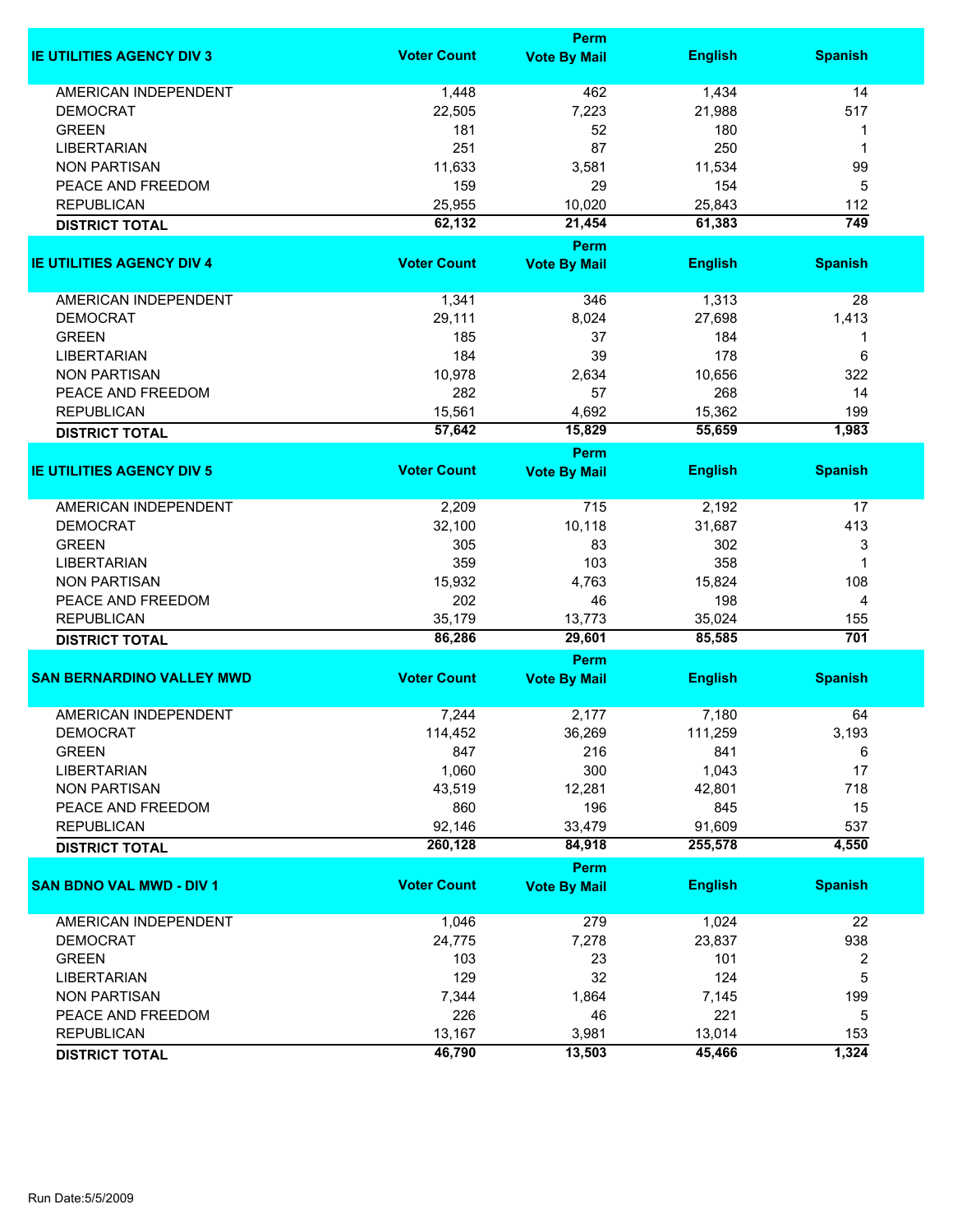| IE UTILITIES AGENCY DIV 3 | Voter Count | Perm Vote By Mail | English | Spanish |
|---|---|---|---|---|
| AMERICAN INDEPENDENT | 1,448 | 462 | 1,434 | 14 |
| DEMOCRAT | 22,505 | 7,223 | 21,988 | 517 |
| GREEN | 181 | 52 | 180 | 1 |
| LIBERTARIAN | 251 | 87 | 250 | 1 |
| NON PARTISAN | 11,633 | 3,581 | 11,534 | 99 |
| PEACE AND FREEDOM | 159 | 29 | 154 | 5 |
| REPUBLICAN | 25,955 | 10,020 | 25,843 | 112 |
| **DISTRICT TOTAL** | **62,132** | **21,454** | **61,383** | **749** |

| IE UTILITIES AGENCY DIV 4 | Voter Count | Perm Vote By Mail | English | Spanish |
|---|---|---|---|---|
| AMERICAN INDEPENDENT | 1,341 | 346 | 1,313 | 28 |
| DEMOCRAT | 29,111 | 8,024 | 27,698 | 1,413 |
| GREEN | 185 | 37 | 184 | 1 |
| LIBERTARIAN | 184 | 39 | 178 | 6 |
| NON PARTISAN | 10,978 | 2,634 | 10,656 | 322 |
| PEACE AND FREEDOM | 282 | 57 | 268 | 14 |
| REPUBLICAN | 15,561 | 4,692 | 15,362 | 199 |
| **DISTRICT TOTAL** | **57,642** | **15,829** | **55,659** | **1,983** |

| IE UTILITIES AGENCY DIV 5 | Voter Count | Perm Vote By Mail | English | Spanish |
|---|---|---|---|---|
| AMERICAN INDEPENDENT | 2,209 | 715 | 2,192 | 17 |
| DEMOCRAT | 32,100 | 10,118 | 31,687 | 413 |
| GREEN | 305 | 83 | 302 | 3 |
| LIBERTARIAN | 359 | 103 | 358 | 1 |
| NON PARTISAN | 15,932 | 4,763 | 15,824 | 108 |
| PEACE AND FREEDOM | 202 | 46 | 198 | 4 |
| REPUBLICAN | 35,179 | 13,773 | 35,024 | 155 |
| **DISTRICT TOTAL** | **86,286** | **29,601** | **85,585** | **701** |

| SAN BERNARDINO VALLEY MWD | Voter Count | Perm Vote By Mail | English | Spanish |
|---|---|---|---|---|
| AMERICAN INDEPENDENT | 7,244 | 2,177 | 7,180 | 64 |
| DEMOCRAT | 114,452 | 36,269 | 111,259 | 3,193 |
| GREEN | 847 | 216 | 841 | 6 |
| LIBERTARIAN | 1,060 | 300 | 1,043 | 17 |
| NON PARTISAN | 43,519 | 12,281 | 42,801 | 718 |
| PEACE AND FREEDOM | 860 | 196 | 845 | 15 |
| REPUBLICAN | 92,146 | 33,479 | 91,609 | 537 |
| **DISTRICT TOTAL** | **260,128** | **84,918** | **255,578** | **4,550** |

| SAN BDNO VAL MWD - DIV 1 | Voter Count | Perm Vote By Mail | English | Spanish |
|---|---|---|---|---|
| AMERICAN INDEPENDENT | 1,046 | 279 | 1,024 | 22 |
| DEMOCRAT | 24,775 | 7,278 | 23,837 | 938 |
| GREEN | 103 | 23 | 101 | 2 |
| LIBERTARIAN | 129 | 32 | 124 | 5 |
| NON PARTISAN | 7,344 | 1,864 | 7,145 | 199 |
| PEACE AND FREEDOM | 226 | 46 | 221 | 5 |
| REPUBLICAN | 13,167 | 3,981 | 13,014 | 153 |
| **DISTRICT TOTAL** | **46,790** | **13,503** | **45,466** | **1,324** |

Run Date:5/5/2009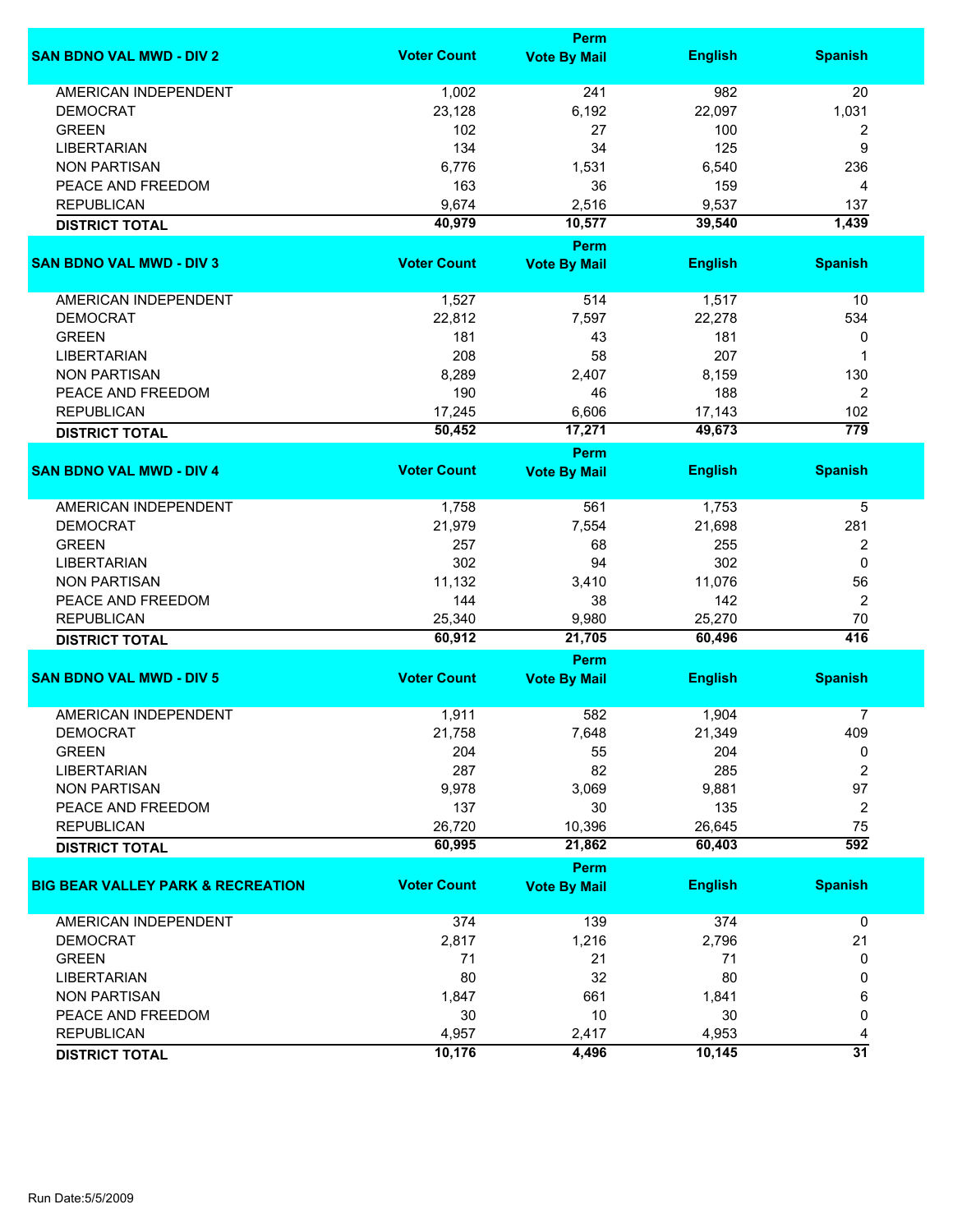| SAN BDNO VAL MWD - DIV 2 | Voter Count | Perm Vote By Mail | English | Spanish |
|---|---|---|---|---|
| AMERICAN INDEPENDENT | 1,002 | 241 | 982 | 20 |
| DEMOCRAT | 23,128 | 6,192 | 22,097 | 1,031 |
| GREEN | 102 | 27 | 100 | 2 |
| LIBERTARIAN | 134 | 34 | 125 | 9 |
| NON PARTISAN | 6,776 | 1,531 | 6,540 | 236 |
| PEACE AND FREEDOM | 163 | 36 | 159 | 4 |
| REPUBLICAN | 9,674 | 2,516 | 9,537 | 137 |
| **DISTRICT TOTAL** | **40,979** | **10,577** | **39,540** | **1,439** |

| SAN BDNO VAL MWD - DIV 3 | Voter Count | Perm Vote By Mail | English | Spanish |
|---|---|---|---|---|
| AMERICAN INDEPENDENT | 1,527 | 514 | 1,517 | 10 |
| DEMOCRAT | 22,812 | 7,597 | 22,278 | 534 |
| GREEN | 181 | 43 | 181 | 0 |
| LIBERTARIAN | 208 | 58 | 207 | 1 |
| NON PARTISAN | 8,289 | 2,407 | 8,159 | 130 |
| PEACE AND FREEDOM | 190 | 46 | 188 | 2 |
| REPUBLICAN | 17,245 | 6,606 | 17,143 | 102 |
| **DISTRICT TOTAL** | **50,452** | **17,271** | **49,673** | **779** |

| SAN BDNO VAL MWD - DIV 4 | Voter Count | Perm Vote By Mail | English | Spanish |
|---|---|---|---|---|
| AMERICAN INDEPENDENT | 1,758 | 561 | 1,753 | 5 |
| DEMOCRAT | 21,979 | 7,554 | 21,698 | 281 |
| GREEN | 257 | 68 | 255 | 2 |
| LIBERTARIAN | 302 | 94 | 302 | 0 |
| NON PARTISAN | 11,132 | 3,410 | 11,076 | 56 |
| PEACE AND FREEDOM | 144 | 38 | 142 | 2 |
| REPUBLICAN | 25,340 | 9,980 | 25,270 | 70 |
| **DISTRICT TOTAL** | **60,912** | **21,705** | **60,496** | **416** |

| SAN BDNO VAL MWD - DIV 5 | Voter Count | Perm Vote By Mail | English | Spanish |
|---|---|---|---|---|
| AMERICAN INDEPENDENT | 1,911 | 582 | 1,904 | 7 |
| DEMOCRAT | 21,758 | 7,648 | 21,349 | 409 |
| GREEN | 204 | 55 | 204 | 0 |
| LIBERTARIAN | 287 | 82 | 285 | 2 |
| NON PARTISAN | 9,978 | 3,069 | 9,881 | 97 |
| PEACE AND FREEDOM | 137 | 30 | 135 | 2 |
| REPUBLICAN | 26,720 | 10,396 | 26,645 | 75 |
| **DISTRICT TOTAL** | **60,995** | **21,862** | **60,403** | **592** |

| BIG BEAR VALLEY PARK & RECREATION | Voter Count | Perm Vote By Mail | English | Spanish |
|---|---|---|---|---|
| AMERICAN INDEPENDENT | 374 | 139 | 374 | 0 |
| DEMOCRAT | 2,817 | 1,216 | 2,796 | 21 |
| GREEN | 71 | 21 | 71 | 0 |
| LIBERTARIAN | 80 | 32 | 80 | 0 |
| NON PARTISAN | 1,847 | 661 | 1,841 | 6 |
| PEACE AND FREEDOM | 30 | 10 | 30 | 0 |
| REPUBLICAN | 4,957 | 2,417 | 4,953 | 4 |
| **DISTRICT TOTAL** | **10,176** | **4,496** | **10,145** | **31** |

Run Date:5/5/2009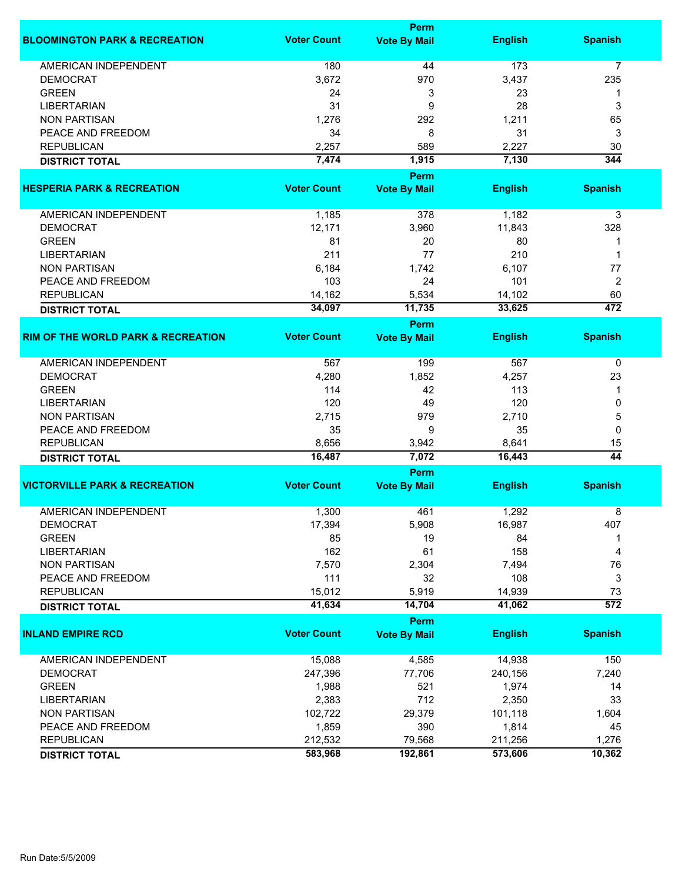| BLOOMINGTON PARK & RECREATION | Voter Count | Perm Vote By Mail | English | Spanish |
|---|---|---|---|---|
| AMERICAN INDEPENDENT | 180 | 44 | 173 | 7 |
| DEMOCRAT | 3,672 | 970 | 3,437 | 235 |
| GREEN | 24 | 3 | 23 | 1 |
| LIBERTARIAN | 31 | 9 | 28 | 3 |
| NON PARTISAN | 1,276 | 292 | 1,211 | 65 |
| PEACE AND FREEDOM | 34 | 8 | 31 | 3 |
| REPUBLICAN | 2,257 | 589 | 2,227 | 30 |
| **DISTRICT TOTAL** | **7,474** | **1,915** | **7,130** | **344** |

| HESPERIA PARK & RECREATION | Voter Count | Perm Vote By Mail | English | Spanish |
|---|---|---|---|---|
| AMERICAN INDEPENDENT | 1,185 | 378 | 1,182 | 3 |
| DEMOCRAT | 12,171 | 3,960 | 11,843 | 328 |
| GREEN | 81 | 20 | 80 | 1 |
| LIBERTARIAN | 211 | 77 | 210 | 1 |
| NON PARTISAN | 6,184 | 1,742 | 6,107 | 77 |
| PEACE AND FREEDOM | 103 | 24 | 101 | 2 |
| REPUBLICAN | 14,162 | 5,534 | 14,102 | 60 |
| **DISTRICT TOTAL** | **34,097** | **11,735** | **33,625** | **472** |

| RIM OF THE WORLD PARK & RECREATION | Voter Count | Perm Vote By Mail | English | Spanish |
|---|---|---|---|---|
| AMERICAN INDEPENDENT | 567 | 199 | 567 | 0 |
| DEMOCRAT | 4,280 | 1,852 | 4,257 | 23 |
| GREEN | 114 | 42 | 113 | 1 |
| LIBERTARIAN | 120 | 49 | 120 | 0 |
| NON PARTISAN | 2,715 | 979 | 2,710 | 5 |
| PEACE AND FREEDOM | 35 | 9 | 35 | 0 |
| REPUBLICAN | 8,656 | 3,942 | 8,641 | 15 |
| **DISTRICT TOTAL** | **16,487** | **7,072** | **16,443** | **44** |

| VICTORVILLE PARK & RECREATION | Voter Count | Perm Vote By Mail | English | Spanish |
|---|---|---|---|---|
| AMERICAN INDEPENDENT | 1,300 | 461 | 1,292 | 8 |
| DEMOCRAT | 17,394 | 5,908 | 16,987 | 407 |
| GREEN | 85 | 19 | 84 | 1 |
| LIBERTARIAN | 162 | 61 | 158 | 4 |
| NON PARTISAN | 7,570 | 2,304 | 7,494 | 76 |
| PEACE AND FREEDOM | 111 | 32 | 108 | 3 |
| REPUBLICAN | 15,012 | 5,919 | 14,939 | 73 |
| **DISTRICT TOTAL** | **41,634** | **14,704** | **41,062** | **572** |

| INLAND EMPIRE RCD | Voter Count | Perm Vote By Mail | English | Spanish |
|---|---|---|---|---|
| AMERICAN INDEPENDENT | 15,088 | 4,585 | 14,938 | 150 |
| DEMOCRAT | 247,396 | 77,706 | 240,156 | 7,240 |
| GREEN | 1,988 | 521 | 1,974 | 14 |
| LIBERTARIAN | 2,383 | 712 | 2,350 | 33 |
| NON PARTISAN | 102,722 | 29,379 | 101,118 | 1,604 |
| PEACE AND FREEDOM | 1,859 | 390 | 1,814 | 45 |
| REPUBLICAN | 212,532 | 79,568 | 211,256 | 1,276 |
| **DISTRICT TOTAL** | **583,968** | **192,861** | **573,606** | **10,362** |

Run Date:5/5/2009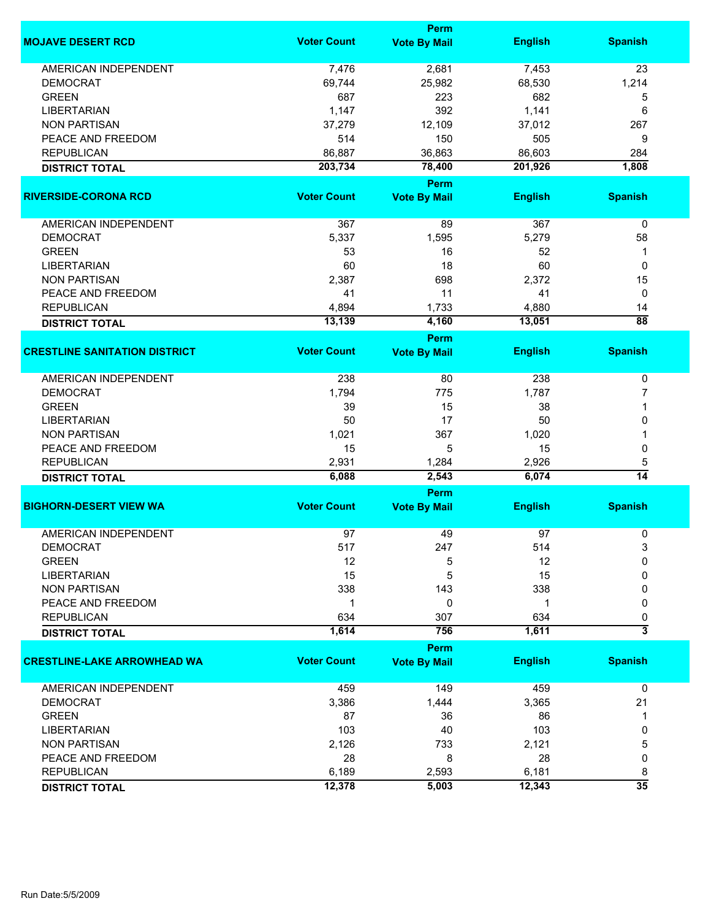| MOJAVE DESERT RCD | Voter Count | Perm Vote By Mail | English | Spanish |
|---|---|---|---|---|
| AMERICAN INDEPENDENT | 7,476 | 2,681 | 7,453 | 23 |
| DEMOCRAT | 69,744 | 25,982 | 68,530 | 1,214 |
| GREEN | 687 | 223 | 682 | 5 |
| LIBERTARIAN | 1,147 | 392 | 1,141 | 6 |
| NON PARTISAN | 37,279 | 12,109 | 37,012 | 267 |
| PEACE AND FREEDOM | 514 | 150 | 505 | 9 |
| REPUBLICAN | 86,887 | 36,863 | 86,603 | 284 |
| **DISTRICT TOTAL** | **203,734** | **78,400** | **201,926** | **1,808** |

| RIVERSIDE-CORONA RCD | Voter Count | Perm Vote By Mail | English | Spanish |
|---|---|---|---|---|
| AMERICAN INDEPENDENT | 367 | 89 | 367 | 0 |
| DEMOCRAT | 5,337 | 1,595 | 5,279 | 58 |
| GREEN | 53 | 16 | 52 | 1 |
| LIBERTARIAN | 60 | 18 | 60 | 0 |
| NON PARTISAN | 2,387 | 698 | 2,372 | 15 |
| PEACE AND FREEDOM | 41 | 11 | 41 | 0 |
| REPUBLICAN | 4,894 | 1,733 | 4,880 | 14 |
| **DISTRICT TOTAL** | **13,139** | **4,160** | **13,051** | **88** |

| CRESTLINE SANITATION DISTRICT | Voter Count | Perm Vote By Mail | English | Spanish |
|---|---|---|---|---|
| AMERICAN INDEPENDENT | 238 | 80 | 238 | 0 |
| DEMOCRAT | 1,794 | 775 | 1,787 | 7 |
| GREEN | 39 | 15 | 38 | 1 |
| LIBERTARIAN | 50 | 17 | 50 | 0 |
| NON PARTISAN | 1,021 | 367 | 1,020 | 1 |
| PEACE AND FREEDOM | 15 | 5 | 15 | 0 |
| REPUBLICAN | 2,931 | 1,284 | 2,926 | 5 |
| **DISTRICT TOTAL** | **6,088** | **2,543** | **6,074** | **14** |

| BIGHORN-DESERT VIEW WA | Voter Count | Perm Vote By Mail | English | Spanish |
|---|---|---|---|---|
| AMERICAN INDEPENDENT | 97 | 49 | 97 | 0 |
| DEMOCRAT | 517 | 247 | 514 | 3 |
| GREEN | 12 | 5 | 12 | 0 |
| LIBERTARIAN | 15 | 5 | 15 | 0 |
| NON PARTISAN | 338 | 143 | 338 | 0 |
| PEACE AND FREEDOM | 1 | 0 | 1 | 0 |
| REPUBLICAN | 634 | 307 | 634 | 0 |
| **DISTRICT TOTAL** | **1,614** | **756** | **1,611** | **3** |

| CRESTLINE-LAKE ARROWHEAD WA | Voter Count | Perm Vote By Mail | English | Spanish |
|---|---|---|---|---|
| AMERICAN INDEPENDENT | 459 | 149 | 459 | 0 |
| DEMOCRAT | 3,386 | 1,444 | 3,365 | 21 |
| GREEN | 87 | 36 | 86 | 1 |
| LIBERTARIAN | 103 | 40 | 103 | 0 |
| NON PARTISAN | 2,126 | 733 | 2,121 | 5 |
| PEACE AND FREEDOM | 28 | 8 | 28 | 0 |
| REPUBLICAN | 6,189 | 2,593 | 6,181 | 8 |
| **DISTRICT TOTAL** | **12,378** | **5,003** | **12,343** | **35** |

Run Date:5/5/2009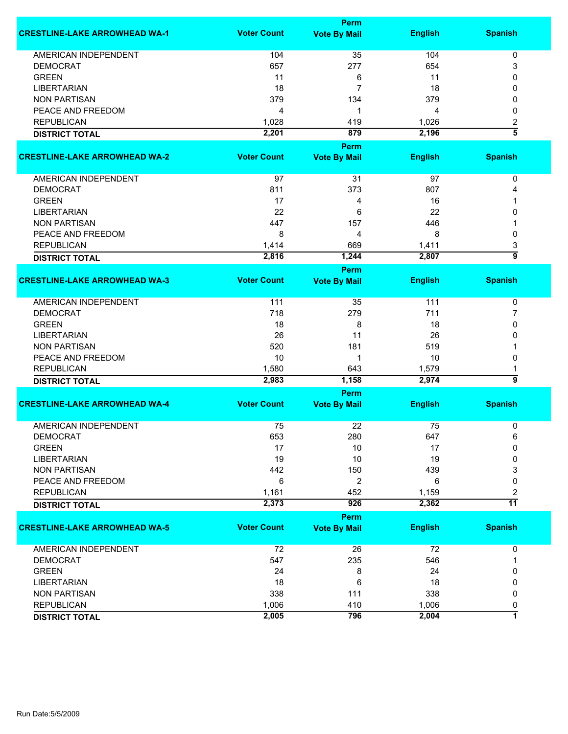| CRESTLINE-LAKE ARROWHEAD WA-1 | Voter Count | Perm Vote By Mail | English | Spanish |
|---|---|---|---|---|
| AMERICAN INDEPENDENT | 104 | 35 | 104 | 0 |
| DEMOCRAT | 657 | 277 | 654 | 3 |
| GREEN | 11 | 6 | 11 | 0 |
| LIBERTARIAN | 18 | 7 | 18 | 0 |
| NON PARTISAN | 379 | 134 | 379 | 0 |
| PEACE AND FREEDOM | 4 | 1 | 4 | 0 |
| REPUBLICAN | 1,028 | 419 | 1,026 | 2 |
| **DISTRICT TOTAL** | **2,201** | **879** | **2,196** | **5** |

| CRESTLINE-LAKE ARROWHEAD WA-2 | Voter Count | Perm Vote By Mail | English | Spanish |
|---|---|---|---|---|
| AMERICAN INDEPENDENT | 97 | 31 | 97 | 0 |
| DEMOCRAT | 811 | 373 | 807 | 4 |
| GREEN | 17 | 4 | 16 | 1 |
| LIBERTARIAN | 22 | 6 | 22 | 0 |
| NON PARTISAN | 447 | 157 | 446 | 1 |
| PEACE AND FREEDOM | 8 | 4 | 8 | 0 |
| REPUBLICAN | 1,414 | 669 | 1,411 | 3 |
| **DISTRICT TOTAL** | **2,816** | **1,244** | **2,807** | **9** |

| CRESTLINE-LAKE ARROWHEAD WA-3 | Voter Count | Perm Vote By Mail | English | Spanish |
|---|---|---|---|---|
| AMERICAN INDEPENDENT | 111 | 35 | 111 | 0 |
| DEMOCRAT | 718 | 279 | 711 | 7 |
| GREEN | 18 | 8 | 18 | 0 |
| LIBERTARIAN | 26 | 11 | 26 | 0 |
| NON PARTISAN | 520 | 181 | 519 | 1 |
| PEACE AND FREEDOM | 10 | 1 | 10 | 0 |
| REPUBLICAN | 1,580 | 643 | 1,579 | 1 |
| **DISTRICT TOTAL** | **2,983** | **1,158** | **2,974** | **9** |

| CRESTLINE-LAKE ARROWHEAD WA-4 | Voter Count | Perm Vote By Mail | English | Spanish |
|---|---|---|---|---|
| AMERICAN INDEPENDENT | 75 | 22 | 75 | 0 |
| DEMOCRAT | 653 | 280 | 647 | 6 |
| GREEN | 17 | 10 | 17 | 0 |
| LIBERTARIAN | 19 | 10 | 19 | 0 |
| NON PARTISAN | 442 | 150 | 439 | 3 |
| PEACE AND FREEDOM | 6 | 2 | 6 | 0 |
| REPUBLICAN | 1,161 | 452 | 1,159 | 2 |
| **DISTRICT TOTAL** | **2,373** | **926** | **2,362** | **11** |

| CRESTLINE-LAKE ARROWHEAD WA-5 | Voter Count | Perm Vote By Mail | English | Spanish |
|---|---|---|---|---|
| AMERICAN INDEPENDENT | 72 | 26 | 72 | 0 |
| DEMOCRAT | 547 | 235 | 546 | 1 |
| GREEN | 24 | 8 | 24 | 0 |
| LIBERTARIAN | 18 | 6 | 18 | 0 |
| NON PARTISAN | 338 | 111 | 338 | 0 |
| REPUBLICAN | 1,006 | 410 | 1,006 | 0 |
| **DISTRICT TOTAL** | **2,005** | **796** | **2,004** | **1** |

Run Date:5/5/2009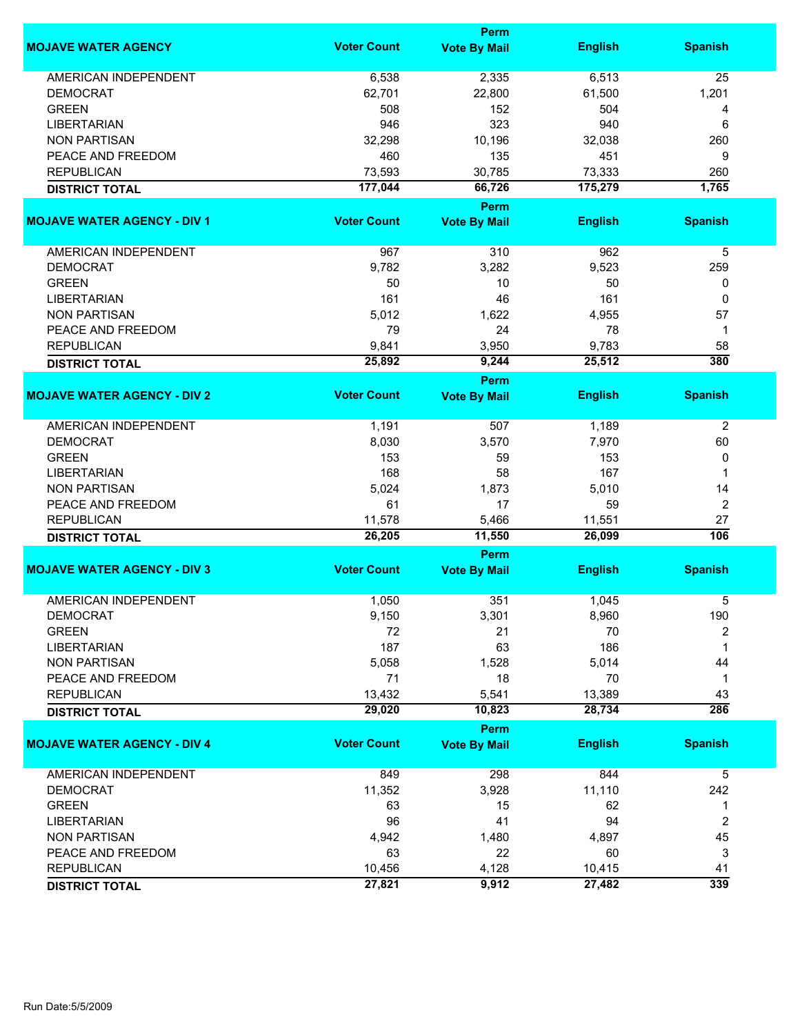| MOJAVE WATER AGENCY | Voter Count | Perm Vote By Mail | English | Spanish |
|---|---|---|---|---|
| AMERICAN INDEPENDENT | 6,538 | 2,335 | 6,513 | 25 |
| DEMOCRAT | 62,701 | 22,800 | 61,500 | 1,201 |
| GREEN | 508 | 152 | 504 | 4 |
| LIBERTARIAN | 946 | 323 | 940 | 6 |
| NON PARTISAN | 32,298 | 10,196 | 32,038 | 260 |
| PEACE AND FREEDOM | 460 | 135 | 451 | 9 |
| REPUBLICAN | 73,593 | 30,785 | 73,333 | 260 |
| **DISTRICT TOTAL** | **177,044** | **66,726** | **175,279** | **1,765** |

| MOJAVE WATER AGENCY - DIV 1 | Voter Count | Perm Vote By Mail | English | Spanish |
|---|---|---|---|---|
| AMERICAN INDEPENDENT | 967 | 310 | 962 | 5 |
| DEMOCRAT | 9,782 | 3,282 | 9,523 | 259 |
| GREEN | 50 | 10 | 50 | 0 |
| LIBERTARIAN | 161 | 46 | 161 | 0 |
| NON PARTISAN | 5,012 | 1,622 | 4,955 | 57 |
| PEACE AND FREEDOM | 79 | 24 | 78 | 1 |
| REPUBLICAN | 9,841 | 3,950 | 9,783 | 58 |
| **DISTRICT TOTAL** | **25,892** | **9,244** | **25,512** | **380** |

| MOJAVE WATER AGENCY - DIV 2 | Voter Count | Perm Vote By Mail | English | Spanish |
|---|---|---|---|---|
| AMERICAN INDEPENDENT | 1,191 | 507 | 1,189 | 2 |
| DEMOCRAT | 8,030 | 3,570 | 7,970 | 60 |
| GREEN | 153 | 59 | 153 | 0 |
| LIBERTARIAN | 168 | 58 | 167 | 1 |
| NON PARTISAN | 5,024 | 1,873 | 5,010 | 14 |
| PEACE AND FREEDOM | 61 | 17 | 59 | 2 |
| REPUBLICAN | 11,578 | 5,466 | 11,551 | 27 |
| **DISTRICT TOTAL** | **26,205** | **11,550** | **26,099** | **106** |

| MOJAVE WATER AGENCY - DIV 3 | Voter Count | Perm Vote By Mail | English | Spanish |
|---|---|---|---|---|
| AMERICAN INDEPENDENT | 1,050 | 351 | 1,045 | 5 |
| DEMOCRAT | 9,150 | 3,301 | 8,960 | 190 |
| GREEN | 72 | 21 | 70 | 2 |
| LIBERTARIAN | 187 | 63 | 186 | 1 |
| NON PARTISAN | 5,058 | 1,528 | 5,014 | 44 |
| PEACE AND FREEDOM | 71 | 18 | 70 | 1 |
| REPUBLICAN | 13,432 | 5,541 | 13,389 | 43 |
| **DISTRICT TOTAL** | **29,020** | **10,823** | **28,734** | **286** |

| MOJAVE WATER AGENCY - DIV 4 | Voter Count | Perm Vote By Mail | English | Spanish |
|---|---|---|---|---|
| AMERICAN INDEPENDENT | 849 | 298 | 844 | 5 |
| DEMOCRAT | 11,352 | 3,928 | 11,110 | 242 |
| GREEN | 63 | 15 | 62 | 1 |
| LIBERTARIAN | 96 | 41 | 94 | 2 |
| NON PARTISAN | 4,942 | 1,480 | 4,897 | 45 |
| PEACE AND FREEDOM | 63 | 22 | 60 | 3 |
| REPUBLICAN | 10,456 | 4,128 | 10,415 | 41 |
| **DISTRICT TOTAL** | **27,821** | **9,912** | **27,482** | **339** |

Run Date:5/5/2009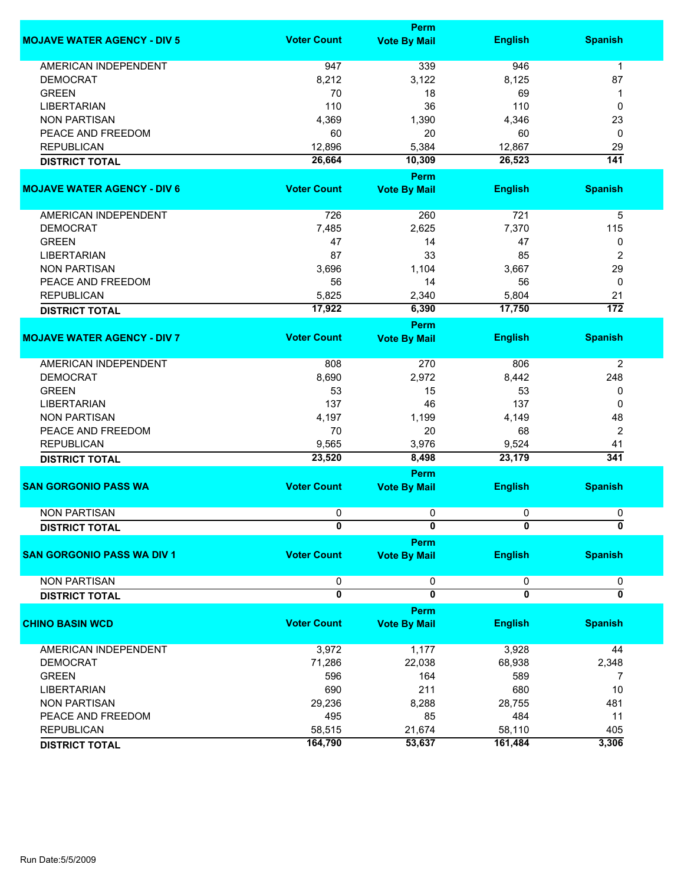| MOJAVE WATER AGENCY - DIV 5 | Voter Count | Perm Vote By Mail | English | Spanish |
|---|---|---|---|---|
| AMERICAN INDEPENDENT | 947 | 339 | 946 | 1 |
| DEMOCRAT | 8,212 | 3,122 | 8,125 | 87 |
| GREEN | 70 | 18 | 69 | 1 |
| LIBERTARIAN | 110 | 36 | 110 | 0 |
| NON PARTISAN | 4,369 | 1,390 | 4,346 | 23 |
| PEACE AND FREEDOM | 60 | 20 | 60 | 0 |
| REPUBLICAN | 12,896 | 5,384 | 12,867 | 29 |
| **DISTRICT TOTAL** | **26,664** | **10,309** | **26,523** | **141** |

| MOJAVE WATER AGENCY - DIV 6 | Voter Count | Perm Vote By Mail | English | Spanish |
|---|---|---|---|---|
| AMERICAN INDEPENDENT | 726 | 260 | 721 | 5 |
| DEMOCRAT | 7,485 | 2,625 | 7,370 | 115 |
| GREEN | 47 | 14 | 47 | 0 |
| LIBERTARIAN | 87 | 33 | 85 | 2 |
| NON PARTISAN | 3,696 | 1,104 | 3,667 | 29 |
| PEACE AND FREEDOM | 56 | 14 | 56 | 0 |
| REPUBLICAN | 5,825 | 2,340 | 5,804 | 21 |
| **DISTRICT TOTAL** | **17,922** | **6,390** | **17,750** | **172** |

| MOJAVE WATER AGENCY - DIV 7 | Voter Count | Perm Vote By Mail | English | Spanish |
|---|---|---|---|---|
| AMERICAN INDEPENDENT | 808 | 270 | 806 | 2 |
| DEMOCRAT | 8,690 | 2,972 | 8,442 | 248 |
| GREEN | 53 | 15 | 53 | 0 |
| LIBERTARIAN | 137 | 46 | 137 | 0 |
| NON PARTISAN | 4,197 | 1,199 | 4,149 | 48 |
| PEACE AND FREEDOM | 70 | 20 | 68 | 2 |
| REPUBLICAN | 9,565 | 3,976 | 9,524 | 41 |
| **DISTRICT TOTAL** | **23,520** | **8,498** | **23,179** | **341** |

| SAN GORGONIO PASS WA | Voter Count | Perm Vote By Mail | English | Spanish |
|---|---|---|---|---|
| NON PARTISAN | 0 | 0 | 0 | 0 |
| **DISTRICT TOTAL** | **0** | **0** | **0** | **0** |

| SAN GORGONIO PASS WA DIV 1 | Voter Count | Perm Vote By Mail | English | Spanish |
|---|---|---|---|---|
| NON PARTISAN | 0 | 0 | 0 | 0 |
| **DISTRICT TOTAL** | **0** | **0** | **0** | **0** |

| CHINO BASIN WCD | Voter Count | Perm Vote By Mail | English | Spanish |
|---|---|---|---|---|
| AMERICAN INDEPENDENT | 3,972 | 1,177 | 3,928 | 44 |
| DEMOCRAT | 71,286 | 22,038 | 68,938 | 2,348 |
| GREEN | 596 | 164 | 589 | 7 |
| LIBERTARIAN | 690 | 211 | 680 | 10 |
| NON PARTISAN | 29,236 | 8,288 | 28,755 | 481 |
| PEACE AND FREEDOM | 495 | 85 | 484 | 11 |
| REPUBLICAN | 58,515 | 21,674 | 58,110 | 405 |
| **DISTRICT TOTAL** | **164,790** | **53,637** | **161,484** | **3,306** |

Run Date:5/5/2009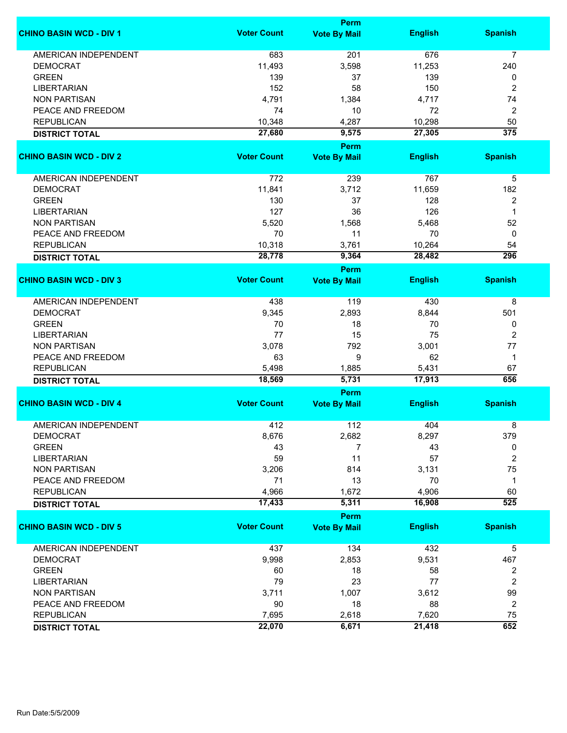| CHINO BASIN WCD - DIV 1 | Voter Count | Perm Vote By Mail | English | Spanish |
|---|---|---|---|---|
| AMERICAN INDEPENDENT | 683 | 201 | 676 | 7 |
| DEMOCRAT | 11,493 | 3,598 | 11,253 | 240 |
| GREEN | 139 | 37 | 139 | 0 |
| LIBERTARIAN | 152 | 58 | 150 | 2 |
| NON PARTISAN | 4,791 | 1,384 | 4,717 | 74 |
| PEACE AND FREEDOM | 74 | 10 | 72 | 2 |
| REPUBLICAN | 10,348 | 4,287 | 10,298 | 50 |
| **DISTRICT TOTAL** | **27,680** | **9,575** | **27,305** | **375** |

| CHINO BASIN WCD - DIV 2 | Voter Count | Perm Vote By Mail | English | Spanish |
|---|---|---|---|---|
| AMERICAN INDEPENDENT | 772 | 239 | 767 | 5 |
| DEMOCRAT | 11,841 | 3,712 | 11,659 | 182 |
| GREEN | 130 | 37 | 128 | 2 |
| LIBERTARIAN | 127 | 36 | 126 | 1 |
| NON PARTISAN | 5,520 | 1,568 | 5,468 | 52 |
| PEACE AND FREEDOM | 70 | 11 | 70 | 0 |
| REPUBLICAN | 10,318 | 3,761 | 10,264 | 54 |
| **DISTRICT TOTAL** | **28,778** | **9,364** | **28,482** | **296** |

| CHINO BASIN WCD - DIV 3 | Voter Count | Perm Vote By Mail | English | Spanish |
|---|---|---|---|---|
| AMERICAN INDEPENDENT | 438 | 119 | 430 | 8 |
| DEMOCRAT | 9,345 | 2,893 | 8,844 | 501 |
| GREEN | 70 | 18 | 70 | 0 |
| LIBERTARIAN | 77 | 15 | 75 | 2 |
| NON PARTISAN | 3,078 | 792 | 3,001 | 77 |
| PEACE AND FREEDOM | 63 | 9 | 62 | 1 |
| REPUBLICAN | 5,498 | 1,885 | 5,431 | 67 |
| **DISTRICT TOTAL** | **18,569** | **5,731** | **17,913** | **656** |

| CHINO BASIN WCD - DIV 4 | Voter Count | Perm Vote By Mail | English | Spanish |
|---|---|---|---|---|
| AMERICAN INDEPENDENT | 412 | 112 | 404 | 8 |
| DEMOCRAT | 8,676 | 2,682 | 8,297 | 379 |
| GREEN | 43 | 7 | 43 | 0 |
| LIBERTARIAN | 59 | 11 | 57 | 2 |
| NON PARTISAN | 3,206 | 814 | 3,131 | 75 |
| PEACE AND FREEDOM | 71 | 13 | 70 | 1 |
| REPUBLICAN | 4,966 | 1,672 | 4,906 | 60 |
| **DISTRICT TOTAL** | **17,433** | **5,311** | **16,908** | **525** |

| CHINO BASIN WCD - DIV 5 | Voter Count | Perm Vote By Mail | English | Spanish |
|---|---|---|---|---|
| AMERICAN INDEPENDENT | 437 | 134 | 432 | 5 |
| DEMOCRAT | 9,998 | 2,853 | 9,531 | 467 |
| GREEN | 60 | 18 | 58 | 2 |
| LIBERTARIAN | 79 | 23 | 77 | 2 |
| NON PARTISAN | 3,711 | 1,007 | 3,612 | 99 |
| PEACE AND FREEDOM | 90 | 18 | 88 | 2 |
| REPUBLICAN | 7,695 | 2,618 | 7,620 | 75 |
| **DISTRICT TOTAL** | **22,070** | **6,671** | **21,418** | **652** |

Run Date:5/5/2009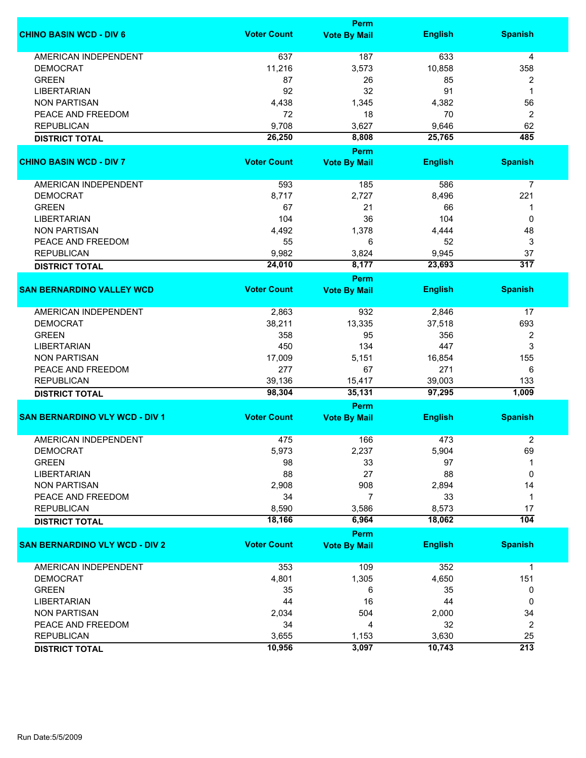| CHINO BASIN WCD - DIV 6 | Voter Count | Perm Vote By Mail | English | Spanish |
|---|---|---|---|---|
| AMERICAN INDEPENDENT | 637 | 187 | 633 | 4 |
| DEMOCRAT | 11,216 | 3,573 | 10,858 | 358 |
| GREEN | 87 | 26 | 85 | 2 |
| LIBERTARIAN | 92 | 32 | 91 | 1 |
| NON PARTISAN | 4,438 | 1,345 | 4,382 | 56 |
| PEACE AND FREEDOM | 72 | 18 | 70 | 2 |
| REPUBLICAN | 9,708 | 3,627 | 9,646 | 62 |
| **DISTRICT TOTAL** | **26,250** | **8,808** | **25,765** | **485** |

| CHINO BASIN WCD - DIV 7 | Voter Count | Perm Vote By Mail | English | Spanish |
|---|---|---|---|---|
| AMERICAN INDEPENDENT | 593 | 185 | 586 | 7 |
| DEMOCRAT | 8,717 | 2,727 | 8,496 | 221 |
| GREEN | 67 | 21 | 66 | 1 |
| LIBERTARIAN | 104 | 36 | 104 | 0 |
| NON PARTISAN | 4,492 | 1,378 | 4,444 | 48 |
| PEACE AND FREEDOM | 55 | 6 | 52 | 3 |
| REPUBLICAN | 9,982 | 3,824 | 9,945 | 37 |
| **DISTRICT TOTAL** | **24,010** | **8,177** | **23,693** | **317** |

| SAN BERNARDINO VALLEY WCD | Voter Count | Perm Vote By Mail | English | Spanish |
|---|---|---|---|---|
| AMERICAN INDEPENDENT | 2,863 | 932 | 2,846 | 17 |
| DEMOCRAT | 38,211 | 13,335 | 37,518 | 693 |
| GREEN | 358 | 95 | 356 | 2 |
| LIBERTARIAN | 450 | 134 | 447 | 3 |
| NON PARTISAN | 17,009 | 5,151 | 16,854 | 155 |
| PEACE AND FREEDOM | 277 | 67 | 271 | 6 |
| REPUBLICAN | 39,136 | 15,417 | 39,003 | 133 |
| **DISTRICT TOTAL** | **98,304** | **35,131** | **97,295** | **1,009** |

| SAN BERNARDINO VLY WCD - DIV 1 | Voter Count | Perm Vote By Mail | English | Spanish |
|---|---|---|---|---|
| AMERICAN INDEPENDENT | 475 | 166 | 473 | 2 |
| DEMOCRAT | 5,973 | 2,237 | 5,904 | 69 |
| GREEN | 98 | 33 | 97 | 1 |
| LIBERTARIAN | 88 | 27 | 88 | 0 |
| NON PARTISAN | 2,908 | 908 | 2,894 | 14 |
| PEACE AND FREEDOM | 34 | 7 | 33 | 1 |
| REPUBLICAN | 8,590 | 3,586 | 8,573 | 17 |
| **DISTRICT TOTAL** | **18,166** | **6,964** | **18,062** | **104** |

| SAN BERNARDINO VLY WCD - DIV 2 | Voter Count | Perm Vote By Mail | English | Spanish |
|---|---|---|---|---|
| AMERICAN INDEPENDENT | 353 | 109 | 352 | 1 |
| DEMOCRAT | 4,801 | 1,305 | 4,650 | 151 |
| GREEN | 35 | 6 | 35 | 0 |
| LIBERTARIAN | 44 | 16 | 44 | 0 |
| NON PARTISAN | 2,034 | 504 | 2,000 | 34 |
| PEACE AND FREEDOM | 34 | 4 | 32 | 2 |
| REPUBLICAN | 3,655 | 1,153 | 3,630 | 25 |
| **DISTRICT TOTAL** | **10,956** | **3,097** | **10,743** | **213** |

Run Date:5/5/2009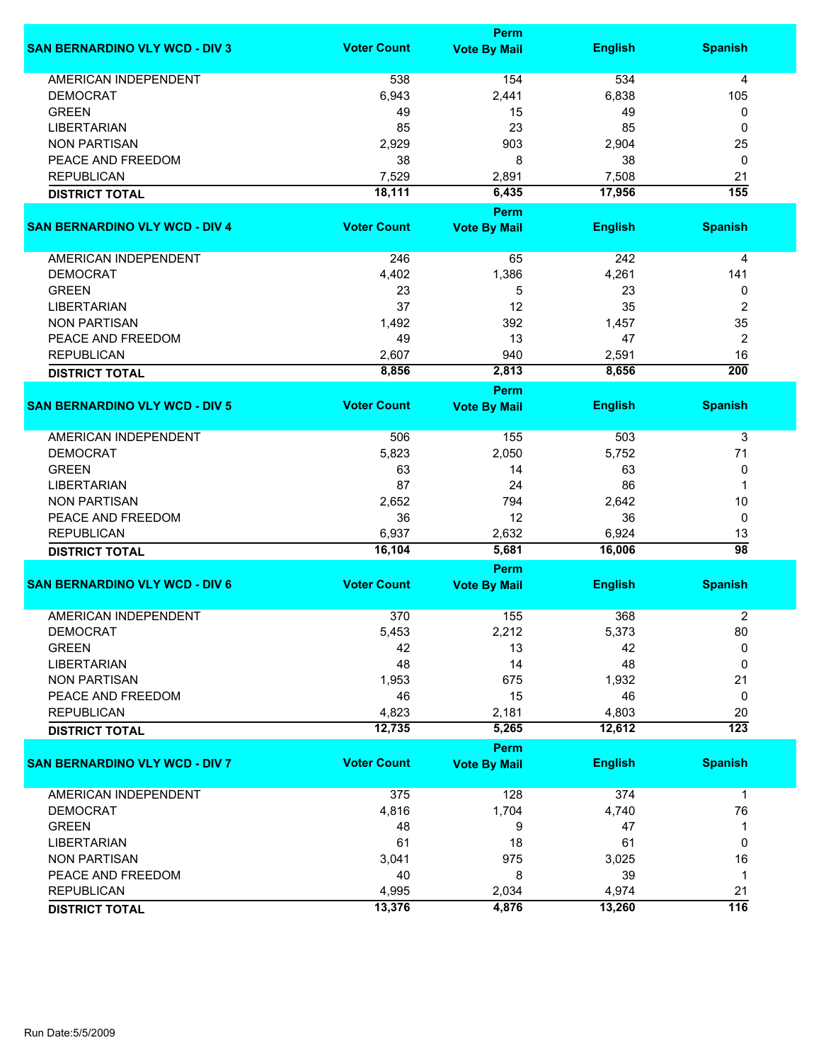| SAN BERNARDINO VLY WCD - DIV 3 | Voter Count | Perm Vote By Mail | English | Spanish |
|---|---|---|---|---|
| AMERICAN INDEPENDENT | 538 | 154 | 534 | 4 |
| DEMOCRAT | 6,943 | 2,441 | 6,838 | 105 |
| GREEN | 49 | 15 | 49 | 0 |
| LIBERTARIAN | 85 | 23 | 85 | 0 |
| NON PARTISAN | 2,929 | 903 | 2,904 | 25 |
| PEACE AND FREEDOM | 38 | 8 | 38 | 0 |
| REPUBLICAN | 7,529 | 2,891 | 7,508 | 21 |
| **DISTRICT TOTAL** | **18,111** | **6,435** | **17,956** | **155** |

| SAN BERNARDINO VLY WCD - DIV 4 | Voter Count | Perm Vote By Mail | English | Spanish |
|---|---|---|---|---|
| AMERICAN INDEPENDENT | 246 | 65 | 242 | 4 |
| DEMOCRAT | 4,402 | 1,386 | 4,261 | 141 |
| GREEN | 23 | 5 | 23 | 0 |
| LIBERTARIAN | 37 | 12 | 35 | 2 |
| NON PARTISAN | 1,492 | 392 | 1,457 | 35 |
| PEACE AND FREEDOM | 49 | 13 | 47 | 2 |
| REPUBLICAN | 2,607 | 940 | 2,591 | 16 |
| **DISTRICT TOTAL** | **8,856** | **2,813** | **8,656** | **200** |

| SAN BERNARDINO VLY WCD - DIV 5 | Voter Count | Perm Vote By Mail | English | Spanish |
|---|---|---|---|---|
| AMERICAN INDEPENDENT | 506 | 155 | 503 | 3 |
| DEMOCRAT | 5,823 | 2,050 | 5,752 | 71 |
| GREEN | 63 | 14 | 63 | 0 |
| LIBERTARIAN | 87 | 24 | 86 | 1 |
| NON PARTISAN | 2,652 | 794 | 2,642 | 10 |
| PEACE AND FREEDOM | 36 | 12 | 36 | 0 |
| REPUBLICAN | 6,937 | 2,632 | 6,924 | 13 |
| **DISTRICT TOTAL** | **16,104** | **5,681** | **16,006** | **98** |

| SAN BERNARDINO VLY WCD - DIV 6 | Voter Count | Perm Vote By Mail | English | Spanish |
|---|---|---|---|---|
| AMERICAN INDEPENDENT | 370 | 155 | 368 | 2 |
| DEMOCRAT | 5,453 | 2,212 | 5,373 | 80 |
| GREEN | 42 | 13 | 42 | 0 |
| LIBERTARIAN | 48 | 14 | 48 | 0 |
| NON PARTISAN | 1,953 | 675 | 1,932 | 21 |
| PEACE AND FREEDOM | 46 | 15 | 46 | 0 |
| REPUBLICAN | 4,823 | 2,181 | 4,803 | 20 |
| **DISTRICT TOTAL** | **12,735** | **5,265** | **12,612** | **123** |

| SAN BERNARDINO VLY WCD - DIV 7 | Voter Count | Perm Vote By Mail | English | Spanish |
|---|---|---|---|---|
| AMERICAN INDEPENDENT | 375 | 128 | 374 | 1 |
| DEMOCRAT | 4,816 | 1,704 | 4,740 | 76 |
| GREEN | 48 | 9 | 47 | 1 |
| LIBERTARIAN | 61 | 18 | 61 | 0 |
| NON PARTISAN | 3,041 | 975 | 3,025 | 16 |
| PEACE AND FREEDOM | 40 | 8 | 39 | 1 |
| REPUBLICAN | 4,995 | 2,034 | 4,974 | 21 |
| **DISTRICT TOTAL** | **13,376** | **4,876** | **13,260** | **116** |

Run Date:5/5/2009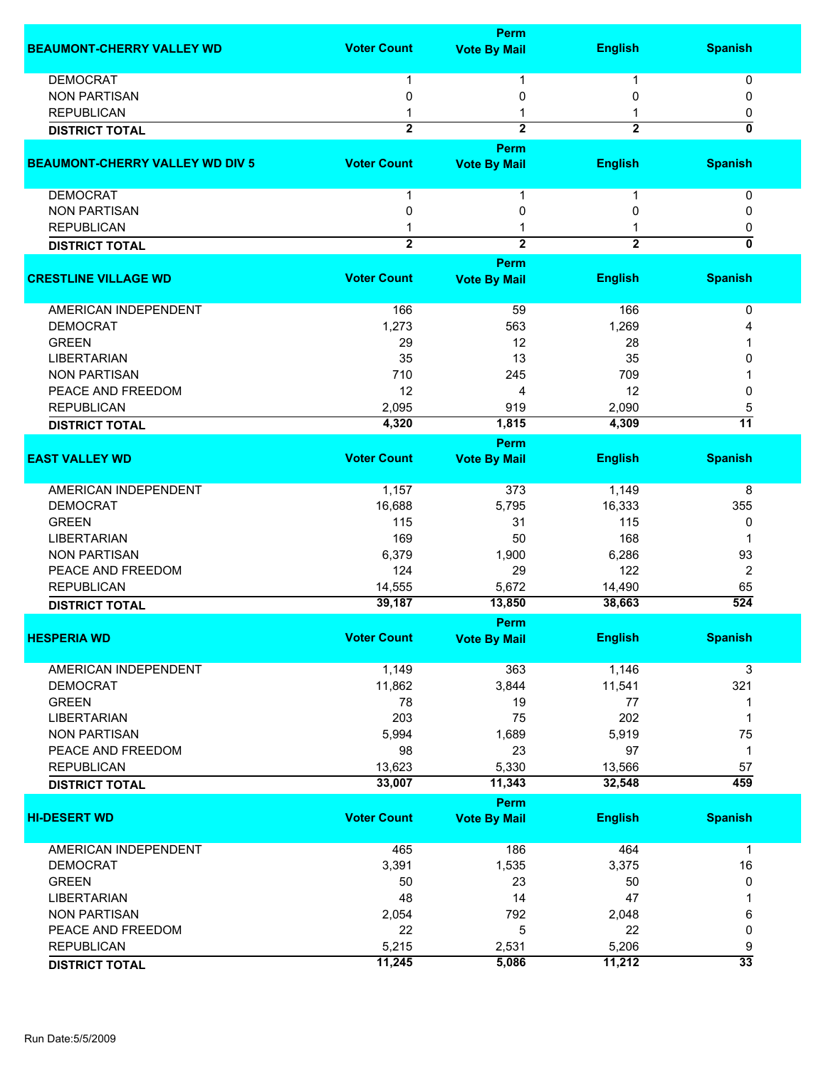| BEAUMONT-CHERRY VALLEY WD | Voter Count | Perm Vote By Mail | English | Spanish |
|---|---|---|---|---|
| DEMOCRAT | 1 | 1 | 1 | 0 |
| NON PARTISAN | 0 | 0 | 0 | 0 |
| REPUBLICAN | 1 | 1 | 1 | 0 |
| **DISTRICT TOTAL** | **2** | **2** | **2** | **0** |

| BEAUMONT-CHERRY VALLEY WD DIV 5 | Voter Count | Perm Vote By Mail | English | Spanish |
|---|---|---|---|---|
| DEMOCRAT | 1 | 1 | 1 | 0 |
| NON PARTISAN | 0 | 0 | 0 | 0 |
| REPUBLICAN | 1 | 1 | 1 | 0 |
| **DISTRICT TOTAL** | **2** | **2** | **2** | **0** |

| CRESTLINE VILLAGE WD | Voter Count | Perm Vote By Mail | English | Spanish |
|---|---|---|---|---|
| AMERICAN INDEPENDENT | 166 | 59 | 166 | 0 |
| DEMOCRAT | 1,273 | 563 | 1,269 | 4 |
| GREEN | 29 | 12 | 28 | 1 |
| LIBERTARIAN | 35 | 13 | 35 | 0 |
| NON PARTISAN | 710 | 245 | 709 | 1 |
| PEACE AND FREEDOM | 12 | 4 | 12 | 0 |
| REPUBLICAN | 2,095 | 919 | 2,090 | 5 |
| **DISTRICT TOTAL** | **4,320** | **1,815** | **4,309** | **11** |

| EAST VALLEY WD | Voter Count | Perm Vote By Mail | English | Spanish |
|---|---|---|---|---|
| AMERICAN INDEPENDENT | 1,157 | 373 | 1,149 | 8 |
| DEMOCRAT | 16,688 | 5,795 | 16,333 | 355 |
| GREEN | 115 | 31 | 115 | 0 |
| LIBERTARIAN | 169 | 50 | 168 | 1 |
| NON PARTISAN | 6,379 | 1,900 | 6,286 | 93 |
| PEACE AND FREEDOM | 124 | 29 | 122 | 2 |
| REPUBLICAN | 14,555 | 5,672 | 14,490 | 65 |
| **DISTRICT TOTAL** | **39,187** | **13,850** | **38,663** | **524** |

| HESPERIA WD | Voter Count | Perm Vote By Mail | English | Spanish |
|---|---|---|---|---|
| AMERICAN INDEPENDENT | 1,149 | 363 | 1,146 | 3 |
| DEMOCRAT | 11,862 | 3,844 | 11,541 | 321 |
| GREEN | 78 | 19 | 77 | 1 |
| LIBERTARIAN | 203 | 75 | 202 | 1 |
| NON PARTISAN | 5,994 | 1,689 | 5,919 | 75 |
| PEACE AND FREEDOM | 98 | 23 | 97 | 1 |
| REPUBLICAN | 13,623 | 5,330 | 13,566 | 57 |
| **DISTRICT TOTAL** | **33,007** | **11,343** | **32,548** | **459** |

| HI-DESERT WD | Voter Count | Perm Vote By Mail | English | Spanish |
|---|---|---|---|---|
| AMERICAN INDEPENDENT | 465 | 186 | 464 | 1 |
| DEMOCRAT | 3,391 | 1,535 | 3,375 | 16 |
| GREEN | 50 | 23 | 50 | 0 |
| LIBERTARIAN | 48 | 14 | 47 | 1 |
| NON PARTISAN | 2,054 | 792 | 2,048 | 6 |
| PEACE AND FREEDOM | 22 | 5 | 22 | 0 |
| REPUBLICAN | 5,215 | 2,531 | 5,206 | 9 |
| **DISTRICT TOTAL** | **11,245** | **5,086** | **11,212** | **33** |

Run Date:5/5/2009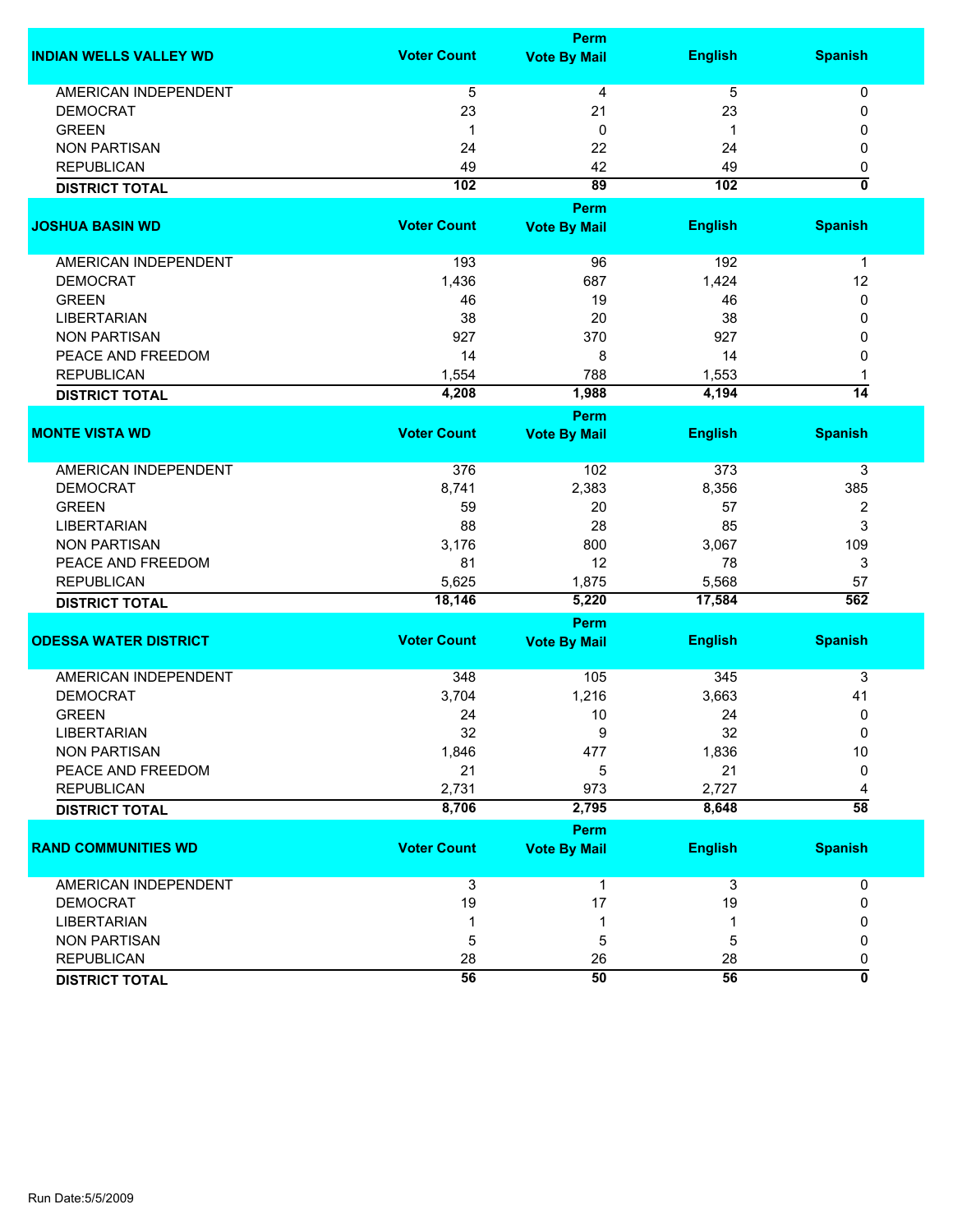| INDIAN WELLS VALLEY WD | Voter Count | Perm Vote By Mail | English | Spanish |
|---|---|---|---|---|
| AMERICAN INDEPENDENT | 5 | 4 | 5 | 0 |
| DEMOCRAT | 23 | 21 | 23 | 0 |
| GREEN | 1 | 0 | 1 | 0 |
| NON PARTISAN | 24 | 22 | 24 | 0 |
| REPUBLICAN | 49 | 42 | 49 | 0 |
| **DISTRICT TOTAL** | **102** | **89** | **102** | **0** |

| JOSHUA BASIN WD | Voter Count | Perm Vote By Mail | English | Spanish |
|---|---|---|---|---|
| AMERICAN INDEPENDENT | 193 | 96 | 192 | 1 |
| DEMOCRAT | 1,436 | 687 | 1,424 | 12 |
| GREEN | 46 | 19 | 46 | 0 |
| LIBERTARIAN | 38 | 20 | 38 | 0 |
| NON PARTISAN | 927 | 370 | 927 | 0 |
| PEACE AND FREEDOM | 14 | 8 | 14 | 0 |
| REPUBLICAN | 1,554 | 788 | 1,553 | 1 |
| **DISTRICT TOTAL** | **4,208** | **1,988** | **4,194** | **14** |

| MONTE VISTA WD | Voter Count | Perm Vote By Mail | English | Spanish |
|---|---|---|---|---|
| AMERICAN INDEPENDENT | 376 | 102 | 373 | 3 |
| DEMOCRAT | 8,741 | 2,383 | 8,356 | 385 |
| GREEN | 59 | 20 | 57 | 2 |
| LIBERTARIAN | 88 | 28 | 85 | 3 |
| NON PARTISAN | 3,176 | 800 | 3,067 | 109 |
| PEACE AND FREEDOM | 81 | 12 | 78 | 3 |
| REPUBLICAN | 5,625 | 1,875 | 5,568 | 57 |
| **DISTRICT TOTAL** | **18,146** | **5,220** | **17,584** | **562** |

| ODESSA WATER DISTRICT | Voter Count | Perm Vote By Mail | English | Spanish |
|---|---|---|---|---|
| AMERICAN INDEPENDENT | 348 | 105 | 345 | 3 |
| DEMOCRAT | 3,704 | 1,216 | 3,663 | 41 |
| GREEN | 24 | 10 | 24 | 0 |
| LIBERTARIAN | 32 | 9 | 32 | 0 |
| NON PARTISAN | 1,846 | 477 | 1,836 | 10 |
| PEACE AND FREEDOM | 21 | 5 | 21 | 0 |
| REPUBLICAN | 2,731 | 973 | 2,727 | 4 |
| **DISTRICT TOTAL** | **8,706** | **2,795** | **8,648** | **58** |

| RAND COMMUNITIES WD | Voter Count | Perm Vote By Mail | English | Spanish |
|---|---|---|---|---|
| AMERICAN INDEPENDENT | 3 | 1 | 3 | 0 |
| DEMOCRAT | 19 | 17 | 19 | 0 |
| LIBERTARIAN | 1 | 1 | 1 | 0 |
| NON PARTISAN | 5 | 5 | 5 | 0 |
| REPUBLICAN | 28 | 26 | 28 | 0 |
| **DISTRICT TOTAL** | **56** | **50** | **56** | **0** |

Run Date:5/5/2009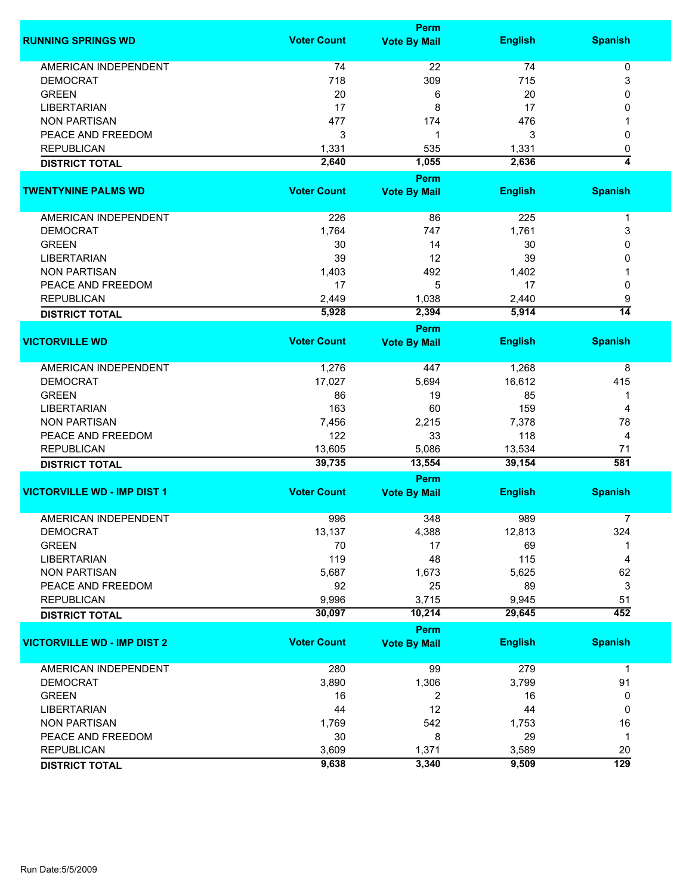| RUNNING SPRINGS WD | Voter Count | Perm Vote By Mail | English | Spanish |
|---|---|---|---|---|
| AMERICAN INDEPENDENT | 74 | 22 | 74 | 0 |
| DEMOCRAT | 718 | 309 | 715 | 3 |
| GREEN | 20 | 6 | 20 | 0 |
| LIBERTARIAN | 17 | 8 | 17 | 0 |
| NON PARTISAN | 477 | 174 | 476 | 1 |
| PEACE AND FREEDOM | 3 | 1 | 3 | 0 |
| REPUBLICAN | 1,331 | 535 | 1,331 | 0 |
| **DISTRICT TOTAL** | **2,640** | **1,055** | **2,636** | **4** |

| TWENTYNINE PALMS WD | Voter Count | Perm Vote By Mail | English | Spanish |
|---|---|---|---|---|
| AMERICAN INDEPENDENT | 226 | 86 | 225 | 1 |
| DEMOCRAT | 1,764 | 747 | 1,761 | 3 |
| GREEN | 30 | 14 | 30 | 0 |
| LIBERTARIAN | 39 | 12 | 39 | 0 |
| NON PARTISAN | 1,403 | 492 | 1,402 | 1 |
| PEACE AND FREEDOM | 17 | 5 | 17 | 0 |
| REPUBLICAN | 2,449 | 1,038 | 2,440 | 9 |
| **DISTRICT TOTAL** | **5,928** | **2,394** | **5,914** | **14** |

| VICTORVILLE WD | Voter Count | Perm Vote By Mail | English | Spanish |
|---|---|---|---|---|
| AMERICAN INDEPENDENT | 1,276 | 447 | 1,268 | 8 |
| DEMOCRAT | 17,027 | 5,694 | 16,612 | 415 |
| GREEN | 86 | 19 | 85 | 1 |
| LIBERTARIAN | 163 | 60 | 159 | 4 |
| NON PARTISAN | 7,456 | 2,215 | 7,378 | 78 |
| PEACE AND FREEDOM | 122 | 33 | 118 | 4 |
| REPUBLICAN | 13,605 | 5,086 | 13,534 | 71 |
| **DISTRICT TOTAL** | **39,735** | **13,554** | **39,154** | **581** |

| VICTORVILLE WD - IMP DIST 1 | Voter Count | Perm Vote By Mail | English | Spanish |
|---|---|---|---|---|
| AMERICAN INDEPENDENT | 996 | 348 | 989 | 7 |
| DEMOCRAT | 13,137 | 4,388 | 12,813 | 324 |
| GREEN | 70 | 17 | 69 | 1 |
| LIBERTARIAN | 119 | 48 | 115 | 4 |
| NON PARTISAN | 5,687 | 1,673 | 5,625 | 62 |
| PEACE AND FREEDOM | 92 | 25 | 89 | 3 |
| REPUBLICAN | 9,996 | 3,715 | 9,945 | 51 |
| **DISTRICT TOTAL** | **30,097** | **10,214** | **29,645** | **452** |

| VICTORVILLE WD - IMP DIST 2 | Voter Count | Perm Vote By Mail | English | Spanish |
|---|---|---|---|---|
| AMERICAN INDEPENDENT | 280 | 99 | 279 | 1 |
| DEMOCRAT | 3,890 | 1,306 | 3,799 | 91 |
| GREEN | 16 | 2 | 16 | 0 |
| LIBERTARIAN | 44 | 12 | 44 | 0 |
| NON PARTISAN | 1,769 | 542 | 1,753 | 16 |
| PEACE AND FREEDOM | 30 | 8 | 29 | 1 |
| REPUBLICAN | 3,609 | 1,371 | 3,589 | 20 |
| **DISTRICT TOTAL** | **9,638** | **3,340** | **9,509** | **129** |

Run Date:5/5/2009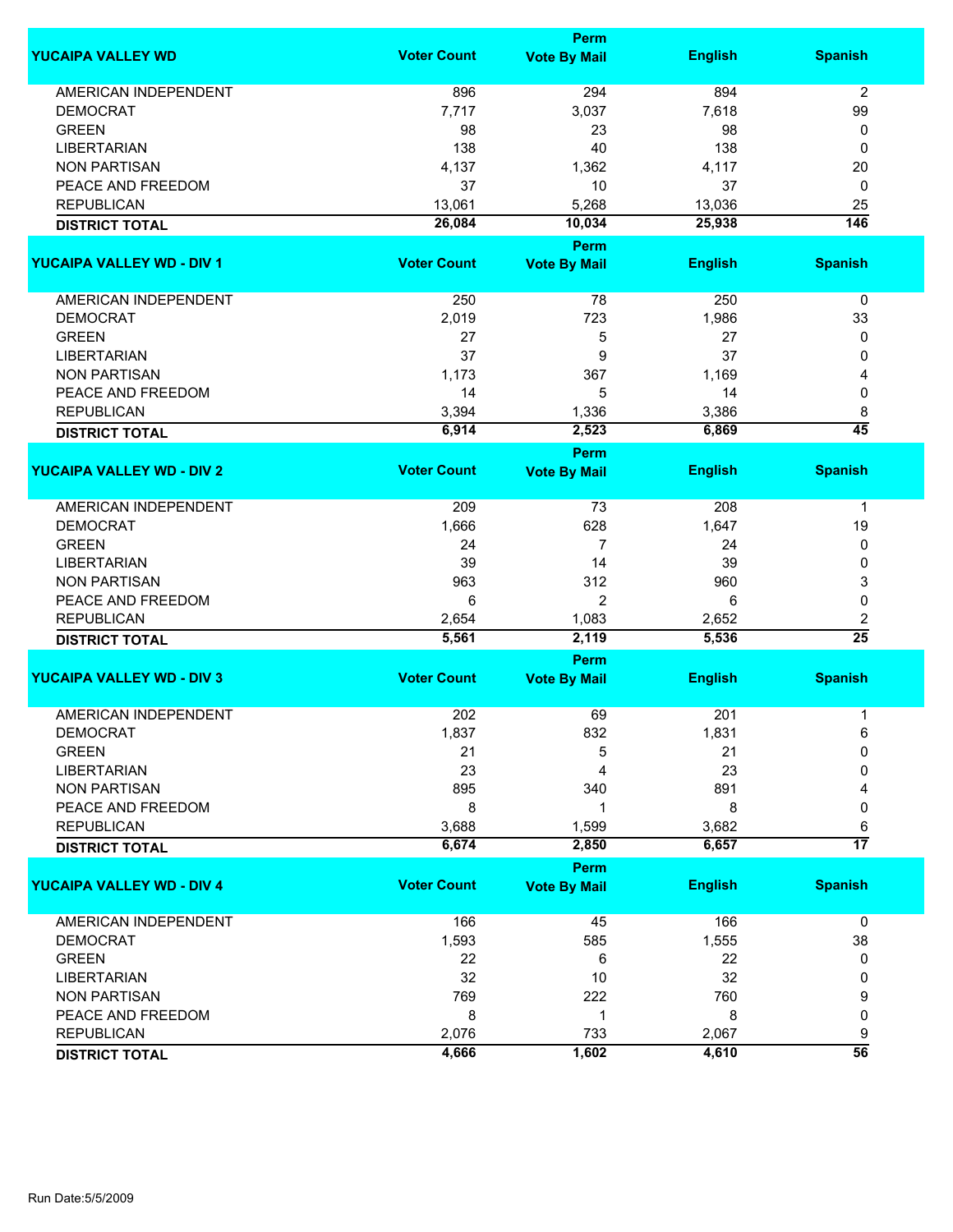| YUCAIPA VALLEY WD | Voter Count | Perm Vote By Mail | English | Spanish |
|---|---|---|---|---|
| AMERICAN INDEPENDENT | 896 | 294 | 894 | 2 |
| DEMOCRAT | 7,717 | 3,037 | 7,618 | 99 |
| GREEN | 98 | 23 | 98 | 0 |
| LIBERTARIAN | 138 | 40 | 138 | 0 |
| NON PARTISAN | 4,137 | 1,362 | 4,117 | 20 |
| PEACE AND FREEDOM | 37 | 10 | 37 | 0 |
| REPUBLICAN | 13,061 | 5,268 | 13,036 | 25 |
| **DISTRICT TOTAL** | **26,084** | **10,034** | **25,938** | **146** |

| YUCAIPA VALLEY WD - DIV 1 | Voter Count | Perm Vote By Mail | English | Spanish |
|---|---|---|---|---|
| AMERICAN INDEPENDENT | 250 | 78 | 250 | 0 |
| DEMOCRAT | 2,019 | 723 | 1,986 | 33 |
| GREEN | 27 | 5 | 27 | 0 |
| LIBERTARIAN | 37 | 9 | 37 | 0 |
| NON PARTISAN | 1,173 | 367 | 1,169 | 4 |
| PEACE AND FREEDOM | 14 | 5 | 14 | 0 |
| REPUBLICAN | 3,394 | 1,336 | 3,386 | 8 |
| **DISTRICT TOTAL** | **6,914** | **2,523** | **6,869** | **45** |

| YUCAIPA VALLEY WD - DIV 2 | Voter Count | Perm Vote By Mail | English | Spanish |
|---|---|---|---|---|
| AMERICAN INDEPENDENT | 209 | 73 | 208 | 1 |
| DEMOCRAT | 1,666 | 628 | 1,647 | 19 |
| GREEN | 24 | 7 | 24 | 0 |
| LIBERTARIAN | 39 | 14 | 39 | 0 |
| NON PARTISAN | 963 | 312 | 960 | 3 |
| PEACE AND FREEDOM | 6 | 2 | 6 | 0 |
| REPUBLICAN | 2,654 | 1,083 | 2,652 | 2 |
| **DISTRICT TOTAL** | **5,561** | **2,119** | **5,536** | **25** |

| YUCAIPA VALLEY WD - DIV 3 | Voter Count | Perm Vote By Mail | English | Spanish |
|---|---|---|---|---|
| AMERICAN INDEPENDENT | 202 | 69 | 201 | 1 |
| DEMOCRAT | 1,837 | 832 | 1,831 | 6 |
| GREEN | 21 | 5 | 21 | 0 |
| LIBERTARIAN | 23 | 4 | 23 | 0 |
| NON PARTISAN | 895 | 340 | 891 | 4 |
| PEACE AND FREEDOM | 8 | 1 | 8 | 0 |
| REPUBLICAN | 3,688 | 1,599 | 3,682 | 6 |
| **DISTRICT TOTAL** | **6,674** | **2,850** | **6,657** | **17** |

| YUCAIPA VALLEY WD - DIV 4 | Voter Count | Perm Vote By Mail | English | Spanish |
|---|---|---|---|---|
| AMERICAN INDEPENDENT | 166 | 45 | 166 | 0 |
| DEMOCRAT | 1,593 | 585 | 1,555 | 38 |
| GREEN | 22 | 6 | 22 | 0 |
| LIBERTARIAN | 32 | 10 | 32 | 0 |
| NON PARTISAN | 769 | 222 | 760 | 9 |
| PEACE AND FREEDOM | 8 | 1 | 8 | 0 |
| REPUBLICAN | 2,076 | 733 | 2,067 | 9 |
| **DISTRICT TOTAL** | **4,666** | **1,602** | **4,610** | **56** |

Run Date:5/5/2009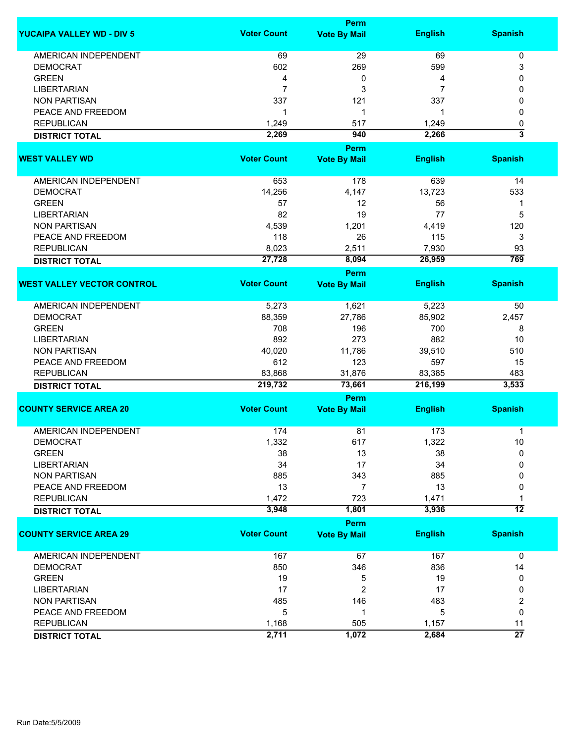| YUCAIPA VALLEY WD - DIV 5 | Voter Count | Perm Vote By Mail | English | Spanish |
|---|---|---|---|---|
| AMERICAN INDEPENDENT | 69 | 29 | 69 | 0 |
| DEMOCRAT | 602 | 269 | 599 | 3 |
| GREEN | 4 | 0 | 4 | 0 |
| LIBERTARIAN | 7 | 3 | 7 | 0 |
| NON PARTISAN | 337 | 121 | 337 | 0 |
| PEACE AND FREEDOM | 1 | 1 | 1 | 0 |
| REPUBLICAN | 1,249 | 517 | 1,249 | 0 |
| **DISTRICT TOTAL** | **2,269** | **940** | **2,266** | **3** |

| WEST VALLEY WD | Voter Count | Perm Vote By Mail | English | Spanish |
|---|---|---|---|---|
| AMERICAN INDEPENDENT | 653 | 178 | 639 | 14 |
| DEMOCRAT | 14,256 | 4,147 | 13,723 | 533 |
| GREEN | 57 | 12 | 56 | 1 |
| LIBERTARIAN | 82 | 19 | 77 | 5 |
| NON PARTISAN | 4,539 | 1,201 | 4,419 | 120 |
| PEACE AND FREEDOM | 118 | 26 | 115 | 3 |
| REPUBLICAN | 8,023 | 2,511 | 7,930 | 93 |
| **DISTRICT TOTAL** | **27,728** | **8,094** | **26,959** | **769** |

| WEST VALLEY VECTOR CONTROL | Voter Count | Perm Vote By Mail | English | Spanish |
|---|---|---|---|---|
| AMERICAN INDEPENDENT | 5,273 | 1,621 | 5,223 | 50 |
| DEMOCRAT | 88,359 | 27,786 | 85,902 | 2,457 |
| GREEN | 708 | 196 | 700 | 8 |
| LIBERTARIAN | 892 | 273 | 882 | 10 |
| NON PARTISAN | 40,020 | 11,786 | 39,510 | 510 |
| PEACE AND FREEDOM | 612 | 123 | 597 | 15 |
| REPUBLICAN | 83,868 | 31,876 | 83,385 | 483 |
| **DISTRICT TOTAL** | **219,732** | **73,661** | **216,199** | **3,533** |

| COUNTY SERVICE AREA 20 | Voter Count | Perm Vote By Mail | English | Spanish |
|---|---|---|---|---|
| AMERICAN INDEPENDENT | 174 | 81 | 173 | 1 |
| DEMOCRAT | 1,332 | 617 | 1,322 | 10 |
| GREEN | 38 | 13 | 38 | 0 |
| LIBERTARIAN | 34 | 17 | 34 | 0 |
| NON PARTISAN | 885 | 343 | 885 | 0 |
| PEACE AND FREEDOM | 13 | 7 | 13 | 0 |
| REPUBLICAN | 1,472 | 723 | 1,471 | 1 |
| **DISTRICT TOTAL** | **3,948** | **1,801** | **3,936** | **12** |

| COUNTY SERVICE AREA 29 | Voter Count | Perm Vote By Mail | English | Spanish |
|---|---|---|---|---|
| AMERICAN INDEPENDENT | 167 | 67 | 167 | 0 |
| DEMOCRAT | 850 | 346 | 836 | 14 |
| GREEN | 19 | 5 | 19 | 0 |
| LIBERTARIAN | 17 | 2 | 17 | 0 |
| NON PARTISAN | 485 | 146 | 483 | 2 |
| PEACE AND FREEDOM | 5 | 1 | 5 | 0 |
| REPUBLICAN | 1,168 | 505 | 1,157 | 11 |
| **DISTRICT TOTAL** | **2,711** | **1,072** | **2,684** | **27** |

Run Date:5/5/2009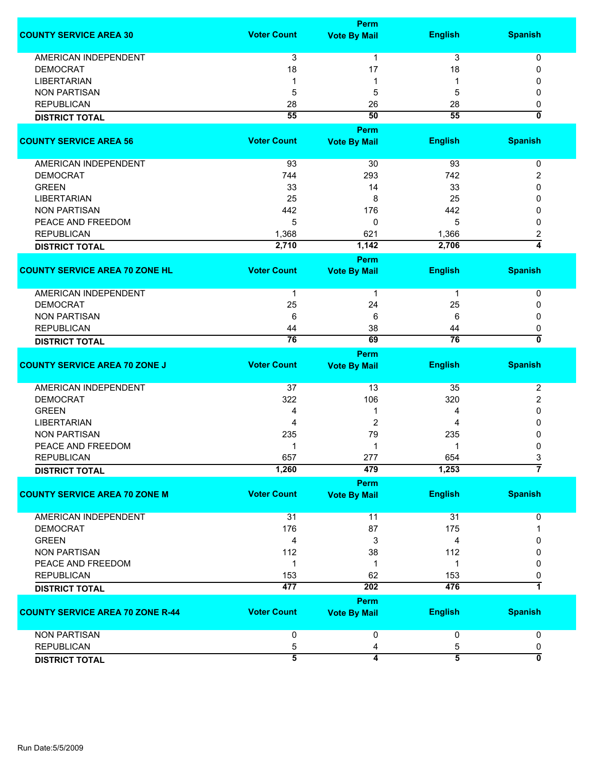| COUNTY SERVICE AREA 30 | Voter Count | Perm Vote By Mail | English | Spanish |
|---|---|---|---|---|
| AMERICAN INDEPENDENT | 3 | 1 | 3 | 0 |
| DEMOCRAT | 18 | 17 | 18 | 0 |
| LIBERTARIAN | 1 | 1 | 1 | 0 |
| NON PARTISAN | 5 | 5 | 5 | 0 |
| REPUBLICAN | 28 | 26 | 28 | 0 |
| **DISTRICT TOTAL** | **55** | **50** | **55** | **0** |

| COUNTY SERVICE AREA 56 | Voter Count | Perm Vote By Mail | English | Spanish |
|---|---|---|---|---|
| AMERICAN INDEPENDENT | 93 | 30 | 93 | 0 |
| DEMOCRAT | 744 | 293 | 742 | 2 |
| GREEN | 33 | 14 | 33 | 0 |
| LIBERTARIAN | 25 | 8 | 25 | 0 |
| NON PARTISAN | 442 | 176 | 442 | 0 |
| PEACE AND FREEDOM | 5 | 0 | 5 | 0 |
| REPUBLICAN | 1,368 | 621 | 1,366 | 2 |
| **DISTRICT TOTAL** | **2,710** | **1,142** | **2,706** | **4** |

| COUNTY SERVICE AREA 70 ZONE HL | Voter Count | Perm Vote By Mail | English | Spanish |
|---|---|---|---|---|
| AMERICAN INDEPENDENT | 1 | 1 | 1 | 0 |
| DEMOCRAT | 25 | 24 | 25 | 0 |
| NON PARTISAN | 6 | 6 | 6 | 0 |
| REPUBLICAN | 44 | 38 | 44 | 0 |
| **DISTRICT TOTAL** | **76** | **69** | **76** | **0** |

| COUNTY SERVICE AREA 70 ZONE J | Voter Count | Perm Vote By Mail | English | Spanish |
|---|---|---|---|---|
| AMERICAN INDEPENDENT | 37 | 13 | 35 | 2 |
| DEMOCRAT | 322 | 106 | 320 | 2 |
| GREEN | 4 | 1 | 4 | 0 |
| LIBERTARIAN | 4 | 2 | 4 | 0 |
| NON PARTISAN | 235 | 79 | 235 | 0 |
| PEACE AND FREEDOM | 1 | 1 | 1 | 0 |
| REPUBLICAN | 657 | 277 | 654 | 3 |
| **DISTRICT TOTAL** | **1,260** | **479** | **1,253** | **7** |

| COUNTY SERVICE AREA 70 ZONE M | Voter Count | Perm Vote By Mail | English | Spanish |
|---|---|---|---|---|
| AMERICAN INDEPENDENT | 31 | 11 | 31 | 0 |
| DEMOCRAT | 176 | 87 | 175 | 1 |
| GREEN | 4 | 3 | 4 | 0 |
| NON PARTISAN | 112 | 38 | 112 | 0 |
| PEACE AND FREEDOM | 1 | 1 | 1 | 0 |
| REPUBLICAN | 153 | 62 | 153 | 0 |
| **DISTRICT TOTAL** | **477** | **202** | **476** | **1** |

| COUNTY SERVICE AREA 70 ZONE R-44 | Voter Count | Perm Vote By Mail | English | Spanish |
|---|---|---|---|---|
| NON PARTISAN | 0 | 0 | 0 | 0 |
| REPUBLICAN | 5 | 4 | 5 | 0 |
| **DISTRICT TOTAL** | **5** | **4** | **5** | **0** |

Run Date:5/5/2009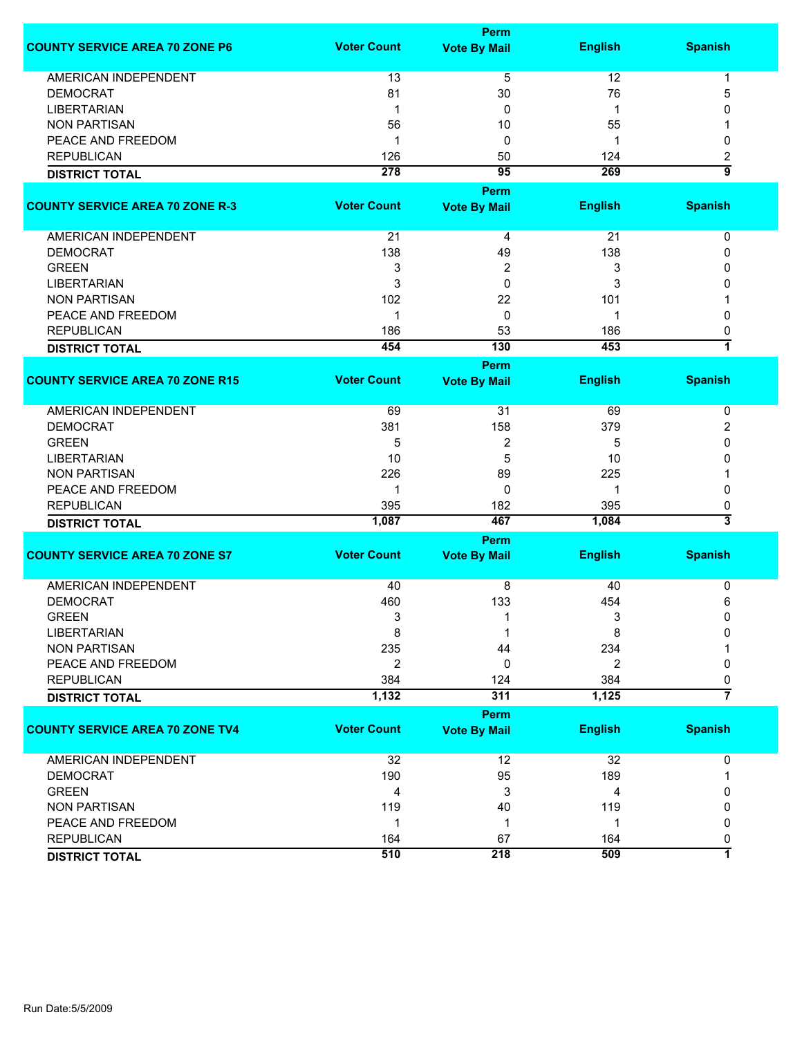| COUNTY SERVICE AREA 70 ZONE P6 | Voter Count | Perm Vote By Mail | English | Spanish |
|---|---|---|---|---|
| AMERICAN INDEPENDENT | 13 | 5 | 12 | 1 |
| DEMOCRAT | 81 | 30 | 76 | 5 |
| LIBERTARIAN | 1 | 0 | 1 | 0 |
| NON PARTISAN | 56 | 10 | 55 | 1 |
| PEACE AND FREEDOM | 1 | 0 | 1 | 0 |
| REPUBLICAN | 126 | 50 | 124 | 2 |
| **DISTRICT TOTAL** | **278** | **95** | **269** | **9** |

| COUNTY SERVICE AREA 70 ZONE R-3 | Voter Count | Perm Vote By Mail | English | Spanish |
|---|---|---|---|---|
| AMERICAN INDEPENDENT | 21 | 4 | 21 | 0 |
| DEMOCRAT | 138 | 49 | 138 | 0 |
| GREEN | 3 | 2 | 3 | 0 |
| LIBERTARIAN | 3 | 0 | 3 | 0 |
| NON PARTISAN | 102 | 22 | 101 | 1 |
| PEACE AND FREEDOM | 1 | 0 | 1 | 0 |
| REPUBLICAN | 186 | 53 | 186 | 0 |
| **DISTRICT TOTAL** | **454** | **130** | **453** | **1** |

| COUNTY SERVICE AREA 70 ZONE R15 | Voter Count | Perm Vote By Mail | English | Spanish |
|---|---|---|---|---|
| AMERICAN INDEPENDENT | 69 | 31 | 69 | 0 |
| DEMOCRAT | 381 | 158 | 379 | 2 |
| GREEN | 5 | 2 | 5 | 0 |
| LIBERTARIAN | 10 | 5 | 10 | 0 |
| NON PARTISAN | 226 | 89 | 225 | 1 |
| PEACE AND FREEDOM | 1 | 0 | 1 | 0 |
| REPUBLICAN | 395 | 182 | 395 | 0 |
| **DISTRICT TOTAL** | **1,087** | **467** | **1,084** | **3** |

| COUNTY SERVICE AREA 70 ZONE S7 | Voter Count | Perm Vote By Mail | English | Spanish |
|---|---|---|---|---|
| AMERICAN INDEPENDENT | 40 | 8 | 40 | 0 |
| DEMOCRAT | 460 | 133 | 454 | 6 |
| GREEN | 3 | 1 | 3 | 0 |
| LIBERTARIAN | 8 | 1 | 8 | 0 |
| NON PARTISAN | 235 | 44 | 234 | 1 |
| PEACE AND FREEDOM | 2 | 0 | 2 | 0 |
| REPUBLICAN | 384 | 124 | 384 | 0 |
| **DISTRICT TOTAL** | **1,132** | **311** | **1,125** | **7** |

| COUNTY SERVICE AREA 70 ZONE TV4 | Voter Count | Perm Vote By Mail | English | Spanish |
|---|---|---|---|---|
| AMERICAN INDEPENDENT | 32 | 12 | 32 | 0 |
| DEMOCRAT | 190 | 95 | 189 | 1 |
| GREEN | 4 | 3 | 4 | 0 |
| NON PARTISAN | 119 | 40 | 119 | 0 |
| PEACE AND FREEDOM | 1 | 1 | 1 | 0 |
| REPUBLICAN | 164 | 67 | 164 | 0 |
| **DISTRICT TOTAL** | **510** | **218** | **509** | **1** |

Run Date:5/5/2009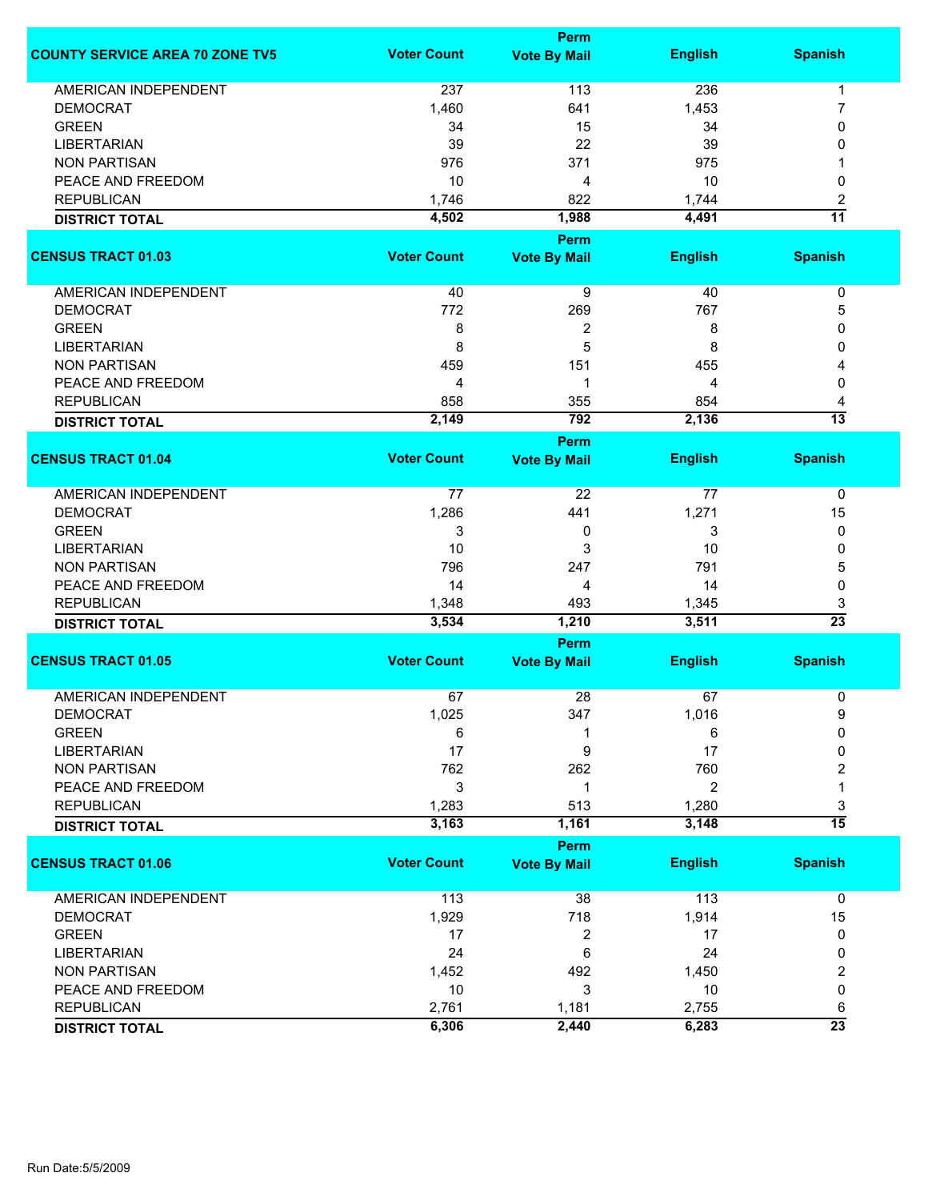| COUNTY SERVICE AREA 70 ZONE TV5 | Voter Count | Perm Vote By Mail | English | Spanish |
|---|---|---|---|---|
| AMERICAN INDEPENDENT | 237 | 113 | 236 | 1 |
| DEMOCRAT | 1,460 | 641 | 1,453 | 7 |
| GREEN | 34 | 15 | 34 | 0 |
| LIBERTARIAN | 39 | 22 | 39 | 0 |
| NON PARTISAN | 976 | 371 | 975 | 1 |
| PEACE AND FREEDOM | 10 | 4 | 10 | 0 |
| REPUBLICAN | 1,746 | 822 | 1,744 | 2 |
| **DISTRICT TOTAL** | **4,502** | **1,988** | **4,491** | **11** |

| CENSUS TRACT 01.03 | Voter Count | Perm Vote By Mail | English | Spanish |
|---|---|---|---|---|
| AMERICAN INDEPENDENT | 40 | 9 | 40 | 0 |
| DEMOCRAT | 772 | 269 | 767 | 5 |
| GREEN | 8 | 2 | 8 | 0 |
| LIBERTARIAN | 8 | 5 | 8 | 0 |
| NON PARTISAN | 459 | 151 | 455 | 4 |
| PEACE AND FREEDOM | 4 | 1 | 4 | 0 |
| REPUBLICAN | 858 | 355 | 854 | 4 |
| **DISTRICT TOTAL** | **2,149** | **792** | **2,136** | **13** |

| CENSUS TRACT 01.04 | Voter Count | Perm Vote By Mail | English | Spanish |
|---|---|---|---|---|
| AMERICAN INDEPENDENT | 77 | 22 | 77 | 0 |
| DEMOCRAT | 1,286 | 441 | 1,271 | 15 |
| GREEN | 3 | 0 | 3 | 0 |
| LIBERTARIAN | 10 | 3 | 10 | 0 |
| NON PARTISAN | 796 | 247 | 791 | 5 |
| PEACE AND FREEDOM | 14 | 4 | 14 | 0 |
| REPUBLICAN | 1,348 | 493 | 1,345 | 3 |
| **DISTRICT TOTAL** | **3,534** | **1,210** | **3,511** | **23** |

| CENSUS TRACT 01.05 | Voter Count | Perm Vote By Mail | English | Spanish |
|---|---|---|---|---|
| AMERICAN INDEPENDENT | 67 | 28 | 67 | 0 |
| DEMOCRAT | 1,025 | 347 | 1,016 | 9 |
| GREEN | 6 | 1 | 6 | 0 |
| LIBERTARIAN | 17 | 9 | 17 | 0 |
| NON PARTISAN | 762 | 262 | 760 | 2 |
| PEACE AND FREEDOM | 3 | 1 | 2 | 1 |
| REPUBLICAN | 1,283 | 513 | 1,280 | 3 |
| **DISTRICT TOTAL** | **3,163** | **1,161** | **3,148** | **15** |

| CENSUS TRACT 01.06 | Voter Count | Perm Vote By Mail | English | Spanish |
|---|---|---|---|---|
| AMERICAN INDEPENDENT | 113 | 38 | 113 | 0 |
| DEMOCRAT | 1,929 | 718 | 1,914 | 15 |
| GREEN | 17 | 2 | 17 | 0 |
| LIBERTARIAN | 24 | 6 | 24 | 0 |
| NON PARTISAN | 1,452 | 492 | 1,450 | 2 |
| PEACE AND FREEDOM | 10 | 3 | 10 | 0 |
| REPUBLICAN | 2,761 | 1,181 | 2,755 | 6 |
| **DISTRICT TOTAL** | **6,306** | **2,440** | **6,283** | **23** |

Run Date:5/5/2009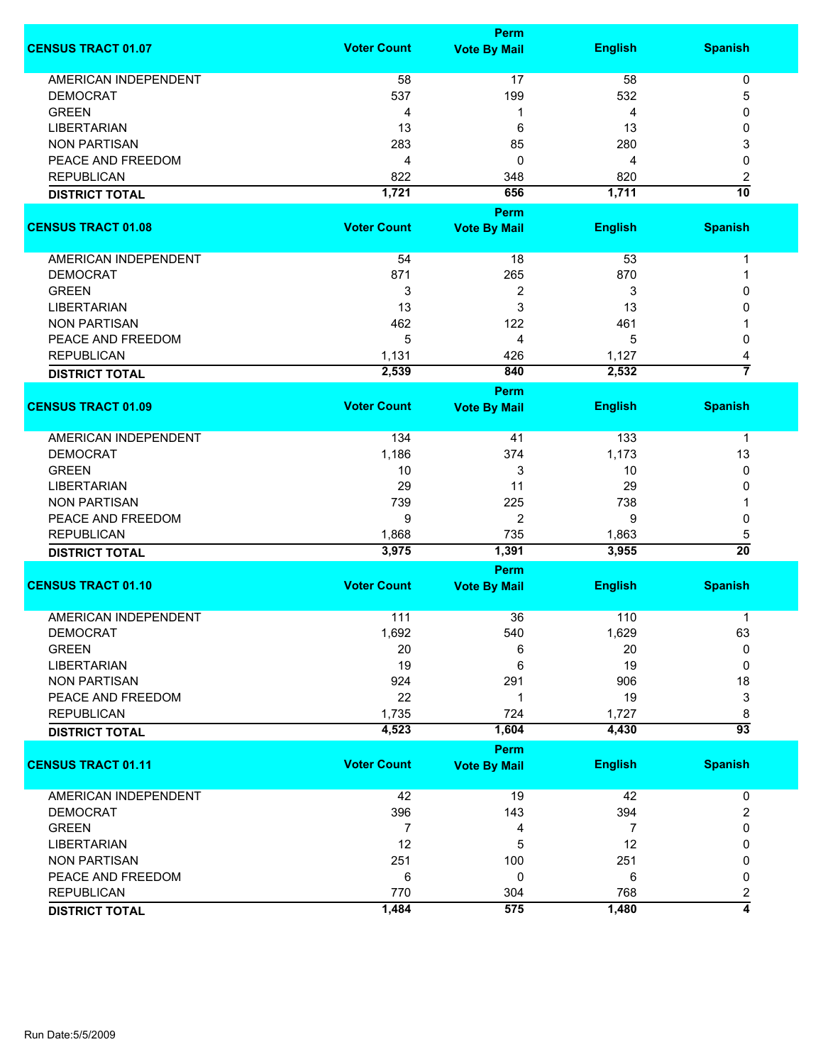| CENSUS TRACT 01.07 | Voter Count | Perm Vote By Mail | English | Spanish |
|---|---|---|---|---|
| AMERICAN INDEPENDENT | 58 | 17 | 58 | 0 |
| DEMOCRAT | 537 | 199 | 532 | 5 |
| GREEN | 4 | 1 | 4 | 0 |
| LIBERTARIAN | 13 | 6 | 13 | 0 |
| NON PARTISAN | 283 | 85 | 280 | 3 |
| PEACE AND FREEDOM | 4 | 0 | 4 | 0 |
| REPUBLICAN | 822 | 348 | 820 | 2 |
| **DISTRICT TOTAL** | **1,721** | **656** | **1,711** | **10** |

| CENSUS TRACT 01.08 | Voter Count | Perm Vote By Mail | English | Spanish |
|---|---|---|---|---|
| AMERICAN INDEPENDENT | 54 | 18 | 53 | 1 |
| DEMOCRAT | 871 | 265 | 870 | 1 |
| GREEN | 3 | 2 | 3 | 0 |
| LIBERTARIAN | 13 | 3 | 13 | 0 |
| NON PARTISAN | 462 | 122 | 461 | 1 |
| PEACE AND FREEDOM | 5 | 4 | 5 | 0 |
| REPUBLICAN | 1,131 | 426 | 1,127 | 4 |
| **DISTRICT TOTAL** | **2,539** | **840** | **2,532** | **7** |

| CENSUS TRACT 01.09 | Voter Count | Perm Vote By Mail | English | Spanish |
|---|---|---|---|---|
| AMERICAN INDEPENDENT | 134 | 41 | 133 | 1 |
| DEMOCRAT | 1,186 | 374 | 1,173 | 13 |
| GREEN | 10 | 3 | 10 | 0 |
| LIBERTARIAN | 29 | 11 | 29 | 0 |
| NON PARTISAN | 739 | 225 | 738 | 1 |
| PEACE AND FREEDOM | 9 | 2 | 9 | 0 |
| REPUBLICAN | 1,868 | 735 | 1,863 | 5 |
| **DISTRICT TOTAL** | **3,975** | **1,391** | **3,955** | **20** |

| CENSUS TRACT 01.10 | Voter Count | Perm Vote By Mail | English | Spanish |
|---|---|---|---|---|
| AMERICAN INDEPENDENT | 111 | 36 | 110 | 1 |
| DEMOCRAT | 1,692 | 540 | 1,629 | 63 |
| GREEN | 20 | 6 | 20 | 0 |
| LIBERTARIAN | 19 | 6 | 19 | 0 |
| NON PARTISAN | 924 | 291 | 906 | 18 |
| PEACE AND FREEDOM | 22 | 1 | 19 | 3 |
| REPUBLICAN | 1,735 | 724 | 1,727 | 8 |
| **DISTRICT TOTAL** | **4,523** | **1,604** | **4,430** | **93** |

| CENSUS TRACT 01.11 | Voter Count | Perm Vote By Mail | English | Spanish |
|---|---|---|---|---|
| AMERICAN INDEPENDENT | 42 | 19 | 42 | 0 |
| DEMOCRAT | 396 | 143 | 394 | 2 |
| GREEN | 7 | 4 | 7 | 0 |
| LIBERTARIAN | 12 | 5 | 12 | 0 |
| NON PARTISAN | 251 | 100 | 251 | 0 |
| PEACE AND FREEDOM | 6 | 0 | 6 | 0 |
| REPUBLICAN | 770 | 304 | 768 | 2 |
| **DISTRICT TOTAL** | **1,484** | **575** | **1,480** | **4** |

Run Date:5/5/2009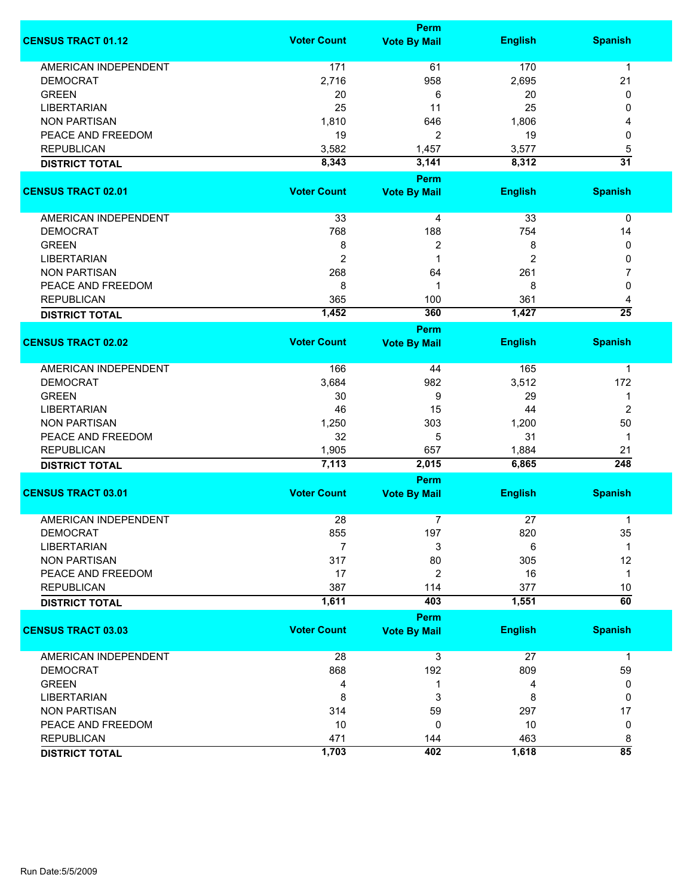| CENSUS TRACT 01.12 | Voter Count | Perm Vote By Mail | English | Spanish |
|---|---|---|---|---|
| AMERICAN INDEPENDENT | 171 | 61 | 170 | 1 |
| DEMOCRAT | 2,716 | 958 | 2,695 | 21 |
| GREEN | 20 | 6 | 20 | 0 |
| LIBERTARIAN | 25 | 11 | 25 | 0 |
| NON PARTISAN | 1,810 | 646 | 1,806 | 4 |
| PEACE AND FREEDOM | 19 | 2 | 19 | 0 |
| REPUBLICAN | 3,582 | 1,457 | 3,577 | 5 |
| **DISTRICT TOTAL** | **8,343** | **3,141** | **8,312** | **31** |

| CENSUS TRACT 02.01 | Voter Count | Perm Vote By Mail | English | Spanish |
|---|---|---|---|---|
| AMERICAN INDEPENDENT | 33 | 4 | 33 | 0 |
| DEMOCRAT | 768 | 188 | 754 | 14 |
| GREEN | 8 | 2 | 8 | 0 |
| LIBERTARIAN | 2 | 1 | 2 | 0 |
| NON PARTISAN | 268 | 64 | 261 | 7 |
| PEACE AND FREEDOM | 8 | 1 | 8 | 0 |
| REPUBLICAN | 365 | 100 | 361 | 4 |
| **DISTRICT TOTAL** | **1,452** | **360** | **1,427** | **25** |

| CENSUS TRACT 02.02 | Voter Count | Perm Vote By Mail | English | Spanish |
|---|---|---|---|---|
| AMERICAN INDEPENDENT | 166 | 44 | 165 | 1 |
| DEMOCRAT | 3,684 | 982 | 3,512 | 172 |
| GREEN | 30 | 9 | 29 | 1 |
| LIBERTARIAN | 46 | 15 | 44 | 2 |
| NON PARTISAN | 1,250 | 303 | 1,200 | 50 |
| PEACE AND FREEDOM | 32 | 5 | 31 | 1 |
| REPUBLICAN | 1,905 | 657 | 1,884 | 21 |
| **DISTRICT TOTAL** | **7,113** | **2,015** | **6,865** | **248** |

| CENSUS TRACT 03.01 | Voter Count | Perm Vote By Mail | English | Spanish |
|---|---|---|---|---|
| AMERICAN INDEPENDENT | 28 | 7 | 27 | 1 |
| DEMOCRAT | 855 | 197 | 820 | 35 |
| LIBERTARIAN | 7 | 3 | 6 | 1 |
| NON PARTISAN | 317 | 80 | 305 | 12 |
| PEACE AND FREEDOM | 17 | 2 | 16 | 1 |
| REPUBLICAN | 387 | 114 | 377 | 10 |
| **DISTRICT TOTAL** | **1,611** | **403** | **1,551** | **60** |

| CENSUS TRACT 03.03 | Voter Count | Perm Vote By Mail | English | Spanish |
|---|---|---|---|---|
| AMERICAN INDEPENDENT | 28 | 3 | 27 | 1 |
| DEMOCRAT | 868 | 192 | 809 | 59 |
| GREEN | 4 | 1 | 4 | 0 |
| LIBERTARIAN | 8 | 3 | 8 | 0 |
| NON PARTISAN | 314 | 59 | 297 | 17 |
| PEACE AND FREEDOM | 10 | 0 | 10 | 0 |
| REPUBLICAN | 471 | 144 | 463 | 8 |
| **DISTRICT TOTAL** | **1,703** | **402** | **1,618** | **85** |

Run Date:5/5/2009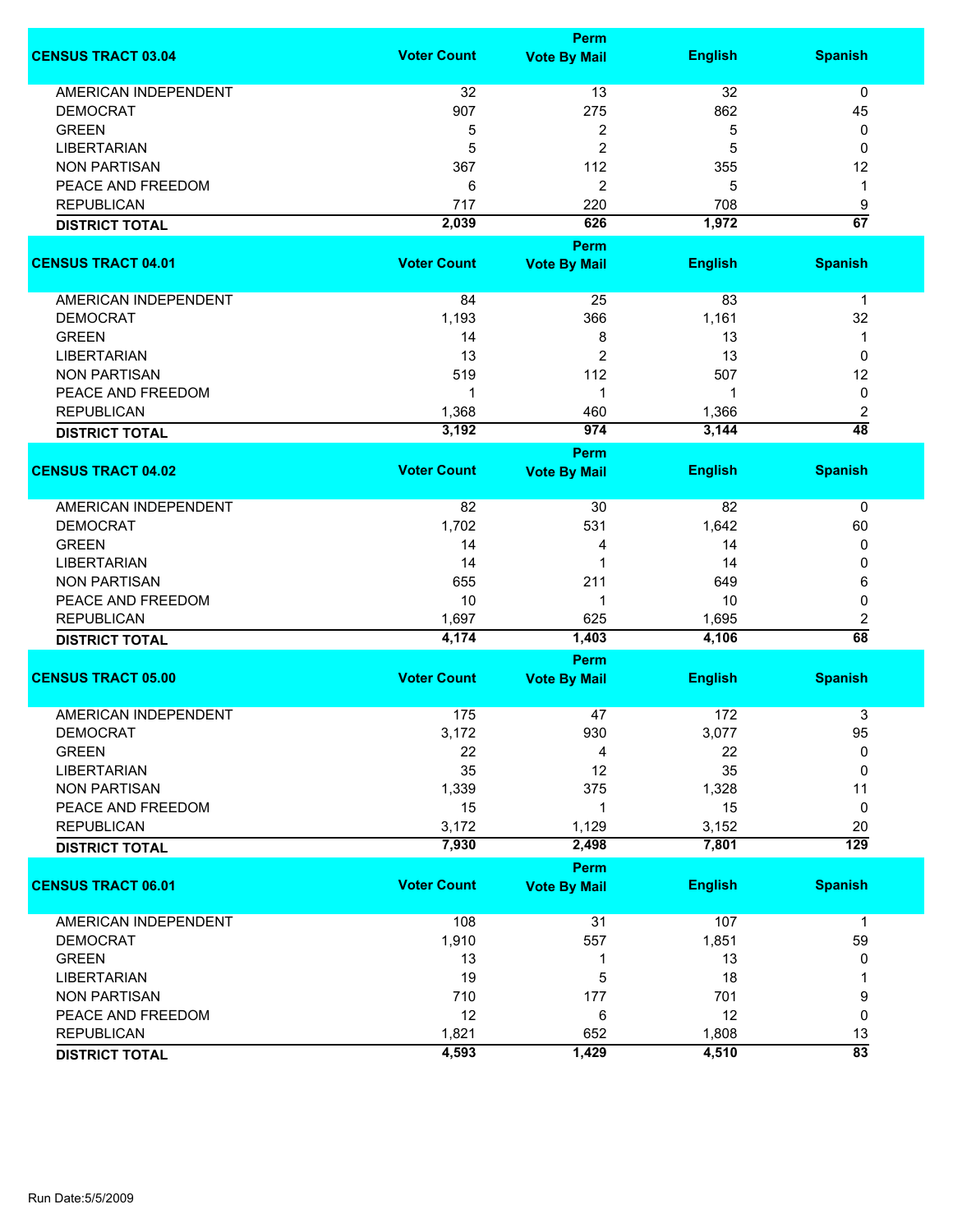| CENSUS TRACT 03.04 | Voter Count | Perm Vote By Mail | English | Spanish |
|---|---|---|---|---|
| AMERICAN INDEPENDENT | 32 | 13 | 32 | 0 |
| DEMOCRAT | 907 | 275 | 862 | 45 |
| GREEN | 5 | 2 | 5 | 0 |
| LIBERTARIAN | 5 | 2 | 5 | 0 |
| NON PARTISAN | 367 | 112 | 355 | 12 |
| PEACE AND FREEDOM | 6 | 2 | 5 | 1 |
| REPUBLICAN | 717 | 220 | 708 | 9 |
| **DISTRICT TOTAL** | **2,039** | **626** | **1,972** | **67** |

| CENSUS TRACT 04.01 | Voter Count | Perm Vote By Mail | English | Spanish |
|---|---|---|---|---|
| AMERICAN INDEPENDENT | 84 | 25 | 83 | 1 |
| DEMOCRAT | 1,193 | 366 | 1,161 | 32 |
| GREEN | 14 | 8 | 13 | 1 |
| LIBERTARIAN | 13 | 2 | 13 | 0 |
| NON PARTISAN | 519 | 112 | 507 | 12 |
| PEACE AND FREEDOM | 1 | 1 | 1 | 0 |
| REPUBLICAN | 1,368 | 460 | 1,366 | 2 |
| **DISTRICT TOTAL** | **3,192** | **974** | **3,144** | **48** |

| CENSUS TRACT 04.02 | Voter Count | Perm Vote By Mail | English | Spanish |
|---|---|---|---|---|
| AMERICAN INDEPENDENT | 82 | 30 | 82 | 0 |
| DEMOCRAT | 1,702 | 531 | 1,642 | 60 |
| GREEN | 14 | 4 | 14 | 0 |
| LIBERTARIAN | 14 | 1 | 14 | 0 |
| NON PARTISAN | 655 | 211 | 649 | 6 |
| PEACE AND FREEDOM | 10 | 1 | 10 | 0 |
| REPUBLICAN | 1,697 | 625 | 1,695 | 2 |
| **DISTRICT TOTAL** | **4,174** | **1,403** | **4,106** | **68** |

| CENSUS TRACT 05.00 | Voter Count | Perm Vote By Mail | English | Spanish |
|---|---|---|---|---|
| AMERICAN INDEPENDENT | 175 | 47 | 172 | 3 |
| DEMOCRAT | 3,172 | 930 | 3,077 | 95 |
| GREEN | 22 | 4 | 22 | 0 |
| LIBERTARIAN | 35 | 12 | 35 | 0 |
| NON PARTISAN | 1,339 | 375 | 1,328 | 11 |
| PEACE AND FREEDOM | 15 | 1 | 15 | 0 |
| REPUBLICAN | 3,172 | 1,129 | 3,152 | 20 |
| **DISTRICT TOTAL** | **7,930** | **2,498** | **7,801** | **129** |

| CENSUS TRACT 06.01 | Voter Count | Perm Vote By Mail | English | Spanish |
|---|---|---|---|---|
| AMERICAN INDEPENDENT | 108 | 31 | 107 | 1 |
| DEMOCRAT | 1,910 | 557 | 1,851 | 59 |
| GREEN | 13 | 1 | 13 | 0 |
| LIBERTARIAN | 19 | 5 | 18 | 1 |
| NON PARTISAN | 710 | 177 | 701 | 9 |
| PEACE AND FREEDOM | 12 | 6 | 12 | 0 |
| REPUBLICAN | 1,821 | 652 | 1,808 | 13 |
| **DISTRICT TOTAL** | **4,593** | **1,429** | **4,510** | **83** |

Run Date:5/5/2009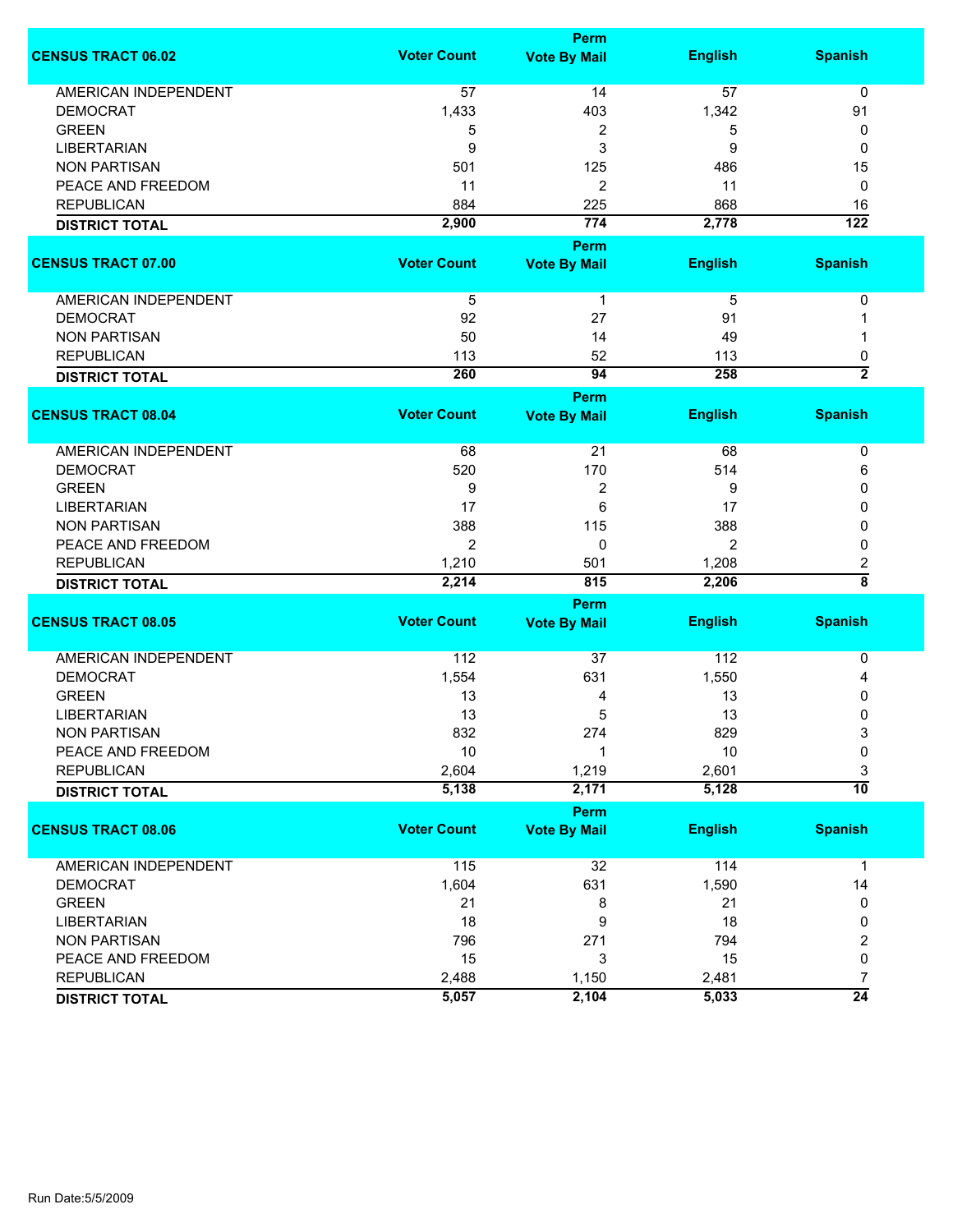| CENSUS TRACT 06.02 | Voter Count | Perm Vote By Mail | English | Spanish |
|---|---|---|---|---|
| AMERICAN INDEPENDENT | 57 | 14 | 57 | 0 |
| DEMOCRAT | 1,433 | 403 | 1,342 | 91 |
| GREEN | 5 | 2 | 5 | 0 |
| LIBERTARIAN | 9 | 3 | 9 | 0 |
| NON PARTISAN | 501 | 125 | 486 | 15 |
| PEACE AND FREEDOM | 11 | 2 | 11 | 0 |
| REPUBLICAN | 884 | 225 | 868 | 16 |
| **DISTRICT TOTAL** | **2,900** | **774** | **2,778** | **122** |

| CENSUS TRACT 07.00 | Voter Count | Perm Vote By Mail | English | Spanish |
|---|---|---|---|---|
| AMERICAN INDEPENDENT | 5 | 1 | 5 | 0 |
| DEMOCRAT | 92 | 27 | 91 | 1 |
| NON PARTISAN | 50 | 14 | 49 | 1 |
| REPUBLICAN | 113 | 52 | 113 | 0 |
| **DISTRICT TOTAL** | **260** | **94** | **258** | **2** |

| CENSUS TRACT 08.04 | Voter Count | Perm Vote By Mail | English | Spanish |
|---|---|---|---|---|
| AMERICAN INDEPENDENT | 68 | 21 | 68 | 0 |
| DEMOCRAT | 520 | 170 | 514 | 6 |
| GREEN | 9 | 2 | 9 | 0 |
| LIBERTARIAN | 17 | 6 | 17 | 0 |
| NON PARTISAN | 388 | 115 | 388 | 0 |
| PEACE AND FREEDOM | 2 | 0 | 2 | 0 |
| REPUBLICAN | 1,210 | 501 | 1,208 | 2 |
| **DISTRICT TOTAL** | **2,214** | **815** | **2,206** | **8** |

| CENSUS TRACT 08.05 | Voter Count | Perm Vote By Mail | English | Spanish |
|---|---|---|---|---|
| AMERICAN INDEPENDENT | 112 | 37 | 112 | 0 |
| DEMOCRAT | 1,554 | 631 | 1,550 | 4 |
| GREEN | 13 | 4 | 13 | 0 |
| LIBERTARIAN | 13 | 5 | 13 | 0 |
| NON PARTISAN | 832 | 274 | 829 | 3 |
| PEACE AND FREEDOM | 10 | 1 | 10 | 0 |
| REPUBLICAN | 2,604 | 1,219 | 2,601 | 3 |
| **DISTRICT TOTAL** | **5,138** | **2,171** | **5,128** | **10** |

| CENSUS TRACT 08.06 | Voter Count | Perm Vote By Mail | English | Spanish |
|---|---|---|---|---|
| AMERICAN INDEPENDENT | 115 | 32 | 114 | 1 |
| DEMOCRAT | 1,604 | 631 | 1,590 | 14 |
| GREEN | 21 | 8 | 21 | 0 |
| LIBERTARIAN | 18 | 9 | 18 | 0 |
| NON PARTISAN | 796 | 271 | 794 | 2 |
| PEACE AND FREEDOM | 15 | 3 | 15 | 0 |
| REPUBLICAN | 2,488 | 1,150 | 2,481 | 7 |
| **DISTRICT TOTAL** | **5,057** | **2,104** | **5,033** | **24** |

Run Date:5/5/2009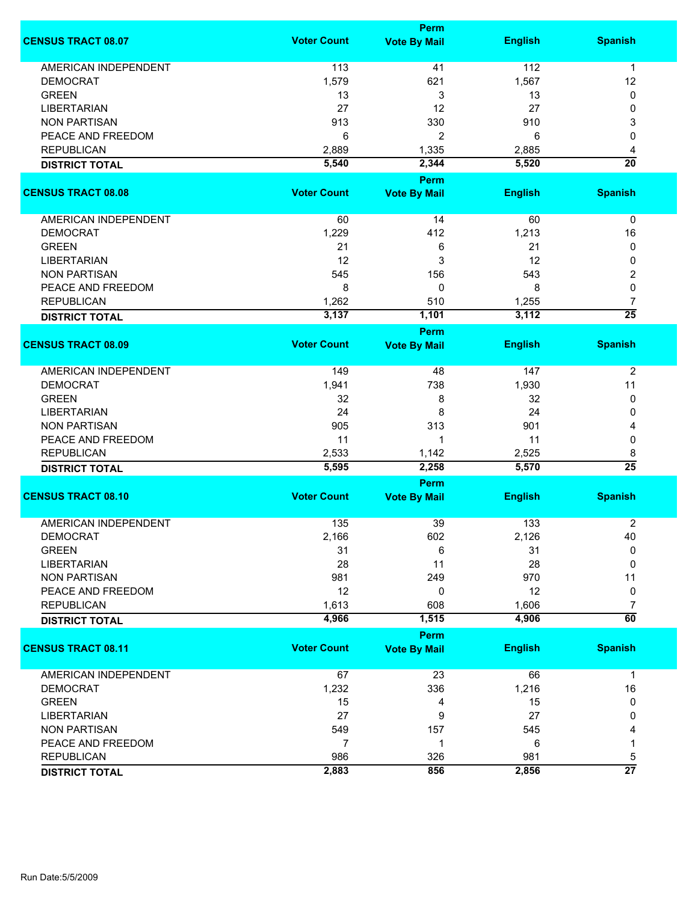| CENSUS TRACT 08.07 | Voter Count | Perm Vote By Mail | English | Spanish |
|---|---|---|---|---|
| AMERICAN INDEPENDENT | 113 | 41 | 112 | 1 |
| DEMOCRAT | 1,579 | 621 | 1,567 | 12 |
| GREEN | 13 | 3 | 13 | 0 |
| LIBERTARIAN | 27 | 12 | 27 | 0 |
| NON PARTISAN | 913 | 330 | 910 | 3 |
| PEACE AND FREEDOM | 6 | 2 | 6 | 0 |
| REPUBLICAN | 2,889 | 1,335 | 2,885 | 4 |
| **DISTRICT TOTAL** | **5,540** | **2,344** | **5,520** | **20** |

| CENSUS TRACT 08.08 | Voter Count | Perm Vote By Mail | English | Spanish |
|---|---|---|---|---|
| AMERICAN INDEPENDENT | 60 | 14 | 60 | 0 |
| DEMOCRAT | 1,229 | 412 | 1,213 | 16 |
| GREEN | 21 | 6 | 21 | 0 |
| LIBERTARIAN | 12 | 3 | 12 | 0 |
| NON PARTISAN | 545 | 156 | 543 | 2 |
| PEACE AND FREEDOM | 8 | 0 | 8 | 0 |
| REPUBLICAN | 1,262 | 510 | 1,255 | 7 |
| **DISTRICT TOTAL** | **3,137** | **1,101** | **3,112** | **25** |

| CENSUS TRACT 08.09 | Voter Count | Perm Vote By Mail | English | Spanish |
|---|---|---|---|---|
| AMERICAN INDEPENDENT | 149 | 48 | 147 | 2 |
| DEMOCRAT | 1,941 | 738 | 1,930 | 11 |
| GREEN | 32 | 8 | 32 | 0 |
| LIBERTARIAN | 24 | 8 | 24 | 0 |
| NON PARTISAN | 905 | 313 | 901 | 4 |
| PEACE AND FREEDOM | 11 | 1 | 11 | 0 |
| REPUBLICAN | 2,533 | 1,142 | 2,525 | 8 |
| **DISTRICT TOTAL** | **5,595** | **2,258** | **5,570** | **25** |

| CENSUS TRACT 08.10 | Voter Count | Perm Vote By Mail | English | Spanish |
|---|---|---|---|---|
| AMERICAN INDEPENDENT | 135 | 39 | 133 | 2 |
| DEMOCRAT | 2,166 | 602 | 2,126 | 40 |
| GREEN | 31 | 6 | 31 | 0 |
| LIBERTARIAN | 28 | 11 | 28 | 0 |
| NON PARTISAN | 981 | 249 | 970 | 11 |
| PEACE AND FREEDOM | 12 | 0 | 12 | 0 |
| REPUBLICAN | 1,613 | 608 | 1,606 | 7 |
| **DISTRICT TOTAL** | **4,966** | **1,515** | **4,906** | **60** |

| CENSUS TRACT 08.11 | Voter Count | Perm Vote By Mail | English | Spanish |
|---|---|---|---|---|
| AMERICAN INDEPENDENT | 67 | 23 | 66 | 1 |
| DEMOCRAT | 1,232 | 336 | 1,216 | 16 |
| GREEN | 15 | 4 | 15 | 0 |
| LIBERTARIAN | 27 | 9 | 27 | 0 |
| NON PARTISAN | 549 | 157 | 545 | 4 |
| PEACE AND FREEDOM | 7 | 1 | 6 | 1 |
| REPUBLICAN | 986 | 326 | 981 | 5 |
| **DISTRICT TOTAL** | **2,883** | **856** | **2,856** | **27** |

Run Date:5/5/2009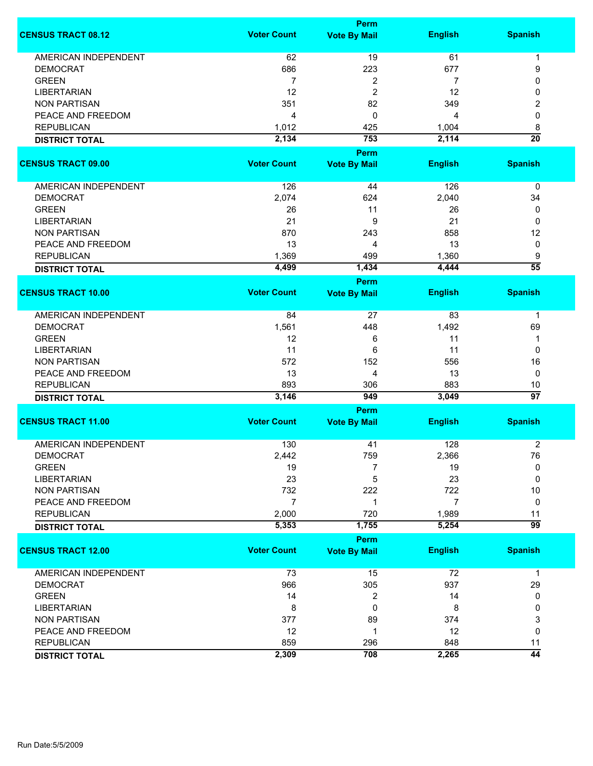| CENSUS TRACT 08.12 | Voter Count | Perm Vote By Mail | English | Spanish |
|---|---|---|---|---|
| AMERICAN INDEPENDENT | 62 | 19 | 61 | 1 |
| DEMOCRAT | 686 | 223 | 677 | 9 |
| GREEN | 7 | 2 | 7 | 0 |
| LIBERTARIAN | 12 | 2 | 12 | 0 |
| NON PARTISAN | 351 | 82 | 349 | 2 |
| PEACE AND FREEDOM | 4 | 0 | 4 | 0 |
| REPUBLICAN | 1,012 | 425 | 1,004 | 8 |
| **DISTRICT TOTAL** | **2,134** | **753** | **2,114** | **20** |

| CENSUS TRACT 09.00 | Voter Count | Perm Vote By Mail | English | Spanish |
|---|---|---|---|---|
| AMERICAN INDEPENDENT | 126 | 44 | 126 | 0 |
| DEMOCRAT | 2,074 | 624 | 2,040 | 34 |
| GREEN | 26 | 11 | 26 | 0 |
| LIBERTARIAN | 21 | 9 | 21 | 0 |
| NON PARTISAN | 870 | 243 | 858 | 12 |
| PEACE AND FREEDOM | 13 | 4 | 13 | 0 |
| REPUBLICAN | 1,369 | 499 | 1,360 | 9 |
| **DISTRICT TOTAL** | **4,499** | **1,434** | **4,444** | **55** |

| CENSUS TRACT 10.00 | Voter Count | Perm Vote By Mail | English | Spanish |
|---|---|---|---|---|
| AMERICAN INDEPENDENT | 84 | 27 | 83 | 1 |
| DEMOCRAT | 1,561 | 448 | 1,492 | 69 |
| GREEN | 12 | 6 | 11 | 1 |
| LIBERTARIAN | 11 | 6 | 11 | 0 |
| NON PARTISAN | 572 | 152 | 556 | 16 |
| PEACE AND FREEDOM | 13 | 4 | 13 | 0 |
| REPUBLICAN | 893 | 306 | 883 | 10 |
| **DISTRICT TOTAL** | **3,146** | **949** | **3,049** | **97** |

| CENSUS TRACT 11.00 | Voter Count | Perm Vote By Mail | English | Spanish |
|---|---|---|---|---|
| AMERICAN INDEPENDENT | 130 | 41 | 128 | 2 |
| DEMOCRAT | 2,442 | 759 | 2,366 | 76 |
| GREEN | 19 | 7 | 19 | 0 |
| LIBERTARIAN | 23 | 5 | 23 | 0 |
| NON PARTISAN | 732 | 222 | 722 | 10 |
| PEACE AND FREEDOM | 7 | 1 | 7 | 0 |
| REPUBLICAN | 2,000 | 720 | 1,989 | 11 |
| **DISTRICT TOTAL** | **5,353** | **1,755** | **5,254** | **99** |

| CENSUS TRACT 12.00 | Voter Count | Perm Vote By Mail | English | Spanish |
|---|---|---|---|---|
| AMERICAN INDEPENDENT | 73 | 15 | 72 | 1 |
| DEMOCRAT | 966 | 305 | 937 | 29 |
| GREEN | 14 | 2 | 14 | 0 |
| LIBERTARIAN | 8 | 0 | 8 | 0 |
| NON PARTISAN | 377 | 89 | 374 | 3 |
| PEACE AND FREEDOM | 12 | 1 | 12 | 0 |
| REPUBLICAN | 859 | 296 | 848 | 11 |
| **DISTRICT TOTAL** | **2,309** | **708** | **2,265** | **44** |

Run Date:5/5/2009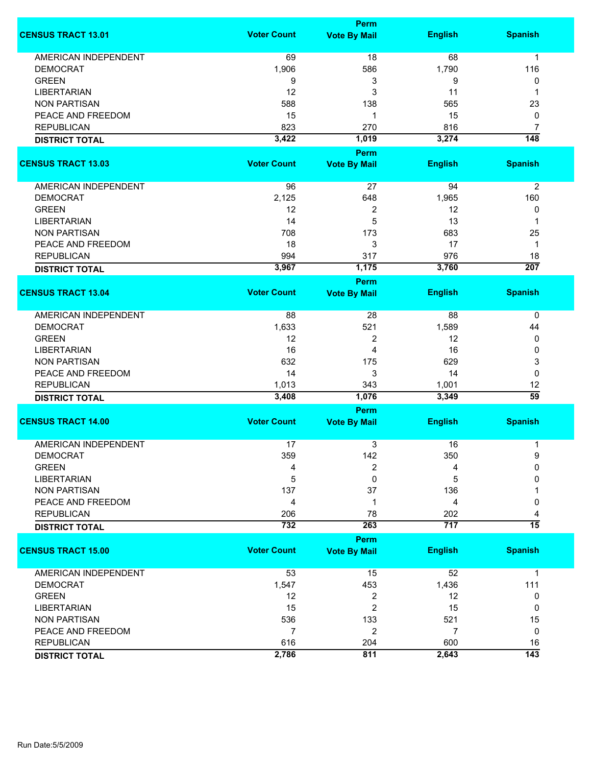| CENSUS TRACT 13.01 | Voter Count | Perm Vote By Mail | English | Spanish |
|---|---|---|---|---|
| AMERICAN INDEPENDENT | 69 | 18 | 68 | 1 |
| DEMOCRAT | 1,906 | 586 | 1,790 | 116 |
| GREEN | 9 | 3 | 9 | 0 |
| LIBERTARIAN | 12 | 3 | 11 | 1 |
| NON PARTISAN | 588 | 138 | 565 | 23 |
| PEACE AND FREEDOM | 15 | 1 | 15 | 0 |
| REPUBLICAN | 823 | 270 | 816 | 7 |
| **DISTRICT TOTAL** | **3,422** | **1,019** | **3,274** | **148** |

| CENSUS TRACT 13.03 | Voter Count | Perm Vote By Mail | English | Spanish |
|---|---|---|---|---|
| AMERICAN INDEPENDENT | 96 | 27 | 94 | 2 |
| DEMOCRAT | 2,125 | 648 | 1,965 | 160 |
| GREEN | 12 | 2 | 12 | 0 |
| LIBERTARIAN | 14 | 5 | 13 | 1 |
| NON PARTISAN | 708 | 173 | 683 | 25 |
| PEACE AND FREEDOM | 18 | 3 | 17 | 1 |
| REPUBLICAN | 994 | 317 | 976 | 18 |
| **DISTRICT TOTAL** | **3,967** | **1,175** | **3,760** | **207** |

| CENSUS TRACT 13.04 | Voter Count | Perm Vote By Mail | English | Spanish |
|---|---|---|---|---|
| AMERICAN INDEPENDENT | 88 | 28 | 88 | 0 |
| DEMOCRAT | 1,633 | 521 | 1,589 | 44 |
| GREEN | 12 | 2 | 12 | 0 |
| LIBERTARIAN | 16 | 4 | 16 | 0 |
| NON PARTISAN | 632 | 175 | 629 | 3 |
| PEACE AND FREEDOM | 14 | 3 | 14 | 0 |
| REPUBLICAN | 1,013 | 343 | 1,001 | 12 |
| **DISTRICT TOTAL** | **3,408** | **1,076** | **3,349** | **59** |

| CENSUS TRACT 14.00 | Voter Count | Perm Vote By Mail | English | Spanish |
|---|---|---|---|---|
| AMERICAN INDEPENDENT | 17 | 3 | 16 | 1 |
| DEMOCRAT | 359 | 142 | 350 | 9 |
| GREEN | 4 | 2 | 4 | 0 |
| LIBERTARIAN | 5 | 0 | 5 | 0 |
| NON PARTISAN | 137 | 37 | 136 | 1 |
| PEACE AND FREEDOM | 4 | 1 | 4 | 0 |
| REPUBLICAN | 206 | 78 | 202 | 4 |
| **DISTRICT TOTAL** | **732** | **263** | **717** | **15** |

| CENSUS TRACT 15.00 | Voter Count | Perm Vote By Mail | English | Spanish |
|---|---|---|---|---|
| AMERICAN INDEPENDENT | 53 | 15 | 52 | 1 |
| DEMOCRAT | 1,547 | 453 | 1,436 | 111 |
| GREEN | 12 | 2 | 12 | 0 |
| LIBERTARIAN | 15 | 2 | 15 | 0 |
| NON PARTISAN | 536 | 133 | 521 | 15 |
| PEACE AND FREEDOM | 7 | 2 | 7 | 0 |
| REPUBLICAN | 616 | 204 | 600 | 16 |
| **DISTRICT TOTAL** | **2,786** | **811** | **2,643** | **143** |

Run Date:5/5/2009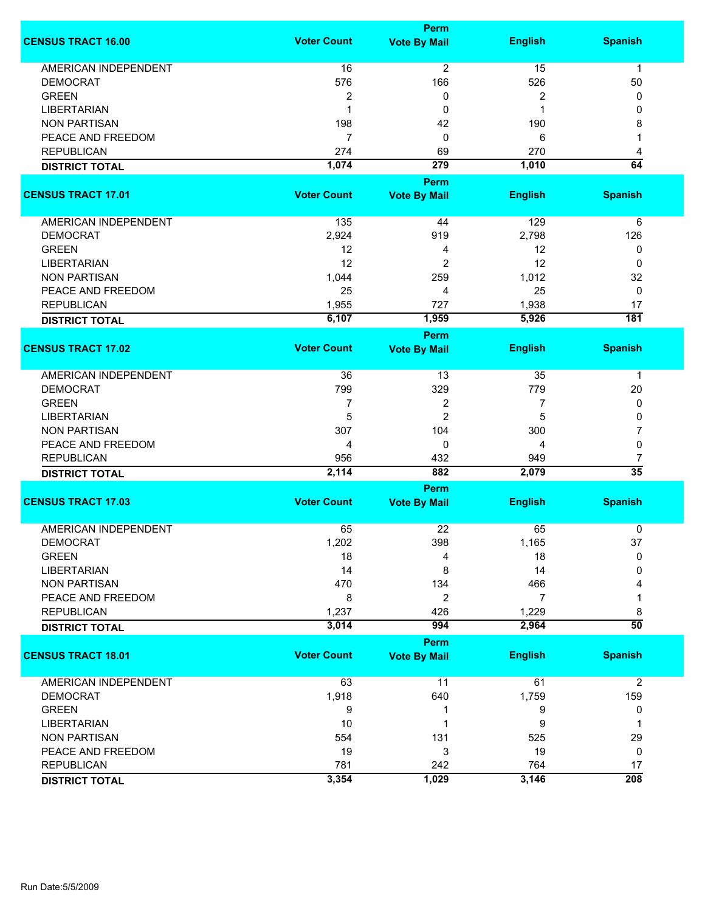| CENSUS TRACT 16.00 | Voter Count | Perm Vote By Mail | English | Spanish |
|---|---|---|---|---|
| AMERICAN INDEPENDENT | 16 | 2 | 15 | 1 |
| DEMOCRAT | 576 | 166 | 526 | 50 |
| GREEN | 2 | 0 | 2 | 0 |
| LIBERTARIAN | 1 | 0 | 1 | 0 |
| NON PARTISAN | 198 | 42 | 190 | 8 |
| PEACE AND FREEDOM | 7 | 0 | 6 | 1 |
| REPUBLICAN | 274 | 69 | 270 | 4 |
| **DISTRICT TOTAL** | **1,074** | **279** | **1,010** | **64** |

| CENSUS TRACT 17.01 | Voter Count | Perm Vote By Mail | English | Spanish |
|---|---|---|---|---|
| AMERICAN INDEPENDENT | 135 | 44 | 129 | 6 |
| DEMOCRAT | 2,924 | 919 | 2,798 | 126 |
| GREEN | 12 | 4 | 12 | 0 |
| LIBERTARIAN | 12 | 2 | 12 | 0 |
| NON PARTISAN | 1,044 | 259 | 1,012 | 32 |
| PEACE AND FREEDOM | 25 | 4 | 25 | 0 |
| REPUBLICAN | 1,955 | 727 | 1,938 | 17 |
| **DISTRICT TOTAL** | **6,107** | **1,959** | **5,926** | **181** |

| CENSUS TRACT 17.02 | Voter Count | Perm Vote By Mail | English | Spanish |
|---|---|---|---|---|
| AMERICAN INDEPENDENT | 36 | 13 | 35 | 1 |
| DEMOCRAT | 799 | 329 | 779 | 20 |
| GREEN | 7 | 2 | 7 | 0 |
| LIBERTARIAN | 5 | 2 | 5 | 0 |
| NON PARTISAN | 307 | 104 | 300 | 7 |
| PEACE AND FREEDOM | 4 | 0 | 4 | 0 |
| REPUBLICAN | 956 | 432 | 949 | 7 |
| **DISTRICT TOTAL** | **2,114** | **882** | **2,079** | **35** |

| CENSUS TRACT 17.03 | Voter Count | Perm Vote By Mail | English | Spanish |
|---|---|---|---|---|
| AMERICAN INDEPENDENT | 65 | 22 | 65 | 0 |
| DEMOCRAT | 1,202 | 398 | 1,165 | 37 |
| GREEN | 18 | 4 | 18 | 0 |
| LIBERTARIAN | 14 | 8 | 14 | 0 |
| NON PARTISAN | 470 | 134 | 466 | 4 |
| PEACE AND FREEDOM | 8 | 2 | 7 | 1 |
| REPUBLICAN | 1,237 | 426 | 1,229 | 8 |
| **DISTRICT TOTAL** | **3,014** | **994** | **2,964** | **50** |

| CENSUS TRACT 18.01 | Voter Count | Perm Vote By Mail | English | Spanish |
|---|---|---|---|---|
| AMERICAN INDEPENDENT | 63 | 11 | 61 | 2 |
| DEMOCRAT | 1,918 | 640 | 1,759 | 159 |
| GREEN | 9 | 1 | 9 | 0 |
| LIBERTARIAN | 10 | 1 | 9 | 1 |
| NON PARTISAN | 554 | 131 | 525 | 29 |
| PEACE AND FREEDOM | 19 | 3 | 19 | 0 |
| REPUBLICAN | 781 | 242 | 764 | 17 |
| **DISTRICT TOTAL** | **3,354** | **1,029** | **3,146** | **208** |

Run Date:5/5/2009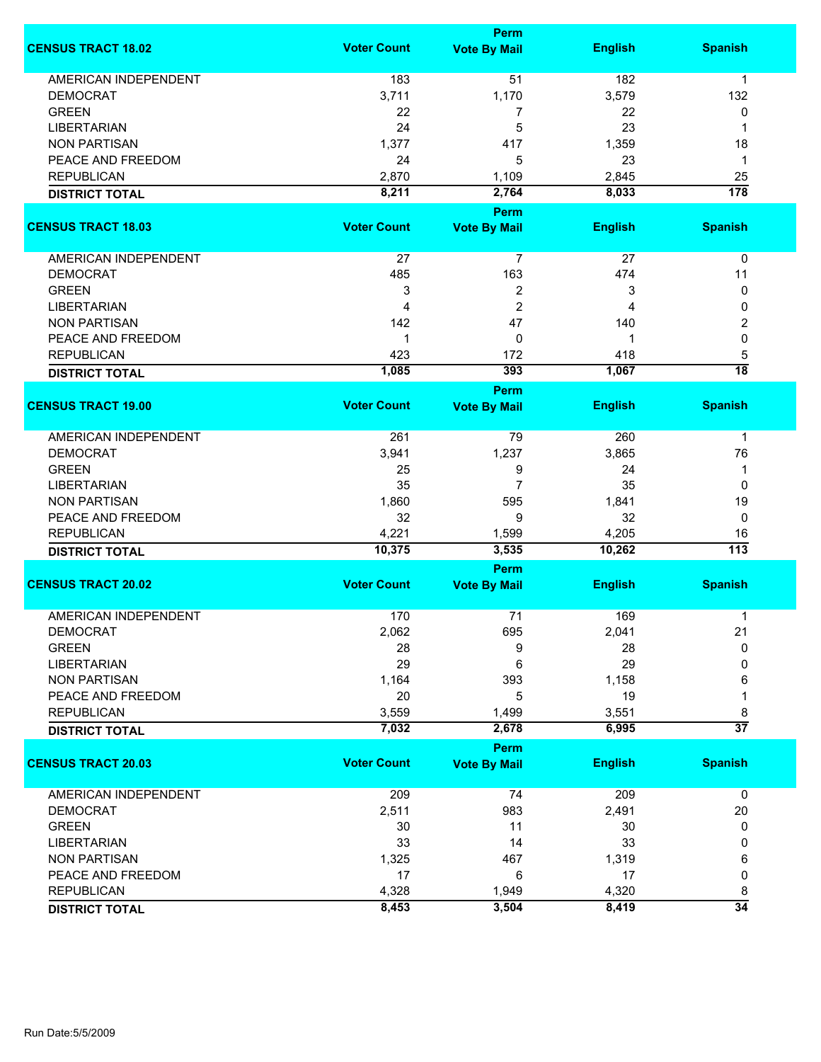| CENSUS TRACT 18.02 | Voter Count | Perm Vote By Mail | English | Spanish |
|---|---|---|---|---|
| AMERICAN INDEPENDENT | 183 | 51 | 182 | 1 |
| DEMOCRAT | 3,711 | 1,170 | 3,579 | 132 |
| GREEN | 22 | 7 | 22 | 0 |
| LIBERTARIAN | 24 | 5 | 23 | 1 |
| NON PARTISAN | 1,377 | 417 | 1,359 | 18 |
| PEACE AND FREEDOM | 24 | 5 | 23 | 1 |
| REPUBLICAN | 2,870 | 1,109 | 2,845 | 25 |
| **DISTRICT TOTAL** | **8,211** | **2,764** | **8,033** | **178** |

| CENSUS TRACT 18.03 | Voter Count | Perm Vote By Mail | English | Spanish |
|---|---|---|---|---|
| AMERICAN INDEPENDENT | 27 | 7 | 27 | 0 |
| DEMOCRAT | 485 | 163 | 474 | 11 |
| GREEN | 3 | 2 | 3 | 0 |
| LIBERTARIAN | 4 | 2 | 4 | 0 |
| NON PARTISAN | 142 | 47 | 140 | 2 |
| PEACE AND FREEDOM | 1 | 0 | 1 | 0 |
| REPUBLICAN | 423 | 172 | 418 | 5 |
| **DISTRICT TOTAL** | **1,085** | **393** | **1,067** | **18** |

| CENSUS TRACT 19.00 | Voter Count | Perm Vote By Mail | English | Spanish |
|---|---|---|---|---|
| AMERICAN INDEPENDENT | 261 | 79 | 260 | 1 |
| DEMOCRAT | 3,941 | 1,237 | 3,865 | 76 |
| GREEN | 25 | 9 | 24 | 1 |
| LIBERTARIAN | 35 | 7 | 35 | 0 |
| NON PARTISAN | 1,860 | 595 | 1,841 | 19 |
| PEACE AND FREEDOM | 32 | 9 | 32 | 0 |
| REPUBLICAN | 4,221 | 1,599 | 4,205 | 16 |
| **DISTRICT TOTAL** | **10,375** | **3,535** | **10,262** | **113** |

| CENSUS TRACT 20.02 | Voter Count | Perm Vote By Mail | English | Spanish |
|---|---|---|---|---|
| AMERICAN INDEPENDENT | 170 | 71 | 169 | 1 |
| DEMOCRAT | 2,062 | 695 | 2,041 | 21 |
| GREEN | 28 | 9 | 28 | 0 |
| LIBERTARIAN | 29 | 6 | 29 | 0 |
| NON PARTISAN | 1,164 | 393 | 1,158 | 6 |
| PEACE AND FREEDOM | 20 | 5 | 19 | 1 |
| REPUBLICAN | 3,559 | 1,499 | 3,551 | 8 |
| **DISTRICT TOTAL** | **7,032** | **2,678** | **6,995** | **37** |

| CENSUS TRACT 20.03 | Voter Count | Perm Vote By Mail | English | Spanish |
|---|---|---|---|---|
| AMERICAN INDEPENDENT | 209 | 74 | 209 | 0 |
| DEMOCRAT | 2,511 | 983 | 2,491 | 20 |
| GREEN | 30 | 11 | 30 | 0 |
| LIBERTARIAN | 33 | 14 | 33 | 0 |
| NON PARTISAN | 1,325 | 467 | 1,319 | 6 |
| PEACE AND FREEDOM | 17 | 6 | 17 | 0 |
| REPUBLICAN | 4,328 | 1,949 | 4,320 | 8 |
| **DISTRICT TOTAL** | **8,453** | **3,504** | **8,419** | **34** |

Run Date:5/5/2009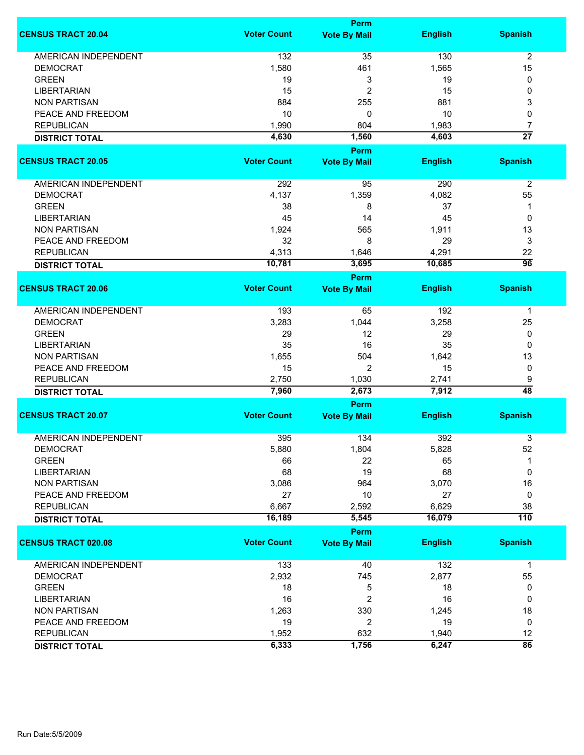| CENSUS TRACT 20.04 | Voter Count | Perm Vote By Mail | English | Spanish |
|---|---|---|---|---|
| AMERICAN INDEPENDENT | 132 | 35 | 130 | 2 |
| DEMOCRAT | 1,580 | 461 | 1,565 | 15 |
| GREEN | 19 | 3 | 19 | 0 |
| LIBERTARIAN | 15 | 2 | 15 | 0 |
| NON PARTISAN | 884 | 255 | 881 | 3 |
| PEACE AND FREEDOM | 10 | 0 | 10 | 0 |
| REPUBLICAN | 1,990 | 804 | 1,983 | 7 |
| **DISTRICT TOTAL** | **4,630** | **1,560** | **4,603** | **27** |

| CENSUS TRACT 20.05 | Voter Count | Perm Vote By Mail | English | Spanish |
|---|---|---|---|---|
| AMERICAN INDEPENDENT | 292 | 95 | 290 | 2 |
| DEMOCRAT | 4,137 | 1,359 | 4,082 | 55 |
| GREEN | 38 | 8 | 37 | 1 |
| LIBERTARIAN | 45 | 14 | 45 | 0 |
| NON PARTISAN | 1,924 | 565 | 1,911 | 13 |
| PEACE AND FREEDOM | 32 | 8 | 29 | 3 |
| REPUBLICAN | 4,313 | 1,646 | 4,291 | 22 |
| **DISTRICT TOTAL** | **10,781** | **3,695** | **10,685** | **96** |

| CENSUS TRACT 20.06 | Voter Count | Perm Vote By Mail | English | Spanish |
|---|---|---|---|---|
| AMERICAN INDEPENDENT | 193 | 65 | 192 | 1 |
| DEMOCRAT | 3,283 | 1,044 | 3,258 | 25 |
| GREEN | 29 | 12 | 29 | 0 |
| LIBERTARIAN | 35 | 16 | 35 | 0 |
| NON PARTISAN | 1,655 | 504 | 1,642 | 13 |
| PEACE AND FREEDOM | 15 | 2 | 15 | 0 |
| REPUBLICAN | 2,750 | 1,030 | 2,741 | 9 |
| **DISTRICT TOTAL** | **7,960** | **2,673** | **7,912** | **48** |

| CENSUS TRACT 20.07 | Voter Count | Perm Vote By Mail | English | Spanish |
|---|---|---|---|---|
| AMERICAN INDEPENDENT | 395 | 134 | 392 | 3 |
| DEMOCRAT | 5,880 | 1,804 | 5,828 | 52 |
| GREEN | 66 | 22 | 65 | 1 |
| LIBERTARIAN | 68 | 19 | 68 | 0 |
| NON PARTISAN | 3,086 | 964 | 3,070 | 16 |
| PEACE AND FREEDOM | 27 | 10 | 27 | 0 |
| REPUBLICAN | 6,667 | 2,592 | 6,629 | 38 |
| **DISTRICT TOTAL** | **16,189** | **5,545** | **16,079** | **110** |

| CENSUS TRACT 020.08 | Voter Count | Perm Vote By Mail | English | Spanish |
|---|---|---|---|---|
| AMERICAN INDEPENDENT | 133 | 40 | 132 | 1 |
| DEMOCRAT | 2,932 | 745 | 2,877 | 55 |
| GREEN | 18 | 5 | 18 | 0 |
| LIBERTARIAN | 16 | 2 | 16 | 0 |
| NON PARTISAN | 1,263 | 330 | 1,245 | 18 |
| PEACE AND FREEDOM | 19 | 2 | 19 | 0 |
| REPUBLICAN | 1,952 | 632 | 1,940 | 12 |
| **DISTRICT TOTAL** | **6,333** | **1,756** | **6,247** | **86** |

Run Date:5/5/2009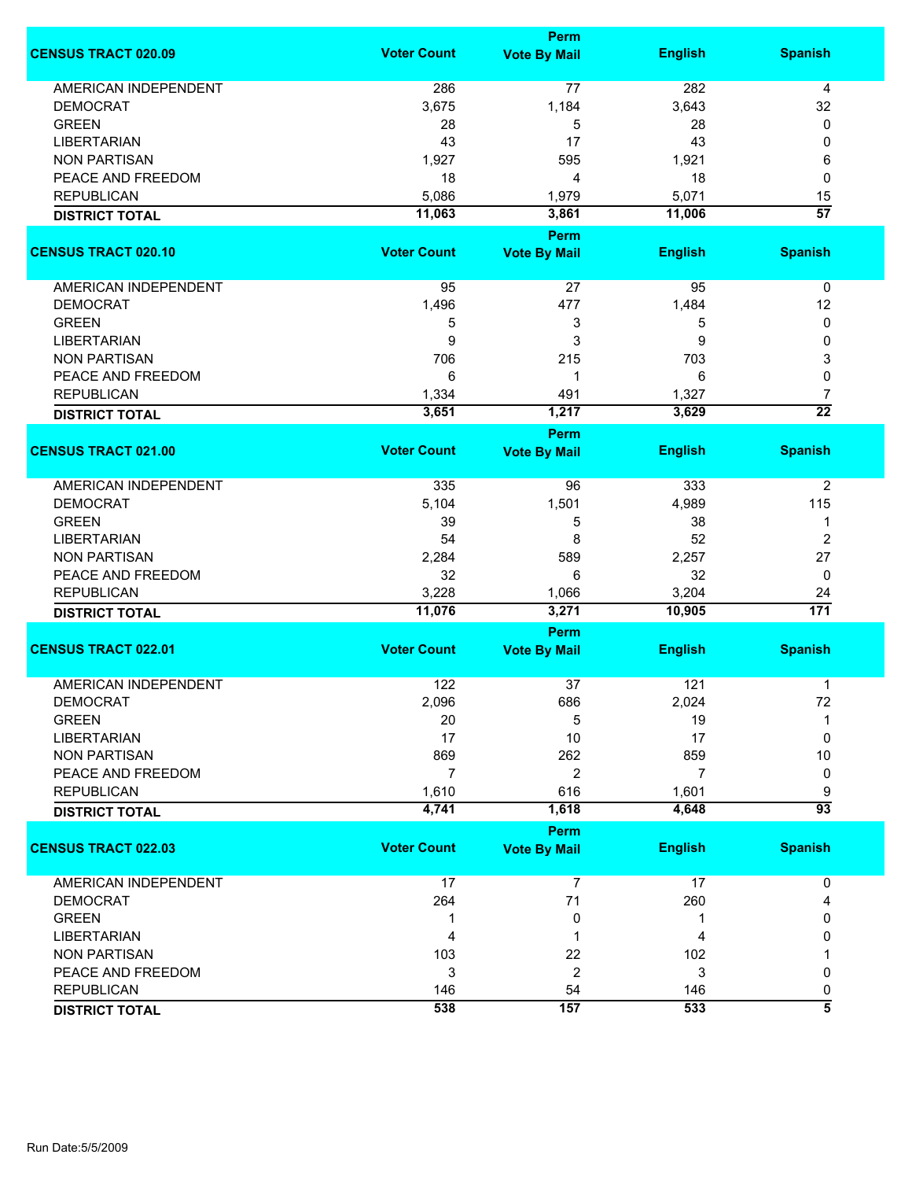| CENSUS TRACT 020.09 | Voter Count | Perm Vote By Mail | English | Spanish |
|---|---|---|---|---|
| AMERICAN INDEPENDENT | 286 | 77 | 282 | 4 |
| DEMOCRAT | 3,675 | 1,184 | 3,643 | 32 |
| GREEN | 28 | 5 | 28 | 0 |
| LIBERTARIAN | 43 | 17 | 43 | 0 |
| NON PARTISAN | 1,927 | 595 | 1,921 | 6 |
| PEACE AND FREEDOM | 18 | 4 | 18 | 0 |
| REPUBLICAN | 5,086 | 1,979 | 5,071 | 15 |
| **DISTRICT TOTAL** | **11,063** | **3,861** | **11,006** | **57** |

| CENSUS TRACT 020.10 | Voter Count | Perm Vote By Mail | English | Spanish |
|---|---|---|---|---|
| AMERICAN INDEPENDENT | 95 | 27 | 95 | 0 |
| DEMOCRAT | 1,496 | 477 | 1,484 | 12 |
| GREEN | 5 | 3 | 5 | 0 |
| LIBERTARIAN | 9 | 3 | 9 | 0 |
| NON PARTISAN | 706 | 215 | 703 | 3 |
| PEACE AND FREEDOM | 6 | 1 | 6 | 0 |
| REPUBLICAN | 1,334 | 491 | 1,327 | 7 |
| **DISTRICT TOTAL** | **3,651** | **1,217** | **3,629** | **22** |

| CENSUS TRACT 021.00 | Voter Count | Perm Vote By Mail | English | Spanish |
|---|---|---|---|---|
| AMERICAN INDEPENDENT | 335 | 96 | 333 | 2 |
| DEMOCRAT | 5,104 | 1,501 | 4,989 | 115 |
| GREEN | 39 | 5 | 38 | 1 |
| LIBERTARIAN | 54 | 8 | 52 | 2 |
| NON PARTISAN | 2,284 | 589 | 2,257 | 27 |
| PEACE AND FREEDOM | 32 | 6 | 32 | 0 |
| REPUBLICAN | 3,228 | 1,066 | 3,204 | 24 |
| **DISTRICT TOTAL** | **11,076** | **3,271** | **10,905** | **171** |

| CENSUS TRACT 022.01 | Voter Count | Perm Vote By Mail | English | Spanish |
|---|---|---|---|---|
| AMERICAN INDEPENDENT | 122 | 37 | 121 | 1 |
| DEMOCRAT | 2,096 | 686 | 2,024 | 72 |
| GREEN | 20 | 5 | 19 | 1 |
| LIBERTARIAN | 17 | 10 | 17 | 0 |
| NON PARTISAN | 869 | 262 | 859 | 10 |
| PEACE AND FREEDOM | 7 | 2 | 7 | 0 |
| REPUBLICAN | 1,610 | 616 | 1,601 | 9 |
| **DISTRICT TOTAL** | **4,741** | **1,618** | **4,648** | **93** |

| CENSUS TRACT 022.03 | Voter Count | Perm Vote By Mail | English | Spanish |
|---|---|---|---|---|
| AMERICAN INDEPENDENT | 17 | 7 | 17 | 0 |
| DEMOCRAT | 264 | 71 | 260 | 4 |
| GREEN | 1 | 0 | 1 | 0 |
| LIBERTARIAN | 4 | 1 | 4 | 0 |
| NON PARTISAN | 103 | 22 | 102 | 1 |
| PEACE AND FREEDOM | 3 | 2 | 3 | 0 |
| REPUBLICAN | 146 | 54 | 146 | 0 |
| **DISTRICT TOTAL** | **538** | **157** | **533** | **5** |

Run Date:5/5/2009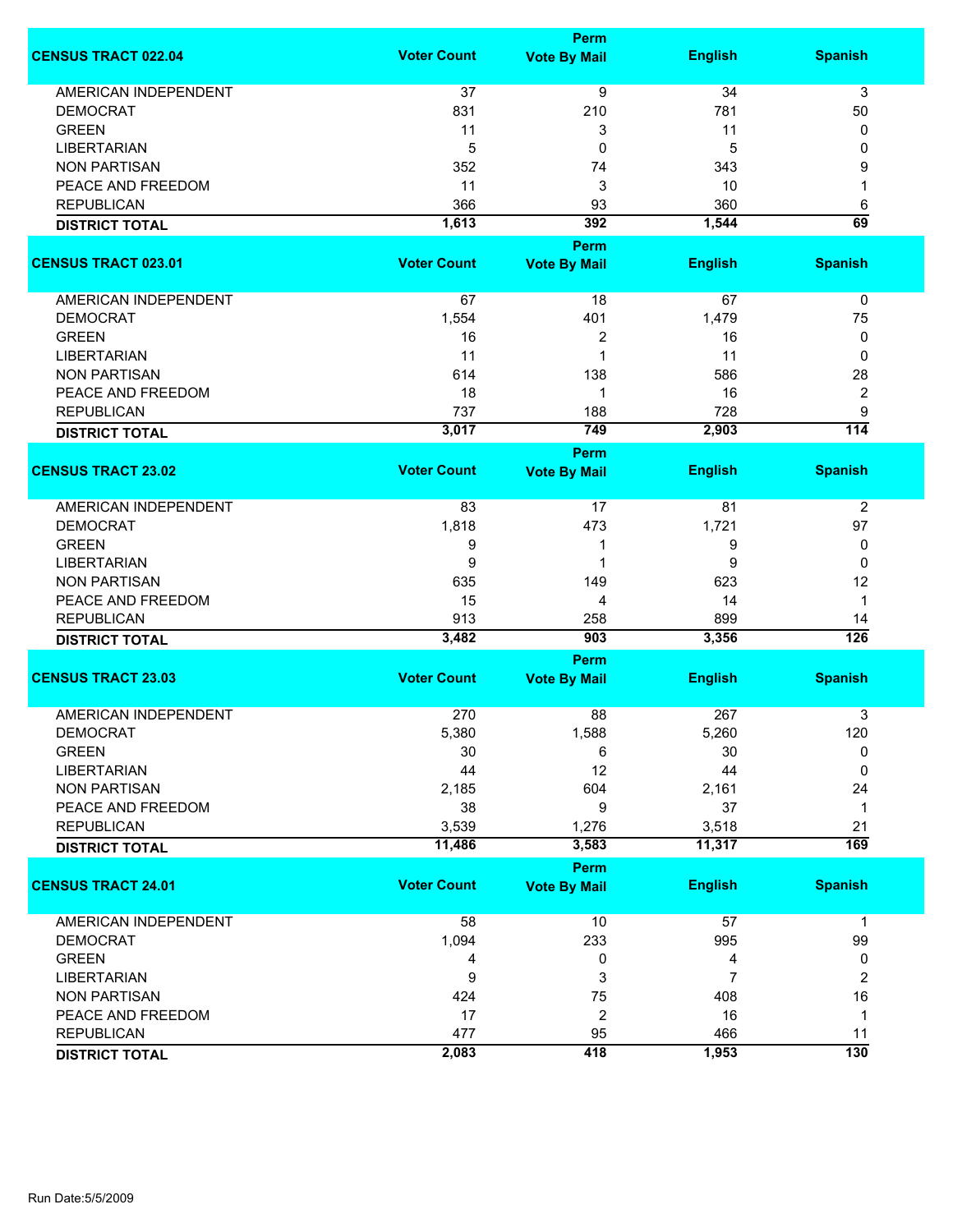| CENSUS TRACT 022.04 | Voter Count | Perm Vote By Mail | English | Spanish |
|---|---|---|---|---|
| AMERICAN INDEPENDENT | 37 | 9 | 34 | 3 |
| DEMOCRAT | 831 | 210 | 781 | 50 |
| GREEN | 11 | 3 | 11 | 0 |
| LIBERTARIAN | 5 | 0 | 5 | 0 |
| NON PARTISAN | 352 | 74 | 343 | 9 |
| PEACE AND FREEDOM | 11 | 3 | 10 | 1 |
| REPUBLICAN | 366 | 93 | 360 | 6 |
| **DISTRICT TOTAL** | **1,613** | **392** | **1,544** | **69** |

| CENSUS TRACT 023.01 | Voter Count | Perm Vote By Mail | English | Spanish |
|---|---|---|---|---|
| AMERICAN INDEPENDENT | 67 | 18 | 67 | 0 |
| DEMOCRAT | 1,554 | 401 | 1,479 | 75 |
| GREEN | 16 | 2 | 16 | 0 |
| LIBERTARIAN | 11 | 1 | 11 | 0 |
| NON PARTISAN | 614 | 138 | 586 | 28 |
| PEACE AND FREEDOM | 18 | 1 | 16 | 2 |
| REPUBLICAN | 737 | 188 | 728 | 9 |
| **DISTRICT TOTAL** | **3,017** | **749** | **2,903** | **114** |

| CENSUS TRACT 23.02 | Voter Count | Perm Vote By Mail | English | Spanish |
|---|---|---|---|---|
| AMERICAN INDEPENDENT | 83 | 17 | 81 | 2 |
| DEMOCRAT | 1,818 | 473 | 1,721 | 97 |
| GREEN | 9 | 1 | 9 | 0 |
| LIBERTARIAN | 9 | 1 | 9 | 0 |
| NON PARTISAN | 635 | 149 | 623 | 12 |
| PEACE AND FREEDOM | 15 | 4 | 14 | 1 |
| REPUBLICAN | 913 | 258 | 899 | 14 |
| **DISTRICT TOTAL** | **3,482** | **903** | **3,356** | **126** |

| CENSUS TRACT 23.03 | Voter Count | Perm Vote By Mail | English | Spanish |
|---|---|---|---|---|
| AMERICAN INDEPENDENT | 270 | 88 | 267 | 3 |
| DEMOCRAT | 5,380 | 1,588 | 5,260 | 120 |
| GREEN | 30 | 6 | 30 | 0 |
| LIBERTARIAN | 44 | 12 | 44 | 0 |
| NON PARTISAN | 2,185 | 604 | 2,161 | 24 |
| PEACE AND FREEDOM | 38 | 9 | 37 | 1 |
| REPUBLICAN | 3,539 | 1,276 | 3,518 | 21 |
| **DISTRICT TOTAL** | **11,486** | **3,583** | **11,317** | **169** |

| CENSUS TRACT 24.01 | Voter Count | Perm Vote By Mail | English | Spanish |
|---|---|---|---|---|
| AMERICAN INDEPENDENT | 58 | 10 | 57 | 1 |
| DEMOCRAT | 1,094 | 233 | 995 | 99 |
| GREEN | 4 | 0 | 4 | 0 |
| LIBERTARIAN | 9 | 3 | 7 | 2 |
| NON PARTISAN | 424 | 75 | 408 | 16 |
| PEACE AND FREEDOM | 17 | 2 | 16 | 1 |
| REPUBLICAN | 477 | 95 | 466 | 11 |
| **DISTRICT TOTAL** | **2,083** | **418** | **1,953** | **130** |

Run Date:5/5/2009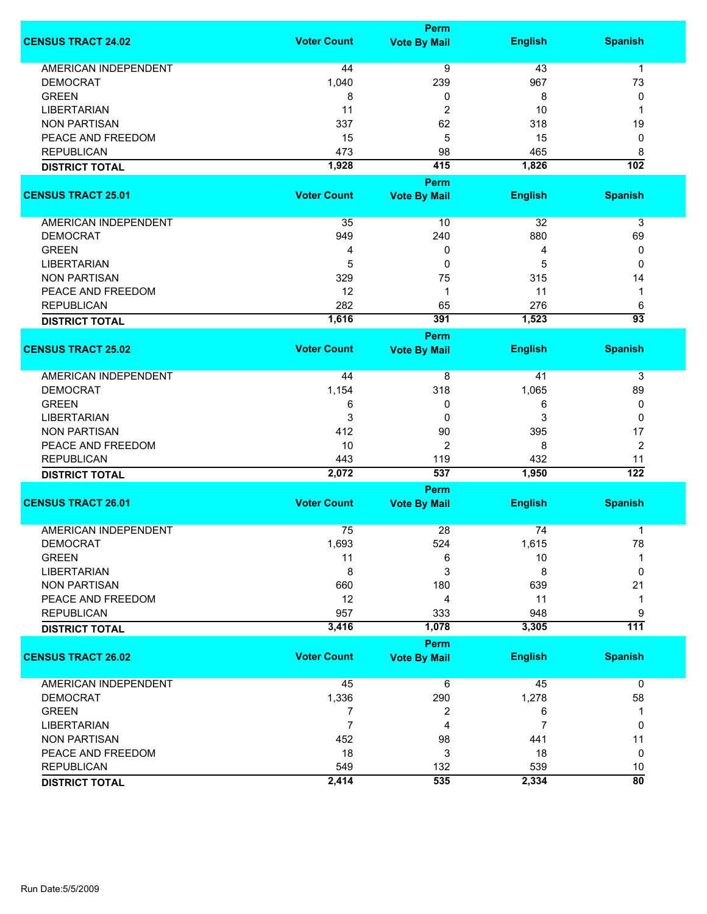| CENSUS TRACT 24.02 | Voter Count | Perm Vote By Mail | English | Spanish |
|---|---|---|---|---|
| AMERICAN INDEPENDENT | 44 | 9 | 43 | 1 |
| DEMOCRAT | 1,040 | 239 | 967 | 73 |
| GREEN | 8 | 0 | 8 | 0 |
| LIBERTARIAN | 11 | 2 | 10 | 1 |
| NON PARTISAN | 337 | 62 | 318 | 19 |
| PEACE AND FREEDOM | 15 | 5 | 15 | 0 |
| REPUBLICAN | 473 | 98 | 465 | 8 |
| **DISTRICT TOTAL** | **1,928** | **415** | **1,826** | **102** |

| CENSUS TRACT 25.01 | Voter Count | Perm Vote By Mail | English | Spanish |
|---|---|---|---|---|
| AMERICAN INDEPENDENT | 35 | 10 | 32 | 3 |
| DEMOCRAT | 949 | 240 | 880 | 69 |
| GREEN | 4 | 0 | 4 | 0 |
| LIBERTARIAN | 5 | 0 | 5 | 0 |
| NON PARTISAN | 329 | 75 | 315 | 14 |
| PEACE AND FREEDOM | 12 | 1 | 11 | 1 |
| REPUBLICAN | 282 | 65 | 276 | 6 |
| **DISTRICT TOTAL** | **1,616** | **391** | **1,523** | **93** |

| CENSUS TRACT 25.02 | Voter Count | Perm Vote By Mail | English | Spanish |
|---|---|---|---|---|
| AMERICAN INDEPENDENT | 44 | 8 | 41 | 3 |
| DEMOCRAT | 1,154 | 318 | 1,065 | 89 |
| GREEN | 6 | 0 | 6 | 0 |
| LIBERTARIAN | 3 | 0 | 3 | 0 |
| NON PARTISAN | 412 | 90 | 395 | 17 |
| PEACE AND FREEDOM | 10 | 2 | 8 | 2 |
| REPUBLICAN | 443 | 119 | 432 | 11 |
| **DISTRICT TOTAL** | **2,072** | **537** | **1,950** | **122** |

| CENSUS TRACT 26.01 | Voter Count | Perm Vote By Mail | English | Spanish |
|---|---|---|---|---|
| AMERICAN INDEPENDENT | 75 | 28 | 74 | 1 |
| DEMOCRAT | 1,693 | 524 | 1,615 | 78 |
| GREEN | 11 | 6 | 10 | 1 |
| LIBERTARIAN | 8 | 3 | 8 | 0 |
| NON PARTISAN | 660 | 180 | 639 | 21 |
| PEACE AND FREEDOM | 12 | 4 | 11 | 1 |
| REPUBLICAN | 957 | 333 | 948 | 9 |
| **DISTRICT TOTAL** | **3,416** | **1,078** | **3,305** | **111** |

| CENSUS TRACT 26.02 | Voter Count | Perm Vote By Mail | English | Spanish |
|---|---|---|---|---|
| AMERICAN INDEPENDENT | 45 | 6 | 45 | 0 |
| DEMOCRAT | 1,336 | 290 | 1,278 | 58 |
| GREEN | 7 | 2 | 6 | 1 |
| LIBERTARIAN | 7 | 4 | 7 | 0 |
| NON PARTISAN | 452 | 98 | 441 | 11 |
| PEACE AND FREEDOM | 18 | 3 | 18 | 0 |
| REPUBLICAN | 549 | 132 | 539 | 10 |
| **DISTRICT TOTAL** | **2,414** | **535** | **2,334** | **80** |

Run Date:5/5/2009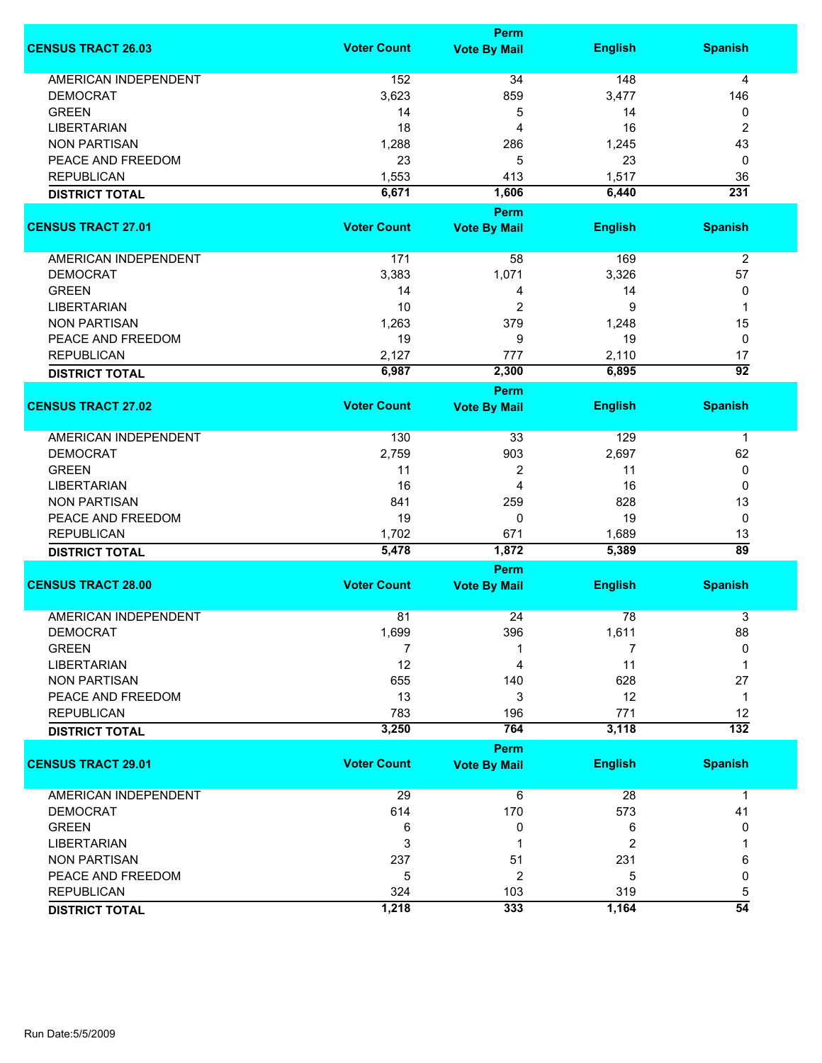| CENSUS TRACT 26.03 | Voter Count | Perm Vote By Mail | English | Spanish |
|---|---|---|---|---|
| AMERICAN INDEPENDENT | 152 | 34 | 148 | 4 |
| DEMOCRAT | 3,623 | 859 | 3,477 | 146 |
| GREEN | 14 | 5 | 14 | 0 |
| LIBERTARIAN | 18 | 4 | 16 | 2 |
| NON PARTISAN | 1,288 | 286 | 1,245 | 43 |
| PEACE AND FREEDOM | 23 | 5 | 23 | 0 |
| REPUBLICAN | 1,553 | 413 | 1,517 | 36 |
| **DISTRICT TOTAL** | **6,671** | **1,606** | **6,440** | **231** |

| CENSUS TRACT 27.01 | Voter Count | Perm Vote By Mail | English | Spanish |
|---|---|---|---|---|
| AMERICAN INDEPENDENT | 171 | 58 | 169 | 2 |
| DEMOCRAT | 3,383 | 1,071 | 3,326 | 57 |
| GREEN | 14 | 4 | 14 | 0 |
| LIBERTARIAN | 10 | 2 | 9 | 1 |
| NON PARTISAN | 1,263 | 379 | 1,248 | 15 |
| PEACE AND FREEDOM | 19 | 9 | 19 | 0 |
| REPUBLICAN | 2,127 | 777 | 2,110 | 17 |
| **DISTRICT TOTAL** | **6,987** | **2,300** | **6,895** | **92** |

| CENSUS TRACT 27.02 | Voter Count | Perm Vote By Mail | English | Spanish |
|---|---|---|---|---|
| AMERICAN INDEPENDENT | 130 | 33 | 129 | 1 |
| DEMOCRAT | 2,759 | 903 | 2,697 | 62 |
| GREEN | 11 | 2 | 11 | 0 |
| LIBERTARIAN | 16 | 4 | 16 | 0 |
| NON PARTISAN | 841 | 259 | 828 | 13 |
| PEACE AND FREEDOM | 19 | 0 | 19 | 0 |
| REPUBLICAN | 1,702 | 671 | 1,689 | 13 |
| **DISTRICT TOTAL** | **5,478** | **1,872** | **5,389** | **89** |

| CENSUS TRACT 28.00 | Voter Count | Perm Vote By Mail | English | Spanish |
|---|---|---|---|---|
| AMERICAN INDEPENDENT | 81 | 24 | 78 | 3 |
| DEMOCRAT | 1,699 | 396 | 1,611 | 88 |
| GREEN | 7 | 1 | 7 | 0 |
| LIBERTARIAN | 12 | 4 | 11 | 1 |
| NON PARTISAN | 655 | 140 | 628 | 27 |
| PEACE AND FREEDOM | 13 | 3 | 12 | 1 |
| REPUBLICAN | 783 | 196 | 771 | 12 |
| **DISTRICT TOTAL** | **3,250** | **764** | **3,118** | **132** |

| CENSUS TRACT 29.01 | Voter Count | Perm Vote By Mail | English | Spanish |
|---|---|---|---|---|
| AMERICAN INDEPENDENT | 29 | 6 | 28 | 1 |
| DEMOCRAT | 614 | 170 | 573 | 41 |
| GREEN | 6 | 0 | 6 | 0 |
| LIBERTARIAN | 3 | 1 | 2 | 1 |
| NON PARTISAN | 237 | 51 | 231 | 6 |
| PEACE AND FREEDOM | 5 | 2 | 5 | 0 |
| REPUBLICAN | 324 | 103 | 319 | 5 |
| **DISTRICT TOTAL** | **1,218** | **333** | **1,164** | **54** |

Run Date:5/5/2009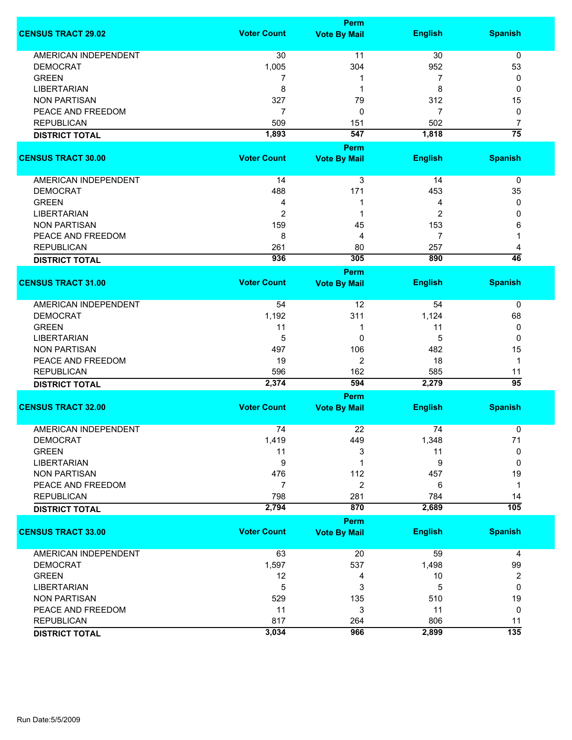| CENSUS TRACT 29.02 | Voter Count | Perm Vote By Mail | English | Spanish |
|---|---|---|---|---|
| AMERICAN INDEPENDENT | 30 | 11 | 30 | 0 |
| DEMOCRAT | 1,005 | 304 | 952 | 53 |
| GREEN | 7 | 1 | 7 | 0 |
| LIBERTARIAN | 8 | 1 | 8 | 0 |
| NON PARTISAN | 327 | 79 | 312 | 15 |
| PEACE AND FREEDOM | 7 | 0 | 7 | 0 |
| REPUBLICAN | 509 | 151 | 502 | 7 |
| **DISTRICT TOTAL** | **1,893** | **547** | **1,818** | **75** |

| CENSUS TRACT 30.00 | Voter Count | Perm Vote By Mail | English | Spanish |
|---|---|---|---|---|
| AMERICAN INDEPENDENT | 14 | 3 | 14 | 0 |
| DEMOCRAT | 488 | 171 | 453 | 35 |
| GREEN | 4 | 1 | 4 | 0 |
| LIBERTARIAN | 2 | 1 | 2 | 0 |
| NON PARTISAN | 159 | 45 | 153 | 6 |
| PEACE AND FREEDOM | 8 | 4 | 7 | 1 |
| REPUBLICAN | 261 | 80 | 257 | 4 |
| **DISTRICT TOTAL** | **936** | **305** | **890** | **46** |

| CENSUS TRACT 31.00 | Voter Count | Perm Vote By Mail | English | Spanish |
|---|---|---|---|---|
| AMERICAN INDEPENDENT | 54 | 12 | 54 | 0 |
| DEMOCRAT | 1,192 | 311 | 1,124 | 68 |
| GREEN | 11 | 1 | 11 | 0 |
| LIBERTARIAN | 5 | 0 | 5 | 0 |
| NON PARTISAN | 497 | 106 | 482 | 15 |
| PEACE AND FREEDOM | 19 | 2 | 18 | 1 |
| REPUBLICAN | 596 | 162 | 585 | 11 |
| **DISTRICT TOTAL** | **2,374** | **594** | **2,279** | **95** |

| CENSUS TRACT 32.00 | Voter Count | Perm Vote By Mail | English | Spanish |
|---|---|---|---|---|
| AMERICAN INDEPENDENT | 74 | 22 | 74 | 0 |
| DEMOCRAT | 1,419 | 449 | 1,348 | 71 |
| GREEN | 11 | 3 | 11 | 0 |
| LIBERTARIAN | 9 | 1 | 9 | 0 |
| NON PARTISAN | 476 | 112 | 457 | 19 |
| PEACE AND FREEDOM | 7 | 2 | 6 | 1 |
| REPUBLICAN | 798 | 281 | 784 | 14 |
| **DISTRICT TOTAL** | **2,794** | **870** | **2,689** | **105** |

| CENSUS TRACT 33.00 | Voter Count | Perm Vote By Mail | English | Spanish |
|---|---|---|---|---|
| AMERICAN INDEPENDENT | 63 | 20 | 59 | 4 |
| DEMOCRAT | 1,597 | 537 | 1,498 | 99 |
| GREEN | 12 | 4 | 10 | 2 |
| LIBERTARIAN | 5 | 3 | 5 | 0 |
| NON PARTISAN | 529 | 135 | 510 | 19 |
| PEACE AND FREEDOM | 11 | 3 | 11 | 0 |
| REPUBLICAN | 817 | 264 | 806 | 11 |
| **DISTRICT TOTAL** | **3,034** | **966** | **2,899** | **135** |

Run Date:5/5/2009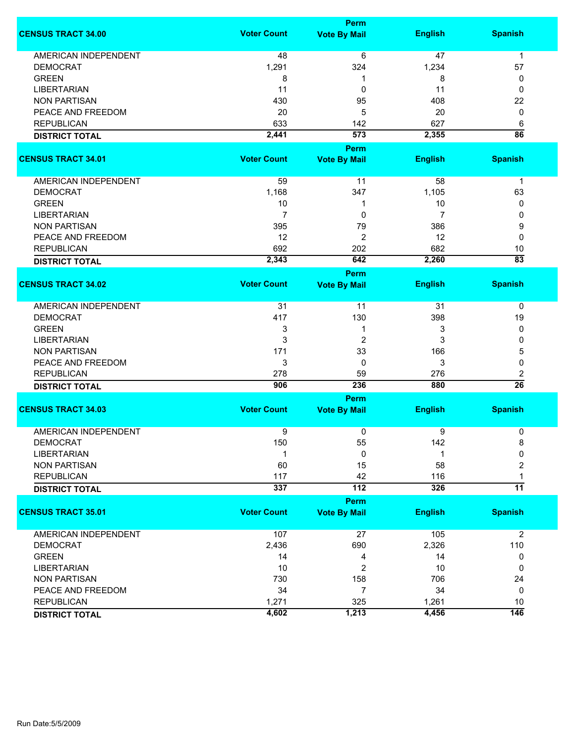| CENSUS TRACT 34.00 | Voter Count | Perm Vote By Mail | English | Spanish |
|---|---|---|---|---|
| AMERICAN INDEPENDENT | 48 | 6 | 47 | 1 |
| DEMOCRAT | 1,291 | 324 | 1,234 | 57 |
| GREEN | 8 | 1 | 8 | 0 |
| LIBERTARIAN | 11 | 0 | 11 | 0 |
| NON PARTISAN | 430 | 95 | 408 | 22 |
| PEACE AND FREEDOM | 20 | 5 | 20 | 0 |
| REPUBLICAN | 633 | 142 | 627 | 6 |
| **DISTRICT TOTAL** | **2,441** | **573** | **2,355** | **86** |

| CENSUS TRACT 34.01 | Voter Count | Perm Vote By Mail | English | Spanish |
|---|---|---|---|---|
| AMERICAN INDEPENDENT | 59 | 11 | 58 | 1 |
| DEMOCRAT | 1,168 | 347 | 1,105 | 63 |
| GREEN | 10 | 1 | 10 | 0 |
| LIBERTARIAN | 7 | 0 | 7 | 0 |
| NON PARTISAN | 395 | 79 | 386 | 9 |
| PEACE AND FREEDOM | 12 | 2 | 12 | 0 |
| REPUBLICAN | 692 | 202 | 682 | 10 |
| **DISTRICT TOTAL** | **2,343** | **642** | **2,260** | **83** |

| CENSUS TRACT 34.02 | Voter Count | Perm Vote By Mail | English | Spanish |
|---|---|---|---|---|
| AMERICAN INDEPENDENT | 31 | 11 | 31 | 0 |
| DEMOCRAT | 417 | 130 | 398 | 19 |
| GREEN | 3 | 1 | 3 | 0 |
| LIBERTARIAN | 3 | 2 | 3 | 0 |
| NON PARTISAN | 171 | 33 | 166 | 5 |
| PEACE AND FREEDOM | 3 | 0 | 3 | 0 |
| REPUBLICAN | 278 | 59 | 276 | 2 |
| **DISTRICT TOTAL** | **906** | **236** | **880** | **26** |

| CENSUS TRACT 34.03 | Voter Count | Perm Vote By Mail | English | Spanish |
|---|---|---|---|---|
| AMERICAN INDEPENDENT | 9 | 0 | 9 | 0 |
| DEMOCRAT | 150 | 55 | 142 | 8 |
| LIBERTARIAN | 1 | 0 | 1 | 0 |
| NON PARTISAN | 60 | 15 | 58 | 2 |
| REPUBLICAN | 117 | 42 | 116 | 1 |
| **DISTRICT TOTAL** | **337** | **112** | **326** | **11** |

| CENSUS TRACT 35.01 | Voter Count | Perm Vote By Mail | English | Spanish |
|---|---|---|---|---|
| AMERICAN INDEPENDENT | 107 | 27 | 105 | 2 |
| DEMOCRAT | 2,436 | 690 | 2,326 | 110 |
| GREEN | 14 | 4 | 14 | 0 |
| LIBERTARIAN | 10 | 2 | 10 | 0 |
| NON PARTISAN | 730 | 158 | 706 | 24 |
| PEACE AND FREEDOM | 34 | 7 | 34 | 0 |
| REPUBLICAN | 1,271 | 325 | 1,261 | 10 |
| **DISTRICT TOTAL** | **4,602** | **1,213** | **4,456** | **146** |

Run Date:5/5/2009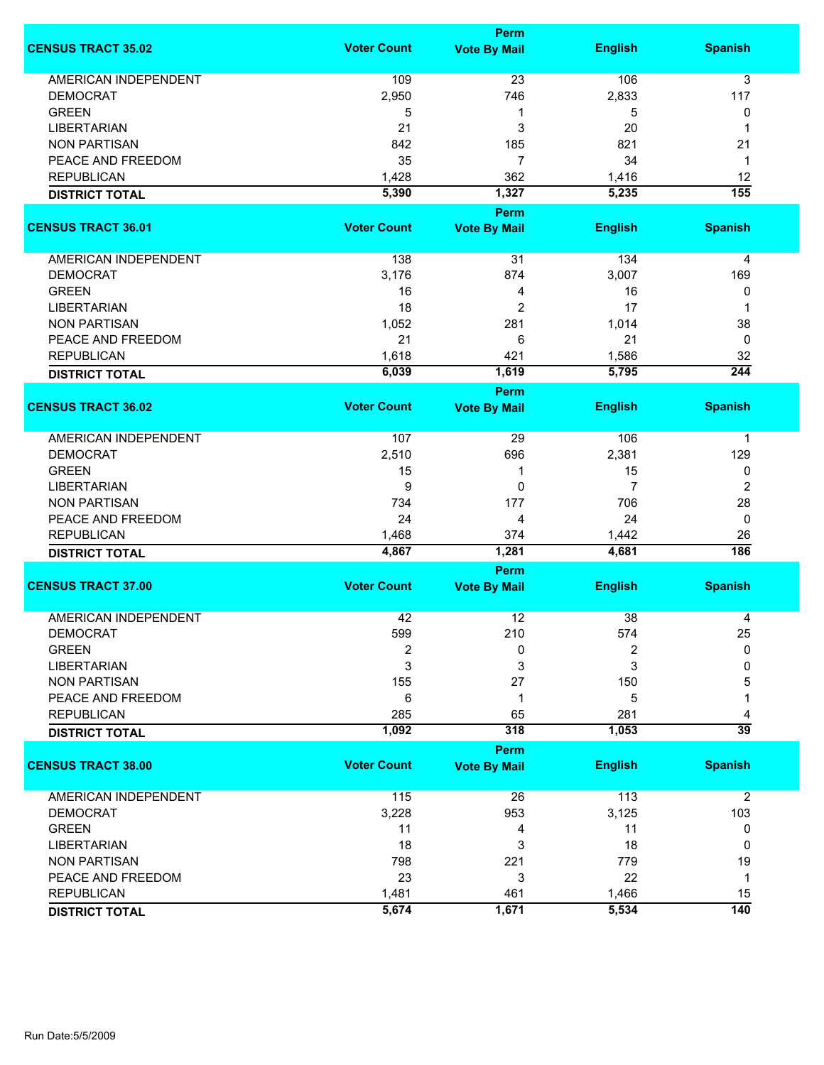| CENSUS TRACT 35.02 | Voter Count | Perm Vote By Mail | English | Spanish |
|---|---|---|---|---|
| AMERICAN INDEPENDENT | 109 | 23 | 106 | 3 |
| DEMOCRAT | 2,950 | 746 | 2,833 | 117 |
| GREEN | 5 | 1 | 5 | 0 |
| LIBERTARIAN | 21 | 3 | 20 | 1 |
| NON PARTISAN | 842 | 185 | 821 | 21 |
| PEACE AND FREEDOM | 35 | 7 | 34 | 1 |
| REPUBLICAN | 1,428 | 362 | 1,416 | 12 |
| **DISTRICT TOTAL** | **5,390** | **1,327** | **5,235** | **155** |

| CENSUS TRACT 36.01 | Voter Count | Perm Vote By Mail | English | Spanish |
|---|---|---|---|---|
| AMERICAN INDEPENDENT | 138 | 31 | 134 | 4 |
| DEMOCRAT | 3,176 | 874 | 3,007 | 169 |
| GREEN | 16 | 4 | 16 | 0 |
| LIBERTARIAN | 18 | 2 | 17 | 1 |
| NON PARTISAN | 1,052 | 281 | 1,014 | 38 |
| PEACE AND FREEDOM | 21 | 6 | 21 | 0 |
| REPUBLICAN | 1,618 | 421 | 1,586 | 32 |
| **DISTRICT TOTAL** | **6,039** | **1,619** | **5,795** | **244** |

| CENSUS TRACT 36.02 | Voter Count | Perm Vote By Mail | English | Spanish |
|---|---|---|---|---|
| AMERICAN INDEPENDENT | 107 | 29 | 106 | 1 |
| DEMOCRAT | 2,510 | 696 | 2,381 | 129 |
| GREEN | 15 | 1 | 15 | 0 |
| LIBERTARIAN | 9 | 0 | 7 | 2 |
| NON PARTISAN | 734 | 177 | 706 | 28 |
| PEACE AND FREEDOM | 24 | 4 | 24 | 0 |
| REPUBLICAN | 1,468 | 374 | 1,442 | 26 |
| **DISTRICT TOTAL** | **4,867** | **1,281** | **4,681** | **186** |

| CENSUS TRACT 37.00 | Voter Count | Perm Vote By Mail | English | Spanish |
|---|---|---|---|---|
| AMERICAN INDEPENDENT | 42 | 12 | 38 | 4 |
| DEMOCRAT | 599 | 210 | 574 | 25 |
| GREEN | 2 | 0 | 2 | 0 |
| LIBERTARIAN | 3 | 3 | 3 | 0 |
| NON PARTISAN | 155 | 27 | 150 | 5 |
| PEACE AND FREEDOM | 6 | 1 | 5 | 1 |
| REPUBLICAN | 285 | 65 | 281 | 4 |
| **DISTRICT TOTAL** | **1,092** | **318** | **1,053** | **39** |

| CENSUS TRACT 38.00 | Voter Count | Perm Vote By Mail | English | Spanish |
|---|---|---|---|---|
| AMERICAN INDEPENDENT | 115 | 26 | 113 | 2 |
| DEMOCRAT | 3,228 | 953 | 3,125 | 103 |
| GREEN | 11 | 4 | 11 | 0 |
| LIBERTARIAN | 18 | 3 | 18 | 0 |
| NON PARTISAN | 798 | 221 | 779 | 19 |
| PEACE AND FREEDOM | 23 | 3 | 22 | 1 |
| REPUBLICAN | 1,481 | 461 | 1,466 | 15 |
| **DISTRICT TOTAL** | **5,674** | **1,671** | **5,534** | **140** |

Run Date:5/5/2009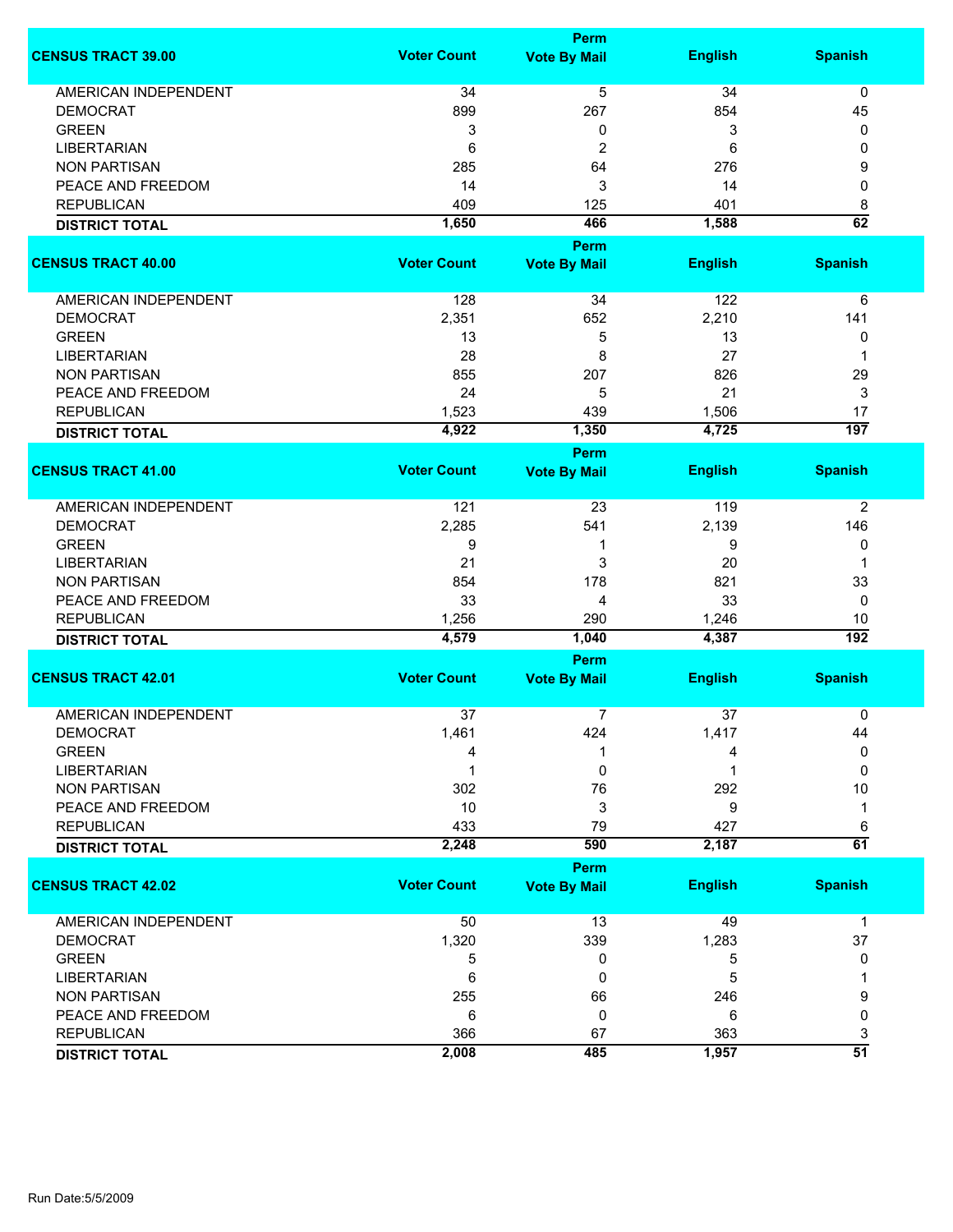| CENSUS TRACT 39.00 | Voter Count | Perm Vote By Mail | English | Spanish |
|---|---|---|---|---|
| AMERICAN INDEPENDENT | 34 | 5 | 34 | 0 |
| DEMOCRAT | 899 | 267 | 854 | 45 |
| GREEN | 3 | 0 | 3 | 0 |
| LIBERTARIAN | 6 | 2 | 6 | 0 |
| NON PARTISAN | 285 | 64 | 276 | 9 |
| PEACE AND FREEDOM | 14 | 3 | 14 | 0 |
| REPUBLICAN | 409 | 125 | 401 | 8 |
| **DISTRICT TOTAL** | **1,650** | **466** | **1,588** | **62** |

| CENSUS TRACT 40.00 | Voter Count | Perm Vote By Mail | English | Spanish |
|---|---|---|---|---|
| AMERICAN INDEPENDENT | 128 | 34 | 122 | 6 |
| DEMOCRAT | 2,351 | 652 | 2,210 | 141 |
| GREEN | 13 | 5 | 13 | 0 |
| LIBERTARIAN | 28 | 8 | 27 | 1 |
| NON PARTISAN | 855 | 207 | 826 | 29 |
| PEACE AND FREEDOM | 24 | 5 | 21 | 3 |
| REPUBLICAN | 1,523 | 439 | 1,506 | 17 |
| **DISTRICT TOTAL** | **4,922** | **1,350** | **4,725** | **197** |

| CENSUS TRACT 41.00 | Voter Count | Perm Vote By Mail | English | Spanish |
|---|---|---|---|---|
| AMERICAN INDEPENDENT | 121 | 23 | 119 | 2 |
| DEMOCRAT | 2,285 | 541 | 2,139 | 146 |
| GREEN | 9 | 1 | 9 | 0 |
| LIBERTARIAN | 21 | 3 | 20 | 1 |
| NON PARTISAN | 854 | 178 | 821 | 33 |
| PEACE AND FREEDOM | 33 | 4 | 33 | 0 |
| REPUBLICAN | 1,256 | 290 | 1,246 | 10 |
| **DISTRICT TOTAL** | **4,579** | **1,040** | **4,387** | **192** |

| CENSUS TRACT 42.01 | Voter Count | Perm Vote By Mail | English | Spanish |
|---|---|---|---|---|
| AMERICAN INDEPENDENT | 37 | 7 | 37 | 0 |
| DEMOCRAT | 1,461 | 424 | 1,417 | 44 |
| GREEN | 4 | 1 | 4 | 0 |
| LIBERTARIAN | 1 | 0 | 1 | 0 |
| NON PARTISAN | 302 | 76 | 292 | 10 |
| PEACE AND FREEDOM | 10 | 3 | 9 | 1 |
| REPUBLICAN | 433 | 79 | 427 | 6 |
| **DISTRICT TOTAL** | **2,248** | **590** | **2,187** | **61** |

| CENSUS TRACT 42.02 | Voter Count | Perm Vote By Mail | English | Spanish |
|---|---|---|---|---|
| AMERICAN INDEPENDENT | 50 | 13 | 49 | 1 |
| DEMOCRAT | 1,320 | 339 | 1,283 | 37 |
| GREEN | 5 | 0 | 5 | 0 |
| LIBERTARIAN | 6 | 0 | 5 | 1 |
| NON PARTISAN | 255 | 66 | 246 | 9 |
| PEACE AND FREEDOM | 6 | 0 | 6 | 0 |
| REPUBLICAN | 366 | 67 | 363 | 3 |
| **DISTRICT TOTAL** | **2,008** | **485** | **1,957** | **51** |

Run Date:5/5/2009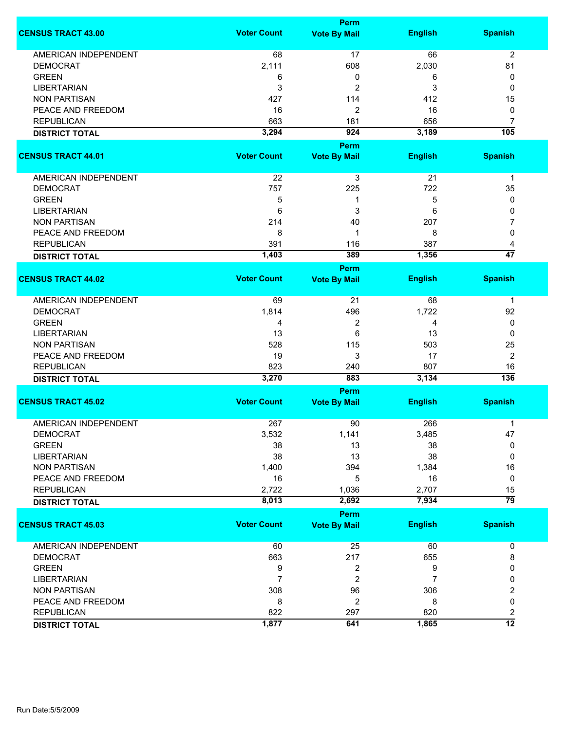| CENSUS TRACT 43.00 | Voter Count | Perm Vote By Mail | English | Spanish |
|---|---|---|---|---|
| AMERICAN INDEPENDENT | 68 | 17 | 66 | 2 |
| DEMOCRAT | 2,111 | 608 | 2,030 | 81 |
| GREEN | 6 | 0 | 6 | 0 |
| LIBERTARIAN | 3 | 2 | 3 | 0 |
| NON PARTISAN | 427 | 114 | 412 | 15 |
| PEACE AND FREEDOM | 16 | 2 | 16 | 0 |
| REPUBLICAN | 663 | 181 | 656 | 7 |
| **DISTRICT TOTAL** | **3,294** | **924** | **3,189** | **105** |

| CENSUS TRACT 44.01 | Voter Count | Perm Vote By Mail | English | Spanish |
|---|---|---|---|---|
| AMERICAN INDEPENDENT | 22 | 3 | 21 | 1 |
| DEMOCRAT | 757 | 225 | 722 | 35 |
| GREEN | 5 | 1 | 5 | 0 |
| LIBERTARIAN | 6 | 3 | 6 | 0 |
| NON PARTISAN | 214 | 40 | 207 | 7 |
| PEACE AND FREEDOM | 8 | 1 | 8 | 0 |
| REPUBLICAN | 391 | 116 | 387 | 4 |
| **DISTRICT TOTAL** | **1,403** | **389** | **1,356** | **47** |

| CENSUS TRACT 44.02 | Voter Count | Perm Vote By Mail | English | Spanish |
|---|---|---|---|---|
| AMERICAN INDEPENDENT | 69 | 21 | 68 | 1 |
| DEMOCRAT | 1,814 | 496 | 1,722 | 92 |
| GREEN | 4 | 2 | 4 | 0 |
| LIBERTARIAN | 13 | 6 | 13 | 0 |
| NON PARTISAN | 528 | 115 | 503 | 25 |
| PEACE AND FREEDOM | 19 | 3 | 17 | 2 |
| REPUBLICAN | 823 | 240 | 807 | 16 |
| **DISTRICT TOTAL** | **3,270** | **883** | **3,134** | **136** |

| CENSUS TRACT 45.02 | Voter Count | Perm Vote By Mail | English | Spanish |
|---|---|---|---|---|
| AMERICAN INDEPENDENT | 267 | 90 | 266 | 1 |
| DEMOCRAT | 3,532 | 1,141 | 3,485 | 47 |
| GREEN | 38 | 13 | 38 | 0 |
| LIBERTARIAN | 38 | 13 | 38 | 0 |
| NON PARTISAN | 1,400 | 394 | 1,384 | 16 |
| PEACE AND FREEDOM | 16 | 5 | 16 | 0 |
| REPUBLICAN | 2,722 | 1,036 | 2,707 | 15 |
| **DISTRICT TOTAL** | **8,013** | **2,692** | **7,934** | **79** |

| CENSUS TRACT 45.03 | Voter Count | Perm Vote By Mail | English | Spanish |
|---|---|---|---|---|
| AMERICAN INDEPENDENT | 60 | 25 | 60 | 0 |
| DEMOCRAT | 663 | 217 | 655 | 8 |
| GREEN | 9 | 2 | 9 | 0 |
| LIBERTARIAN | 7 | 2 | 7 | 0 |
| NON PARTISAN | 308 | 96 | 306 | 2 |
| PEACE AND FREEDOM | 8 | 2 | 8 | 0 |
| REPUBLICAN | 822 | 297 | 820 | 2 |
| **DISTRICT TOTAL** | **1,877** | **641** | **1,865** | **12** |

Run Date:5/5/2009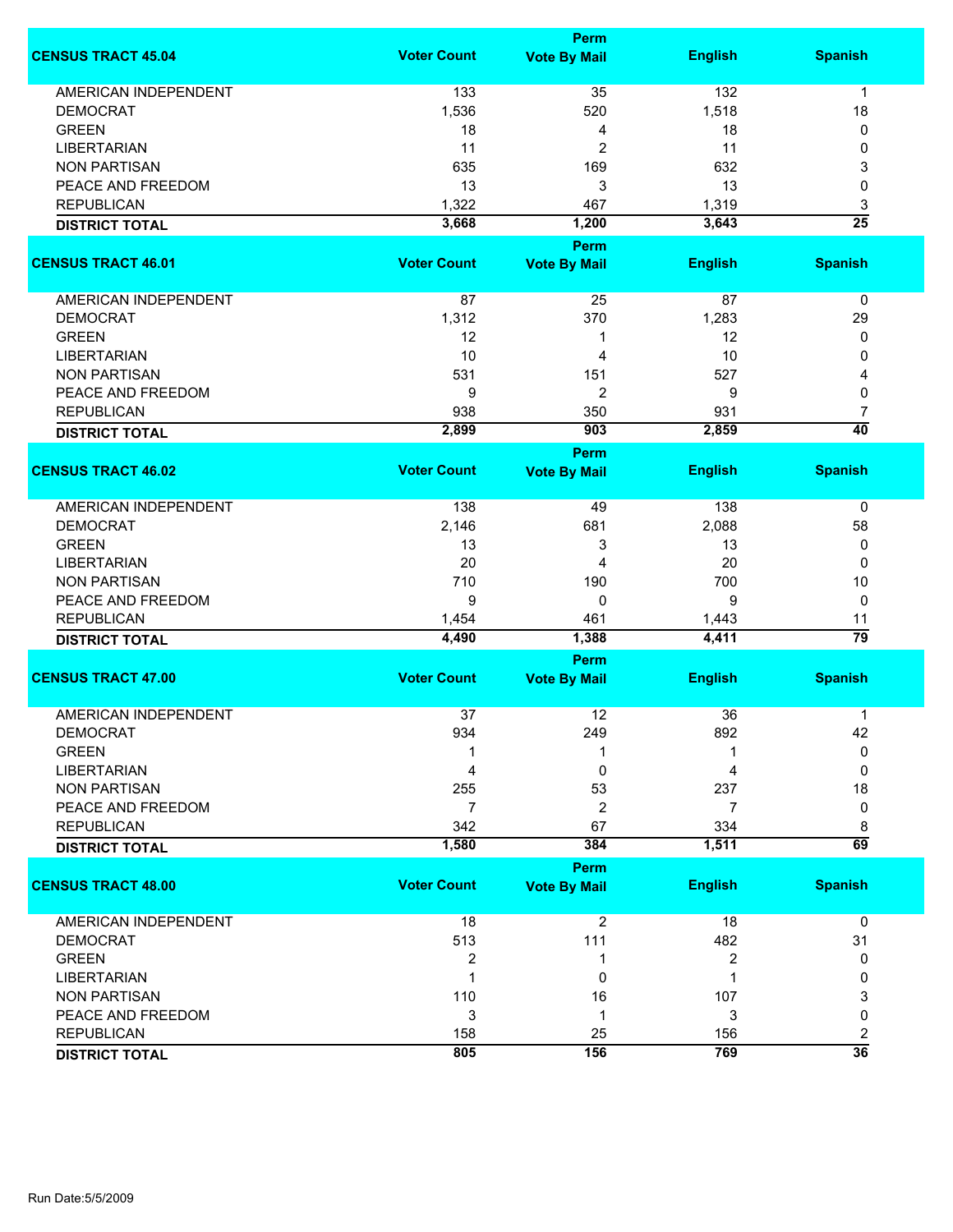| CENSUS TRACT 45.04 | Voter Count | Perm Vote By Mail | English | Spanish |
|---|---|---|---|---|
| AMERICAN INDEPENDENT | 133 | 35 | 132 | 1 |
| DEMOCRAT | 1,536 | 520 | 1,518 | 18 |
| GREEN | 18 | 4 | 18 | 0 |
| LIBERTARIAN | 11 | 2 | 11 | 0 |
| NON PARTISAN | 635 | 169 | 632 | 3 |
| PEACE AND FREEDOM | 13 | 3 | 13 | 0 |
| REPUBLICAN | 1,322 | 467 | 1,319 | 3 |
| **DISTRICT TOTAL** | **3,668** | **1,200** | **3,643** | **25** |

| CENSUS TRACT 46.01 | Voter Count | Perm Vote By Mail | English | Spanish |
|---|---|---|---|---|
| AMERICAN INDEPENDENT | 87 | 25 | 87 | 0 |
| DEMOCRAT | 1,312 | 370 | 1,283 | 29 |
| GREEN | 12 | 1 | 12 | 0 |
| LIBERTARIAN | 10 | 4 | 10 | 0 |
| NON PARTISAN | 531 | 151 | 527 | 4 |
| PEACE AND FREEDOM | 9 | 2 | 9 | 0 |
| REPUBLICAN | 938 | 350 | 931 | 7 |
| **DISTRICT TOTAL** | **2,899** | **903** | **2,859** | **40** |

| CENSUS TRACT 46.02 | Voter Count | Perm Vote By Mail | English | Spanish |
|---|---|---|---|---|
| AMERICAN INDEPENDENT | 138 | 49 | 138 | 0 |
| DEMOCRAT | 2,146 | 681 | 2,088 | 58 |
| GREEN | 13 | 3 | 13 | 0 |
| LIBERTARIAN | 20 | 4 | 20 | 0 |
| NON PARTISAN | 710 | 190 | 700 | 10 |
| PEACE AND FREEDOM | 9 | 0 | 9 | 0 |
| REPUBLICAN | 1,454 | 461 | 1,443 | 11 |
| **DISTRICT TOTAL** | **4,490** | **1,388** | **4,411** | **79** |

| CENSUS TRACT 47.00 | Voter Count | Perm Vote By Mail | English | Spanish |
|---|---|---|---|---|
| AMERICAN INDEPENDENT | 37 | 12 | 36 | 1 |
| DEMOCRAT | 934 | 249 | 892 | 42 |
| GREEN | 1 | 1 | 1 | 0 |
| LIBERTARIAN | 4 | 0 | 4 | 0 |
| NON PARTISAN | 255 | 53 | 237 | 18 |
| PEACE AND FREEDOM | 7 | 2 | 7 | 0 |
| REPUBLICAN | 342 | 67 | 334 | 8 |
| **DISTRICT TOTAL** | **1,580** | **384** | **1,511** | **69** |

| CENSUS TRACT 48.00 | Voter Count | Perm Vote By Mail | English | Spanish |
|---|---|---|---|---|
| AMERICAN INDEPENDENT | 18 | 2 | 18 | 0 |
| DEMOCRAT | 513 | 111 | 482 | 31 |
| GREEN | 2 | 1 | 2 | 0 |
| LIBERTARIAN | 1 | 0 | 1 | 0 |
| NON PARTISAN | 110 | 16 | 107 | 3 |
| PEACE AND FREEDOM | 3 | 1 | 3 | 0 |
| REPUBLICAN | 158 | 25 | 156 | 2 |
| **DISTRICT TOTAL** | **805** | **156** | **769** | **36** |

Run Date:5/5/2009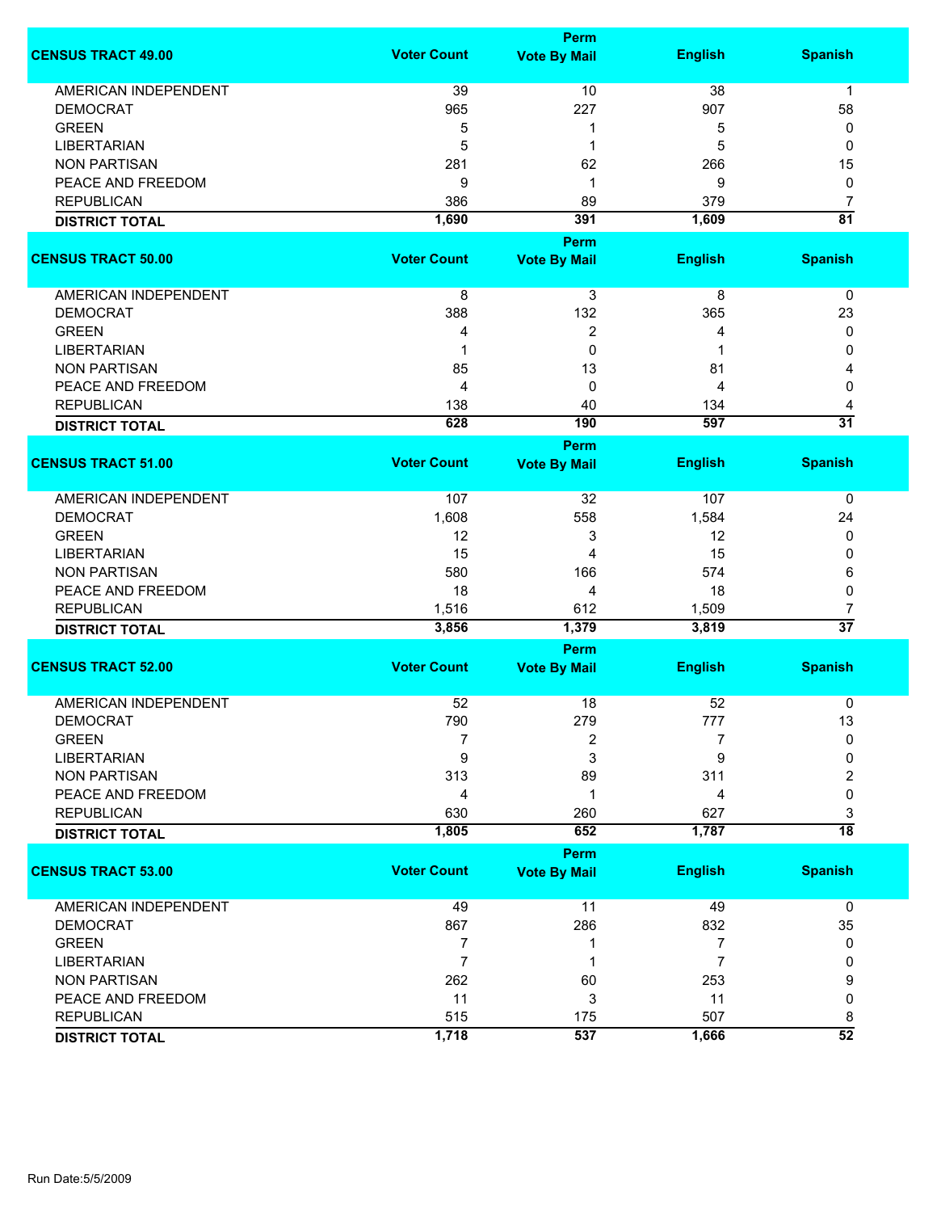| CENSUS TRACT 49.00 | Voter Count | Perm Vote By Mail | English | Spanish |
|---|---|---|---|---|
| AMERICAN INDEPENDENT | 39 | 10 | 38 | 1 |
| DEMOCRAT | 965 | 227 | 907 | 58 |
| GREEN | 5 | 1 | 5 | 0 |
| LIBERTARIAN | 5 | 1 | 5 | 0 |
| NON PARTISAN | 281 | 62 | 266 | 15 |
| PEACE AND FREEDOM | 9 | 1 | 9 | 0 |
| REPUBLICAN | 386 | 89 | 379 | 7 |
| **DISTRICT TOTAL** | **1,690** | **391** | **1,609** | **81** |

| CENSUS TRACT 50.00 | Voter Count | Perm Vote By Mail | English | Spanish |
|---|---|---|---|---|
| AMERICAN INDEPENDENT | 8 | 3 | 8 | 0 |
| DEMOCRAT | 388 | 132 | 365 | 23 |
| GREEN | 4 | 2 | 4 | 0 |
| LIBERTARIAN | 1 | 0 | 1 | 0 |
| NON PARTISAN | 85 | 13 | 81 | 4 |
| PEACE AND FREEDOM | 4 | 0 | 4 | 0 |
| REPUBLICAN | 138 | 40 | 134 | 4 |
| **DISTRICT TOTAL** | **628** | **190** | **597** | **31** |

| CENSUS TRACT 51.00 | Voter Count | Perm Vote By Mail | English | Spanish |
|---|---|---|---|---|
| AMERICAN INDEPENDENT | 107 | 32 | 107 | 0 |
| DEMOCRAT | 1,608 | 558 | 1,584 | 24 |
| GREEN | 12 | 3 | 12 | 0 |
| LIBERTARIAN | 15 | 4 | 15 | 0 |
| NON PARTISAN | 580 | 166 | 574 | 6 |
| PEACE AND FREEDOM | 18 | 4 | 18 | 0 |
| REPUBLICAN | 1,516 | 612 | 1,509 | 7 |
| **DISTRICT TOTAL** | **3,856** | **1,379** | **3,819** | **37** |

| CENSUS TRACT 52.00 | Voter Count | Perm Vote By Mail | English | Spanish |
|---|---|---|---|---|
| AMERICAN INDEPENDENT | 52 | 18 | 52 | 0 |
| DEMOCRAT | 790 | 279 | 777 | 13 |
| GREEN | 7 | 2 | 7 | 0 |
| LIBERTARIAN | 9 | 3 | 9 | 0 |
| NON PARTISAN | 313 | 89 | 311 | 2 |
| PEACE AND FREEDOM | 4 | 1 | 4 | 0 |
| REPUBLICAN | 630 | 260 | 627 | 3 |
| **DISTRICT TOTAL** | **1,805** | **652** | **1,787** | **18** |

| CENSUS TRACT 53.00 | Voter Count | Perm Vote By Mail | English | Spanish |
|---|---|---|---|---|
| AMERICAN INDEPENDENT | 49 | 11 | 49 | 0 |
| DEMOCRAT | 867 | 286 | 832 | 35 |
| GREEN | 7 | 1 | 7 | 0 |
| LIBERTARIAN | 7 | 1 | 7 | 0 |
| NON PARTISAN | 262 | 60 | 253 | 9 |
| PEACE AND FREEDOM | 11 | 3 | 11 | 0 |
| REPUBLICAN | 515 | 175 | 507 | 8 |
| **DISTRICT TOTAL** | **1,718** | **537** | **1,666** | **52** |

Run Date:5/5/2009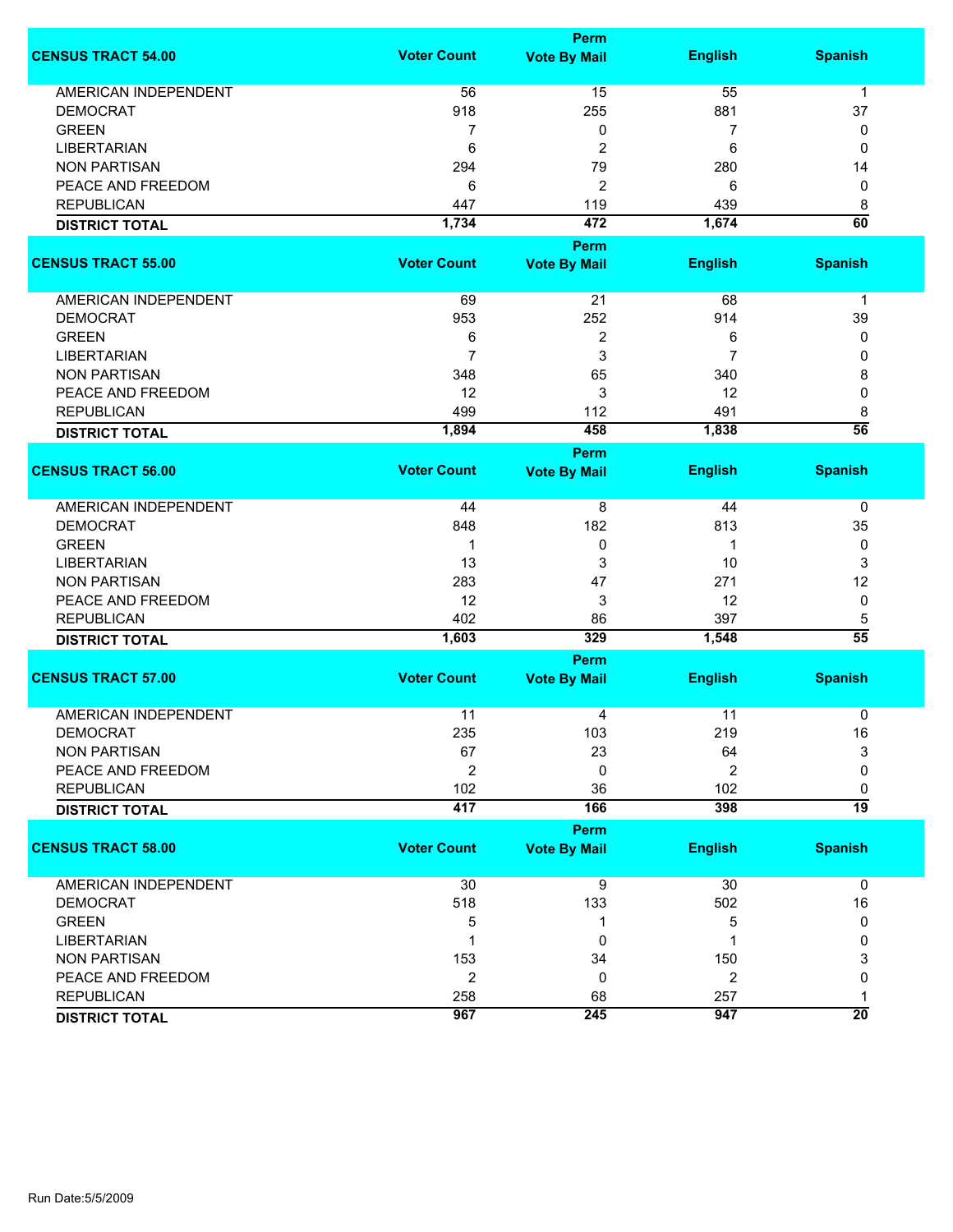| CENSUS TRACT 54.00 | Voter Count | Perm Vote By Mail | English | Spanish |
|---|---|---|---|---|
| AMERICAN INDEPENDENT | 56 | 15 | 55 | 1 |
| DEMOCRAT | 918 | 255 | 881 | 37 |
| GREEN | 7 | 0 | 7 | 0 |
| LIBERTARIAN | 6 | 2 | 6 | 0 |
| NON PARTISAN | 294 | 79 | 280 | 14 |
| PEACE AND FREEDOM | 6 | 2 | 6 | 0 |
| REPUBLICAN | 447 | 119 | 439 | 8 |
| **DISTRICT TOTAL** | **1,734** | **472** | **1,674** | **60** |

| CENSUS TRACT 55.00 | Voter Count | Perm Vote By Mail | English | Spanish |
|---|---|---|---|---|
| AMERICAN INDEPENDENT | 69 | 21 | 68 | 1 |
| DEMOCRAT | 953 | 252 | 914 | 39 |
| GREEN | 6 | 2 | 6 | 0 |
| LIBERTARIAN | 7 | 3 | 7 | 0 |
| NON PARTISAN | 348 | 65 | 340 | 8 |
| PEACE AND FREEDOM | 12 | 3 | 12 | 0 |
| REPUBLICAN | 499 | 112 | 491 | 8 |
| **DISTRICT TOTAL** | **1,894** | **458** | **1,838** | **56** |

| CENSUS TRACT 56.00 | Voter Count | Perm Vote By Mail | English | Spanish |
|---|---|---|---|---|
| AMERICAN INDEPENDENT | 44 | 8 | 44 | 0 |
| DEMOCRAT | 848 | 182 | 813 | 35 |
| GREEN | 1 | 0 | 1 | 0 |
| LIBERTARIAN | 13 | 3 | 10 | 3 |
| NON PARTISAN | 283 | 47 | 271 | 12 |
| PEACE AND FREEDOM | 12 | 3 | 12 | 0 |
| REPUBLICAN | 402 | 86 | 397 | 5 |
| **DISTRICT TOTAL** | **1,603** | **329** | **1,548** | **55** |

| CENSUS TRACT 57.00 | Voter Count | Perm Vote By Mail | English | Spanish |
|---|---|---|---|---|
| AMERICAN INDEPENDENT | 11 | 4 | 11 | 0 |
| DEMOCRAT | 235 | 103 | 219 | 16 |
| NON PARTISAN | 67 | 23 | 64 | 3 |
| PEACE AND FREEDOM | 2 | 0 | 2 | 0 |
| REPUBLICAN | 102 | 36 | 102 | 0 |
| **DISTRICT TOTAL** | **417** | **166** | **398** | **19** |

| CENSUS TRACT 58.00 | Voter Count | Perm Vote By Mail | English | Spanish |
|---|---|---|---|---|
| AMERICAN INDEPENDENT | 30 | 9 | 30 | 0 |
| DEMOCRAT | 518 | 133 | 502 | 16 |
| GREEN | 5 | 1 | 5 | 0 |
| LIBERTARIAN | 1 | 0 | 1 | 0 |
| NON PARTISAN | 153 | 34 | 150 | 3 |
| PEACE AND FREEDOM | 2 | 0 | 2 | 0 |
| REPUBLICAN | 258 | 68 | 257 | 1 |
| **DISTRICT TOTAL** | **967** | **245** | **947** | **20** |

Run Date:5/5/2009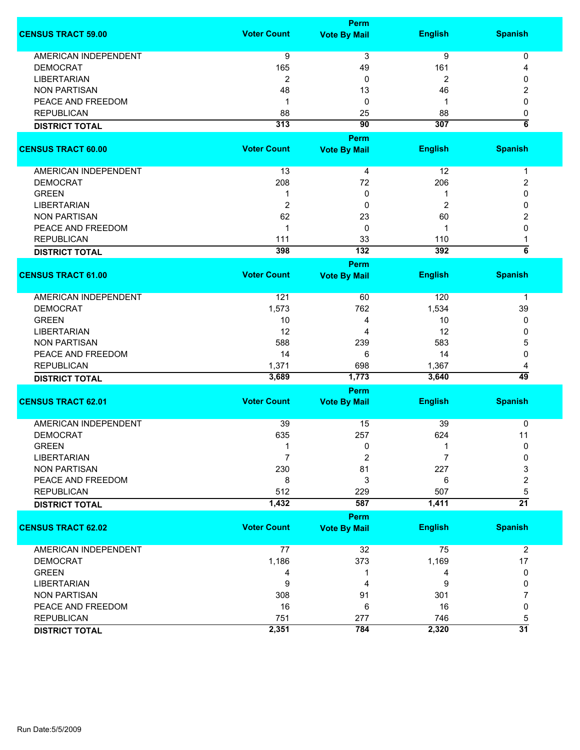| CENSUS TRACT 59.00 | Voter Count | Perm Vote By Mail | English | Spanish |
|---|---|---|---|---|
| AMERICAN INDEPENDENT | 9 | 3 | 9 | 0 |
| DEMOCRAT | 165 | 49 | 161 | 4 |
| LIBERTARIAN | 2 | 0 | 2 | 0 |
| NON PARTISAN | 48 | 13 | 46 | 2 |
| PEACE AND FREEDOM | 1 | 0 | 1 | 0 |
| REPUBLICAN | 88 | 25 | 88 | 0 |
| **DISTRICT TOTAL** | **313** | **90** | **307** | **6** |

| CENSUS TRACT 60.00 | Voter Count | Perm Vote By Mail | English | Spanish |
|---|---|---|---|---|
| AMERICAN INDEPENDENT | 13 | 4 | 12 | 1 |
| DEMOCRAT | 208 | 72 | 206 | 2 |
| GREEN | 1 | 0 | 1 | 0 |
| LIBERTARIAN | 2 | 0 | 2 | 0 |
| NON PARTISAN | 62 | 23 | 60 | 2 |
| PEACE AND FREEDOM | 1 | 0 | 1 | 0 |
| REPUBLICAN | 111 | 33 | 110 | 1 |
| **DISTRICT TOTAL** | **398** | **132** | **392** | **6** |

| CENSUS TRACT 61.00 | Voter Count | Perm Vote By Mail | English | Spanish |
|---|---|---|---|---|
| AMERICAN INDEPENDENT | 121 | 60 | 120 | 1 |
| DEMOCRAT | 1,573 | 762 | 1,534 | 39 |
| GREEN | 10 | 4 | 10 | 0 |
| LIBERTARIAN | 12 | 4 | 12 | 0 |
| NON PARTISAN | 588 | 239 | 583 | 5 |
| PEACE AND FREEDOM | 14 | 6 | 14 | 0 |
| REPUBLICAN | 1,371 | 698 | 1,367 | 4 |
| **DISTRICT TOTAL** | **3,689** | **1,773** | **3,640** | **49** |

| CENSUS TRACT 62.01 | Voter Count | Perm Vote By Mail | English | Spanish |
|---|---|---|---|---|
| AMERICAN INDEPENDENT | 39 | 15 | 39 | 0 |
| DEMOCRAT | 635 | 257 | 624 | 11 |
| GREEN | 1 | 0 | 1 | 0 |
| LIBERTARIAN | 7 | 2 | 7 | 0 |
| NON PARTISAN | 230 | 81 | 227 | 3 |
| PEACE AND FREEDOM | 8 | 3 | 6 | 2 |
| REPUBLICAN | 512 | 229 | 507 | 5 |
| **DISTRICT TOTAL** | **1,432** | **587** | **1,411** | **21** |

| CENSUS TRACT 62.02 | Voter Count | Perm Vote By Mail | English | Spanish |
|---|---|---|---|---|
| AMERICAN INDEPENDENT | 77 | 32 | 75 | 2 |
| DEMOCRAT | 1,186 | 373 | 1,169 | 17 |
| GREEN | 4 | 1 | 4 | 0 |
| LIBERTARIAN | 9 | 4 | 9 | 0 |
| NON PARTISAN | 308 | 91 | 301 | 7 |
| PEACE AND FREEDOM | 16 | 6 | 16 | 0 |
| REPUBLICAN | 751 | 277 | 746 | 5 |
| **DISTRICT TOTAL** | **2,351** | **784** | **2,320** | **31** |

Run Date:5/5/2009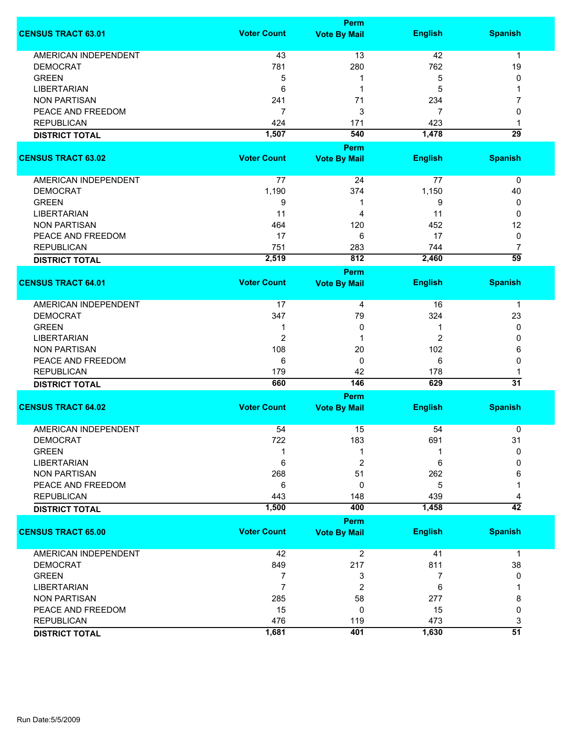| CENSUS TRACT 63.01 | Voter Count | Perm Vote By Mail | English | Spanish |
|---|---|---|---|---|
| AMERICAN INDEPENDENT | 43 | 13 | 42 | 1 |
| DEMOCRAT | 781 | 280 | 762 | 19 |
| GREEN | 5 | 1 | 5 | 0 |
| LIBERTARIAN | 6 | 1 | 5 | 1 |
| NON PARTISAN | 241 | 71 | 234 | 7 |
| PEACE AND FREEDOM | 7 | 3 | 7 | 0 |
| REPUBLICAN | 424 | 171 | 423 | 1 |
| **DISTRICT TOTAL** | **1,507** | **540** | **1,478** | **29** |

| CENSUS TRACT 63.02 | Voter Count | Perm Vote By Mail | English | Spanish |
|---|---|---|---|---|
| AMERICAN INDEPENDENT | 77 | 24 | 77 | 0 |
| DEMOCRAT | 1,190 | 374 | 1,150 | 40 |
| GREEN | 9 | 1 | 9 | 0 |
| LIBERTARIAN | 11 | 4 | 11 | 0 |
| NON PARTISAN | 464 | 120 | 452 | 12 |
| PEACE AND FREEDOM | 17 | 6 | 17 | 0 |
| REPUBLICAN | 751 | 283 | 744 | 7 |
| **DISTRICT TOTAL** | **2,519** | **812** | **2,460** | **59** |

| CENSUS TRACT 64.01 | Voter Count | Perm Vote By Mail | English | Spanish |
|---|---|---|---|---|
| AMERICAN INDEPENDENT | 17 | 4 | 16 | 1 |
| DEMOCRAT | 347 | 79 | 324 | 23 |
| GREEN | 1 | 0 | 1 | 0 |
| LIBERTARIAN | 2 | 1 | 2 | 0 |
| NON PARTISAN | 108 | 20 | 102 | 6 |
| PEACE AND FREEDOM | 6 | 0 | 6 | 0 |
| REPUBLICAN | 179 | 42 | 178 | 1 |
| **DISTRICT TOTAL** | **660** | **146** | **629** | **31** |

| CENSUS TRACT 64.02 | Voter Count | Perm Vote By Mail | English | Spanish |
|---|---|---|---|---|
| AMERICAN INDEPENDENT | 54 | 15 | 54 | 0 |
| DEMOCRAT | 722 | 183 | 691 | 31 |
| GREEN | 1 | 1 | 1 | 0 |
| LIBERTARIAN | 6 | 2 | 6 | 0 |
| NON PARTISAN | 268 | 51 | 262 | 6 |
| PEACE AND FREEDOM | 6 | 0 | 5 | 1 |
| REPUBLICAN | 443 | 148 | 439 | 4 |
| **DISTRICT TOTAL** | **1,500** | **400** | **1,458** | **42** |

| CENSUS TRACT 65.00 | Voter Count | Perm Vote By Mail | English | Spanish |
|---|---|---|---|---|
| AMERICAN INDEPENDENT | 42 | 2 | 41 | 1 |
| DEMOCRAT | 849 | 217 | 811 | 38 |
| GREEN | 7 | 3 | 7 | 0 |
| LIBERTARIAN | 7 | 2 | 6 | 1 |
| NON PARTISAN | 285 | 58 | 277 | 8 |
| PEACE AND FREEDOM | 15 | 0 | 15 | 0 |
| REPUBLICAN | 476 | 119 | 473 | 3 |
| **DISTRICT TOTAL** | **1,681** | **401** | **1,630** | **51** |

Run Date:5/5/2009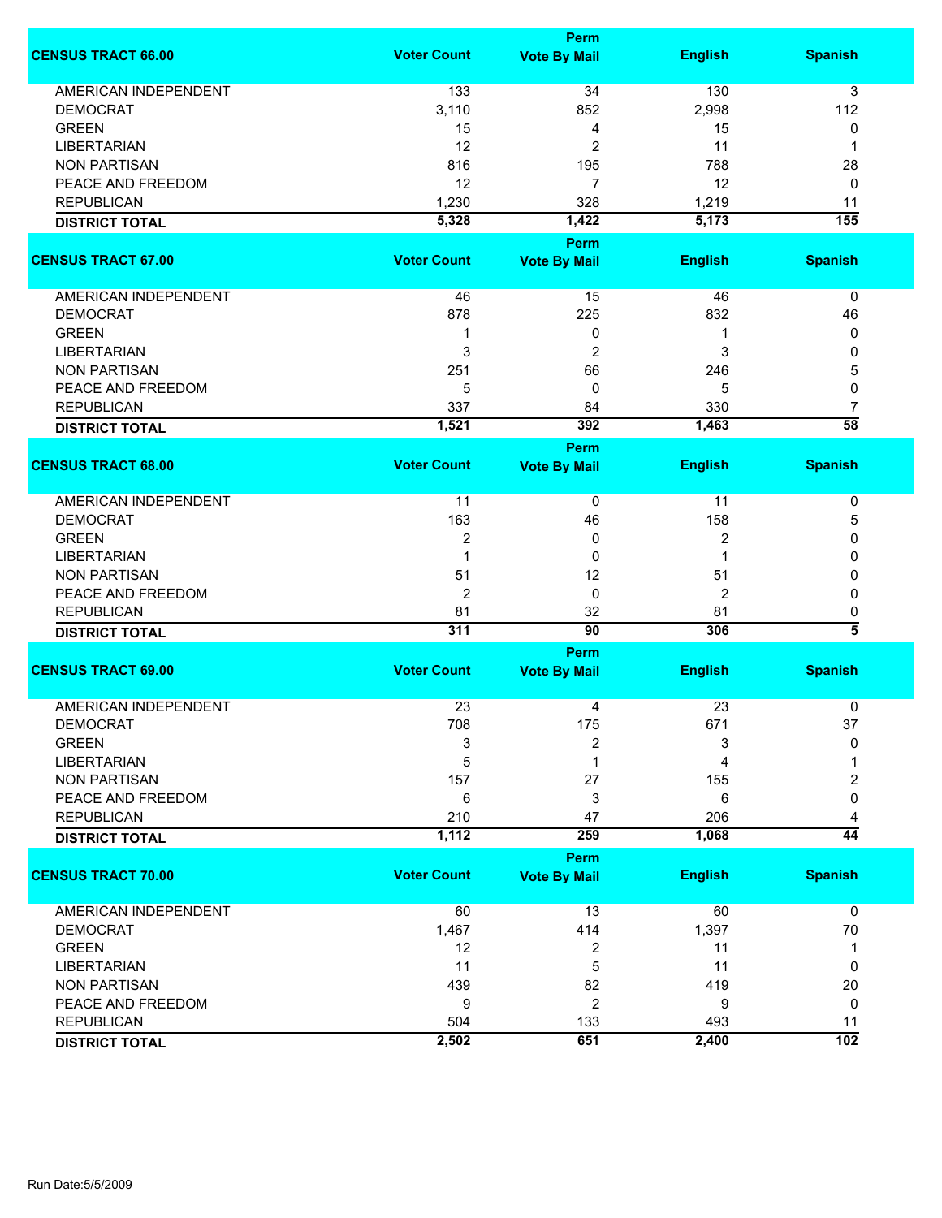| CENSUS TRACT 66.00 | Voter Count | Perm Vote By Mail | English | Spanish |
|---|---|---|---|---|
| AMERICAN INDEPENDENT | 133 | 34 | 130 | 3 |
| DEMOCRAT | 3,110 | 852 | 2,998 | 112 |
| GREEN | 15 | 4 | 15 | 0 |
| LIBERTARIAN | 12 | 2 | 11 | 1 |
| NON PARTISAN | 816 | 195 | 788 | 28 |
| PEACE AND FREEDOM | 12 | 7 | 12 | 0 |
| REPUBLICAN | 1,230 | 328 | 1,219 | 11 |
| **DISTRICT TOTAL** | **5,328** | **1,422** | **5,173** | **155** |

| CENSUS TRACT 67.00 | Voter Count | Perm Vote By Mail | English | Spanish |
|---|---|---|---|---|
| AMERICAN INDEPENDENT | 46 | 15 | 46 | 0 |
| DEMOCRAT | 878 | 225 | 832 | 46 |
| GREEN | 1 | 0 | 1 | 0 |
| LIBERTARIAN | 3 | 2 | 3 | 0 |
| NON PARTISAN | 251 | 66 | 246 | 5 |
| PEACE AND FREEDOM | 5 | 0 | 5 | 0 |
| REPUBLICAN | 337 | 84 | 330 | 7 |
| **DISTRICT TOTAL** | **1,521** | **392** | **1,463** | **58** |

| CENSUS TRACT 68.00 | Voter Count | Perm Vote By Mail | English | Spanish |
|---|---|---|---|---|
| AMERICAN INDEPENDENT | 11 | 0 | 11 | 0 |
| DEMOCRAT | 163 | 46 | 158 | 5 |
| GREEN | 2 | 0 | 2 | 0 |
| LIBERTARIAN | 1 | 0 | 1 | 0 |
| NON PARTISAN | 51 | 12 | 51 | 0 |
| PEACE AND FREEDOM | 2 | 0 | 2 | 0 |
| REPUBLICAN | 81 | 32 | 81 | 0 |
| **DISTRICT TOTAL** | **311** | **90** | **306** | **5** |

| CENSUS TRACT 69.00 | Voter Count | Perm Vote By Mail | English | Spanish |
|---|---|---|---|---|
| AMERICAN INDEPENDENT | 23 | 4 | 23 | 0 |
| DEMOCRAT | 708 | 175 | 671 | 37 |
| GREEN | 3 | 2 | 3 | 0 |
| LIBERTARIAN | 5 | 1 | 4 | 1 |
| NON PARTISAN | 157 | 27 | 155 | 2 |
| PEACE AND FREEDOM | 6 | 3 | 6 | 0 |
| REPUBLICAN | 210 | 47 | 206 | 4 |
| **DISTRICT TOTAL** | **1,112** | **259** | **1,068** | **44** |

| CENSUS TRACT 70.00 | Voter Count | Perm Vote By Mail | English | Spanish |
|---|---|---|---|---|
| AMERICAN INDEPENDENT | 60 | 13 | 60 | 0 |
| DEMOCRAT | 1,467 | 414 | 1,397 | 70 |
| GREEN | 12 | 2 | 11 | 1 |
| LIBERTARIAN | 11 | 5 | 11 | 0 |
| NON PARTISAN | 439 | 82 | 419 | 20 |
| PEACE AND FREEDOM | 9 | 2 | 9 | 0 |
| REPUBLICAN | 504 | 133 | 493 | 11 |
| **DISTRICT TOTAL** | **2,502** | **651** | **2,400** | **102** |

Run Date:5/5/2009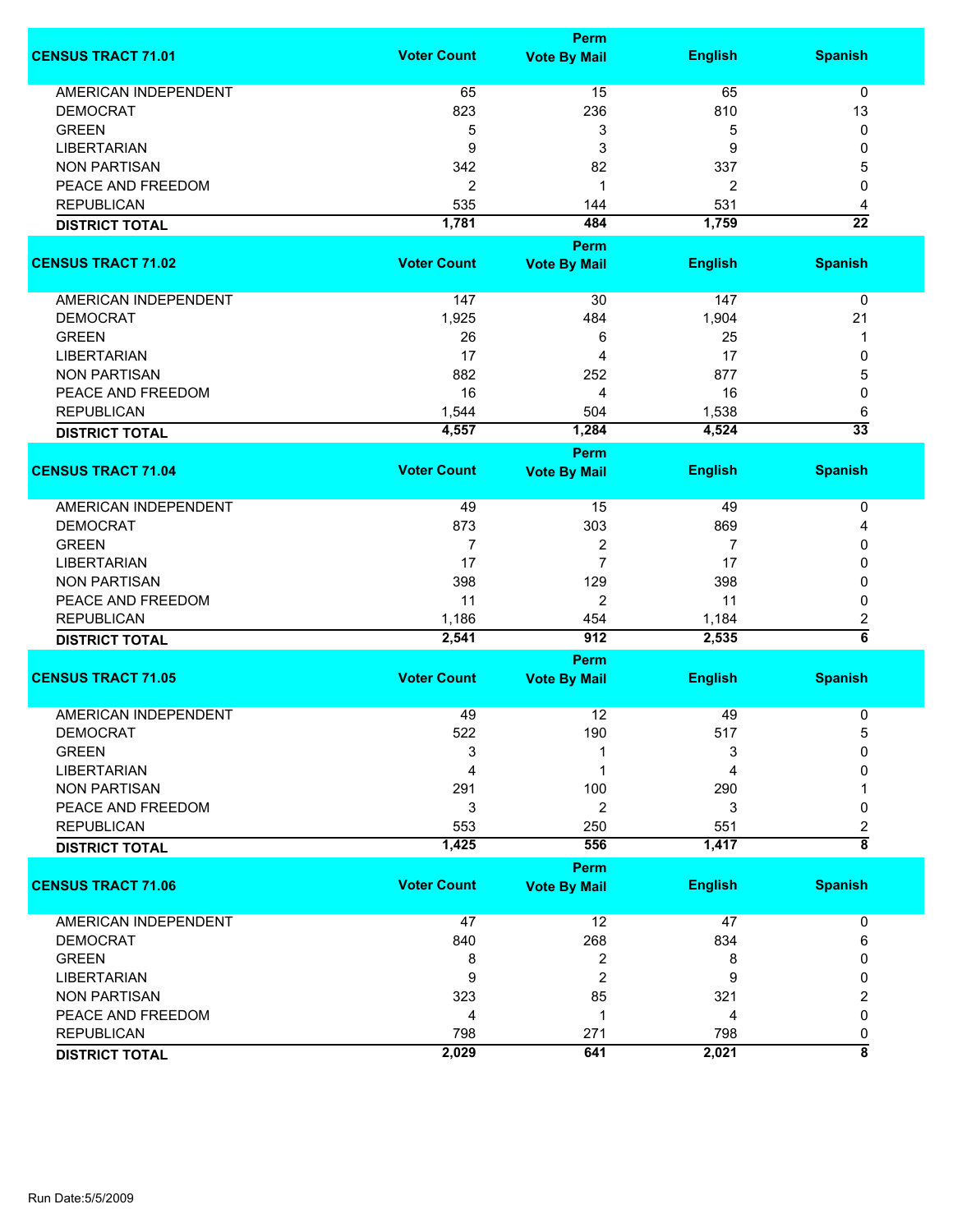| CENSUS TRACT 71.01 | Voter Count | Perm Vote By Mail | English | Spanish |
|---|---|---|---|---|
| AMERICAN INDEPENDENT | 65 | 15 | 65 | 0 |
| DEMOCRAT | 823 | 236 | 810 | 13 |
| GREEN | 5 | 3 | 5 | 0 |
| LIBERTARIAN | 9 | 3 | 9 | 0 |
| NON PARTISAN | 342 | 82 | 337 | 5 |
| PEACE AND FREEDOM | 2 | 1 | 2 | 0 |
| REPUBLICAN | 535 | 144 | 531 | 4 |
| **DISTRICT TOTAL** | **1,781** | **484** | **1,759** | **22** |

| CENSUS TRACT 71.02 | Voter Count | Perm Vote By Mail | English | Spanish |
|---|---|---|---|---|
| AMERICAN INDEPENDENT | 147 | 30 | 147 | 0 |
| DEMOCRAT | 1,925 | 484 | 1,904 | 21 |
| GREEN | 26 | 6 | 25 | 1 |
| LIBERTARIAN | 17 | 4 | 17 | 0 |
| NON PARTISAN | 882 | 252 | 877 | 5 |
| PEACE AND FREEDOM | 16 | 4 | 16 | 0 |
| REPUBLICAN | 1,544 | 504 | 1,538 | 6 |
| **DISTRICT TOTAL** | **4,557** | **1,284** | **4,524** | **33** |

| CENSUS TRACT 71.04 | Voter Count | Perm Vote By Mail | English | Spanish |
|---|---|---|---|---|
| AMERICAN INDEPENDENT | 49 | 15 | 49 | 0 |
| DEMOCRAT | 873 | 303 | 869 | 4 |
| GREEN | 7 | 2 | 7 | 0 |
| LIBERTARIAN | 17 | 7 | 17 | 0 |
| NON PARTISAN | 398 | 129 | 398 | 0 |
| PEACE AND FREEDOM | 11 | 2 | 11 | 0 |
| REPUBLICAN | 1,186 | 454 | 1,184 | 2 |
| **DISTRICT TOTAL** | **2,541** | **912** | **2,535** | **6** |

| CENSUS TRACT 71.05 | Voter Count | Perm Vote By Mail | English | Spanish |
|---|---|---|---|---|
| AMERICAN INDEPENDENT | 49 | 12 | 49 | 0 |
| DEMOCRAT | 522 | 190 | 517 | 5 |
| GREEN | 3 | 1 | 3 | 0 |
| LIBERTARIAN | 4 | 1 | 4 | 0 |
| NON PARTISAN | 291 | 100 | 290 | 1 |
| PEACE AND FREEDOM | 3 | 2 | 3 | 0 |
| REPUBLICAN | 553 | 250 | 551 | 2 |
| **DISTRICT TOTAL** | **1,425** | **556** | **1,417** | **8** |

| CENSUS TRACT 71.06 | Voter Count | Perm Vote By Mail | English | Spanish |
|---|---|---|---|---|
| AMERICAN INDEPENDENT | 47 | 12 | 47 | 0 |
| DEMOCRAT | 840 | 268 | 834 | 6 |
| GREEN | 8 | 2 | 8 | 0 |
| LIBERTARIAN | 9 | 2 | 9 | 0 |
| NON PARTISAN | 323 | 85 | 321 | 2 |
| PEACE AND FREEDOM | 4 | 1 | 4 | 0 |
| REPUBLICAN | 798 | 271 | 798 | 0 |
| **DISTRICT TOTAL** | **2,029** | **641** | **2,021** | **8** |

Run Date:5/5/2009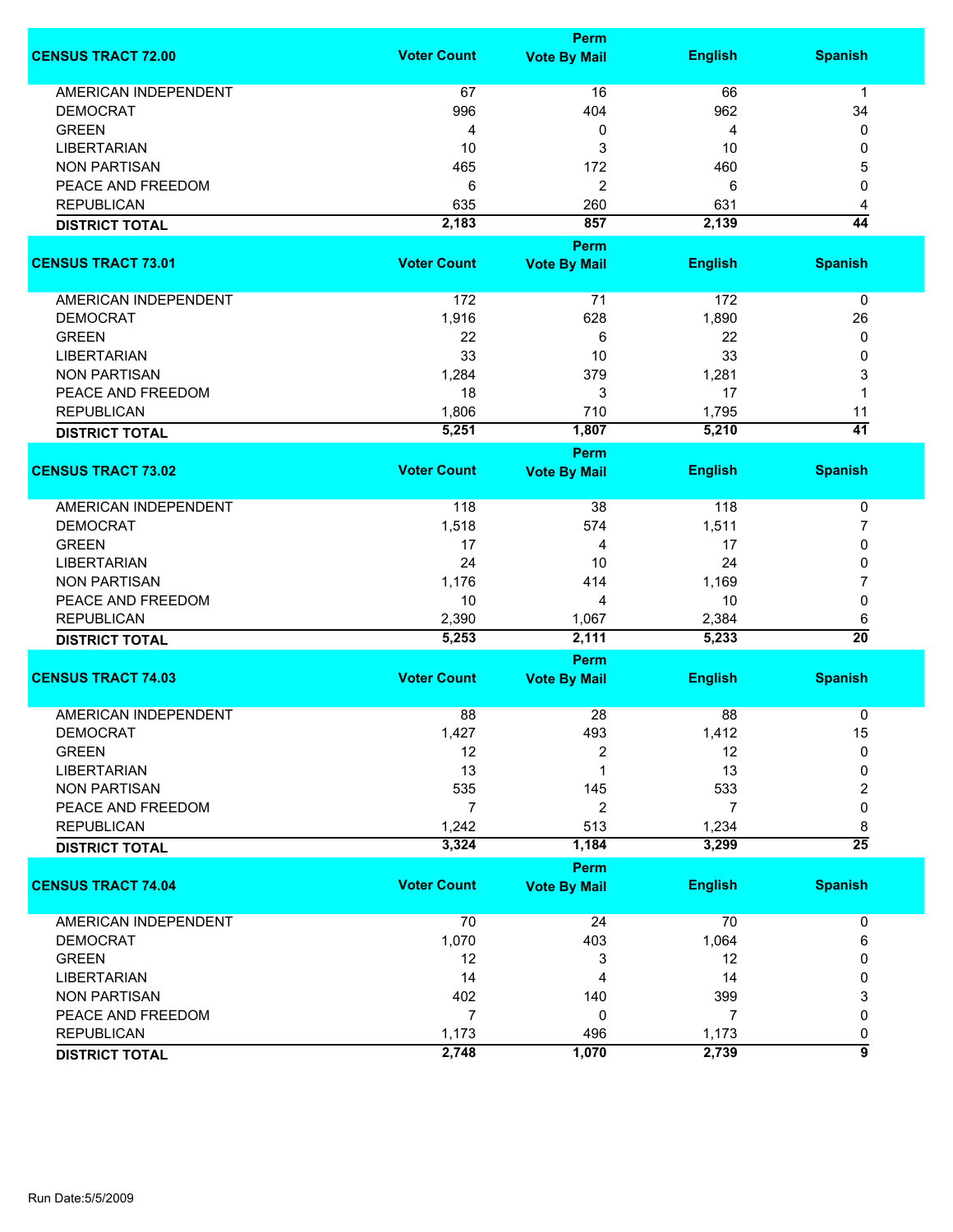| CENSUS TRACT 72.00 | Voter Count | Perm Vote By Mail | English | Spanish |
|---|---|---|---|---|
| AMERICAN INDEPENDENT | 67 | 16 | 66 | 1 |
| DEMOCRAT | 996 | 404 | 962 | 34 |
| GREEN | 4 | 0 | 4 | 0 |
| LIBERTARIAN | 10 | 3 | 10 | 0 |
| NON PARTISAN | 465 | 172 | 460 | 5 |
| PEACE AND FREEDOM | 6 | 2 | 6 | 0 |
| REPUBLICAN | 635 | 260 | 631 | 4 |
| **DISTRICT TOTAL** | **2,183** | **857** | **2,139** | **44** |

| CENSUS TRACT 73.01 | Voter Count | Perm Vote By Mail | English | Spanish |
|---|---|---|---|---|
| AMERICAN INDEPENDENT | 172 | 71 | 172 | 0 |
| DEMOCRAT | 1,916 | 628 | 1,890 | 26 |
| GREEN | 22 | 6 | 22 | 0 |
| LIBERTARIAN | 33 | 10 | 33 | 0 |
| NON PARTISAN | 1,284 | 379 | 1,281 | 3 |
| PEACE AND FREEDOM | 18 | 3 | 17 | 1 |
| REPUBLICAN | 1,806 | 710 | 1,795 | 11 |
| **DISTRICT TOTAL** | **5,251** | **1,807** | **5,210** | **41** |

| CENSUS TRACT 73.02 | Voter Count | Perm Vote By Mail | English | Spanish |
|---|---|---|---|---|
| AMERICAN INDEPENDENT | 118 | 38 | 118 | 0 |
| DEMOCRAT | 1,518 | 574 | 1,511 | 7 |
| GREEN | 17 | 4 | 17 | 0 |
| LIBERTARIAN | 24 | 10 | 24 | 0 |
| NON PARTISAN | 1,176 | 414 | 1,169 | 7 |
| PEACE AND FREEDOM | 10 | 4 | 10 | 0 |
| REPUBLICAN | 2,390 | 1,067 | 2,384 | 6 |
| **DISTRICT TOTAL** | **5,253** | **2,111** | **5,233** | **20** |

| CENSUS TRACT 74.03 | Voter Count | Perm Vote By Mail | English | Spanish |
|---|---|---|---|---|
| AMERICAN INDEPENDENT | 88 | 28 | 88 | 0 |
| DEMOCRAT | 1,427 | 493 | 1,412 | 15 |
| GREEN | 12 | 2 | 12 | 0 |
| LIBERTARIAN | 13 | 1 | 13 | 0 |
| NON PARTISAN | 535 | 145 | 533 | 2 |
| PEACE AND FREEDOM | 7 | 2 | 7 | 0 |
| REPUBLICAN | 1,242 | 513 | 1,234 | 8 |
| **DISTRICT TOTAL** | **3,324** | **1,184** | **3,299** | **25** |

| CENSUS TRACT 74.04 | Voter Count | Perm Vote By Mail | English | Spanish |
|---|---|---|---|---|
| AMERICAN INDEPENDENT | 70 | 24 | 70 | 0 |
| DEMOCRAT | 1,070 | 403 | 1,064 | 6 |
| GREEN | 12 | 3 | 12 | 0 |
| LIBERTARIAN | 14 | 4 | 14 | 0 |
| NON PARTISAN | 402 | 140 | 399 | 3 |
| PEACE AND FREEDOM | 7 | 0 | 7 | 0 |
| REPUBLICAN | 1,173 | 496 | 1,173 | 0 |
| **DISTRICT TOTAL** | **2,748** | **1,070** | **2,739** | **9** |

Run Date:5/5/2009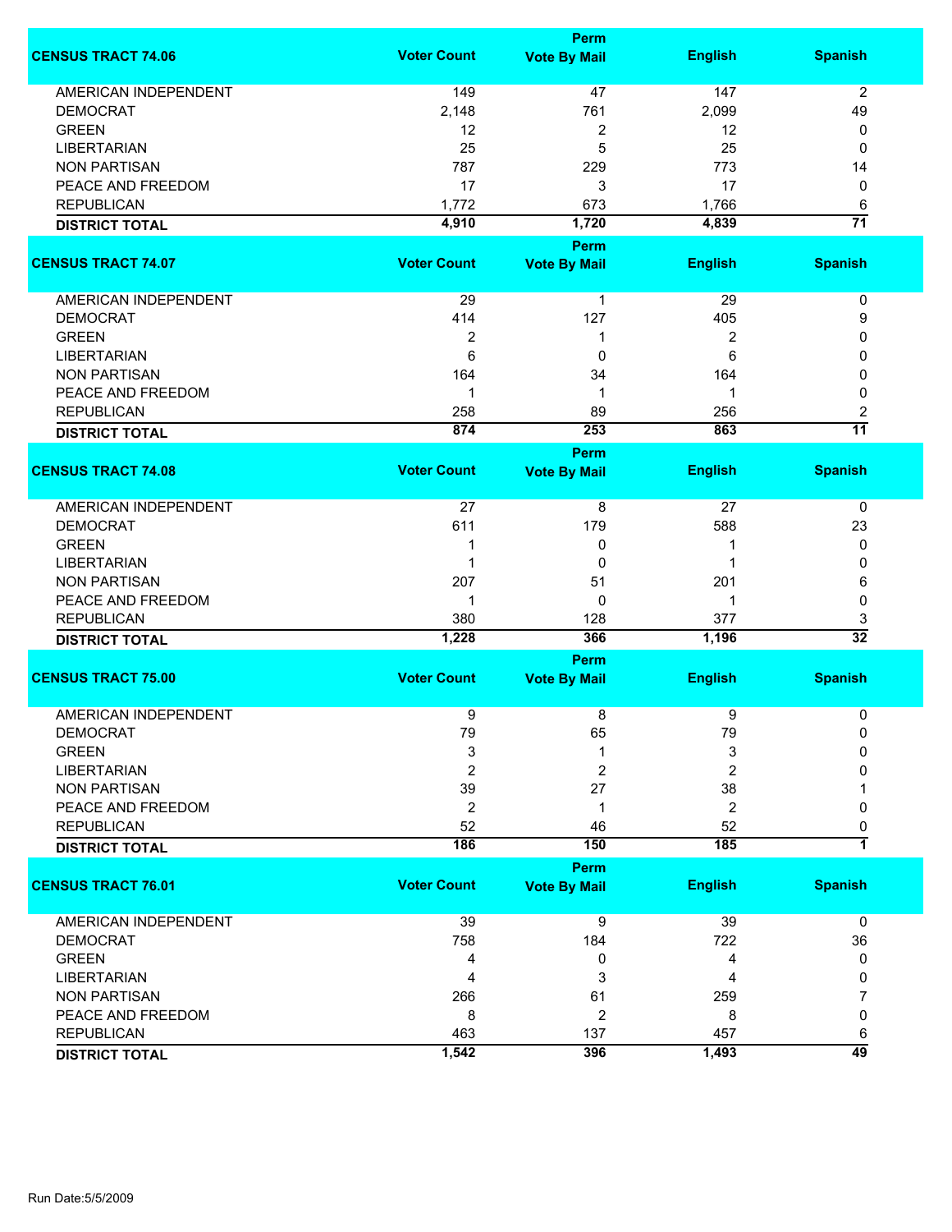| CENSUS TRACT 74.06 | Voter Count | Perm Vote By Mail | English | Spanish |
|---|---|---|---|---|
| AMERICAN INDEPENDENT | 149 | 47 | 147 | 2 |
| DEMOCRAT | 2,148 | 761 | 2,099 | 49 |
| GREEN | 12 | 2 | 12 | 0 |
| LIBERTARIAN | 25 | 5 | 25 | 0 |
| NON PARTISAN | 787 | 229 | 773 | 14 |
| PEACE AND FREEDOM | 17 | 3 | 17 | 0 |
| REPUBLICAN | 1,772 | 673 | 1,766 | 6 |
| **DISTRICT TOTAL** | **4,910** | **1,720** | **4,839** | **71** |

| CENSUS TRACT 74.07 | Voter Count | Perm Vote By Mail | English | Spanish |
|---|---|---|---|---|
| AMERICAN INDEPENDENT | 29 | 1 | 29 | 0 |
| DEMOCRAT | 414 | 127 | 405 | 9 |
| GREEN | 2 | 1 | 2 | 0 |
| LIBERTARIAN | 6 | 0 | 6 | 0 |
| NON PARTISAN | 164 | 34 | 164 | 0 |
| PEACE AND FREEDOM | 1 | 1 | 1 | 0 |
| REPUBLICAN | 258 | 89 | 256 | 2 |
| **DISTRICT TOTAL** | **874** | **253** | **863** | **11** |

| CENSUS TRACT 74.08 | Voter Count | Perm Vote By Mail | English | Spanish |
|---|---|---|---|---|
| AMERICAN INDEPENDENT | 27 | 8 | 27 | 0 |
| DEMOCRAT | 611 | 179 | 588 | 23 |
| GREEN | 1 | 0 | 1 | 0 |
| LIBERTARIAN | 1 | 0 | 1 | 0 |
| NON PARTISAN | 207 | 51 | 201 | 6 |
| PEACE AND FREEDOM | 1 | 0 | 1 | 0 |
| REPUBLICAN | 380 | 128 | 377 | 3 |
| **DISTRICT TOTAL** | **1,228** | **366** | **1,196** | **32** |

| CENSUS TRACT 75.00 | Voter Count | Perm Vote By Mail | English | Spanish |
|---|---|---|---|---|
| AMERICAN INDEPENDENT | 9 | 8 | 9 | 0 |
| DEMOCRAT | 79 | 65 | 79 | 0 |
| GREEN | 3 | 1 | 3 | 0 |
| LIBERTARIAN | 2 | 2 | 2 | 0 |
| NON PARTISAN | 39 | 27 | 38 | 1 |
| PEACE AND FREEDOM | 2 | 1 | 2 | 0 |
| REPUBLICAN | 52 | 46 | 52 | 0 |
| **DISTRICT TOTAL** | **186** | **150** | **185** | **1** |

| CENSUS TRACT 76.01 | Voter Count | Perm Vote By Mail | English | Spanish |
|---|---|---|---|---|
| AMERICAN INDEPENDENT | 39 | 9 | 39 | 0 |
| DEMOCRAT | 758 | 184 | 722 | 36 |
| GREEN | 4 | 0 | 4 | 0 |
| LIBERTARIAN | 4 | 3 | 4 | 0 |
| NON PARTISAN | 266 | 61 | 259 | 7 |
| PEACE AND FREEDOM | 8 | 2 | 8 | 0 |
| REPUBLICAN | 463 | 137 | 457 | 6 |
| **DISTRICT TOTAL** | **1,542** | **396** | **1,493** | **49** |

Run Date:5/5/2009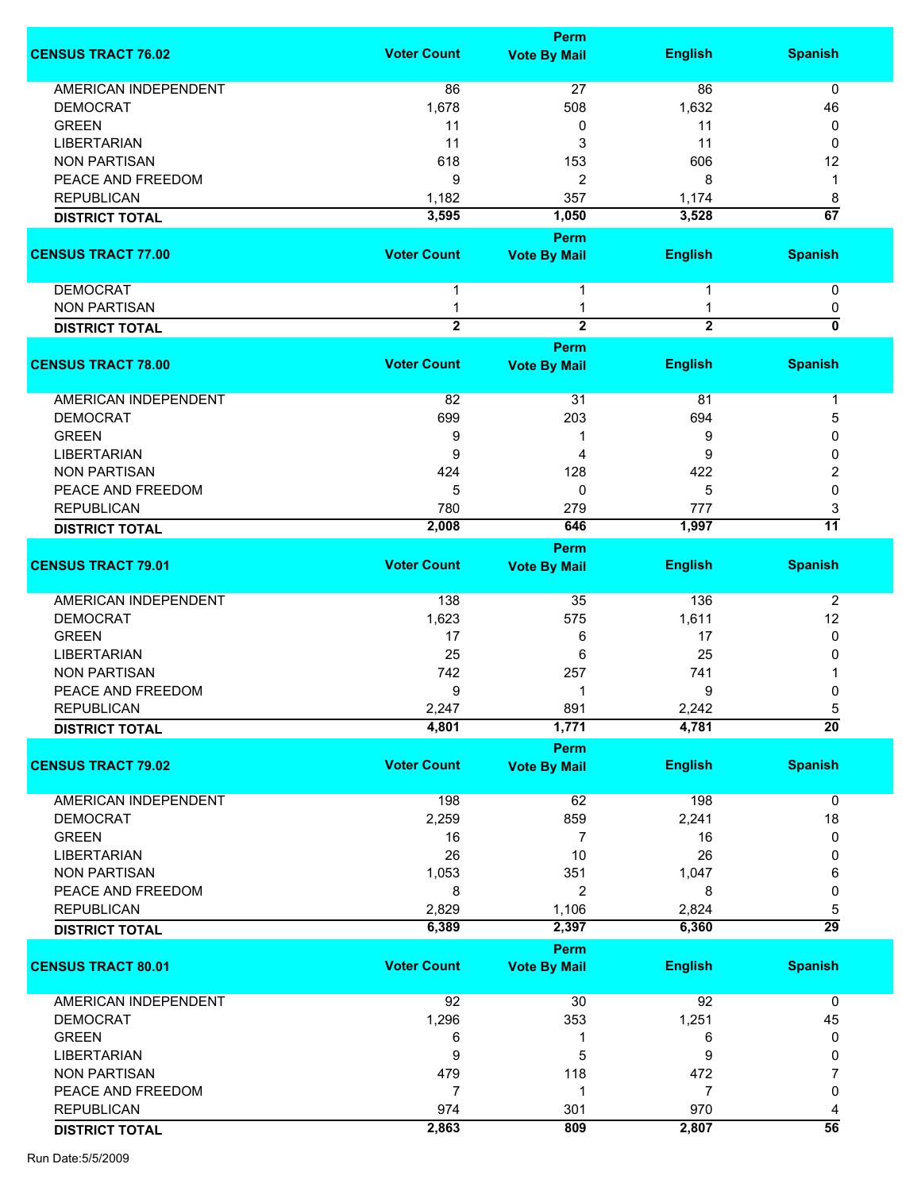| CENSUS TRACT 76.02 | Voter Count | Perm Vote By Mail | English | Spanish |
|---|---|---|---|---|
| AMERICAN INDEPENDENT | 86 | 27 | 86 | 0 |
| DEMOCRAT | 1,678 | 508 | 1,632 | 46 |
| GREEN | 11 | 0 | 11 | 0 |
| LIBERTARIAN | 11 | 3 | 11 | 0 |
| NON PARTISAN | 618 | 153 | 606 | 12 |
| PEACE AND FREEDOM | 9 | 2 | 8 | 1 |
| REPUBLICAN | 1,182 | 357 | 1,174 | 8 |
| **DISTRICT TOTAL** | **3,595** | **1,050** | **3,528** | **67** |

| CENSUS TRACT 77.00 | Voter Count | Perm Vote By Mail | English | Spanish |
|---|---|---|---|---|
| DEMOCRAT | 1 | 1 | 1 | 0 |
| NON PARTISAN | 1 | 1 | 1 | 0 |
| **DISTRICT TOTAL** | **2** | **2** | **2** | **0** |

| CENSUS TRACT 78.00 | Voter Count | Perm Vote By Mail | English | Spanish |
|---|---|---|---|---|
| AMERICAN INDEPENDENT | 82 | 31 | 81 | 1 |
| DEMOCRAT | 699 | 203 | 694 | 5 |
| GREEN | 9 | 1 | 9 | 0 |
| LIBERTARIAN | 9 | 4 | 9 | 0 |
| NON PARTISAN | 424 | 128 | 422 | 2 |
| PEACE AND FREEDOM | 5 | 0 | 5 | 0 |
| REPUBLICAN | 780 | 279 | 777 | 3 |
| **DISTRICT TOTAL** | **2,008** | **646** | **1,997** | **11** |

| CENSUS TRACT 79.01 | Voter Count | Perm Vote By Mail | English | Spanish |
|---|---|---|---|---|
| AMERICAN INDEPENDENT | 138 | 35 | 136 | 2 |
| DEMOCRAT | 1,623 | 575 | 1,611 | 12 |
| GREEN | 17 | 6 | 17 | 0 |
| LIBERTARIAN | 25 | 6 | 25 | 0 |
| NON PARTISAN | 742 | 257 | 741 | 1 |
| PEACE AND FREEDOM | 9 | 1 | 9 | 0 |
| REPUBLICAN | 2,247 | 891 | 2,242 | 5 |
| **DISTRICT TOTAL** | **4,801** | **1,771** | **4,781** | **20** |

| CENSUS TRACT 79.02 | Voter Count | Perm Vote By Mail | English | Spanish |
|---|---|---|---|---|
| AMERICAN INDEPENDENT | 198 | 62 | 198 | 0 |
| DEMOCRAT | 2,259 | 859 | 2,241 | 18 |
| GREEN | 16 | 7 | 16 | 0 |
| LIBERTARIAN | 26 | 10 | 26 | 0 |
| NON PARTISAN | 1,053 | 351 | 1,047 | 6 |
| PEACE AND FREEDOM | 8 | 2 | 8 | 0 |
| REPUBLICAN | 2,829 | 1,106 | 2,824 | 5 |
| **DISTRICT TOTAL** | **6,389** | **2,397** | **6,360** | **29** |

| CENSUS TRACT 80.01 | Voter Count | Perm Vote By Mail | English | Spanish |
|---|---|---|---|---|
| AMERICAN INDEPENDENT | 92 | 30 | 92 | 0 |
| DEMOCRAT | 1,296 | 353 | 1,251 | 45 |
| GREEN | 6 | 1 | 6 | 0 |
| LIBERTARIAN | 9 | 5 | 9 | 0 |
| NON PARTISAN | 479 | 118 | 472 | 7 |
| PEACE AND FREEDOM | 7 | 1 | 7 | 0 |
| REPUBLICAN | 974 | 301 | 970 | 4 |
| **DISTRICT TOTAL** | **2,863** | **809** | **2,807** | **56** |

Run Date:5/5/2009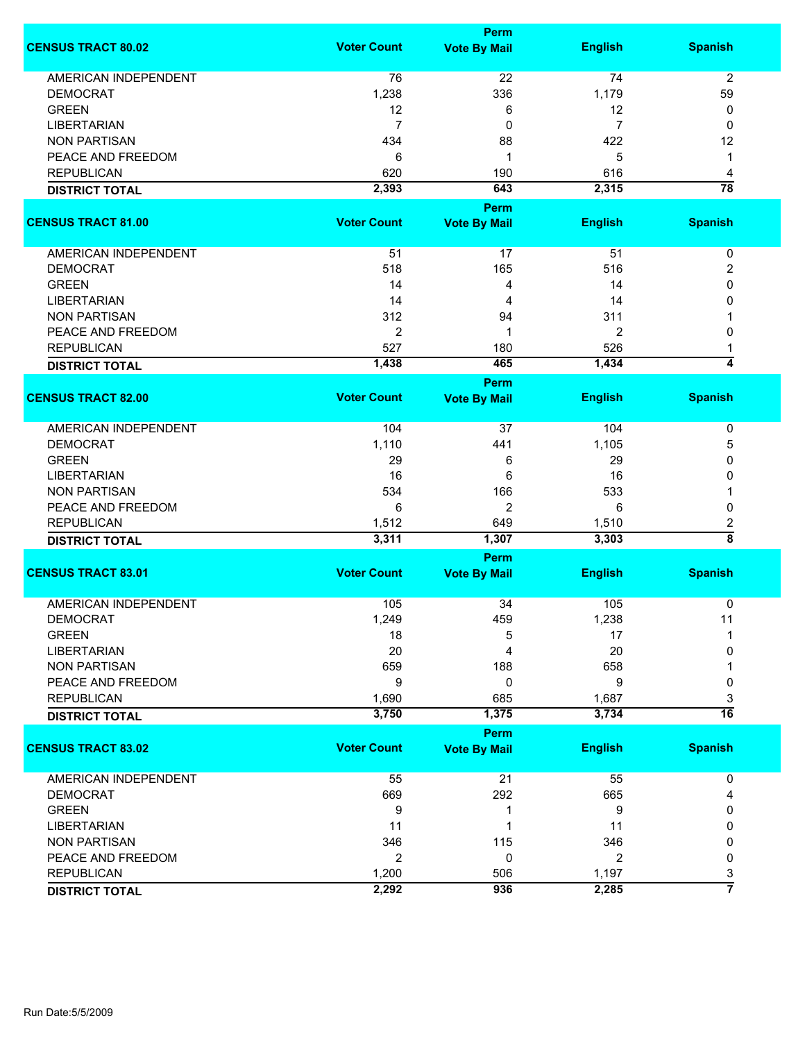| CENSUS TRACT 80.02 | Voter Count | Perm Vote By Mail | English | Spanish |
|---|---|---|---|---|
| AMERICAN INDEPENDENT | 76 | 22 | 74 | 2 |
| DEMOCRAT | 1,238 | 336 | 1,179 | 59 |
| GREEN | 12 | 6 | 12 | 0 |
| LIBERTARIAN | 7 | 0 | 7 | 0 |
| NON PARTISAN | 434 | 88 | 422 | 12 |
| PEACE AND FREEDOM | 6 | 1 | 5 | 1 |
| REPUBLICAN | 620 | 190 | 616 | 4 |
| **DISTRICT TOTAL** | **2,393** | **643** | **2,315** | **78** |

| CENSUS TRACT 81.00 | Voter Count | Perm Vote By Mail | English | Spanish |
|---|---|---|---|---|
| AMERICAN INDEPENDENT | 51 | 17 | 51 | 0 |
| DEMOCRAT | 518 | 165 | 516 | 2 |
| GREEN | 14 | 4 | 14 | 0 |
| LIBERTARIAN | 14 | 4 | 14 | 0 |
| NON PARTISAN | 312 | 94 | 311 | 1 |
| PEACE AND FREEDOM | 2 | 1 | 2 | 0 |
| REPUBLICAN | 527 | 180 | 526 | 1 |
| **DISTRICT TOTAL** | **1,438** | **465** | **1,434** | **4** |

| CENSUS TRACT 82.00 | Voter Count | Perm Vote By Mail | English | Spanish |
|---|---|---|---|---|
| AMERICAN INDEPENDENT | 104 | 37 | 104 | 0 |
| DEMOCRAT | 1,110 | 441 | 1,105 | 5 |
| GREEN | 29 | 6 | 29 | 0 |
| LIBERTARIAN | 16 | 6 | 16 | 0 |
| NON PARTISAN | 534 | 166 | 533 | 1 |
| PEACE AND FREEDOM | 6 | 2 | 6 | 0 |
| REPUBLICAN | 1,512 | 649 | 1,510 | 2 |
| **DISTRICT TOTAL** | **3,311** | **1,307** | **3,303** | **8** |

| CENSUS TRACT 83.01 | Voter Count | Perm Vote By Mail | English | Spanish |
|---|---|---|---|---|
| AMERICAN INDEPENDENT | 105 | 34 | 105 | 0 |
| DEMOCRAT | 1,249 | 459 | 1,238 | 11 |
| GREEN | 18 | 5 | 17 | 1 |
| LIBERTARIAN | 20 | 4 | 20 | 0 |
| NON PARTISAN | 659 | 188 | 658 | 1 |
| PEACE AND FREEDOM | 9 | 0 | 9 | 0 |
| REPUBLICAN | 1,690 | 685 | 1,687 | 3 |
| **DISTRICT TOTAL** | **3,750** | **1,375** | **3,734** | **16** |

| CENSUS TRACT 83.02 | Voter Count | Perm Vote By Mail | English | Spanish |
|---|---|---|---|---|
| AMERICAN INDEPENDENT | 55 | 21 | 55 | 0 |
| DEMOCRAT | 669 | 292 | 665 | 4 |
| GREEN | 9 | 1 | 9 | 0 |
| LIBERTARIAN | 11 | 1 | 11 | 0 |
| NON PARTISAN | 346 | 115 | 346 | 0 |
| PEACE AND FREEDOM | 2 | 0 | 2 | 0 |
| REPUBLICAN | 1,200 | 506 | 1,197 | 3 |
| **DISTRICT TOTAL** | **2,292** | **936** | **2,285** | **7** |

Run Date:5/5/2009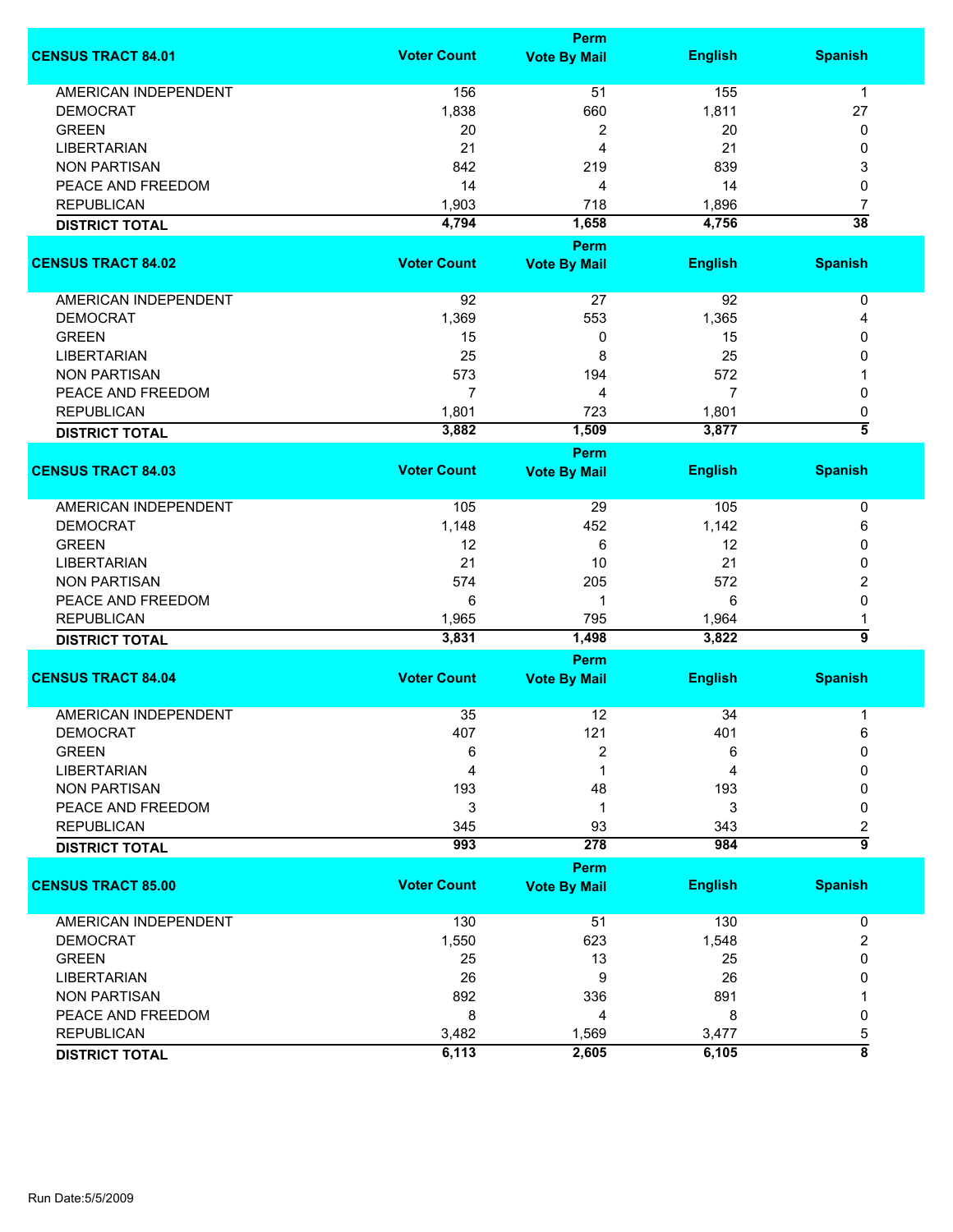| CENSUS TRACT 84.01 | Voter Count | Perm Vote By Mail | English | Spanish |
|---|---|---|---|---|
| AMERICAN INDEPENDENT | 156 | 51 | 155 | 1 |
| DEMOCRAT | 1,838 | 660 | 1,811 | 27 |
| GREEN | 20 | 2 | 20 | 0 |
| LIBERTARIAN | 21 | 4 | 21 | 0 |
| NON PARTISAN | 842 | 219 | 839 | 3 |
| PEACE AND FREEDOM | 14 | 4 | 14 | 0 |
| REPUBLICAN | 1,903 | 718 | 1,896 | 7 |
| **DISTRICT TOTAL** | **4,794** | **1,658** | **4,756** | **38** |

| CENSUS TRACT 84.02 | Voter Count | Perm Vote By Mail | English | Spanish |
|---|---|---|---|---|
| AMERICAN INDEPENDENT | 92 | 27 | 92 | 0 |
| DEMOCRAT | 1,369 | 553 | 1,365 | 4 |
| GREEN | 15 | 0 | 15 | 0 |
| LIBERTARIAN | 25 | 8 | 25 | 0 |
| NON PARTISAN | 573 | 194 | 572 | 1 |
| PEACE AND FREEDOM | 7 | 4 | 7 | 0 |
| REPUBLICAN | 1,801 | 723 | 1,801 | 0 |
| **DISTRICT TOTAL** | **3,882** | **1,509** | **3,877** | **5** |

| CENSUS TRACT 84.03 | Voter Count | Perm Vote By Mail | English | Spanish |
|---|---|---|---|---|
| AMERICAN INDEPENDENT | 105 | 29 | 105 | 0 |
| DEMOCRAT | 1,148 | 452 | 1,142 | 6 |
| GREEN | 12 | 6 | 12 | 0 |
| LIBERTARIAN | 21 | 10 | 21 | 0 |
| NON PARTISAN | 574 | 205 | 572 | 2 |
| PEACE AND FREEDOM | 6 | 1 | 6 | 0 |
| REPUBLICAN | 1,965 | 795 | 1,964 | 1 |
| **DISTRICT TOTAL** | **3,831** | **1,498** | **3,822** | **9** |

| CENSUS TRACT 84.04 | Voter Count | Perm Vote By Mail | English | Spanish |
|---|---|---|---|---|
| AMERICAN INDEPENDENT | 35 | 12 | 34 | 1 |
| DEMOCRAT | 407 | 121 | 401 | 6 |
| GREEN | 6 | 2 | 6 | 0 |
| LIBERTARIAN | 4 | 1 | 4 | 0 |
| NON PARTISAN | 193 | 48 | 193 | 0 |
| PEACE AND FREEDOM | 3 | 1 | 3 | 0 |
| REPUBLICAN | 345 | 93 | 343 | 2 |
| **DISTRICT TOTAL** | **993** | **278** | **984** | **9** |

| CENSUS TRACT 85.00 | Voter Count | Perm Vote By Mail | English | Spanish |
|---|---|---|---|---|
| AMERICAN INDEPENDENT | 130 | 51 | 130 | 0 |
| DEMOCRAT | 1,550 | 623 | 1,548 | 2 |
| GREEN | 25 | 13 | 25 | 0 |
| LIBERTARIAN | 26 | 9 | 26 | 0 |
| NON PARTISAN | 892 | 336 | 891 | 1 |
| PEACE AND FREEDOM | 8 | 4 | 8 | 0 |
| REPUBLICAN | 3,482 | 1,569 | 3,477 | 5 |
| **DISTRICT TOTAL** | **6,113** | **2,605** | **6,105** | **8** |

Run Date:5/5/2009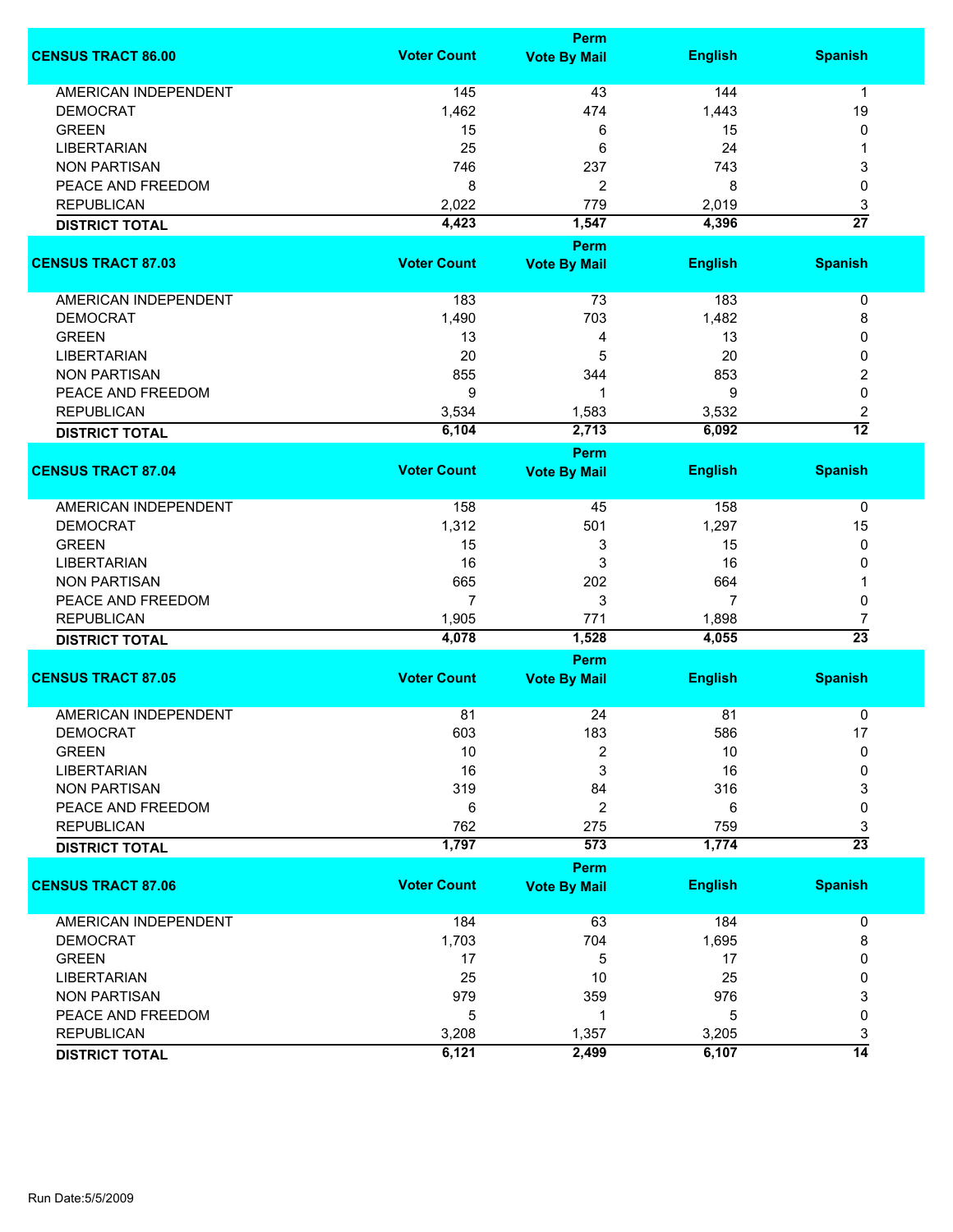| CENSUS TRACT 86.00 | Voter Count | Perm Vote By Mail | English | Spanish |
|---|---|---|---|---|
| AMERICAN INDEPENDENT | 145 | 43 | 144 | 1 |
| DEMOCRAT | 1,462 | 474 | 1,443 | 19 |
| GREEN | 15 | 6 | 15 | 0 |
| LIBERTARIAN | 25 | 6 | 24 | 1 |
| NON PARTISAN | 746 | 237 | 743 | 3 |
| PEACE AND FREEDOM | 8 | 2 | 8 | 0 |
| REPUBLICAN | 2,022 | 779 | 2,019 | 3 |
| **DISTRICT TOTAL** | **4,423** | **1,547** | **4,396** | **27** |

| CENSUS TRACT 87.03 | Voter Count | Perm Vote By Mail | English | Spanish |
|---|---|---|---|---|
| AMERICAN INDEPENDENT | 183 | 73 | 183 | 0 |
| DEMOCRAT | 1,490 | 703 | 1,482 | 8 |
| GREEN | 13 | 4 | 13 | 0 |
| LIBERTARIAN | 20 | 5 | 20 | 0 |
| NON PARTISAN | 855 | 344 | 853 | 2 |
| PEACE AND FREEDOM | 9 | 1 | 9 | 0 |
| REPUBLICAN | 3,534 | 1,583 | 3,532 | 2 |
| **DISTRICT TOTAL** | **6,104** | **2,713** | **6,092** | **12** |

| CENSUS TRACT 87.04 | Voter Count | Perm Vote By Mail | English | Spanish |
|---|---|---|---|---|
| AMERICAN INDEPENDENT | 158 | 45 | 158 | 0 |
| DEMOCRAT | 1,312 | 501 | 1,297 | 15 |
| GREEN | 15 | 3 | 15 | 0 |
| LIBERTARIAN | 16 | 3 | 16 | 0 |
| NON PARTISAN | 665 | 202 | 664 | 1 |
| PEACE AND FREEDOM | 7 | 3 | 7 | 0 |
| REPUBLICAN | 1,905 | 771 | 1,898 | 7 |
| **DISTRICT TOTAL** | **4,078** | **1,528** | **4,055** | **23** |

| CENSUS TRACT 87.05 | Voter Count | Perm Vote By Mail | English | Spanish |
|---|---|---|---|---|
| AMERICAN INDEPENDENT | 81 | 24 | 81 | 0 |
| DEMOCRAT | 603 | 183 | 586 | 17 |
| GREEN | 10 | 2 | 10 | 0 |
| LIBERTARIAN | 16 | 3 | 16 | 0 |
| NON PARTISAN | 319 | 84 | 316 | 3 |
| PEACE AND FREEDOM | 6 | 2 | 6 | 0 |
| REPUBLICAN | 762 | 275 | 759 | 3 |
| **DISTRICT TOTAL** | **1,797** | **573** | **1,774** | **23** |

| CENSUS TRACT 87.06 | Voter Count | Perm Vote By Mail | English | Spanish |
|---|---|---|---|---|
| AMERICAN INDEPENDENT | 184 | 63 | 184 | 0 |
| DEMOCRAT | 1,703 | 704 | 1,695 | 8 |
| GREEN | 17 | 5 | 17 | 0 |
| LIBERTARIAN | 25 | 10 | 25 | 0 |
| NON PARTISAN | 979 | 359 | 976 | 3 |
| PEACE AND FREEDOM | 5 | 1 | 5 | 0 |
| REPUBLICAN | 3,208 | 1,357 | 3,205 | 3 |
| **DISTRICT TOTAL** | **6,121** | **2,499** | **6,107** | **14** |

Run Date:5/5/2009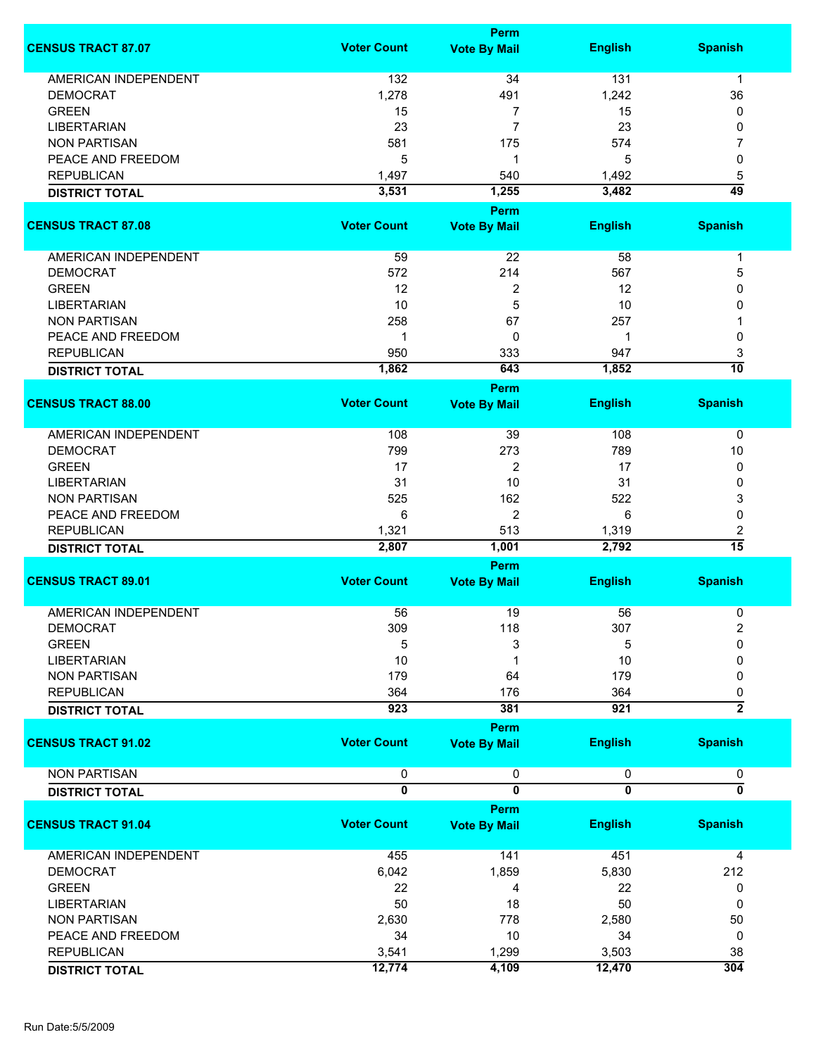| CENSUS TRACT 87.07 | Voter Count | Perm Vote By Mail | English | Spanish |
|---|---|---|---|---|
| AMERICAN INDEPENDENT | 132 | 34 | 131 | 1 |
| DEMOCRAT | 1,278 | 491 | 1,242 | 36 |
| GREEN | 15 | 7 | 15 | 0 |
| LIBERTARIAN | 23 | 7 | 23 | 0 |
| NON PARTISAN | 581 | 175 | 574 | 7 |
| PEACE AND FREEDOM | 5 | 1 | 5 | 0 |
| REPUBLICAN | 1,497 | 540 | 1,492 | 5 |
| **DISTRICT TOTAL** | **3,531** | **1,255** | **3,482** | **49** |

| CENSUS TRACT 87.08 | Voter Count | Perm Vote By Mail | English | Spanish |
|---|---|---|---|---|
| AMERICAN INDEPENDENT | 59 | 22 | 58 | 1 |
| DEMOCRAT | 572 | 214 | 567 | 5 |
| GREEN | 12 | 2 | 12 | 0 |
| LIBERTARIAN | 10 | 5 | 10 | 0 |
| NON PARTISAN | 258 | 67 | 257 | 1 |
| PEACE AND FREEDOM | 1 | 0 | 1 | 0 |
| REPUBLICAN | 950 | 333 | 947 | 3 |
| **DISTRICT TOTAL** | **1,862** | **643** | **1,852** | **10** |

| CENSUS TRACT 88.00 | Voter Count | Perm Vote By Mail | English | Spanish |
|---|---|---|---|---|
| AMERICAN INDEPENDENT | 108 | 39 | 108 | 0 |
| DEMOCRAT | 799 | 273 | 789 | 10 |
| GREEN | 17 | 2 | 17 | 0 |
| LIBERTARIAN | 31 | 10 | 31 | 0 |
| NON PARTISAN | 525 | 162 | 522 | 3 |
| PEACE AND FREEDOM | 6 | 2 | 6 | 0 |
| REPUBLICAN | 1,321 | 513 | 1,319 | 2 |
| **DISTRICT TOTAL** | **2,807** | **1,001** | **2,792** | **15** |

| CENSUS TRACT 89.01 | Voter Count | Perm Vote By Mail | English | Spanish |
|---|---|---|---|---|
| AMERICAN INDEPENDENT | 56 | 19 | 56 | 0 |
| DEMOCRAT | 309 | 118 | 307 | 2 |
| GREEN | 5 | 3 | 5 | 0 |
| LIBERTARIAN | 10 | 1 | 10 | 0 |
| NON PARTISAN | 179 | 64 | 179 | 0 |
| REPUBLICAN | 364 | 176 | 364 | 0 |
| **DISTRICT TOTAL** | **923** | **381** | **921** | **2** |

| CENSUS TRACT 91.02 | Voter Count | Perm Vote By Mail | English | Spanish |
|---|---|---|---|---|
| NON PARTISAN | 0 | 0 | 0 | 0 |
| **DISTRICT TOTAL** | **0** | **0** | **0** | **0** |

| CENSUS TRACT 91.04 | Voter Count | Perm Vote By Mail | English | Spanish |
|---|---|---|---|---|
| AMERICAN INDEPENDENT | 455 | 141 | 451 | 4 |
| DEMOCRAT | 6,042 | 1,859 | 5,830 | 212 |
| GREEN | 22 | 4 | 22 | 0 |
| LIBERTARIAN | 50 | 18 | 50 | 0 |
| NON PARTISAN | 2,630 | 778 | 2,580 | 50 |
| PEACE AND FREEDOM | 34 | 10 | 34 | 0 |
| REPUBLICAN | 3,541 | 1,299 | 3,503 | 38 |
| **DISTRICT TOTAL** | **12,774** | **4,109** | **12,470** | **304** |

Run Date:5/5/2009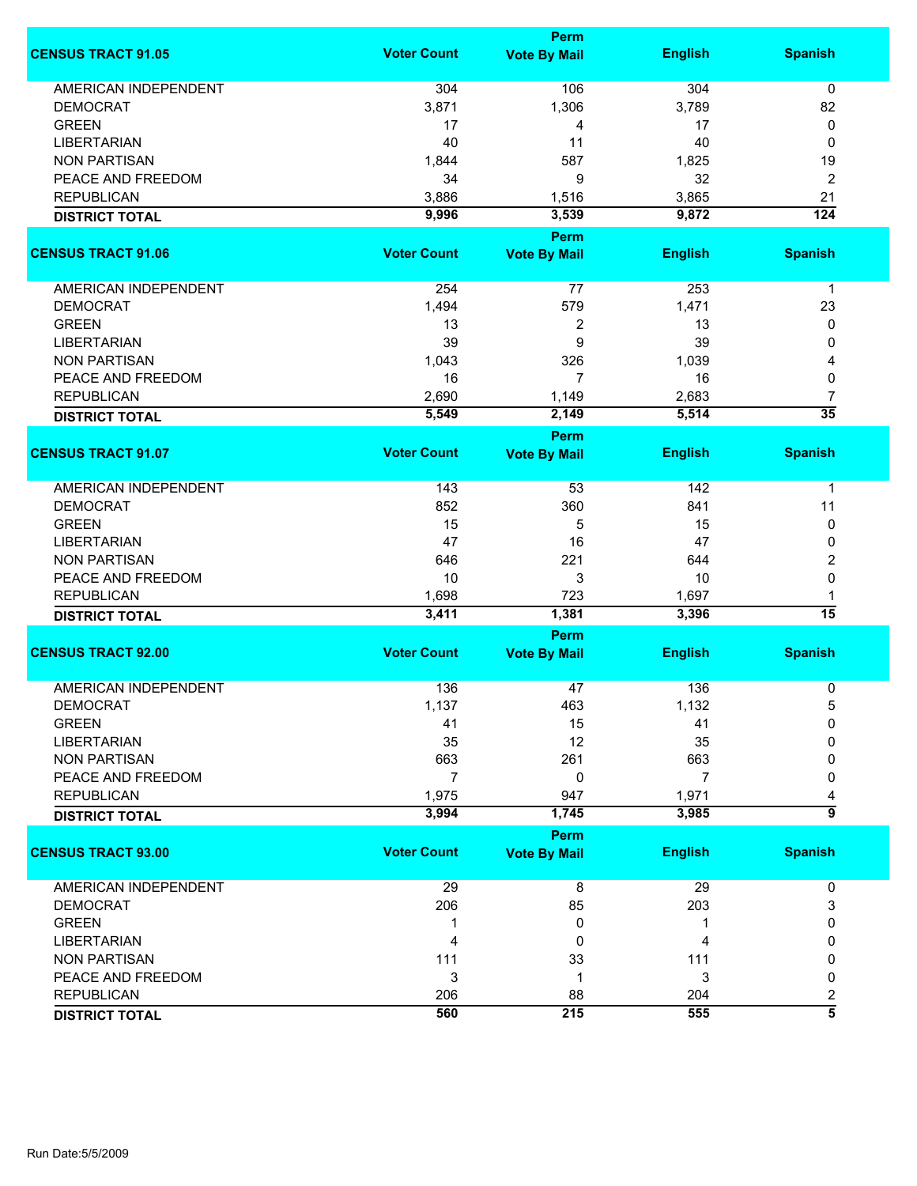| CENSUS TRACT 91.05 | Voter Count | Perm Vote By Mail | English | Spanish |
|---|---|---|---|---|
| AMERICAN INDEPENDENT | 304 | 106 | 304 | 0 |
| DEMOCRAT | 3,871 | 1,306 | 3,789 | 82 |
| GREEN | 17 | 4 | 17 | 0 |
| LIBERTARIAN | 40 | 11 | 40 | 0 |
| NON PARTISAN | 1,844 | 587 | 1,825 | 19 |
| PEACE AND FREEDOM | 34 | 9 | 32 | 2 |
| REPUBLICAN | 3,886 | 1,516 | 3,865 | 21 |
| **DISTRICT TOTAL** | **9,996** | **3,539** | **9,872** | **124** |

| CENSUS TRACT 91.06 | Voter Count | Perm Vote By Mail | English | Spanish |
|---|---|---|---|---|
| AMERICAN INDEPENDENT | 254 | 77 | 253 | 1 |
| DEMOCRAT | 1,494 | 579 | 1,471 | 23 |
| GREEN | 13 | 2 | 13 | 0 |
| LIBERTARIAN | 39 | 9 | 39 | 0 |
| NON PARTISAN | 1,043 | 326 | 1,039 | 4 |
| PEACE AND FREEDOM | 16 | 7 | 16 | 0 |
| REPUBLICAN | 2,690 | 1,149 | 2,683 | 7 |
| **DISTRICT TOTAL** | **5,549** | **2,149** | **5,514** | **35** |

| CENSUS TRACT 91.07 | Voter Count | Perm Vote By Mail | English | Spanish |
|---|---|---|---|---|
| AMERICAN INDEPENDENT | 143 | 53 | 142 | 1 |
| DEMOCRAT | 852 | 360 | 841 | 11 |
| GREEN | 15 | 5 | 15 | 0 |
| LIBERTARIAN | 47 | 16 | 47 | 0 |
| NON PARTISAN | 646 | 221 | 644 | 2 |
| PEACE AND FREEDOM | 10 | 3 | 10 | 0 |
| REPUBLICAN | 1,698 | 723 | 1,697 | 1 |
| **DISTRICT TOTAL** | **3,411** | **1,381** | **3,396** | **15** |

| CENSUS TRACT 92.00 | Voter Count | Perm Vote By Mail | English | Spanish |
|---|---|---|---|---|
| AMERICAN INDEPENDENT | 136 | 47 | 136 | 0 |
| DEMOCRAT | 1,137 | 463 | 1,132 | 5 |
| GREEN | 41 | 15 | 41 | 0 |
| LIBERTARIAN | 35 | 12 | 35 | 0 |
| NON PARTISAN | 663 | 261 | 663 | 0 |
| PEACE AND FREEDOM | 7 | 0 | 7 | 0 |
| REPUBLICAN | 1,975 | 947 | 1,971 | 4 |
| **DISTRICT TOTAL** | **3,994** | **1,745** | **3,985** | **9** |

| CENSUS TRACT 93.00 | Voter Count | Perm Vote By Mail | English | Spanish |
|---|---|---|---|---|
| AMERICAN INDEPENDENT | 29 | 8 | 29 | 0 |
| DEMOCRAT | 206 | 85 | 203 | 3 |
| GREEN | 1 | 0 | 1 | 0 |
| LIBERTARIAN | 4 | 0 | 4 | 0 |
| NON PARTISAN | 111 | 33 | 111 | 0 |
| PEACE AND FREEDOM | 3 | 1 | 3 | 0 |
| REPUBLICAN | 206 | 88 | 204 | 2 |
| **DISTRICT TOTAL** | **560** | **215** | **555** | **5** |

Run Date:5/5/2009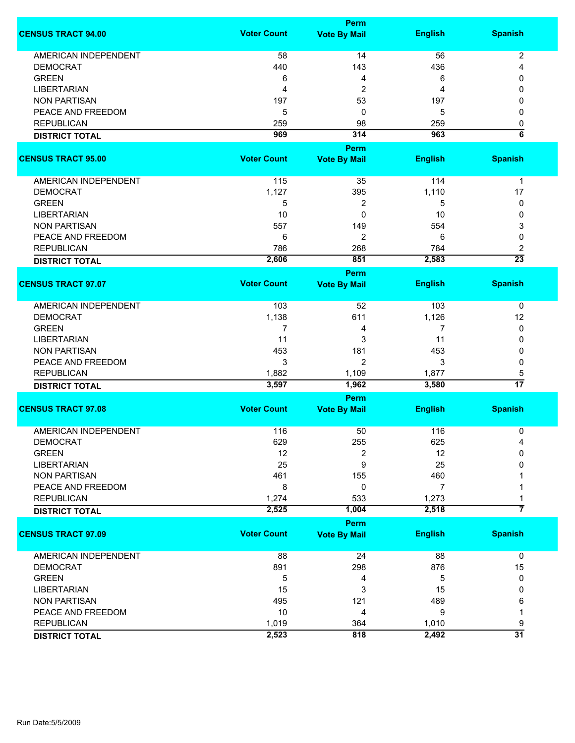| CENSUS TRACT 94.00 | Voter Count | Perm Vote By Mail | English | Spanish |
|---|---|---|---|---|
| AMERICAN INDEPENDENT | 58 | 14 | 56 | 2 |
| DEMOCRAT | 440 | 143 | 436 | 4 |
| GREEN | 6 | 4 | 6 | 0 |
| LIBERTARIAN | 4 | 2 | 4 | 0 |
| NON PARTISAN | 197 | 53 | 197 | 0 |
| PEACE AND FREEDOM | 5 | 0 | 5 | 0 |
| REPUBLICAN | 259 | 98 | 259 | 0 |
| **DISTRICT TOTAL** | **969** | **314** | **963** | **6** |

| CENSUS TRACT 95.00 | Voter Count | Perm Vote By Mail | English | Spanish |
|---|---|---|---|---|
| AMERICAN INDEPENDENT | 115 | 35 | 114 | 1 |
| DEMOCRAT | 1,127 | 395 | 1,110 | 17 |
| GREEN | 5 | 2 | 5 | 0 |
| LIBERTARIAN | 10 | 0 | 10 | 0 |
| NON PARTISAN | 557 | 149 | 554 | 3 |
| PEACE AND FREEDOM | 6 | 2 | 6 | 0 |
| REPUBLICAN | 786 | 268 | 784 | 2 |
| **DISTRICT TOTAL** | **2,606** | **851** | **2,583** | **23** |

| CENSUS TRACT 97.07 | Voter Count | Perm Vote By Mail | English | Spanish |
|---|---|---|---|---|
| AMERICAN INDEPENDENT | 103 | 52 | 103 | 0 |
| DEMOCRAT | 1,138 | 611 | 1,126 | 12 |
| GREEN | 7 | 4 | 7 | 0 |
| LIBERTARIAN | 11 | 3 | 11 | 0 |
| NON PARTISAN | 453 | 181 | 453 | 0 |
| PEACE AND FREEDOM | 3 | 2 | 3 | 0 |
| REPUBLICAN | 1,882 | 1,109 | 1,877 | 5 |
| **DISTRICT TOTAL** | **3,597** | **1,962** | **3,580** | **17** |

| CENSUS TRACT 97.08 | Voter Count | Perm Vote By Mail | English | Spanish |
|---|---|---|---|---|
| AMERICAN INDEPENDENT | 116 | 50 | 116 | 0 |
| DEMOCRAT | 629 | 255 | 625 | 4 |
| GREEN | 12 | 2 | 12 | 0 |
| LIBERTARIAN | 25 | 9 | 25 | 0 |
| NON PARTISAN | 461 | 155 | 460 | 1 |
| PEACE AND FREEDOM | 8 | 0 | 7 | 1 |
| REPUBLICAN | 1,274 | 533 | 1,273 | 1 |
| **DISTRICT TOTAL** | **2,525** | **1,004** | **2,518** | **7** |

| CENSUS TRACT 97.09 | Voter Count | Perm Vote By Mail | English | Spanish |
|---|---|---|---|---|
| AMERICAN INDEPENDENT | 88 | 24 | 88 | 0 |
| DEMOCRAT | 891 | 298 | 876 | 15 |
| GREEN | 5 | 4 | 5 | 0 |
| LIBERTARIAN | 15 | 3 | 15 | 0 |
| NON PARTISAN | 495 | 121 | 489 | 6 |
| PEACE AND FREEDOM | 10 | 4 | 9 | 1 |
| REPUBLICAN | 1,019 | 364 | 1,010 | 9 |
| **DISTRICT TOTAL** | **2,523** | **818** | **2,492** | **31** |

Run Date:5/5/2009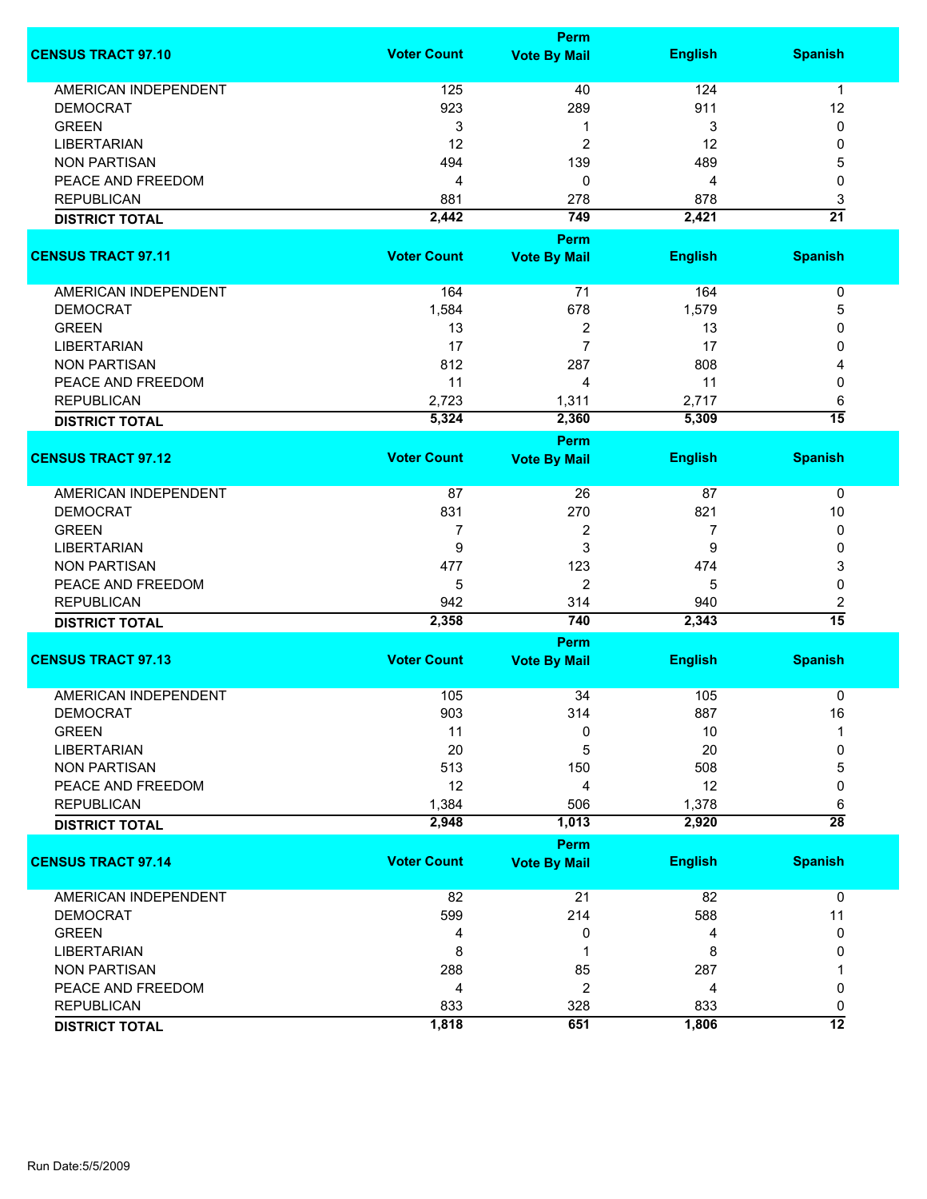| CENSUS TRACT 97.10 | Voter Count | Perm Vote By Mail | English | Spanish |
|---|---|---|---|---|
| AMERICAN INDEPENDENT | 125 | 40 | 124 | 1 |
| DEMOCRAT | 923 | 289 | 911 | 12 |
| GREEN | 3 | 1 | 3 | 0 |
| LIBERTARIAN | 12 | 2 | 12 | 0 |
| NON PARTISAN | 494 | 139 | 489 | 5 |
| PEACE AND FREEDOM | 4 | 0 | 4 | 0 |
| REPUBLICAN | 881 | 278 | 878 | 3 |
| **DISTRICT TOTAL** | **2,442** | **749** | **2,421** | **21** |

| CENSUS TRACT 97.11 | Voter Count | Perm Vote By Mail | English | Spanish |
|---|---|---|---|---|
| AMERICAN INDEPENDENT | 164 | 71 | 164 | 0 |
| DEMOCRAT | 1,584 | 678 | 1,579 | 5 |
| GREEN | 13 | 2 | 13 | 0 |
| LIBERTARIAN | 17 | 7 | 17 | 0 |
| NON PARTISAN | 812 | 287 | 808 | 4 |
| PEACE AND FREEDOM | 11 | 4 | 11 | 0 |
| REPUBLICAN | 2,723 | 1,311 | 2,717 | 6 |
| **DISTRICT TOTAL** | **5,324** | **2,360** | **5,309** | **15** |

| CENSUS TRACT 97.12 | Voter Count | Perm Vote By Mail | English | Spanish |
|---|---|---|---|---|
| AMERICAN INDEPENDENT | 87 | 26 | 87 | 0 |
| DEMOCRAT | 831 | 270 | 821 | 10 |
| GREEN | 7 | 2 | 7 | 0 |
| LIBERTARIAN | 9 | 3 | 9 | 0 |
| NON PARTISAN | 477 | 123 | 474 | 3 |
| PEACE AND FREEDOM | 5 | 2 | 5 | 0 |
| REPUBLICAN | 942 | 314 | 940 | 2 |
| **DISTRICT TOTAL** | **2,358** | **740** | **2,343** | **15** |

| CENSUS TRACT 97.13 | Voter Count | Perm Vote By Mail | English | Spanish |
|---|---|---|---|---|
| AMERICAN INDEPENDENT | 105 | 34 | 105 | 0 |
| DEMOCRAT | 903 | 314 | 887 | 16 |
| GREEN | 11 | 0 | 10 | 1 |
| LIBERTARIAN | 20 | 5 | 20 | 0 |
| NON PARTISAN | 513 | 150 | 508 | 5 |
| PEACE AND FREEDOM | 12 | 4 | 12 | 0 |
| REPUBLICAN | 1,384 | 506 | 1,378 | 6 |
| **DISTRICT TOTAL** | **2,948** | **1,013** | **2,920** | **28** |

| CENSUS TRACT 97.14 | Voter Count | Perm Vote By Mail | English | Spanish |
|---|---|---|---|---|
| AMERICAN INDEPENDENT | 82 | 21 | 82 | 0 |
| DEMOCRAT | 599 | 214 | 588 | 11 |
| GREEN | 4 | 0 | 4 | 0 |
| LIBERTARIAN | 8 | 1 | 8 | 0 |
| NON PARTISAN | 288 | 85 | 287 | 1 |
| PEACE AND FREEDOM | 4 | 2 | 4 | 0 |
| REPUBLICAN | 833 | 328 | 833 | 0 |
| **DISTRICT TOTAL** | **1,818** | **651** | **1,806** | **12** |

Run Date:5/5/2009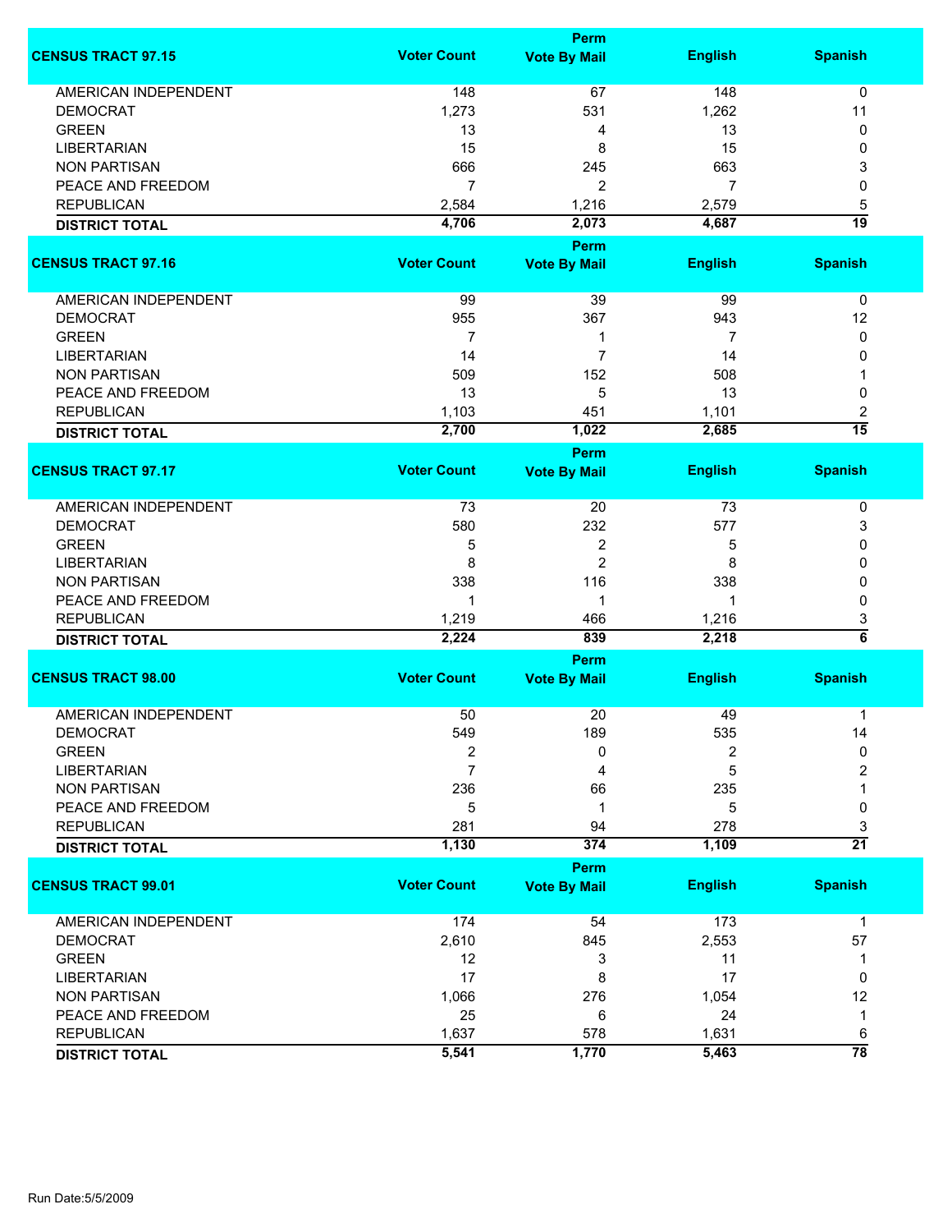| CENSUS TRACT 97.15 | Voter Count | Perm Vote By Mail | English | Spanish |
|---|---|---|---|---|
| AMERICAN INDEPENDENT | 148 | 67 | 148 | 0 |
| DEMOCRAT | 1,273 | 531 | 1,262 | 11 |
| GREEN | 13 | 4 | 13 | 0 |
| LIBERTARIAN | 15 | 8 | 15 | 0 |
| NON PARTISAN | 666 | 245 | 663 | 3 |
| PEACE AND FREEDOM | 7 | 2 | 7 | 0 |
| REPUBLICAN | 2,584 | 1,216 | 2,579 | 5 |
| **DISTRICT TOTAL** | **4,706** | **2,073** | **4,687** | **19** |

| CENSUS TRACT 97.16 | Voter Count | Perm Vote By Mail | English | Spanish |
|---|---|---|---|---|
| AMERICAN INDEPENDENT | 99 | 39 | 99 | 0 |
| DEMOCRAT | 955 | 367 | 943 | 12 |
| GREEN | 7 | 1 | 7 | 0 |
| LIBERTARIAN | 14 | 7 | 14 | 0 |
| NON PARTISAN | 509 | 152 | 508 | 1 |
| PEACE AND FREEDOM | 13 | 5 | 13 | 0 |
| REPUBLICAN | 1,103 | 451 | 1,101 | 2 |
| **DISTRICT TOTAL** | **2,700** | **1,022** | **2,685** | **15** |

| CENSUS TRACT 97.17 | Voter Count | Perm Vote By Mail | English | Spanish |
|---|---|---|---|---|
| AMERICAN INDEPENDENT | 73 | 20 | 73 | 0 |
| DEMOCRAT | 580 | 232 | 577 | 3 |
| GREEN | 5 | 2 | 5 | 0 |
| LIBERTARIAN | 8 | 2 | 8 | 0 |
| NON PARTISAN | 338 | 116 | 338 | 0 |
| PEACE AND FREEDOM | 1 | 1 | 1 | 0 |
| REPUBLICAN | 1,219 | 466 | 1,216 | 3 |
| **DISTRICT TOTAL** | **2,224** | **839** | **2,218** | **6** |

| CENSUS TRACT 98.00 | Voter Count | Perm Vote By Mail | English | Spanish |
|---|---|---|---|---|
| AMERICAN INDEPENDENT | 50 | 20 | 49 | 1 |
| DEMOCRAT | 549 | 189 | 535 | 14 |
| GREEN | 2 | 0 | 2 | 0 |
| LIBERTARIAN | 7 | 4 | 5 | 2 |
| NON PARTISAN | 236 | 66 | 235 | 1 |
| PEACE AND FREEDOM | 5 | 1 | 5 | 0 |
| REPUBLICAN | 281 | 94 | 278 | 3 |
| **DISTRICT TOTAL** | **1,130** | **374** | **1,109** | **21** |

| CENSUS TRACT 99.01 | Voter Count | Perm Vote By Mail | English | Spanish |
|---|---|---|---|---|
| AMERICAN INDEPENDENT | 174 | 54 | 173 | 1 |
| DEMOCRAT | 2,610 | 845 | 2,553 | 57 |
| GREEN | 12 | 3 | 11 | 1 |
| LIBERTARIAN | 17 | 8 | 17 | 0 |
| NON PARTISAN | 1,066 | 276 | 1,054 | 12 |
| PEACE AND FREEDOM | 25 | 6 | 24 | 1 |
| REPUBLICAN | 1,637 | 578 | 1,631 | 6 |
| **DISTRICT TOTAL** | **5,541** | **1,770** | **5,463** | **78** |

Run Date:5/5/2009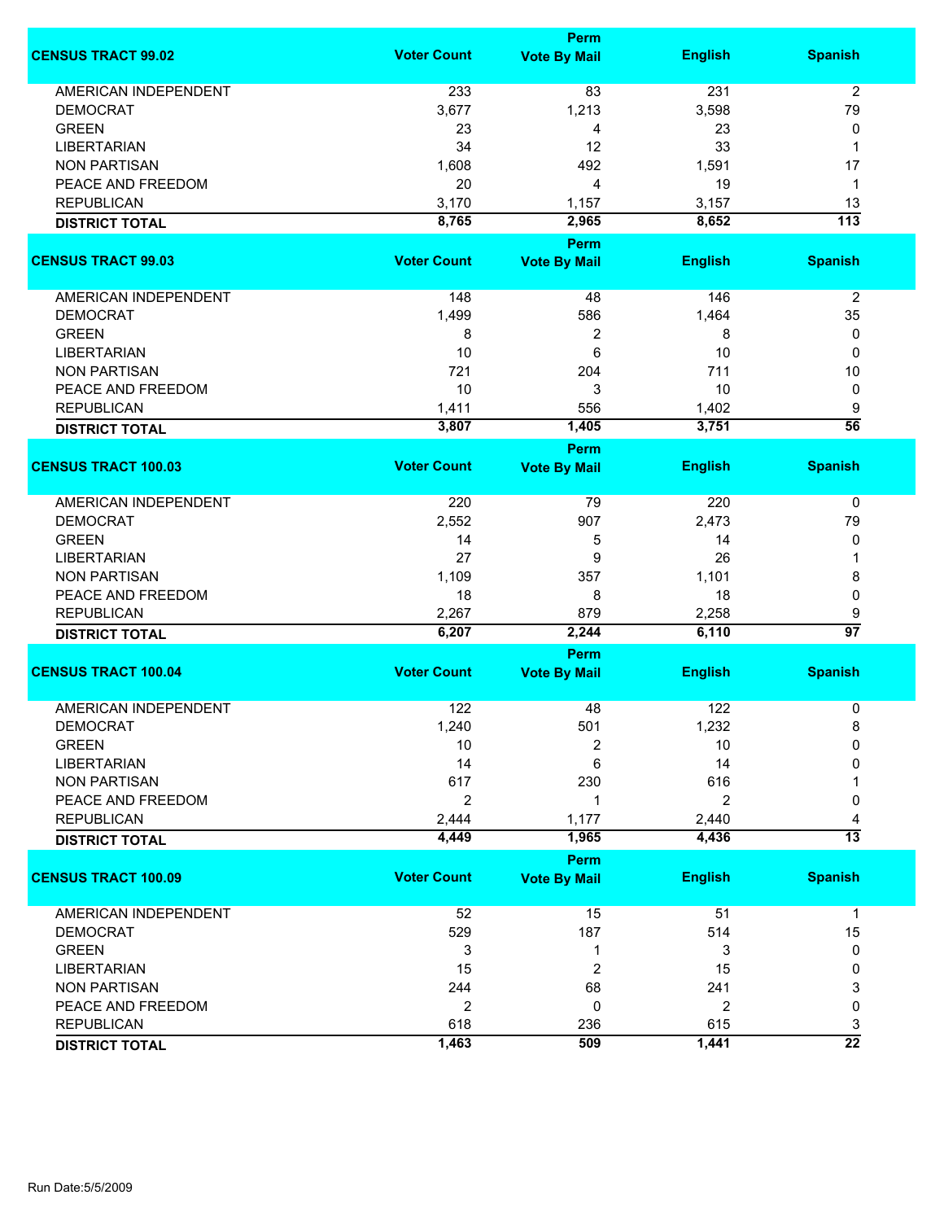| CENSUS TRACT 99.02 | Voter Count | Perm Vote By Mail | English | Spanish |
|---|---|---|---|---|
| AMERICAN INDEPENDENT | 233 | 83 | 231 | 2 |
| DEMOCRAT | 3,677 | 1,213 | 3,598 | 79 |
| GREEN | 23 | 4 | 23 | 0 |
| LIBERTARIAN | 34 | 12 | 33 | 1 |
| NON PARTISAN | 1,608 | 492 | 1,591 | 17 |
| PEACE AND FREEDOM | 20 | 4 | 19 | 1 |
| REPUBLICAN | 3,170 | 1,157 | 3,157 | 13 |
| **DISTRICT TOTAL** | **8,765** | **2,965** | **8,652** | **113** |

| CENSUS TRACT 99.03 | Voter Count | Perm Vote By Mail | English | Spanish |
|---|---|---|---|---|
| AMERICAN INDEPENDENT | 148 | 48 | 146 | 2 |
| DEMOCRAT | 1,499 | 586 | 1,464 | 35 |
| GREEN | 8 | 2 | 8 | 0 |
| LIBERTARIAN | 10 | 6 | 10 | 0 |
| NON PARTISAN | 721 | 204 | 711 | 10 |
| PEACE AND FREEDOM | 10 | 3 | 10 | 0 |
| REPUBLICAN | 1,411 | 556 | 1,402 | 9 |
| **DISTRICT TOTAL** | **3,807** | **1,405** | **3,751** | **56** |

| CENSUS TRACT 100.03 | Voter Count | Perm Vote By Mail | English | Spanish |
|---|---|---|---|---|
| AMERICAN INDEPENDENT | 220 | 79 | 220 | 0 |
| DEMOCRAT | 2,552 | 907 | 2,473 | 79 |
| GREEN | 14 | 5 | 14 | 0 |
| LIBERTARIAN | 27 | 9 | 26 | 1 |
| NON PARTISAN | 1,109 | 357 | 1,101 | 8 |
| PEACE AND FREEDOM | 18 | 8 | 18 | 0 |
| REPUBLICAN | 2,267 | 879 | 2,258 | 9 |
| **DISTRICT TOTAL** | **6,207** | **2,244** | **6,110** | **97** |

| CENSUS TRACT 100.04 | Voter Count | Perm Vote By Mail | English | Spanish |
|---|---|---|---|---|
| AMERICAN INDEPENDENT | 122 | 48 | 122 | 0 |
| DEMOCRAT | 1,240 | 501 | 1,232 | 8 |
| GREEN | 10 | 2 | 10 | 0 |
| LIBERTARIAN | 14 | 6 | 14 | 0 |
| NON PARTISAN | 617 | 230 | 616 | 1 |
| PEACE AND FREEDOM | 2 | 1 | 2 | 0 |
| REPUBLICAN | 2,444 | 1,177 | 2,440 | 4 |
| **DISTRICT TOTAL** | **4,449** | **1,965** | **4,436** | **13** |

| CENSUS TRACT 100.09 | Voter Count | Perm Vote By Mail | English | Spanish |
|---|---|---|---|---|
| AMERICAN INDEPENDENT | 52 | 15 | 51 | 1 |
| DEMOCRAT | 529 | 187 | 514 | 15 |
| GREEN | 3 | 1 | 3 | 0 |
| LIBERTARIAN | 15 | 2 | 15 | 0 |
| NON PARTISAN | 244 | 68 | 241 | 3 |
| PEACE AND FREEDOM | 2 | 0 | 2 | 0 |
| REPUBLICAN | 618 | 236 | 615 | 3 |
| **DISTRICT TOTAL** | **1,463** | **509** | **1,441** | **22** |

Run Date:5/5/2009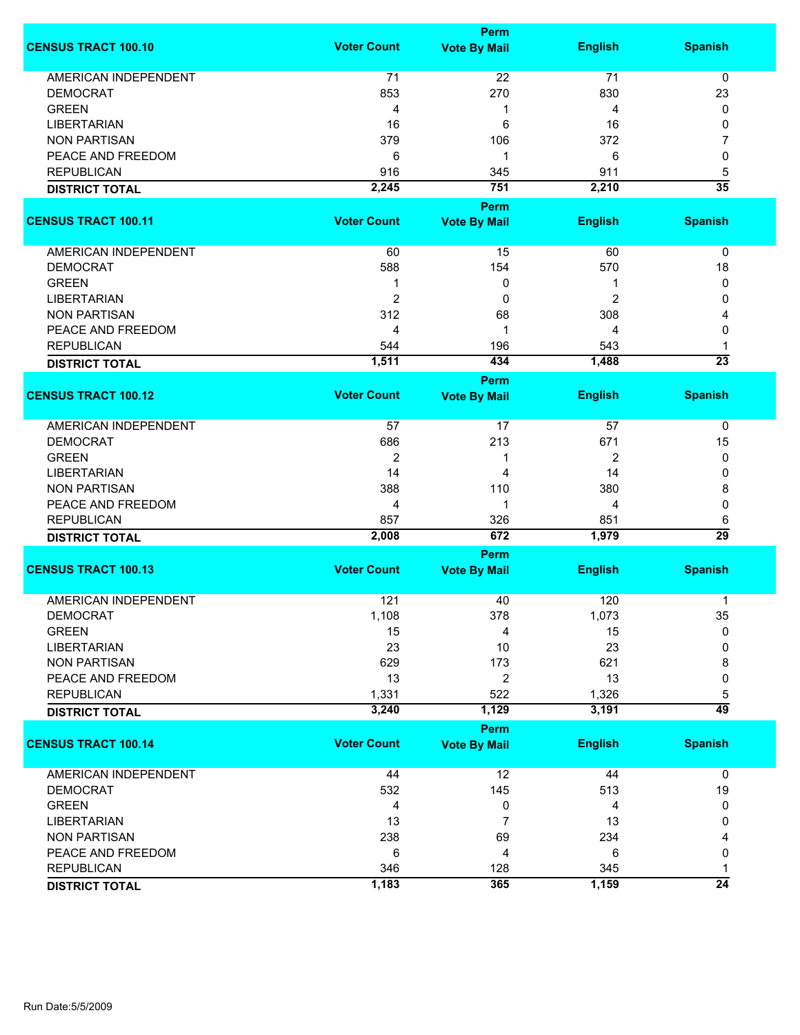| CENSUS TRACT 100.10 | Voter Count | Perm Vote By Mail | English | Spanish |
|---|---|---|---|---|
| AMERICAN INDEPENDENT | 71 | 22 | 71 | 0 |
| DEMOCRAT | 853 | 270 | 830 | 23 |
| GREEN | 4 | 1 | 4 | 0 |
| LIBERTARIAN | 16 | 6 | 16 | 0 |
| NON PARTISAN | 379 | 106 | 372 | 7 |
| PEACE AND FREEDOM | 6 | 1 | 6 | 0 |
| REPUBLICAN | 916 | 345 | 911 | 5 |
| **DISTRICT TOTAL** | **2,245** | **751** | **2,210** | **35** |

| CENSUS TRACT 100.11 | Voter Count | Perm Vote By Mail | English | Spanish |
|---|---|---|---|---|
| AMERICAN INDEPENDENT | 60 | 15 | 60 | 0 |
| DEMOCRAT | 588 | 154 | 570 | 18 |
| GREEN | 1 | 0 | 1 | 0 |
| LIBERTARIAN | 2 | 0 | 2 | 0 |
| NON PARTISAN | 312 | 68 | 308 | 4 |
| PEACE AND FREEDOM | 4 | 1 | 4 | 0 |
| REPUBLICAN | 544 | 196 | 543 | 1 |
| **DISTRICT TOTAL** | **1,511** | **434** | **1,488** | **23** |

| CENSUS TRACT 100.12 | Voter Count | Perm Vote By Mail | English | Spanish |
|---|---|---|---|---|
| AMERICAN INDEPENDENT | 57 | 17 | 57 | 0 |
| DEMOCRAT | 686 | 213 | 671 | 15 |
| GREEN | 2 | 1 | 2 | 0 |
| LIBERTARIAN | 14 | 4 | 14 | 0 |
| NON PARTISAN | 388 | 110 | 380 | 8 |
| PEACE AND FREEDOM | 4 | 1 | 4 | 0 |
| REPUBLICAN | 857 | 326 | 851 | 6 |
| **DISTRICT TOTAL** | **2,008** | **672** | **1,979** | **29** |

| CENSUS TRACT 100.13 | Voter Count | Perm Vote By Mail | English | Spanish |
|---|---|---|---|---|
| AMERICAN INDEPENDENT | 121 | 40 | 120 | 1 |
| DEMOCRAT | 1,108 | 378 | 1,073 | 35 |
| GREEN | 15 | 4 | 15 | 0 |
| LIBERTARIAN | 23 | 10 | 23 | 0 |
| NON PARTISAN | 629 | 173 | 621 | 8 |
| PEACE AND FREEDOM | 13 | 2 | 13 | 0 |
| REPUBLICAN | 1,331 | 522 | 1,326 | 5 |
| **DISTRICT TOTAL** | **3,240** | **1,129** | **3,191** | **49** |

| CENSUS TRACT 100.14 | Voter Count | Perm Vote By Mail | English | Spanish |
|---|---|---|---|---|
| AMERICAN INDEPENDENT | 44 | 12 | 44 | 0 |
| DEMOCRAT | 532 | 145 | 513 | 19 |
| GREEN | 4 | 0 | 4 | 0 |
| LIBERTARIAN | 13 | 7 | 13 | 0 |
| NON PARTISAN | 238 | 69 | 234 | 4 |
| PEACE AND FREEDOM | 6 | 4 | 6 | 0 |
| REPUBLICAN | 346 | 128 | 345 | 1 |
| **DISTRICT TOTAL** | **1,183** | **365** | **1,159** | **24** |

Run Date:5/5/2009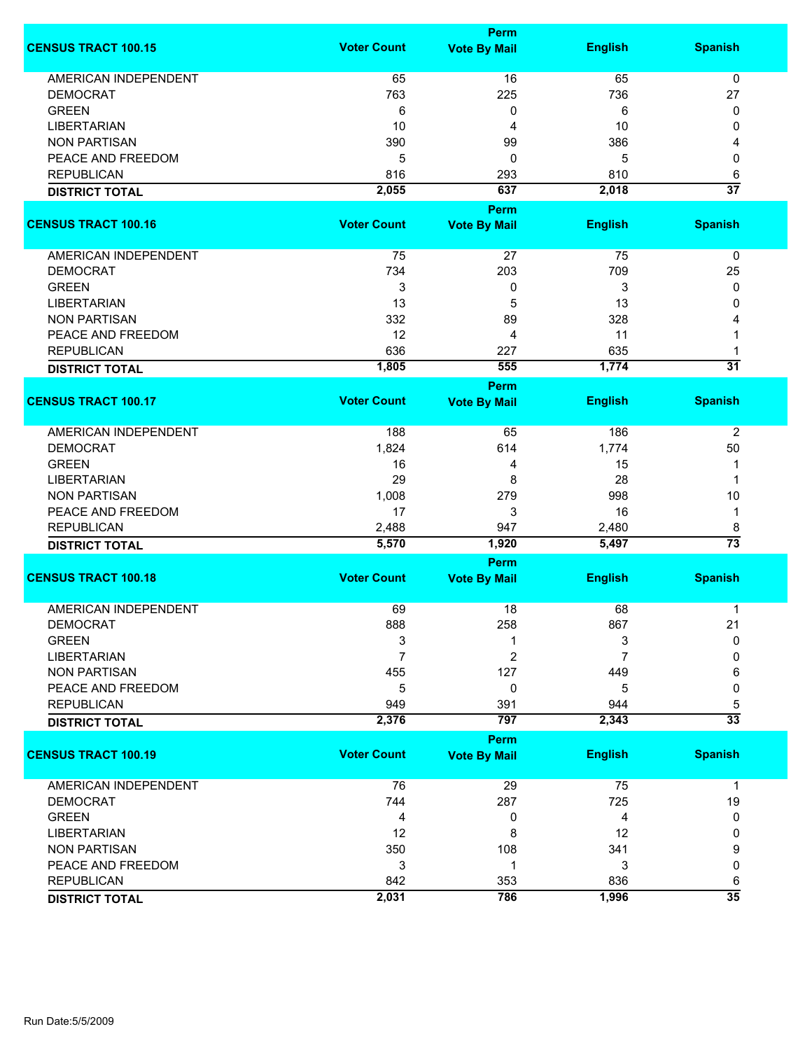| CENSUS TRACT 100.15 | Voter Count | Perm Vote By Mail | English | Spanish |
|---|---|---|---|---|
| AMERICAN INDEPENDENT | 65 | 16 | 65 | 0 |
| DEMOCRAT | 763 | 225 | 736 | 27 |
| GREEN | 6 | 0 | 6 | 0 |
| LIBERTARIAN | 10 | 4 | 10 | 0 |
| NON PARTISAN | 390 | 99 | 386 | 4 |
| PEACE AND FREEDOM | 5 | 0 | 5 | 0 |
| REPUBLICAN | 816 | 293 | 810 | 6 |
| **DISTRICT TOTAL** | **2,055** | **637** | **2,018** | **37** |

| CENSUS TRACT 100.16 | Voter Count | Perm Vote By Mail | English | Spanish |
|---|---|---|---|---|
| AMERICAN INDEPENDENT | 75 | 27 | 75 | 0 |
| DEMOCRAT | 734 | 203 | 709 | 25 |
| GREEN | 3 | 0 | 3 | 0 |
| LIBERTARIAN | 13 | 5 | 13 | 0 |
| NON PARTISAN | 332 | 89 | 328 | 4 |
| PEACE AND FREEDOM | 12 | 4 | 11 | 1 |
| REPUBLICAN | 636 | 227 | 635 | 1 |
| **DISTRICT TOTAL** | **1,805** | **555** | **1,774** | **31** |

| CENSUS TRACT 100.17 | Voter Count | Perm Vote By Mail | English | Spanish |
|---|---|---|---|---|
| AMERICAN INDEPENDENT | 188 | 65 | 186 | 2 |
| DEMOCRAT | 1,824 | 614 | 1,774 | 50 |
| GREEN | 16 | 4 | 15 | 1 |
| LIBERTARIAN | 29 | 8 | 28 | 1 |
| NON PARTISAN | 1,008 | 279 | 998 | 10 |
| PEACE AND FREEDOM | 17 | 3 | 16 | 1 |
| REPUBLICAN | 2,488 | 947 | 2,480 | 8 |
| **DISTRICT TOTAL** | **5,570** | **1,920** | **5,497** | **73** |

| CENSUS TRACT 100.18 | Voter Count | Perm Vote By Mail | English | Spanish |
|---|---|---|---|---|
| AMERICAN INDEPENDENT | 69 | 18 | 68 | 1 |
| DEMOCRAT | 888 | 258 | 867 | 21 |
| GREEN | 3 | 1 | 3 | 0 |
| LIBERTARIAN | 7 | 2 | 7 | 0 |
| NON PARTISAN | 455 | 127 | 449 | 6 |
| PEACE AND FREEDOM | 5 | 0 | 5 | 0 |
| REPUBLICAN | 949 | 391 | 944 | 5 |
| **DISTRICT TOTAL** | **2,376** | **797** | **2,343** | **33** |

| CENSUS TRACT 100.19 | Voter Count | Perm Vote By Mail | English | Spanish |
|---|---|---|---|---|
| AMERICAN INDEPENDENT | 76 | 29 | 75 | 1 |
| DEMOCRAT | 744 | 287 | 725 | 19 |
| GREEN | 4 | 0 | 4 | 0 |
| LIBERTARIAN | 12 | 8 | 12 | 0 |
| NON PARTISAN | 350 | 108 | 341 | 9 |
| PEACE AND FREEDOM | 3 | 1 | 3 | 0 |
| REPUBLICAN | 842 | 353 | 836 | 6 |
| **DISTRICT TOTAL** | **2,031** | **786** | **1,996** | **35** |

Run Date:5/5/2009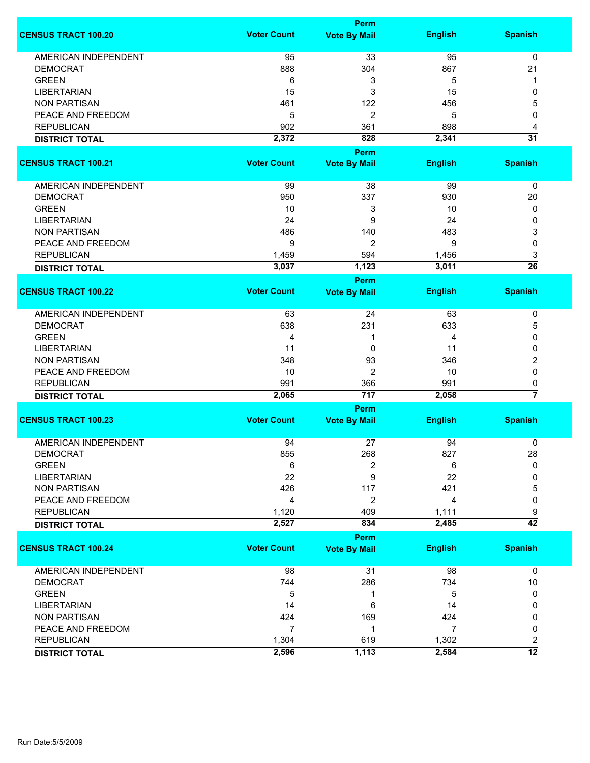| CENSUS TRACT 100.20 | Voter Count | Perm Vote By Mail | English | Spanish |
|---|---|---|---|---|
| AMERICAN INDEPENDENT | 95 | 33 | 95 | 0 |
| DEMOCRAT | 888 | 304 | 867 | 21 |
| GREEN | 6 | 3 | 5 | 1 |
| LIBERTARIAN | 15 | 3 | 15 | 0 |
| NON PARTISAN | 461 | 122 | 456 | 5 |
| PEACE AND FREEDOM | 5 | 2 | 5 | 0 |
| REPUBLICAN | 902 | 361 | 898 | 4 |
| **DISTRICT TOTAL** | **2,372** | **828** | **2,341** | **31** |

| CENSUS TRACT 100.21 | Voter Count | Perm Vote By Mail | English | Spanish |
|---|---|---|---|---|
| AMERICAN INDEPENDENT | 99 | 38 | 99 | 0 |
| DEMOCRAT | 950 | 337 | 930 | 20 |
| GREEN | 10 | 3 | 10 | 0 |
| LIBERTARIAN | 24 | 9 | 24 | 0 |
| NON PARTISAN | 486 | 140 | 483 | 3 |
| PEACE AND FREEDOM | 9 | 2 | 9 | 0 |
| REPUBLICAN | 1,459 | 594 | 1,456 | 3 |
| **DISTRICT TOTAL** | **3,037** | **1,123** | **3,011** | **26** |

| CENSUS TRACT 100.22 | Voter Count | Perm Vote By Mail | English | Spanish |
|---|---|---|---|---|
| AMERICAN INDEPENDENT | 63 | 24 | 63 | 0 |
| DEMOCRAT | 638 | 231 | 633 | 5 |
| GREEN | 4 | 1 | 4 | 0 |
| LIBERTARIAN | 11 | 0 | 11 | 0 |
| NON PARTISAN | 348 | 93 | 346 | 2 |
| PEACE AND FREEDOM | 10 | 2 | 10 | 0 |
| REPUBLICAN | 991 | 366 | 991 | 0 |
| **DISTRICT TOTAL** | **2,065** | **717** | **2,058** | **7** |

| CENSUS TRACT 100.23 | Voter Count | Perm Vote By Mail | English | Spanish |
|---|---|---|---|---|
| AMERICAN INDEPENDENT | 94 | 27 | 94 | 0 |
| DEMOCRAT | 855 | 268 | 827 | 28 |
| GREEN | 6 | 2 | 6 | 0 |
| LIBERTARIAN | 22 | 9 | 22 | 0 |
| NON PARTISAN | 426 | 117 | 421 | 5 |
| PEACE AND FREEDOM | 4 | 2 | 4 | 0 |
| REPUBLICAN | 1,120 | 409 | 1,111 | 9 |
| **DISTRICT TOTAL** | **2,527** | **834** | **2,485** | **42** |

| CENSUS TRACT 100.24 | Voter Count | Perm Vote By Mail | English | Spanish |
|---|---|---|---|---|
| AMERICAN INDEPENDENT | 98 | 31 | 98 | 0 |
| DEMOCRAT | 744 | 286 | 734 | 10 |
| GREEN | 5 | 1 | 5 | 0 |
| LIBERTARIAN | 14 | 6 | 14 | 0 |
| NON PARTISAN | 424 | 169 | 424 | 0 |
| PEACE AND FREEDOM | 7 | 1 | 7 | 0 |
| REPUBLICAN | 1,304 | 619 | 1,302 | 2 |
| **DISTRICT TOTAL** | **2,596** | **1,113** | **2,584** | **12** |

Run Date:5/5/2009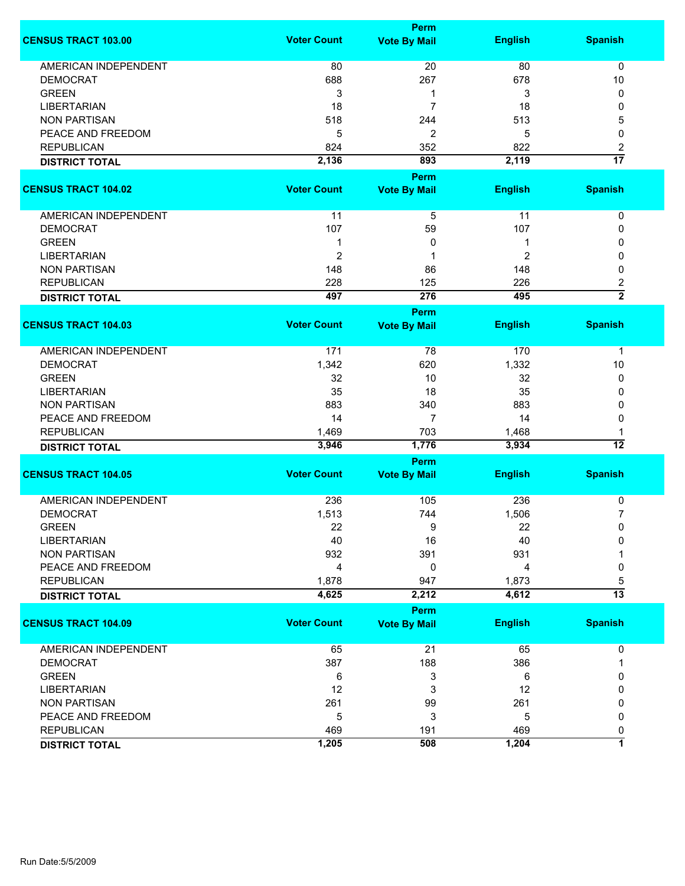| CENSUS TRACT 103.00 | Voter Count | Perm Vote By Mail | English | Spanish |
|---|---|---|---|---|
| AMERICAN INDEPENDENT | 80 | 20 | 80 | 0 |
| DEMOCRAT | 688 | 267 | 678 | 10 |
| GREEN | 3 | 1 | 3 | 0 |
| LIBERTARIAN | 18 | 7 | 18 | 0 |
| NON PARTISAN | 518 | 244 | 513 | 5 |
| PEACE AND FREEDOM | 5 | 2 | 5 | 0 |
| REPUBLICAN | 824 | 352 | 822 | 2 |
| **DISTRICT TOTAL** | **2,136** | **893** | **2,119** | **17** |

| CENSUS TRACT 104.02 | Voter Count | Perm Vote By Mail | English | Spanish |
|---|---|---|---|---|
| AMERICAN INDEPENDENT | 11 | 5 | 11 | 0 |
| DEMOCRAT | 107 | 59 | 107 | 0 |
| GREEN | 1 | 0 | 1 | 0 |
| LIBERTARIAN | 2 | 1 | 2 | 0 |
| NON PARTISAN | 148 | 86 | 148 | 0 |
| REPUBLICAN | 228 | 125 | 226 | 2 |
| **DISTRICT TOTAL** | **497** | **276** | **495** | **2** |

| CENSUS TRACT 104.03 | Voter Count | Perm Vote By Mail | English | Spanish |
|---|---|---|---|---|
| AMERICAN INDEPENDENT | 171 | 78 | 170 | 1 |
| DEMOCRAT | 1,342 | 620 | 1,332 | 10 |
| GREEN | 32 | 10 | 32 | 0 |
| LIBERTARIAN | 35 | 18 | 35 | 0 |
| NON PARTISAN | 883 | 340 | 883 | 0 |
| PEACE AND FREEDOM | 14 | 7 | 14 | 0 |
| REPUBLICAN | 1,469 | 703 | 1,468 | 1 |
| **DISTRICT TOTAL** | **3,946** | **1,776** | **3,934** | **12** |

| CENSUS TRACT 104.05 | Voter Count | Perm Vote By Mail | English | Spanish |
|---|---|---|---|---|
| AMERICAN INDEPENDENT | 236 | 105 | 236 | 0 |
| DEMOCRAT | 1,513 | 744 | 1,506 | 7 |
| GREEN | 22 | 9 | 22 | 0 |
| LIBERTARIAN | 40 | 16 | 40 | 0 |
| NON PARTISAN | 932 | 391 | 931 | 1 |
| PEACE AND FREEDOM | 4 | 0 | 4 | 0 |
| REPUBLICAN | 1,878 | 947 | 1,873 | 5 |
| **DISTRICT TOTAL** | **4,625** | **2,212** | **4,612** | **13** |

| CENSUS TRACT 104.09 | Voter Count | Perm Vote By Mail | English | Spanish |
|---|---|---|---|---|
| AMERICAN INDEPENDENT | 65 | 21 | 65 | 0 |
| DEMOCRAT | 387 | 188 | 386 | 1 |
| GREEN | 6 | 3 | 6 | 0 |
| LIBERTARIAN | 12 | 3 | 12 | 0 |
| NON PARTISAN | 261 | 99 | 261 | 0 |
| PEACE AND FREEDOM | 5 | 3 | 5 | 0 |
| REPUBLICAN | 469 | 191 | 469 | 0 |
| **DISTRICT TOTAL** | **1,205** | **508** | **1,204** | **1** |

Run Date:5/5/2009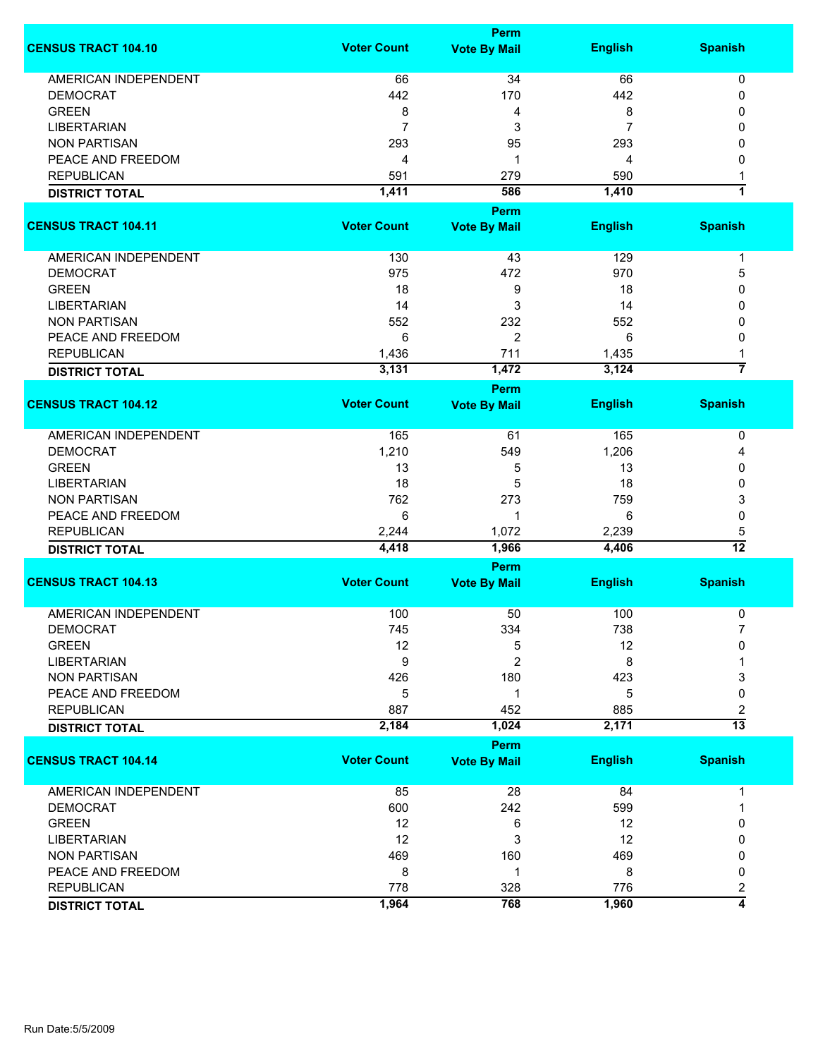| CENSUS TRACT 104.10 | Voter Count | Perm Vote By Mail | English | Spanish |
|---|---|---|---|---|
| AMERICAN INDEPENDENT | 66 | 34 | 66 | 0 |
| DEMOCRAT | 442 | 170 | 442 | 0 |
| GREEN | 8 | 4 | 8 | 0 |
| LIBERTARIAN | 7 | 3 | 7 | 0 |
| NON PARTISAN | 293 | 95 | 293 | 0 |
| PEACE AND FREEDOM | 4 | 1 | 4 | 0 |
| REPUBLICAN | 591 | 279 | 590 | 1 |
| **DISTRICT TOTAL** | **1,411** | **586** | **1,410** | **1** |

| CENSUS TRACT 104.11 | Voter Count | Perm Vote By Mail | English | Spanish |
|---|---|---|---|---|
| AMERICAN INDEPENDENT | 130 | 43 | 129 | 1 |
| DEMOCRAT | 975 | 472 | 970 | 5 |
| GREEN | 18 | 9 | 18 | 0 |
| LIBERTARIAN | 14 | 3 | 14 | 0 |
| NON PARTISAN | 552 | 232 | 552 | 0 |
| PEACE AND FREEDOM | 6 | 2 | 6 | 0 |
| REPUBLICAN | 1,436 | 711 | 1,435 | 1 |
| **DISTRICT TOTAL** | **3,131** | **1,472** | **3,124** | **7** |

| CENSUS TRACT 104.12 | Voter Count | Perm Vote By Mail | English | Spanish |
|---|---|---|---|---|
| AMERICAN INDEPENDENT | 165 | 61 | 165 | 0 |
| DEMOCRAT | 1,210 | 549 | 1,206 | 4 |
| GREEN | 13 | 5 | 13 | 0 |
| LIBERTARIAN | 18 | 5 | 18 | 0 |
| NON PARTISAN | 762 | 273 | 759 | 3 |
| PEACE AND FREEDOM | 6 | 1 | 6 | 0 |
| REPUBLICAN | 2,244 | 1,072 | 2,239 | 5 |
| **DISTRICT TOTAL** | **4,418** | **1,966** | **4,406** | **12** |

| CENSUS TRACT 104.13 | Voter Count | Perm Vote By Mail | English | Spanish |
|---|---|---|---|---|
| AMERICAN INDEPENDENT | 100 | 50 | 100 | 0 |
| DEMOCRAT | 745 | 334 | 738 | 7 |
| GREEN | 12 | 5 | 12 | 0 |
| LIBERTARIAN | 9 | 2 | 8 | 1 |
| NON PARTISAN | 426 | 180 | 423 | 3 |
| PEACE AND FREEDOM | 5 | 1 | 5 | 0 |
| REPUBLICAN | 887 | 452 | 885 | 2 |
| **DISTRICT TOTAL** | **2,184** | **1,024** | **2,171** | **13** |

| CENSUS TRACT 104.14 | Voter Count | Perm Vote By Mail | English | Spanish |
|---|---|---|---|---|
| AMERICAN INDEPENDENT | 85 | 28 | 84 | 1 |
| DEMOCRAT | 600 | 242 | 599 | 1 |
| GREEN | 12 | 6 | 12 | 0 |
| LIBERTARIAN | 12 | 3 | 12 | 0 |
| NON PARTISAN | 469 | 160 | 469 | 0 |
| PEACE AND FREEDOM | 8 | 1 | 8 | 0 |
| REPUBLICAN | 778 | 328 | 776 | 2 |
| **DISTRICT TOTAL** | **1,964** | **768** | **1,960** | **4** |

Run Date:5/5/2009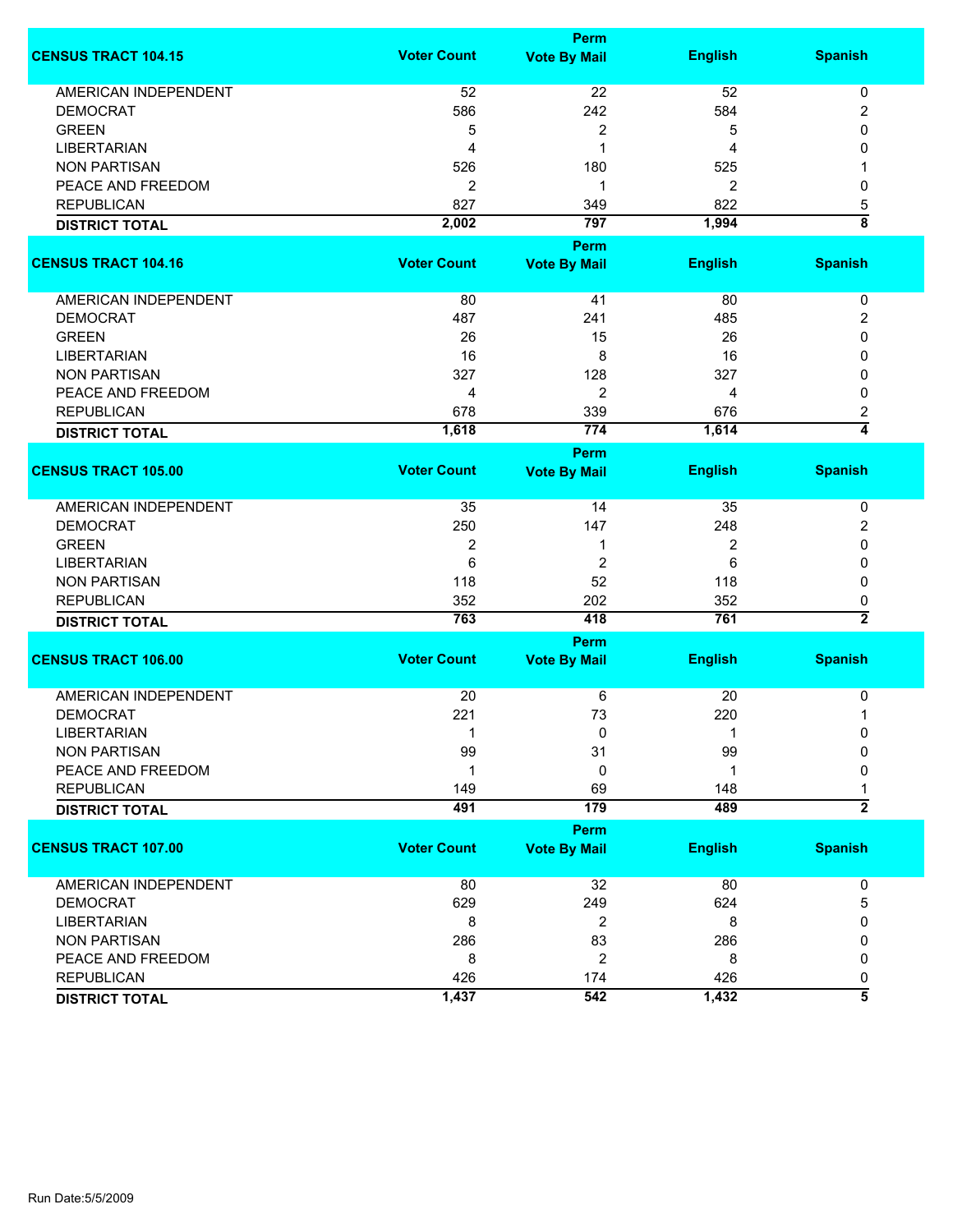| CENSUS TRACT 104.15 | Voter Count | Perm Vote By Mail | English | Spanish |
|---|---|---|---|---|
| AMERICAN INDEPENDENT | 52 | 22 | 52 | 0 |
| DEMOCRAT | 586 | 242 | 584 | 2 |
| GREEN | 5 | 2 | 5 | 0 |
| LIBERTARIAN | 4 | 1 | 4 | 0 |
| NON PARTISAN | 526 | 180 | 525 | 1 |
| PEACE AND FREEDOM | 2 | 1 | 2 | 0 |
| REPUBLICAN | 827 | 349 | 822 | 5 |
| **DISTRICT TOTAL** | **2,002** | **797** | **1,994** | **8** |

| CENSUS TRACT 104.16 | Voter Count | Perm Vote By Mail | English | Spanish |
|---|---|---|---|---|
| AMERICAN INDEPENDENT | 80 | 41 | 80 | 0 |
| DEMOCRAT | 487 | 241 | 485 | 2 |
| GREEN | 26 | 15 | 26 | 0 |
| LIBERTARIAN | 16 | 8 | 16 | 0 |
| NON PARTISAN | 327 | 128 | 327 | 0 |
| PEACE AND FREEDOM | 4 | 2 | 4 | 0 |
| REPUBLICAN | 678 | 339 | 676 | 2 |
| **DISTRICT TOTAL** | **1,618** | **774** | **1,614** | **4** |

| CENSUS TRACT 105.00 | Voter Count | Perm Vote By Mail | English | Spanish |
|---|---|---|---|---|
| AMERICAN INDEPENDENT | 35 | 14 | 35 | 0 |
| DEMOCRAT | 250 | 147 | 248 | 2 |
| GREEN | 2 | 1 | 2 | 0 |
| LIBERTARIAN | 6 | 2 | 6 | 0 |
| NON PARTISAN | 118 | 52 | 118 | 0 |
| REPUBLICAN | 352 | 202 | 352 | 0 |
| **DISTRICT TOTAL** | **763** | **418** | **761** | **2** |

| CENSUS TRACT 106.00 | Voter Count | Perm Vote By Mail | English | Spanish |
|---|---|---|---|---|
| AMERICAN INDEPENDENT | 20 | 6 | 20 | 0 |
| DEMOCRAT | 221 | 73 | 220 | 1 |
| LIBERTARIAN | 1 | 0 | 1 | 0 |
| NON PARTISAN | 99 | 31 | 99 | 0 |
| PEACE AND FREEDOM | 1 | 0 | 1 | 0 |
| REPUBLICAN | 149 | 69 | 148 | 1 |
| **DISTRICT TOTAL** | **491** | **179** | **489** | **2** |

| CENSUS TRACT 107.00 | Voter Count | Perm Vote By Mail | English | Spanish |
|---|---|---|---|---|
| AMERICAN INDEPENDENT | 80 | 32 | 80 | 0 |
| DEMOCRAT | 629 | 249 | 624 | 5 |
| LIBERTARIAN | 8 | 2 | 8 | 0 |
| NON PARTISAN | 286 | 83 | 286 | 0 |
| PEACE AND FREEDOM | 8 | 2 | 8 | 0 |
| REPUBLICAN | 426 | 174 | 426 | 0 |
| **DISTRICT TOTAL** | **1,437** | **542** | **1,432** | **5** |

Run Date:5/5/2009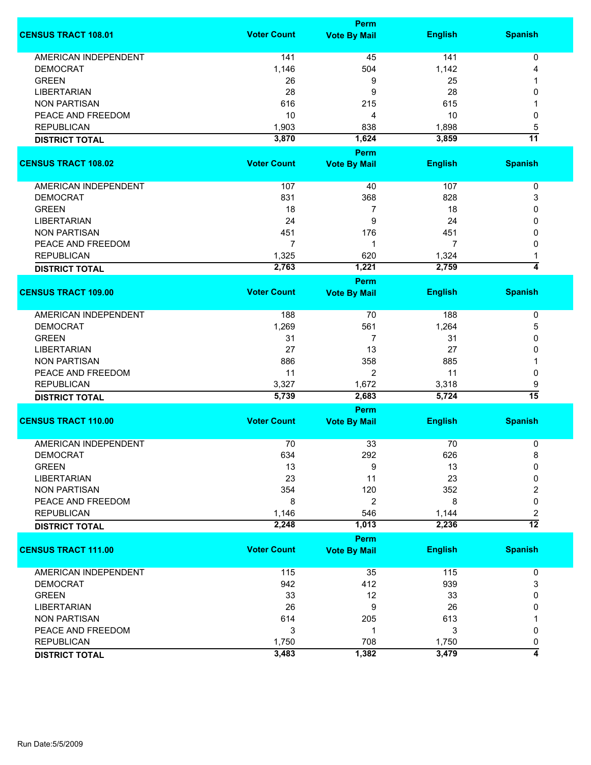| CENSUS TRACT 108.01 | Voter Count | Perm Vote By Mail | English | Spanish |
|---|---|---|---|---|
| AMERICAN INDEPENDENT | 141 | 45 | 141 | 0 |
| DEMOCRAT | 1,146 | 504 | 1,142 | 4 |
| GREEN | 26 | 9 | 25 | 1 |
| LIBERTARIAN | 28 | 9 | 28 | 0 |
| NON PARTISAN | 616 | 215 | 615 | 1 |
| PEACE AND FREEDOM | 10 | 4 | 10 | 0 |
| REPUBLICAN | 1,903 | 838 | 1,898 | 5 |
| **DISTRICT TOTAL** | **3,870** | **1,624** | **3,859** | **11** |

| CENSUS TRACT 108.02 | Voter Count | Perm Vote By Mail | English | Spanish |
|---|---|---|---|---|
| AMERICAN INDEPENDENT | 107 | 40 | 107 | 0 |
| DEMOCRAT | 831 | 368 | 828 | 3 |
| GREEN | 18 | 7 | 18 | 0 |
| LIBERTARIAN | 24 | 9 | 24 | 0 |
| NON PARTISAN | 451 | 176 | 451 | 0 |
| PEACE AND FREEDOM | 7 | 1 | 7 | 0 |
| REPUBLICAN | 1,325 | 620 | 1,324 | 1 |
| **DISTRICT TOTAL** | **2,763** | **1,221** | **2,759** | **4** |

| CENSUS TRACT 109.00 | Voter Count | Perm Vote By Mail | English | Spanish |
|---|---|---|---|---|
| AMERICAN INDEPENDENT | 188 | 70 | 188 | 0 |
| DEMOCRAT | 1,269 | 561 | 1,264 | 5 |
| GREEN | 31 | 7 | 31 | 0 |
| LIBERTARIAN | 27 | 13 | 27 | 0 |
| NON PARTISAN | 886 | 358 | 885 | 1 |
| PEACE AND FREEDOM | 11 | 2 | 11 | 0 |
| REPUBLICAN | 3,327 | 1,672 | 3,318 | 9 |
| **DISTRICT TOTAL** | **5,739** | **2,683** | **5,724** | **15** |

| CENSUS TRACT 110.00 | Voter Count | Perm Vote By Mail | English | Spanish |
|---|---|---|---|---|
| AMERICAN INDEPENDENT | 70 | 33 | 70 | 0 |
| DEMOCRAT | 634 | 292 | 626 | 8 |
| GREEN | 13 | 9 | 13 | 0 |
| LIBERTARIAN | 23 | 11 | 23 | 0 |
| NON PARTISAN | 354 | 120 | 352 | 2 |
| PEACE AND FREEDOM | 8 | 2 | 8 | 0 |
| REPUBLICAN | 1,146 | 546 | 1,144 | 2 |
| **DISTRICT TOTAL** | **2,248** | **1,013** | **2,236** | **12** |

| CENSUS TRACT 111.00 | Voter Count | Perm Vote By Mail | English | Spanish |
|---|---|---|---|---|
| AMERICAN INDEPENDENT | 115 | 35 | 115 | 0 |
| DEMOCRAT | 942 | 412 | 939 | 3 |
| GREEN | 33 | 12 | 33 | 0 |
| LIBERTARIAN | 26 | 9 | 26 | 0 |
| NON PARTISAN | 614 | 205 | 613 | 1 |
| PEACE AND FREEDOM | 3 | 1 | 3 | 0 |
| REPUBLICAN | 1,750 | 708 | 1,750 | 0 |
| **DISTRICT TOTAL** | **3,483** | **1,382** | **3,479** | **4** |

Run Date:5/5/2009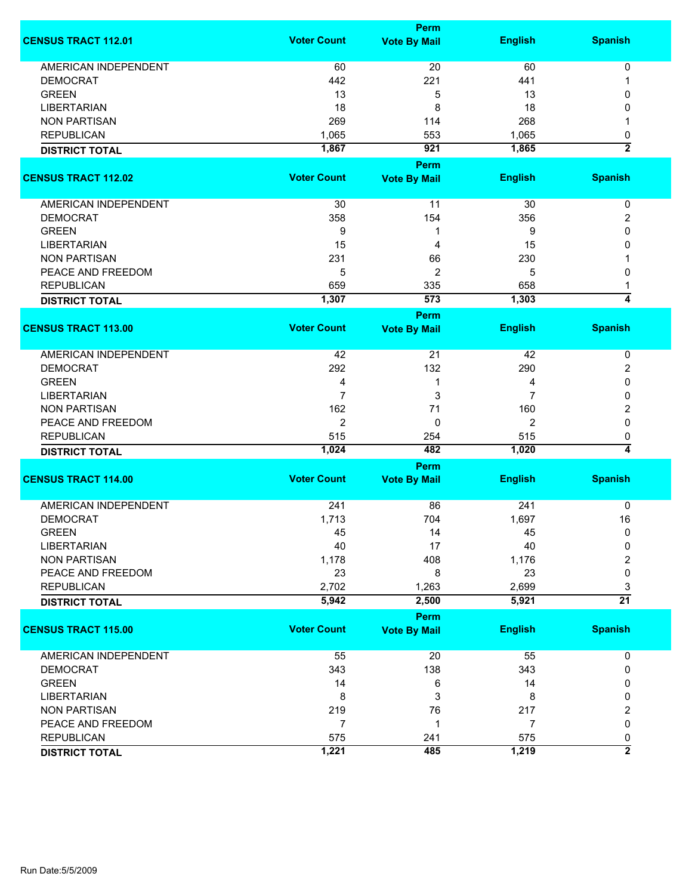| CENSUS TRACT 112.01 | Voter Count | Perm Vote By Mail | English | Spanish |
|---|---|---|---|---|
| AMERICAN INDEPENDENT | 60 | 20 | 60 | 0 |
| DEMOCRAT | 442 | 221 | 441 | 1 |
| GREEN | 13 | 5 | 13 | 0 |
| LIBERTARIAN | 18 | 8 | 18 | 0 |
| NON PARTISAN | 269 | 114 | 268 | 1 |
| REPUBLICAN | 1,065 | 553 | 1,065 | 0 |
| **DISTRICT TOTAL** | **1,867** | **921** | **1,865** | **2** |

| CENSUS TRACT 112.02 | Voter Count | Perm Vote By Mail | English | Spanish |
|---|---|---|---|---|
| AMERICAN INDEPENDENT | 30 | 11 | 30 | 0 |
| DEMOCRAT | 358 | 154 | 356 | 2 |
| GREEN | 9 | 1 | 9 | 0 |
| LIBERTARIAN | 15 | 4 | 15 | 0 |
| NON PARTISAN | 231 | 66 | 230 | 1 |
| PEACE AND FREEDOM | 5 | 2 | 5 | 0 |
| REPUBLICAN | 659 | 335 | 658 | 1 |
| **DISTRICT TOTAL** | **1,307** | **573** | **1,303** | **4** |

| CENSUS TRACT 113.00 | Voter Count | Perm Vote By Mail | English | Spanish |
|---|---|---|---|---|
| AMERICAN INDEPENDENT | 42 | 21 | 42 | 0 |
| DEMOCRAT | 292 | 132 | 290 | 2 |
| GREEN | 4 | 1 | 4 | 0 |
| LIBERTARIAN | 7 | 3 | 7 | 0 |
| NON PARTISAN | 162 | 71 | 160 | 2 |
| PEACE AND FREEDOM | 2 | 0 | 2 | 0 |
| REPUBLICAN | 515 | 254 | 515 | 0 |
| **DISTRICT TOTAL** | **1,024** | **482** | **1,020** | **4** |

| CENSUS TRACT 114.00 | Voter Count | Perm Vote By Mail | English | Spanish |
|---|---|---|---|---|
| AMERICAN INDEPENDENT | 241 | 86 | 241 | 0 |
| DEMOCRAT | 1,713 | 704 | 1,697 | 16 |
| GREEN | 45 | 14 | 45 | 0 |
| LIBERTARIAN | 40 | 17 | 40 | 0 |
| NON PARTISAN | 1,178 | 408 | 1,176 | 2 |
| PEACE AND FREEDOM | 23 | 8 | 23 | 0 |
| REPUBLICAN | 2,702 | 1,263 | 2,699 | 3 |
| **DISTRICT TOTAL** | **5,942** | **2,500** | **5,921** | **21** |

| CENSUS TRACT 115.00 | Voter Count | Perm Vote By Mail | English | Spanish |
|---|---|---|---|---|
| AMERICAN INDEPENDENT | 55 | 20 | 55 | 0 |
| DEMOCRAT | 343 | 138 | 343 | 0 |
| GREEN | 14 | 6 | 14 | 0 |
| LIBERTARIAN | 8 | 3 | 8 | 0 |
| NON PARTISAN | 219 | 76 | 217 | 2 |
| PEACE AND FREEDOM | 7 | 1 | 7 | 0 |
| REPUBLICAN | 575 | 241 | 575 | 0 |
| **DISTRICT TOTAL** | **1,221** | **485** | **1,219** | **2** |

Run Date:5/5/2009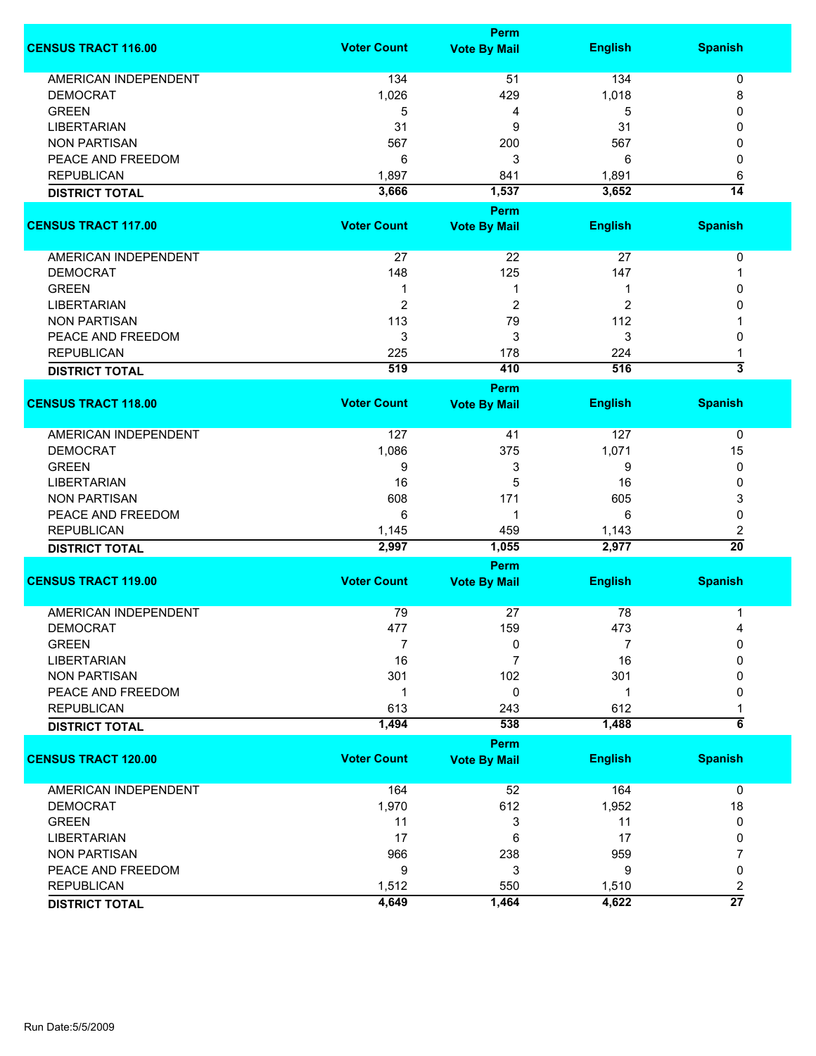| CENSUS TRACT 116.00 | Voter Count | Perm Vote By Mail | English | Spanish |
|---|---|---|---|---|
| AMERICAN INDEPENDENT | 134 | 51 | 134 | 0 |
| DEMOCRAT | 1,026 | 429 | 1,018 | 8 |
| GREEN | 5 | 4 | 5 | 0 |
| LIBERTARIAN | 31 | 9 | 31 | 0 |
| NON PARTISAN | 567 | 200 | 567 | 0 |
| PEACE AND FREEDOM | 6 | 3 | 6 | 0 |
| REPUBLICAN | 1,897 | 841 | 1,891 | 6 |
| **DISTRICT TOTAL** | **3,666** | **1,537** | **3,652** | **14** |

| CENSUS TRACT 117.00 | Voter Count | Perm Vote By Mail | English | Spanish |
|---|---|---|---|---|
| AMERICAN INDEPENDENT | 27 | 22 | 27 | 0 |
| DEMOCRAT | 148 | 125 | 147 | 1 |
| GREEN | 1 | 1 | 1 | 0 |
| LIBERTARIAN | 2 | 2 | 2 | 0 |
| NON PARTISAN | 113 | 79 | 112 | 1 |
| PEACE AND FREEDOM | 3 | 3 | 3 | 0 |
| REPUBLICAN | 225 | 178 | 224 | 1 |
| **DISTRICT TOTAL** | **519** | **410** | **516** | **3** |

| CENSUS TRACT 118.00 | Voter Count | Perm Vote By Mail | English | Spanish |
|---|---|---|---|---|
| AMERICAN INDEPENDENT | 127 | 41 | 127 | 0 |
| DEMOCRAT | 1,086 | 375 | 1,071 | 15 |
| GREEN | 9 | 3 | 9 | 0 |
| LIBERTARIAN | 16 | 5 | 16 | 0 |
| NON PARTISAN | 608 | 171 | 605 | 3 |
| PEACE AND FREEDOM | 6 | 1 | 6 | 0 |
| REPUBLICAN | 1,145 | 459 | 1,143 | 2 |
| **DISTRICT TOTAL** | **2,997** | **1,055** | **2,977** | **20** |

| CENSUS TRACT 119.00 | Voter Count | Perm Vote By Mail | English | Spanish |
|---|---|---|---|---|
| AMERICAN INDEPENDENT | 79 | 27 | 78 | 1 |
| DEMOCRAT | 477 | 159 | 473 | 4 |
| GREEN | 7 | 0 | 7 | 0 |
| LIBERTARIAN | 16 | 7 | 16 | 0 |
| NON PARTISAN | 301 | 102 | 301 | 0 |
| PEACE AND FREEDOM | 1 | 0 | 1 | 0 |
| REPUBLICAN | 613 | 243 | 612 | 1 |
| **DISTRICT TOTAL** | **1,494** | **538** | **1,488** | **6** |

| CENSUS TRACT 120.00 | Voter Count | Perm Vote By Mail | English | Spanish |
|---|---|---|---|---|
| AMERICAN INDEPENDENT | 164 | 52 | 164 | 0 |
| DEMOCRAT | 1,970 | 612 | 1,952 | 18 |
| GREEN | 11 | 3 | 11 | 0 |
| LIBERTARIAN | 17 | 6 | 17 | 0 |
| NON PARTISAN | 966 | 238 | 959 | 7 |
| PEACE AND FREEDOM | 9 | 3 | 9 | 0 |
| REPUBLICAN | 1,512 | 550 | 1,510 | 2 |
| **DISTRICT TOTAL** | **4,649** | **1,464** | **4,622** | **27** |

Run Date:5/5/2009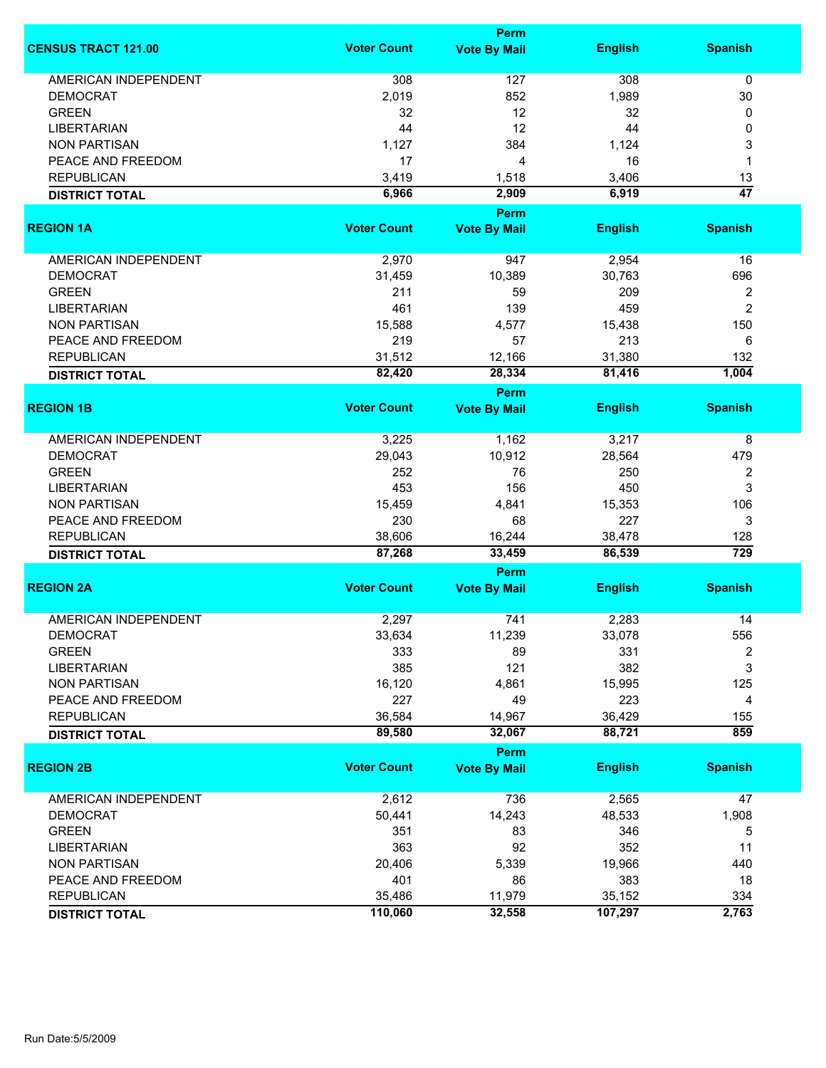| CENSUS TRACT 121.00 | Voter Count | Perm Vote By Mail | English | Spanish |
|---|---|---|---|---|
| AMERICAN INDEPENDENT | 308 | 127 | 308 | 0 |
| DEMOCRAT | 2,019 | 852 | 1,989 | 30 |
| GREEN | 32 | 12 | 32 | 0 |
| LIBERTARIAN | 44 | 12 | 44 | 0 |
| NON PARTISAN | 1,127 | 384 | 1,124 | 3 |
| PEACE AND FREEDOM | 17 | 4 | 16 | 1 |
| REPUBLICAN | 3,419 | 1,518 | 3,406 | 13 |
| **DISTRICT TOTAL** | **6,966** | **2,909** | **6,919** | **47** |

| REGION 1A | Voter Count | Perm Vote By Mail | English | Spanish |
|---|---|---|---|---|
| AMERICAN INDEPENDENT | 2,970 | 947 | 2,954 | 16 |
| DEMOCRAT | 31,459 | 10,389 | 30,763 | 696 |
| GREEN | 211 | 59 | 209 | 2 |
| LIBERTARIAN | 461 | 139 | 459 | 2 |
| NON PARTISAN | 15,588 | 4,577 | 15,438 | 150 |
| PEACE AND FREEDOM | 219 | 57 | 213 | 6 |
| REPUBLICAN | 31,512 | 12,166 | 31,380 | 132 |
| **DISTRICT TOTAL** | **82,420** | **28,334** | **81,416** | **1,004** |

| REGION 1B | Voter Count | Perm Vote By Mail | English | Spanish |
|---|---|---|---|---|
| AMERICAN INDEPENDENT | 3,225 | 1,162 | 3,217 | 8 |
| DEMOCRAT | 29,043 | 10,912 | 28,564 | 479 |
| GREEN | 252 | 76 | 250 | 2 |
| LIBERTARIAN | 453 | 156 | 450 | 3 |
| NON PARTISAN | 15,459 | 4,841 | 15,353 | 106 |
| PEACE AND FREEDOM | 230 | 68 | 227 | 3 |
| REPUBLICAN | 38,606 | 16,244 | 38,478 | 128 |
| **DISTRICT TOTAL** | **87,268** | **33,459** | **86,539** | **729** |

| REGION 2A | Voter Count | Perm Vote By Mail | English | Spanish |
|---|---|---|---|---|
| AMERICAN INDEPENDENT | 2,297 | 741 | 2,283 | 14 |
| DEMOCRAT | 33,634 | 11,239 | 33,078 | 556 |
| GREEN | 333 | 89 | 331 | 2 |
| LIBERTARIAN | 385 | 121 | 382 | 3 |
| NON PARTISAN | 16,120 | 4,861 | 15,995 | 125 |
| PEACE AND FREEDOM | 227 | 49 | 223 | 4 |
| REPUBLICAN | 36,584 | 14,967 | 36,429 | 155 |
| **DISTRICT TOTAL** | **89,580** | **32,067** | **88,721** | **859** |

| REGION 2B | Voter Count | Perm Vote By Mail | English | Spanish |
|---|---|---|---|---|
| AMERICAN INDEPENDENT | 2,612 | 736 | 2,565 | 47 |
| DEMOCRAT | 50,441 | 14,243 | 48,533 | 1,908 |
| GREEN | 351 | 83 | 346 | 5 |
| LIBERTARIAN | 363 | 92 | 352 | 11 |
| NON PARTISAN | 20,406 | 5,339 | 19,966 | 440 |
| PEACE AND FREEDOM | 401 | 86 | 383 | 18 |
| REPUBLICAN | 35,486 | 11,979 | 35,152 | 334 |
| **DISTRICT TOTAL** | **110,060** | **32,558** | **107,297** | **2,763** |

Run Date:5/5/2009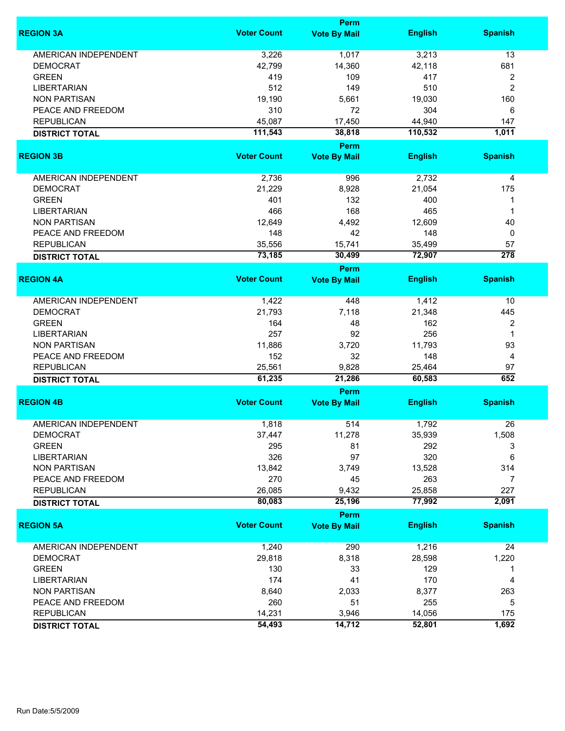| REGION 3A | Voter Count | Perm Vote By Mail | English | Spanish |
|---|---|---|---|---|
| AMERICAN INDEPENDENT | 3,226 | 1,017 | 3,213 | 13 |
| DEMOCRAT | 42,799 | 14,360 | 42,118 | 681 |
| GREEN | 419 | 109 | 417 | 2 |
| LIBERTARIAN | 512 | 149 | 510 | 2 |
| NON PARTISAN | 19,190 | 5,661 | 19,030 | 160 |
| PEACE AND FREEDOM | 310 | 72 | 304 | 6 |
| REPUBLICAN | 45,087 | 17,450 | 44,940 | 147 |
| **DISTRICT TOTAL** | **111,543** | **38,818** | **110,532** | **1,011** |

| REGION 3B | Voter Count | Perm Vote By Mail | English | Spanish |
|---|---|---|---|---|
| AMERICAN INDEPENDENT | 2,736 | 996 | 2,732 | 4 |
| DEMOCRAT | 21,229 | 8,928 | 21,054 | 175 |
| GREEN | 401 | 132 | 400 | 1 |
| LIBERTARIAN | 466 | 168 | 465 | 1 |
| NON PARTISAN | 12,649 | 4,492 | 12,609 | 40 |
| PEACE AND FREEDOM | 148 | 42 | 148 | 0 |
| REPUBLICAN | 35,556 | 15,741 | 35,499 | 57 |
| **DISTRICT TOTAL** | **73,185** | **30,499** | **72,907** | **278** |

| REGION 4A | Voter Count | Perm Vote By Mail | English | Spanish |
|---|---|---|---|---|
| AMERICAN INDEPENDENT | 1,422 | 448 | 1,412 | 10 |
| DEMOCRAT | 21,793 | 7,118 | 21,348 | 445 |
| GREEN | 164 | 48 | 162 | 2 |
| LIBERTARIAN | 257 | 92 | 256 | 1 |
| NON PARTISAN | 11,886 | 3,720 | 11,793 | 93 |
| PEACE AND FREEDOM | 152 | 32 | 148 | 4 |
| REPUBLICAN | 25,561 | 9,828 | 25,464 | 97 |
| **DISTRICT TOTAL** | **61,235** | **21,286** | **60,583** | **652** |

| REGION 4B | Voter Count | Perm Vote By Mail | English | Spanish |
|---|---|---|---|---|
| AMERICAN INDEPENDENT | 1,818 | 514 | 1,792 | 26 |
| DEMOCRAT | 37,447 | 11,278 | 35,939 | 1,508 |
| GREEN | 295 | 81 | 292 | 3 |
| LIBERTARIAN | 326 | 97 | 320 | 6 |
| NON PARTISAN | 13,842 | 3,749 | 13,528 | 314 |
| PEACE AND FREEDOM | 270 | 45 | 263 | 7 |
| REPUBLICAN | 26,085 | 9,432 | 25,858 | 227 |
| **DISTRICT TOTAL** | **80,083** | **25,196** | **77,992** | **2,091** |

| REGION 5A | Voter Count | Perm Vote By Mail | English | Spanish |
|---|---|---|---|---|
| AMERICAN INDEPENDENT | 1,240 | 290 | 1,216 | 24 |
| DEMOCRAT | 29,818 | 8,318 | 28,598 | 1,220 |
| GREEN | 130 | 33 | 129 | 1 |
| LIBERTARIAN | 174 | 41 | 170 | 4 |
| NON PARTISAN | 8,640 | 2,033 | 8,377 | 263 |
| PEACE AND FREEDOM | 260 | 51 | 255 | 5 |
| REPUBLICAN | 14,231 | 3,946 | 14,056 | 175 |
| **DISTRICT TOTAL** | **54,493** | **14,712** | **52,801** | **1,692** |

Run Date:5/5/2009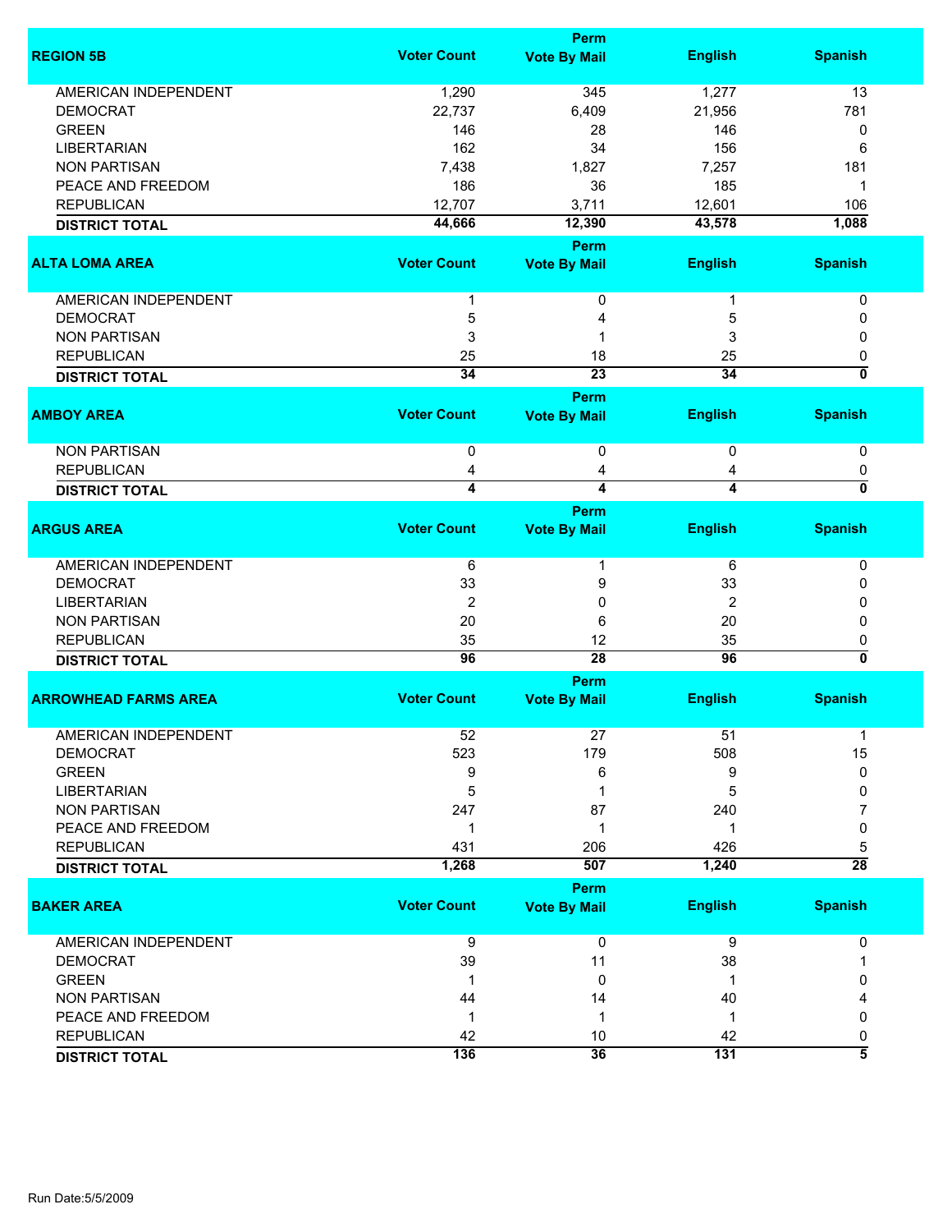| REGION 5B | Voter Count | Perm Vote By Mail | English | Spanish |
|---|---|---|---|---|
| AMERICAN INDEPENDENT | 1,290 | 345 | 1,277 | 13 |
| DEMOCRAT | 22,737 | 6,409 | 21,956 | 781 |
| GREEN | 146 | 28 | 146 | 0 |
| LIBERTARIAN | 162 | 34 | 156 | 6 |
| NON PARTISAN | 7,438 | 1,827 | 7,257 | 181 |
| PEACE AND FREEDOM | 186 | 36 | 185 | 1 |
| REPUBLICAN | 12,707 | 3,711 | 12,601 | 106 |
| **DISTRICT TOTAL** | **44,666** | **12,390** | **43,578** | **1,088** |

| ALTA LOMA AREA | Voter Count | Perm Vote By Mail | English | Spanish |
|---|---|---|---|---|
| AMERICAN INDEPENDENT | 1 | 0 | 1 | 0 |
| DEMOCRAT | 5 | 4 | 5 | 0 |
| NON PARTISAN | 3 | 1 | 3 | 0 |
| REPUBLICAN | 25 | 18 | 25 | 0 |
| **DISTRICT TOTAL** | **34** | **23** | **34** | **0** |

| AMBOY AREA | Voter Count | Perm Vote By Mail | English | Spanish |
|---|---|---|---|---|
| NON PARTISAN | 0 | 0 | 0 | 0 |
| REPUBLICAN | 4 | 4 | 4 | 0 |
| **DISTRICT TOTAL** | **4** | **4** | **4** | **0** |

| ARGUS AREA | Voter Count | Perm Vote By Mail | English | Spanish |
|---|---|---|---|---|
| AMERICAN INDEPENDENT | 6 | 1 | 6 | 0 |
| DEMOCRAT | 33 | 9 | 33 | 0 |
| LIBERTARIAN | 2 | 0 | 2 | 0 |
| NON PARTISAN | 20 | 6 | 20 | 0 |
| REPUBLICAN | 35 | 12 | 35 | 0 |
| **DISTRICT TOTAL** | **96** | **28** | **96** | **0** |

| ARROWHEAD FARMS AREA | Voter Count | Perm Vote By Mail | English | Spanish |
|---|---|---|---|---|
| AMERICAN INDEPENDENT | 52 | 27 | 51 | 1 |
| DEMOCRAT | 523 | 179 | 508 | 15 |
| GREEN | 9 | 6 | 9 | 0 |
| LIBERTARIAN | 5 | 1 | 5 | 0 |
| NON PARTISAN | 247 | 87 | 240 | 7 |
| PEACE AND FREEDOM | 1 | 1 | 1 | 0 |
| REPUBLICAN | 431 | 206 | 426 | 5 |
| **DISTRICT TOTAL** | **1,268** | **507** | **1,240** | **28** |

| BAKER AREA | Voter Count | Perm Vote By Mail | English | Spanish |
|---|---|---|---|---|
| AMERICAN INDEPENDENT | 9 | 0 | 9 | 0 |
| DEMOCRAT | 39 | 11 | 38 | 1 |
| GREEN | 1 | 0 | 1 | 0 |
| NON PARTISAN | 44 | 14 | 40 | 4 |
| PEACE AND FREEDOM | 1 | 1 | 1 | 0 |
| REPUBLICAN | 42 | 10 | 42 | 0 |
| **DISTRICT TOTAL** | **136** | **36** | **131** | **5** |

Run Date:5/5/2009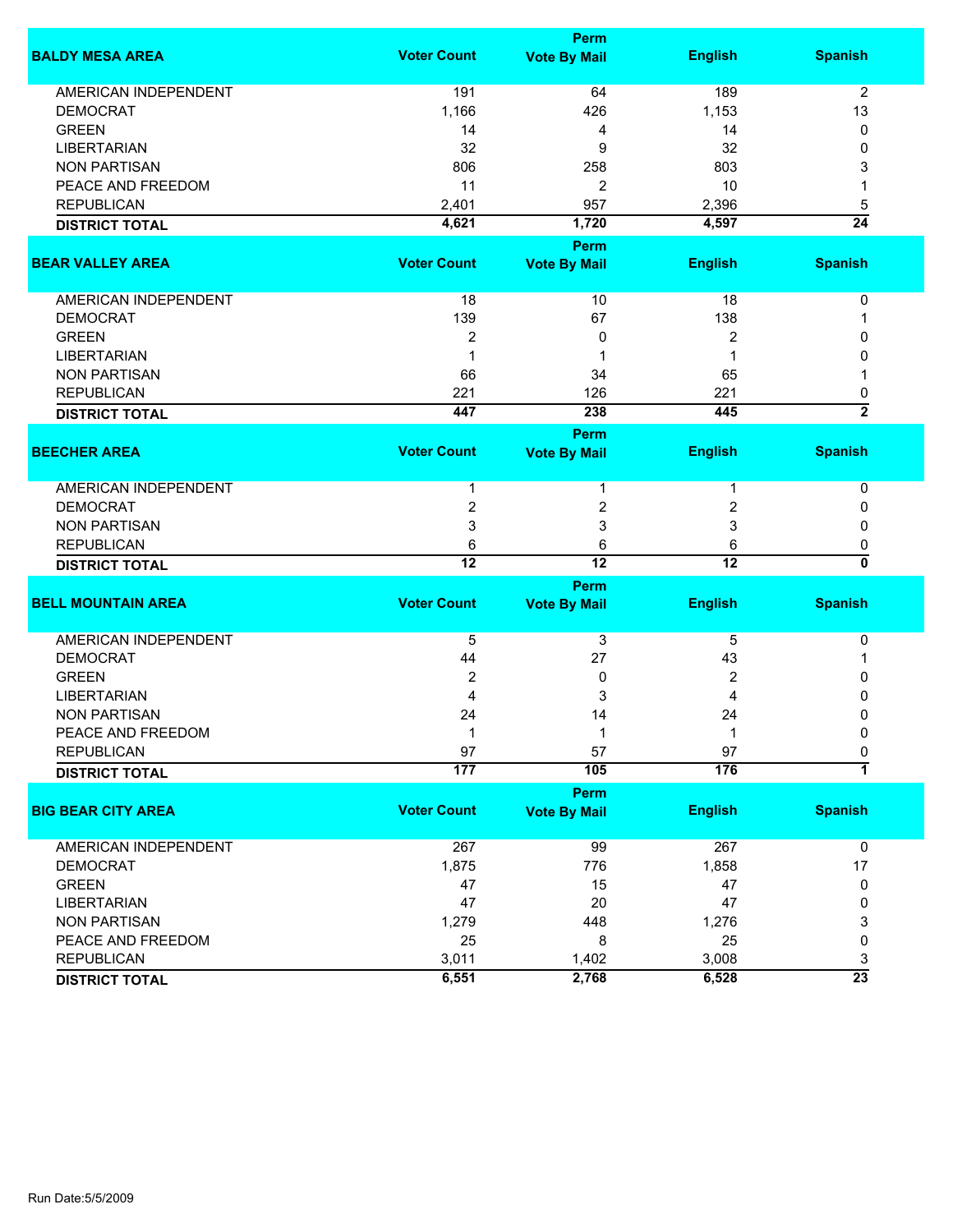| BALDY MESA AREA | Voter Count | Perm Vote By Mail | English | Spanish |
|---|---|---|---|---|
| AMERICAN INDEPENDENT | 191 | 64 | 189 | 2 |
| DEMOCRAT | 1,166 | 426 | 1,153 | 13 |
| GREEN | 14 | 4 | 14 | 0 |
| LIBERTARIAN | 32 | 9 | 32 | 0 |
| NON PARTISAN | 806 | 258 | 803 | 3 |
| PEACE AND FREEDOM | 11 | 2 | 10 | 1 |
| REPUBLICAN | 2,401 | 957 | 2,396 | 5 |
| **DISTRICT TOTAL** | **4,621** | **1,720** | **4,597** | **24** |

| BEAR VALLEY AREA | Voter Count | Perm Vote By Mail | English | Spanish |
|---|---|---|---|---|
| AMERICAN INDEPENDENT | 18 | 10 | 18 | 0 |
| DEMOCRAT | 139 | 67 | 138 | 1 |
| GREEN | 2 | 0 | 2 | 0 |
| LIBERTARIAN | 1 | 1 | 1 | 0 |
| NON PARTISAN | 66 | 34 | 65 | 1 |
| REPUBLICAN | 221 | 126 | 221 | 0 |
| **DISTRICT TOTAL** | **447** | **238** | **445** | **2** |

| BEECHER AREA | Voter Count | Perm Vote By Mail | English | Spanish |
|---|---|---|---|---|
| AMERICAN INDEPENDENT | 1 | 1 | 1 | 0 |
| DEMOCRAT | 2 | 2 | 2 | 0 |
| NON PARTISAN | 3 | 3 | 3 | 0 |
| REPUBLICAN | 6 | 6 | 6 | 0 |
| **DISTRICT TOTAL** | **12** | **12** | **12** | **0** |

| BELL MOUNTAIN AREA | Voter Count | Perm Vote By Mail | English | Spanish |
|---|---|---|---|---|
| AMERICAN INDEPENDENT | 5 | 3 | 5 | 0 |
| DEMOCRAT | 44 | 27 | 43 | 1 |
| GREEN | 2 | 0 | 2 | 0 |
| LIBERTARIAN | 4 | 3 | 4 | 0 |
| NON PARTISAN | 24 | 14 | 24 | 0 |
| PEACE AND FREEDOM | 1 | 1 | 1 | 0 |
| REPUBLICAN | 97 | 57 | 97 | 0 |
| **DISTRICT TOTAL** | **177** | **105** | **176** | **1** |

| BIG BEAR CITY AREA | Voter Count | Perm Vote By Mail | English | Spanish |
|---|---|---|---|---|
| AMERICAN INDEPENDENT | 267 | 99 | 267 | 0 |
| DEMOCRAT | 1,875 | 776 | 1,858 | 17 |
| GREEN | 47 | 15 | 47 | 0 |
| LIBERTARIAN | 47 | 20 | 47 | 0 |
| NON PARTISAN | 1,279 | 448 | 1,276 | 3 |
| PEACE AND FREEDOM | 25 | 8 | 25 | 0 |
| REPUBLICAN | 3,011 | 1,402 | 3,008 | 3 |
| **DISTRICT TOTAL** | **6,551** | **2,768** | **6,528** | **23** |

Run Date:5/5/2009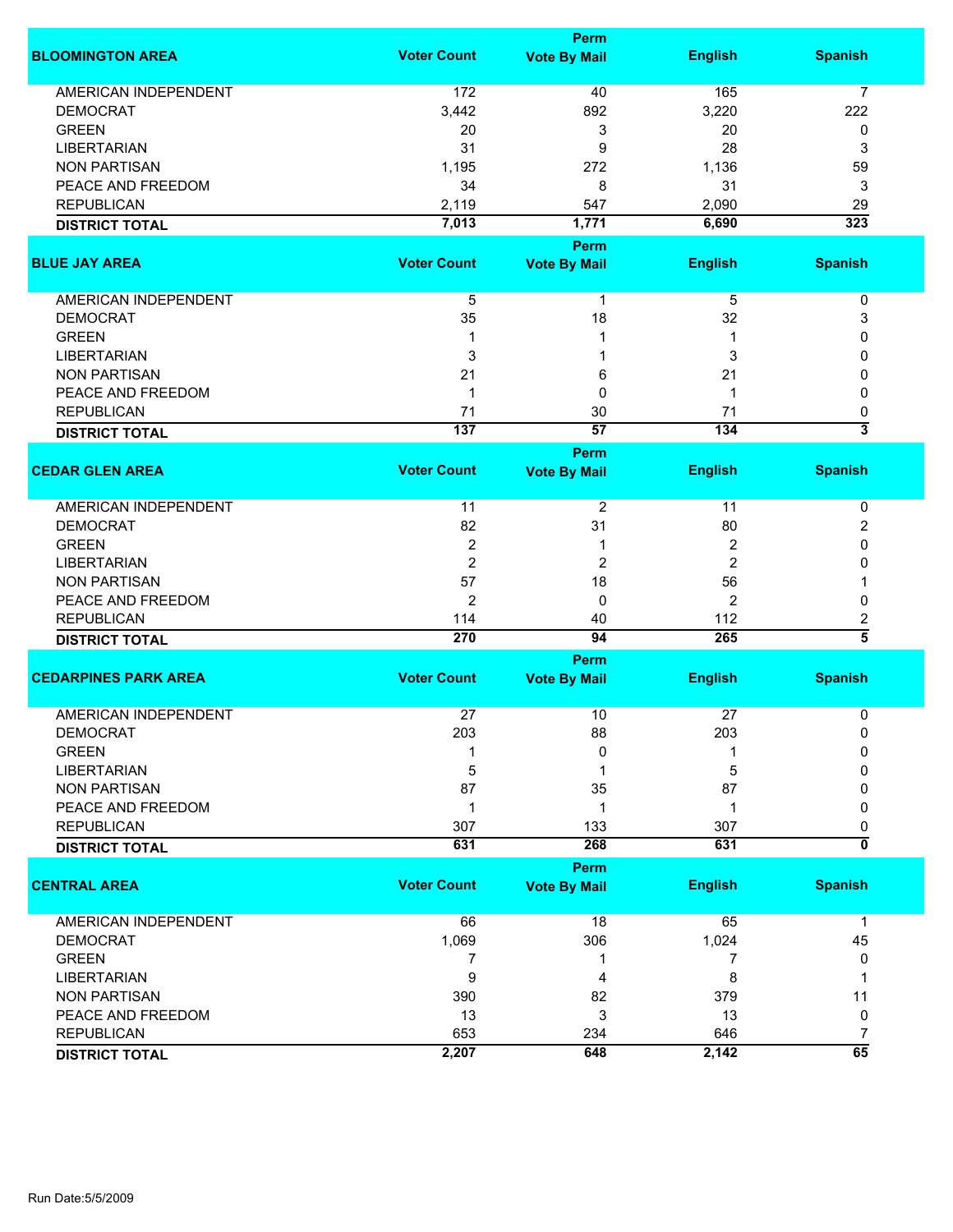| BLOOMINGTON AREA | Voter Count | Perm Vote By Mail | English | Spanish |
|---|---|---|---|---|
| AMERICAN INDEPENDENT | 172 | 40 | 165 | 7 |
| DEMOCRAT | 3,442 | 892 | 3,220 | 222 |
| GREEN | 20 | 3 | 20 | 0 |
| LIBERTARIAN | 31 | 9 | 28 | 3 |
| NON PARTISAN | 1,195 | 272 | 1,136 | 59 |
| PEACE AND FREEDOM | 34 | 8 | 31 | 3 |
| REPUBLICAN | 2,119 | 547 | 2,090 | 29 |
| **DISTRICT TOTAL** | **7,013** | **1,771** | **6,690** | **323** |

| BLUE JAY AREA | Voter Count | Perm Vote By Mail | English | Spanish |
|---|---|---|---|---|
| AMERICAN INDEPENDENT | 5 | 1 | 5 | 0 |
| DEMOCRAT | 35 | 18 | 32 | 3 |
| GREEN | 1 | 1 | 1 | 0 |
| LIBERTARIAN | 3 | 1 | 3 | 0 |
| NON PARTISAN | 21 | 6 | 21 | 0 |
| PEACE AND FREEDOM | 1 | 0 | 1 | 0 |
| REPUBLICAN | 71 | 30 | 71 | 0 |
| **DISTRICT TOTAL** | **137** | **57** | **134** | **3** |

| CEDAR GLEN AREA | Voter Count | Perm Vote By Mail | English | Spanish |
|---|---|---|---|---|
| AMERICAN INDEPENDENT | 11 | 2 | 11 | 0 |
| DEMOCRAT | 82 | 31 | 80 | 2 |
| GREEN | 2 | 1 | 2 | 0 |
| LIBERTARIAN | 2 | 2 | 2 | 0 |
| NON PARTISAN | 57 | 18 | 56 | 1 |
| PEACE AND FREEDOM | 2 | 0 | 2 | 0 |
| REPUBLICAN | 114 | 40 | 112 | 2 |
| **DISTRICT TOTAL** | **270** | **94** | **265** | **5** |

| CEDARPINES PARK AREA | Voter Count | Perm Vote By Mail | English | Spanish |
|---|---|---|---|---|
| AMERICAN INDEPENDENT | 27 | 10 | 27 | 0 |
| DEMOCRAT | 203 | 88 | 203 | 0 |
| GREEN | 1 | 0 | 1 | 0 |
| LIBERTARIAN | 5 | 1 | 5 | 0 |
| NON PARTISAN | 87 | 35 | 87 | 0 |
| PEACE AND FREEDOM | 1 | 1 | 1 | 0 |
| REPUBLICAN | 307 | 133 | 307 | 0 |
| **DISTRICT TOTAL** | **631** | **268** | **631** | **0** |

| CENTRAL AREA | Voter Count | Perm Vote By Mail | English | Spanish |
|---|---|---|---|---|
| AMERICAN INDEPENDENT | 66 | 18 | 65 | 1 |
| DEMOCRAT | 1,069 | 306 | 1,024 | 45 |
| GREEN | 7 | 1 | 7 | 0 |
| LIBERTARIAN | 9 | 4 | 8 | 1 |
| NON PARTISAN | 390 | 82 | 379 | 11 |
| PEACE AND FREEDOM | 13 | 3 | 13 | 0 |
| REPUBLICAN | 653 | 234 | 646 | 7 |
| **DISTRICT TOTAL** | **2,207** | **648** | **2,142** | **65** |

Run Date:5/5/2009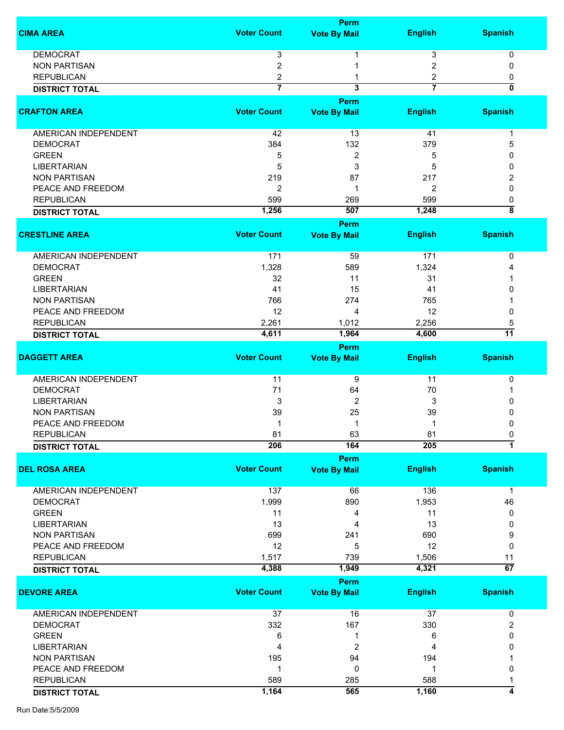| CIMA AREA | Voter Count | Perm Vote By Mail | English | Spanish |
|---|---|---|---|---|
| DEMOCRAT | 3 | 1 | 3 | 0 |
| NON PARTISAN | 2 | 1 | 2 | 0 |
| REPUBLICAN | 2 | 1 | 2 | 0 |
| **DISTRICT TOTAL** | **7** | **3** | **7** | **0** |

| CRAFTON AREA | Voter Count | Perm Vote By Mail | English | Spanish |
|---|---|---|---|---|
| AMERICAN INDEPENDENT | 42 | 13 | 41 | 1 |
| DEMOCRAT | 384 | 132 | 379 | 5 |
| GREEN | 5 | 2 | 5 | 0 |
| LIBERTARIAN | 5 | 3 | 5 | 0 |
| NON PARTISAN | 219 | 87 | 217 | 2 |
| PEACE AND FREEDOM | 2 | 1 | 2 | 0 |
| REPUBLICAN | 599 | 269 | 599 | 0 |
| **DISTRICT TOTAL** | **1,256** | **507** | **1,248** | **8** |

| CRESTLINE AREA | Voter Count | Perm Vote By Mail | English | Spanish |
|---|---|---|---|---|
| AMERICAN INDEPENDENT | 171 | 59 | 171 | 0 |
| DEMOCRAT | 1,328 | 589 | 1,324 | 4 |
| GREEN | 32 | 11 | 31 | 1 |
| LIBERTARIAN | 41 | 15 | 41 | 0 |
| NON PARTISAN | 766 | 274 | 765 | 1 |
| PEACE AND FREEDOM | 12 | 4 | 12 | 0 |
| REPUBLICAN | 2,261 | 1,012 | 2,256 | 5 |
| **DISTRICT TOTAL** | **4,611** | **1,964** | **4,600** | **11** |

| DAGGETT AREA | Voter Count | Perm Vote By Mail | English | Spanish |
|---|---|---|---|---|
| AMERICAN INDEPENDENT | 11 | 9 | 11 | 0 |
| DEMOCRAT | 71 | 64 | 70 | 1 |
| LIBERTARIAN | 3 | 2 | 3 | 0 |
| NON PARTISAN | 39 | 25 | 39 | 0 |
| PEACE AND FREEDOM | 1 | 1 | 1 | 0 |
| REPUBLICAN | 81 | 63 | 81 | 0 |
| **DISTRICT TOTAL** | **206** | **164** | **205** | **1** |

| DEL ROSA AREA | Voter Count | Perm Vote By Mail | English | Spanish |
|---|---|---|---|---|
| AMERICAN INDEPENDENT | 137 | 66 | 136 | 1 |
| DEMOCRAT | 1,999 | 890 | 1,953 | 46 |
| GREEN | 11 | 4 | 11 | 0 |
| LIBERTARIAN | 13 | 4 | 13 | 0 |
| NON PARTISAN | 699 | 241 | 690 | 9 |
| PEACE AND FREEDOM | 12 | 5 | 12 | 0 |
| REPUBLICAN | 1,517 | 739 | 1,506 | 11 |
| **DISTRICT TOTAL** | **4,388** | **1,949** | **4,321** | **67** |

| DEVORE AREA | Voter Count | Perm Vote By Mail | English | Spanish |
|---|---|---|---|---|
| AMERICAN INDEPENDENT | 37 | 16 | 37 | 0 |
| DEMOCRAT | 332 | 167 | 330 | 2 |
| GREEN | 6 | 1 | 6 | 0 |
| LIBERTARIAN | 4 | 2 | 4 | 0 |
| NON PARTISAN | 195 | 94 | 194 | 1 |
| PEACE AND FREEDOM | 1 | 0 | 1 | 0 |
| REPUBLICAN | 589 | 285 | 588 | 1 |
| **DISTRICT TOTAL** | **1,164** | **565** | **1,160** | **4** |

Run Date:5/5/2009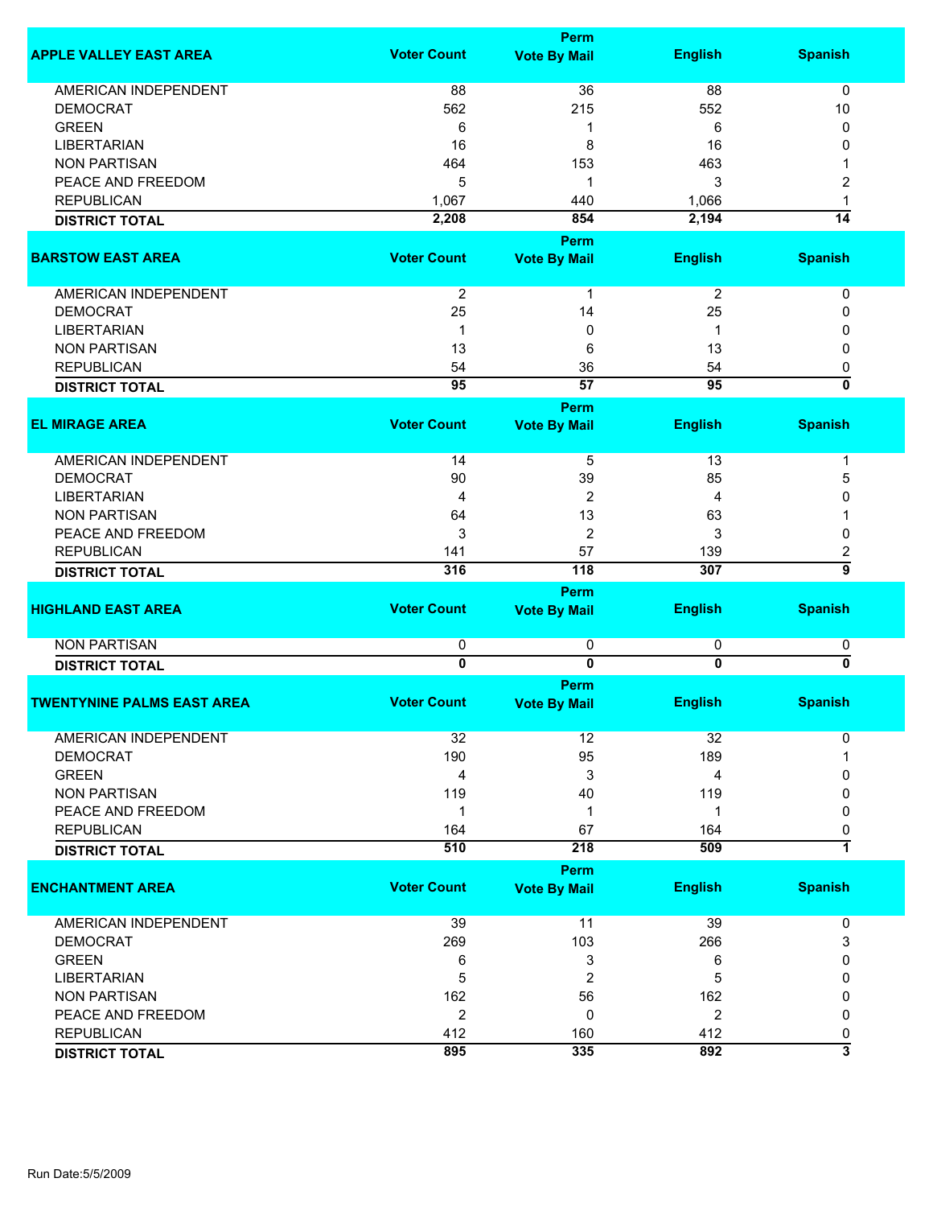| APPLE VALLEY EAST AREA | Voter Count | Perm Vote By Mail | English | Spanish |
|---|---|---|---|---|
| AMERICAN INDEPENDENT | 88 | 36 | 88 | 0 |
| DEMOCRAT | 562 | 215 | 552 | 10 |
| GREEN | 6 | 1 | 6 | 0 |
| LIBERTARIAN | 16 | 8 | 16 | 0 |
| NON PARTISAN | 464 | 153 | 463 | 1 |
| PEACE AND FREEDOM | 5 | 1 | 3 | 2 |
| REPUBLICAN | 1,067 | 440 | 1,066 | 1 |
| **DISTRICT TOTAL** | **2,208** | **854** | **2,194** | **14** |

| BARSTOW EAST AREA | Voter Count | Perm Vote By Mail | English | Spanish |
|---|---|---|---|---|
| AMERICAN INDEPENDENT | 2 | 1 | 2 | 0 |
| DEMOCRAT | 25 | 14 | 25 | 0 |
| LIBERTARIAN | 1 | 0 | 1 | 0 |
| NON PARTISAN | 13 | 6 | 13 | 0 |
| REPUBLICAN | 54 | 36 | 54 | 0 |
| **DISTRICT TOTAL** | **95** | **57** | **95** | **0** |

| EL MIRAGE AREA | Voter Count | Perm Vote By Mail | English | Spanish |
|---|---|---|---|---|
| AMERICAN INDEPENDENT | 14 | 5 | 13 | 1 |
| DEMOCRAT | 90 | 39 | 85 | 5 |
| LIBERTARIAN | 4 | 2 | 4 | 0 |
| NON PARTISAN | 64 | 13 | 63 | 1 |
| PEACE AND FREEDOM | 3 | 2 | 3 | 0 |
| REPUBLICAN | 141 | 57 | 139 | 2 |
| **DISTRICT TOTAL** | **316** | **118** | **307** | **9** |

| HIGHLAND EAST AREA | Voter Count | Perm Vote By Mail | English | Spanish |
|---|---|---|---|---|
| NON PARTISAN | 0 | 0 | 0 | 0 |
| **DISTRICT TOTAL** | **0** | **0** | **0** | **0** |

| TWENTYNINE PALMS EAST AREA | Voter Count | Perm Vote By Mail | English | Spanish |
|---|---|---|---|---|
| AMERICAN INDEPENDENT | 32 | 12 | 32 | 0 |
| DEMOCRAT | 190 | 95 | 189 | 1 |
| GREEN | 4 | 3 | 4 | 0 |
| NON PARTISAN | 119 | 40 | 119 | 0 |
| PEACE AND FREEDOM | 1 | 1 | 1 | 0 |
| REPUBLICAN | 164 | 67 | 164 | 0 |
| **DISTRICT TOTAL** | **510** | **218** | **509** | **1** |

| ENCHANTMENT AREA | Voter Count | Perm Vote By Mail | English | Spanish |
|---|---|---|---|---|
| AMERICAN INDEPENDENT | 39 | 11 | 39 | 0 |
| DEMOCRAT | 269 | 103 | 266 | 3 |
| GREEN | 6 | 3 | 6 | 0 |
| LIBERTARIAN | 5 | 2 | 5 | 0 |
| NON PARTISAN | 162 | 56 | 162 | 0 |
| PEACE AND FREEDOM | 2 | 0 | 2 | 0 |
| REPUBLICAN | 412 | 160 | 412 | 0 |
| **DISTRICT TOTAL** | **895** | **335** | **892** | **3** |

Run Date:5/5/2009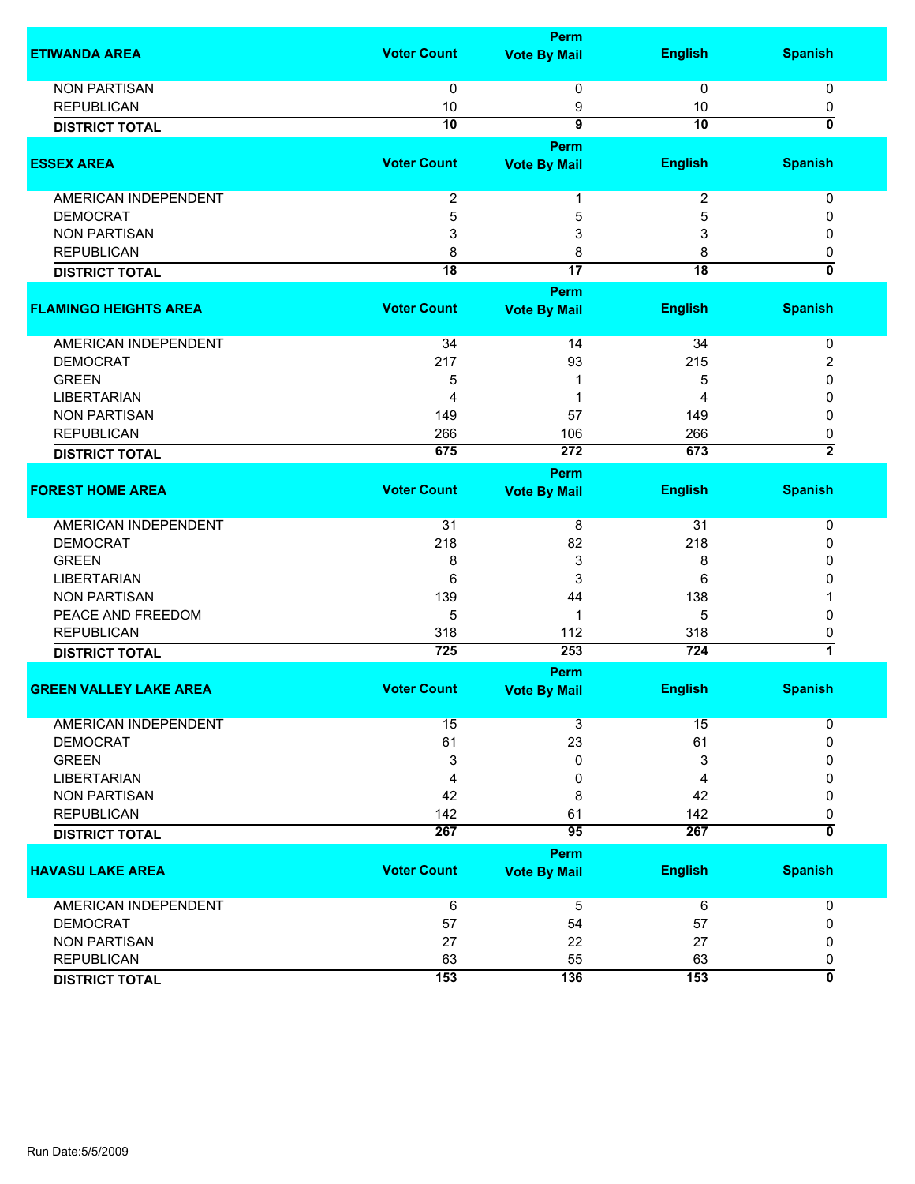| ETIWANDA AREA | Voter Count | Perm Vote By Mail | English | Spanish |
|---|---|---|---|---|
| NON PARTISAN | 0 | 0 | 0 | 0 |
| REPUBLICAN | 10 | 9 | 10 | 0 |
| **DISTRICT TOTAL** | **10** | **9** | **10** | **0** |

| ESSEX AREA | Voter Count | Perm Vote By Mail | English | Spanish |
|---|---|---|---|---|
| AMERICAN INDEPENDENT | 2 | 1 | 2 | 0 |
| DEMOCRAT | 5 | 5 | 5 | 0 |
| NON PARTISAN | 3 | 3 | 3 | 0 |
| REPUBLICAN | 8 | 8 | 8 | 0 |
| **DISTRICT TOTAL** | **18** | **17** | **18** | **0** |

| FLAMINGO HEIGHTS AREA | Voter Count | Perm Vote By Mail | English | Spanish |
|---|---|---|---|---|
| AMERICAN INDEPENDENT | 34 | 14 | 34 | 0 |
| DEMOCRAT | 217 | 93 | 215 | 2 |
| GREEN | 5 | 1 | 5 | 0 |
| LIBERTARIAN | 4 | 1 | 4 | 0 |
| NON PARTISAN | 149 | 57 | 149 | 0 |
| REPUBLICAN | 266 | 106 | 266 | 0 |
| **DISTRICT TOTAL** | **675** | **272** | **673** | **2** |

| FOREST HOME AREA | Voter Count | Perm Vote By Mail | English | Spanish |
|---|---|---|---|---|
| AMERICAN INDEPENDENT | 31 | 8 | 31 | 0 |
| DEMOCRAT | 218 | 82 | 218 | 0 |
| GREEN | 8 | 3 | 8 | 0 |
| LIBERTARIAN | 6 | 3 | 6 | 0 |
| NON PARTISAN | 139 | 44 | 138 | 1 |
| PEACE AND FREEDOM | 5 | 1 | 5 | 0 |
| REPUBLICAN | 318 | 112 | 318 | 0 |
| **DISTRICT TOTAL** | **725** | **253** | **724** | **1** |

| GREEN VALLEY LAKE AREA | Voter Count | Perm Vote By Mail | English | Spanish |
|---|---|---|---|---|
| AMERICAN INDEPENDENT | 15 | 3 | 15 | 0 |
| DEMOCRAT | 61 | 23 | 61 | 0 |
| GREEN | 3 | 0 | 3 | 0 |
| LIBERTARIAN | 4 | 0 | 4 | 0 |
| NON PARTISAN | 42 | 8 | 42 | 0 |
| REPUBLICAN | 142 | 61 | 142 | 0 |
| **DISTRICT TOTAL** | **267** | **95** | **267** | **0** |

| HAVASU LAKE AREA | Voter Count | Perm Vote By Mail | English | Spanish |
|---|---|---|---|---|
| AMERICAN INDEPENDENT | 6 | 5 | 6 | 0 |
| DEMOCRAT | 57 | 54 | 57 | 0 |
| NON PARTISAN | 27 | 22 | 27 | 0 |
| REPUBLICAN | 63 | 55 | 63 | 0 |
| **DISTRICT TOTAL** | **153** | **136** | **153** | **0** |

Run Date:5/5/2009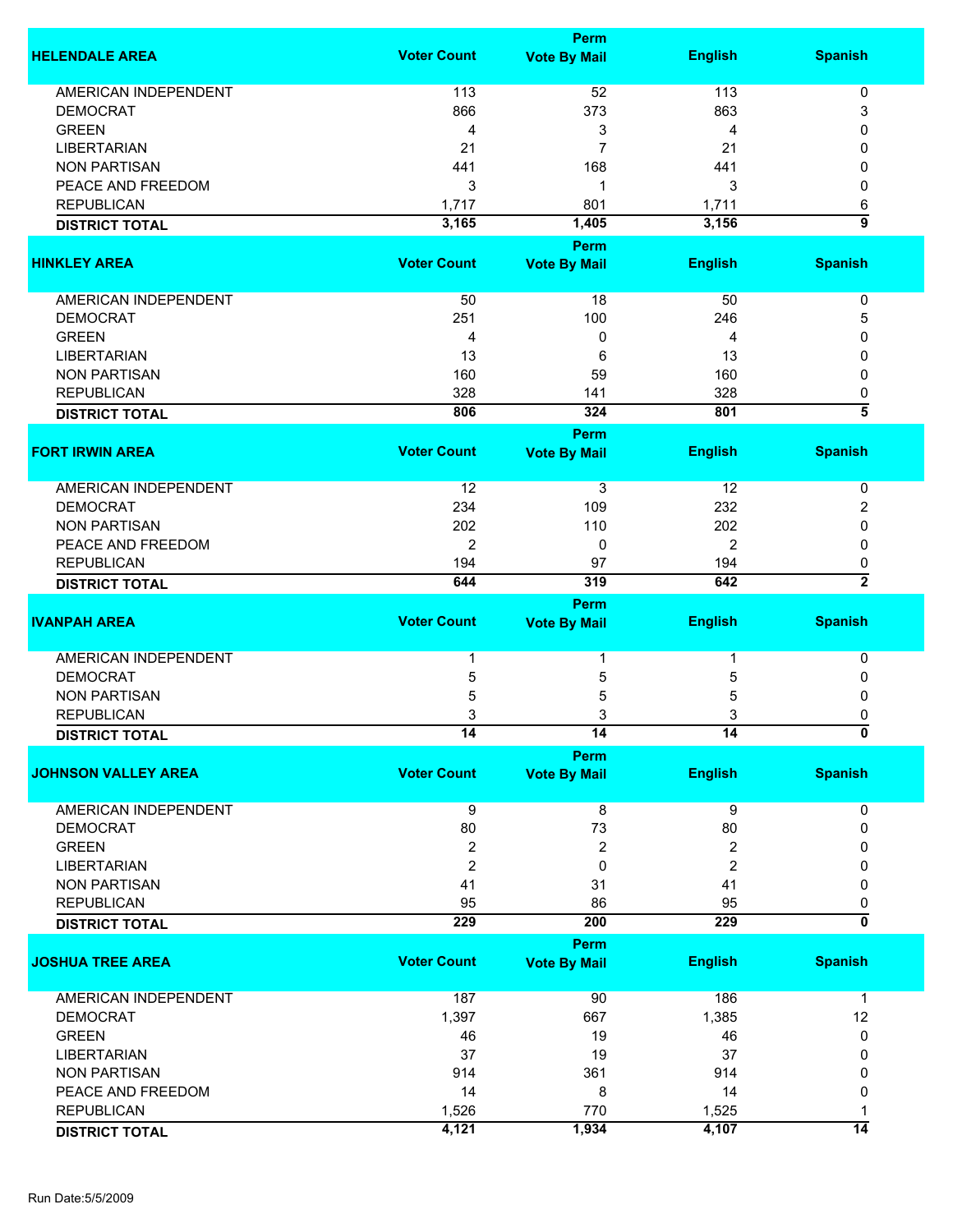| HELENDALE AREA | Voter Count | Perm Vote By Mail | English | Spanish |
|---|---|---|---|---|
| AMERICAN INDEPENDENT | 113 | 52 | 113 | 0 |
| DEMOCRAT | 866 | 373 | 863 | 3 |
| GREEN | 4 | 3 | 4 | 0 |
| LIBERTARIAN | 21 | 7 | 21 | 0 |
| NON PARTISAN | 441 | 168 | 441 | 0 |
| PEACE AND FREEDOM | 3 | 1 | 3 | 0 |
| REPUBLICAN | 1,717 | 801 | 1,711 | 6 |
| **DISTRICT TOTAL** | **3,165** | **1,405** | **3,156** | **9** |

| HINKLEY AREA | Voter Count | Perm Vote By Mail | English | Spanish |
|---|---|---|---|---|
| AMERICAN INDEPENDENT | 50 | 18 | 50 | 0 |
| DEMOCRAT | 251 | 100 | 246 | 5 |
| GREEN | 4 | 0 | 4 | 0 |
| LIBERTARIAN | 13 | 6 | 13 | 0 |
| NON PARTISAN | 160 | 59 | 160 | 0 |
| REPUBLICAN | 328 | 141 | 328 | 0 |
| **DISTRICT TOTAL** | **806** | **324** | **801** | **5** |

| FORT IRWIN AREA | Voter Count | Perm Vote By Mail | English | Spanish |
|---|---|---|---|---|
| AMERICAN INDEPENDENT | 12 | 3 | 12 | 0 |
| DEMOCRAT | 234 | 109 | 232 | 2 |
| NON PARTISAN | 202 | 110 | 202 | 0 |
| PEACE AND FREEDOM | 2 | 0 | 2 | 0 |
| REPUBLICAN | 194 | 97 | 194 | 0 |
| **DISTRICT TOTAL** | **644** | **319** | **642** | **2** |

| IVANPAH AREA | Voter Count | Perm Vote By Mail | English | Spanish |
|---|---|---|---|---|
| AMERICAN INDEPENDENT | 1 | 1 | 1 | 0 |
| DEMOCRAT | 5 | 5 | 5 | 0 |
| NON PARTISAN | 5 | 5 | 5 | 0 |
| REPUBLICAN | 3 | 3 | 3 | 0 |
| **DISTRICT TOTAL** | **14** | **14** | **14** | **0** |

| JOHNSON VALLEY AREA | Voter Count | Perm Vote By Mail | English | Spanish |
|---|---|---|---|---|
| AMERICAN INDEPENDENT | 9 | 8 | 9 | 0 |
| DEMOCRAT | 80 | 73 | 80 | 0 |
| GREEN | 2 | 2 | 2 | 0 |
| LIBERTARIAN | 2 | 0 | 2 | 0 |
| NON PARTISAN | 41 | 31 | 41 | 0 |
| REPUBLICAN | 95 | 86 | 95 | 0 |
| **DISTRICT TOTAL** | **229** | **200** | **229** | **0** |

| JOSHUA TREE AREA | Voter Count | Perm Vote By Mail | English | Spanish |
|---|---|---|---|---|
| AMERICAN INDEPENDENT | 187 | 90 | 186 | 1 |
| DEMOCRAT | 1,397 | 667 | 1,385 | 12 |
| GREEN | 46 | 19 | 46 | 0 |
| LIBERTARIAN | 37 | 19 | 37 | 0 |
| NON PARTISAN | 914 | 361 | 914 | 0 |
| PEACE AND FREEDOM | 14 | 8 | 14 | 0 |
| REPUBLICAN | 1,526 | 770 | 1,525 | 1 |
| **DISTRICT TOTAL** | **4,121** | **1,934** | **4,107** | **14** |

Run Date:5/5/2009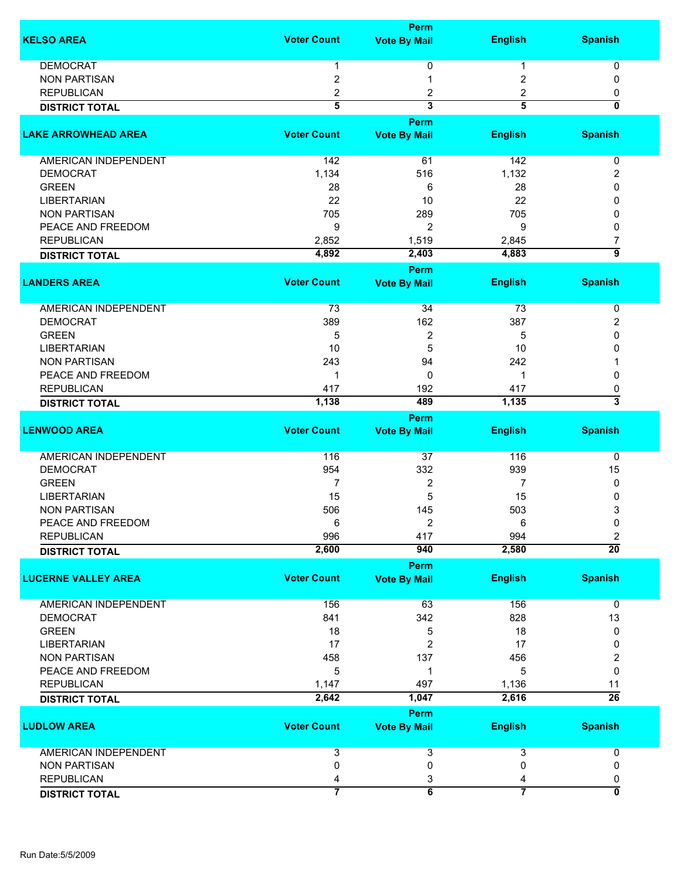| KELSO AREA | Voter Count | Perm Vote By Mail | English | Spanish |
|---|---|---|---|---|
| DEMOCRAT | 1 | 0 | 1 | 0 |
| NON PARTISAN | 2 | 1 | 2 | 0 |
| REPUBLICAN | 2 | 2 | 2 | 0 |
| **DISTRICT TOTAL** | **5** | **3** | **5** | **0** |

| LAKE ARROWHEAD AREA | Voter Count | Perm Vote By Mail | English | Spanish |
|---|---|---|---|---|
| AMERICAN INDEPENDENT | 142 | 61 | 142 | 0 |
| DEMOCRAT | 1,134 | 516 | 1,132 | 2 |
| GREEN | 28 | 6 | 28 | 0 |
| LIBERTARIAN | 22 | 10 | 22 | 0 |
| NON PARTISAN | 705 | 289 | 705 | 0 |
| PEACE AND FREEDOM | 9 | 2 | 9 | 0 |
| REPUBLICAN | 2,852 | 1,519 | 2,845 | 7 |
| **DISTRICT TOTAL** | **4,892** | **2,403** | **4,883** | **9** |

| LANDERS AREA | Voter Count | Perm Vote By Mail | English | Spanish |
|---|---|---|---|---|
| AMERICAN INDEPENDENT | 73 | 34 | 73 | 0 |
| DEMOCRAT | 389 | 162 | 387 | 2 |
| GREEN | 5 | 2 | 5 | 0 |
| LIBERTARIAN | 10 | 5 | 10 | 0 |
| NON PARTISAN | 243 | 94 | 242 | 1 |
| PEACE AND FREEDOM | 1 | 0 | 1 | 0 |
| REPUBLICAN | 417 | 192 | 417 | 0 |
| **DISTRICT TOTAL** | **1,138** | **489** | **1,135** | **3** |

| LENWOOD AREA | Voter Count | Perm Vote By Mail | English | Spanish |
|---|---|---|---|---|
| AMERICAN INDEPENDENT | 116 | 37 | 116 | 0 |
| DEMOCRAT | 954 | 332 | 939 | 15 |
| GREEN | 7 | 2 | 7 | 0 |
| LIBERTARIAN | 15 | 5 | 15 | 0 |
| NON PARTISAN | 506 | 145 | 503 | 3 |
| PEACE AND FREEDOM | 6 | 2 | 6 | 0 |
| REPUBLICAN | 996 | 417 | 994 | 2 |
| **DISTRICT TOTAL** | **2,600** | **940** | **2,580** | **20** |

| LUCERNE VALLEY AREA | Voter Count | Perm Vote By Mail | English | Spanish |
|---|---|---|---|---|
| AMERICAN INDEPENDENT | 156 | 63 | 156 | 0 |
| DEMOCRAT | 841 | 342 | 828 | 13 |
| GREEN | 18 | 5 | 18 | 0 |
| LIBERTARIAN | 17 | 2 | 17 | 0 |
| NON PARTISAN | 458 | 137 | 456 | 2 |
| PEACE AND FREEDOM | 5 | 1 | 5 | 0 |
| REPUBLICAN | 1,147 | 497 | 1,136 | 11 |
| **DISTRICT TOTAL** | **2,642** | **1,047** | **2,616** | **26** |

| LUDLOW AREA | Voter Count | Perm Vote By Mail | English | Spanish |
|---|---|---|---|---|
| AMERICAN INDEPENDENT | 3 | 3 | 3 | 0 |
| NON PARTISAN | 0 | 0 | 0 | 0 |
| REPUBLICAN | 4 | 3 | 4 | 0 |
| **DISTRICT TOTAL** | **7** | **6** | **7** | **0** |

Run Date:5/5/2009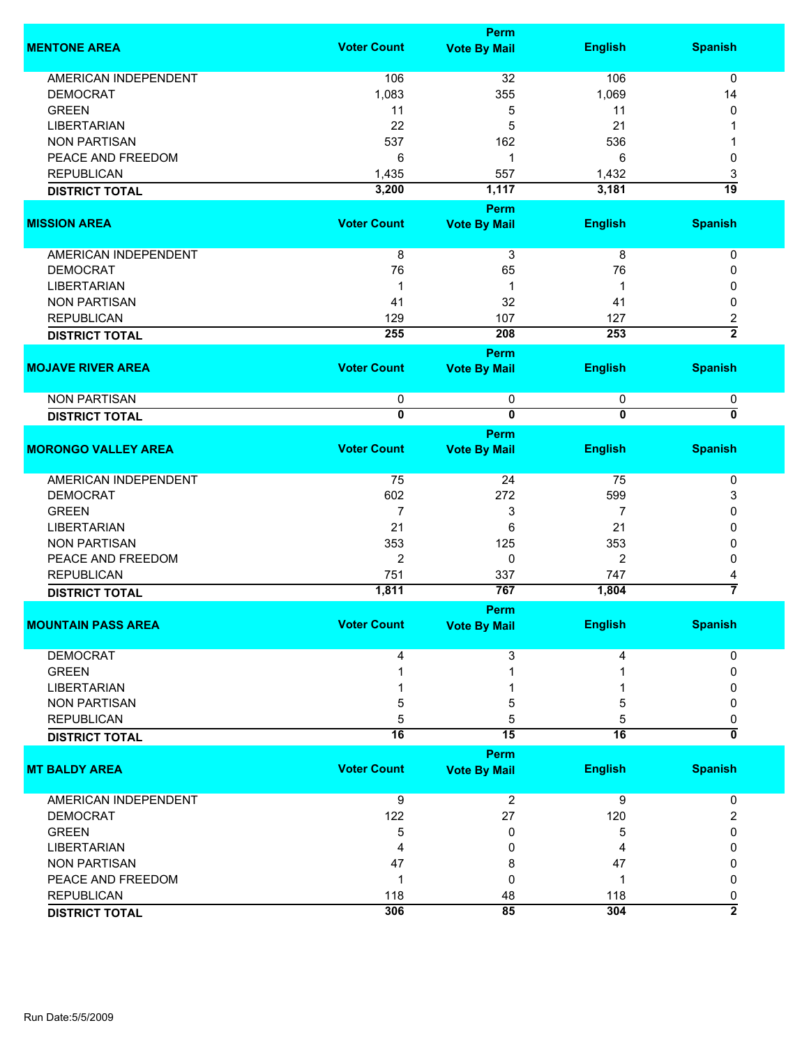| MENTONE AREA | Voter Count | Perm Vote By Mail | English | Spanish |
|---|---|---|---|---|
| AMERICAN INDEPENDENT | 106 | 32 | 106 | 0 |
| DEMOCRAT | 1,083 | 355 | 1,069 | 14 |
| GREEN | 11 | 5 | 11 | 0 |
| LIBERTARIAN | 22 | 5 | 21 | 1 |
| NON PARTISAN | 537 | 162 | 536 | 1 |
| PEACE AND FREEDOM | 6 | 1 | 6 | 0 |
| REPUBLICAN | 1,435 | 557 | 1,432 | 3 |
| **DISTRICT TOTAL** | **3,200** | **1,117** | **3,181** | **19** |

| MISSION AREA | Voter Count | Perm Vote By Mail | English | Spanish |
|---|---|---|---|---|
| AMERICAN INDEPENDENT | 8 | 3 | 8 | 0 |
| DEMOCRAT | 76 | 65 | 76 | 0 |
| LIBERTARIAN | 1 | 1 | 1 | 0 |
| NON PARTISAN | 41 | 32 | 41 | 0 |
| REPUBLICAN | 129 | 107 | 127 | 2 |
| **DISTRICT TOTAL** | **255** | **208** | **253** | **2** |

| MOJAVE RIVER AREA | Voter Count | Perm Vote By Mail | English | Spanish |
|---|---|---|---|---|
| NON PARTISAN | 0 | 0 | 0 | 0 |
| **DISTRICT TOTAL** | **0** | **0** | **0** | **0** |

| MORONGO VALLEY AREA | Voter Count | Perm Vote By Mail | English | Spanish |
|---|---|---|---|---|
| AMERICAN INDEPENDENT | 75 | 24 | 75 | 0 |
| DEMOCRAT | 602 | 272 | 599 | 3 |
| GREEN | 7 | 3 | 7 | 0 |
| LIBERTARIAN | 21 | 6 | 21 | 0 |
| NON PARTISAN | 353 | 125 | 353 | 0 |
| PEACE AND FREEDOM | 2 | 0 | 2 | 0 |
| REPUBLICAN | 751 | 337 | 747 | 4 |
| **DISTRICT TOTAL** | **1,811** | **767** | **1,804** | **7** |

| MOUNTAIN PASS AREA | Voter Count | Perm Vote By Mail | English | Spanish |
|---|---|---|---|---|
| DEMOCRAT | 4 | 3 | 4 | 0 |
| GREEN | 1 | 1 | 1 | 0 |
| LIBERTARIAN | 1 | 1 | 1 | 0 |
| NON PARTISAN | 5 | 5 | 5 | 0 |
| REPUBLICAN | 5 | 5 | 5 | 0 |
| **DISTRICT TOTAL** | **16** | **15** | **16** | **0** |

| MT BALDY AREA | Voter Count | Perm Vote By Mail | English | Spanish |
|---|---|---|---|---|
| AMERICAN INDEPENDENT | 9 | 2 | 9 | 0 |
| DEMOCRAT | 122 | 27 | 120 | 2 |
| GREEN | 5 | 0 | 5 | 0 |
| LIBERTARIAN | 4 | 0 | 4 | 0 |
| NON PARTISAN | 47 | 8 | 47 | 0 |
| PEACE AND FREEDOM | 1 | 0 | 1 | 0 |
| REPUBLICAN | 118 | 48 | 118 | 0 |
| **DISTRICT TOTAL** | **306** | **85** | **304** | **2** |

Run Date:5/5/2009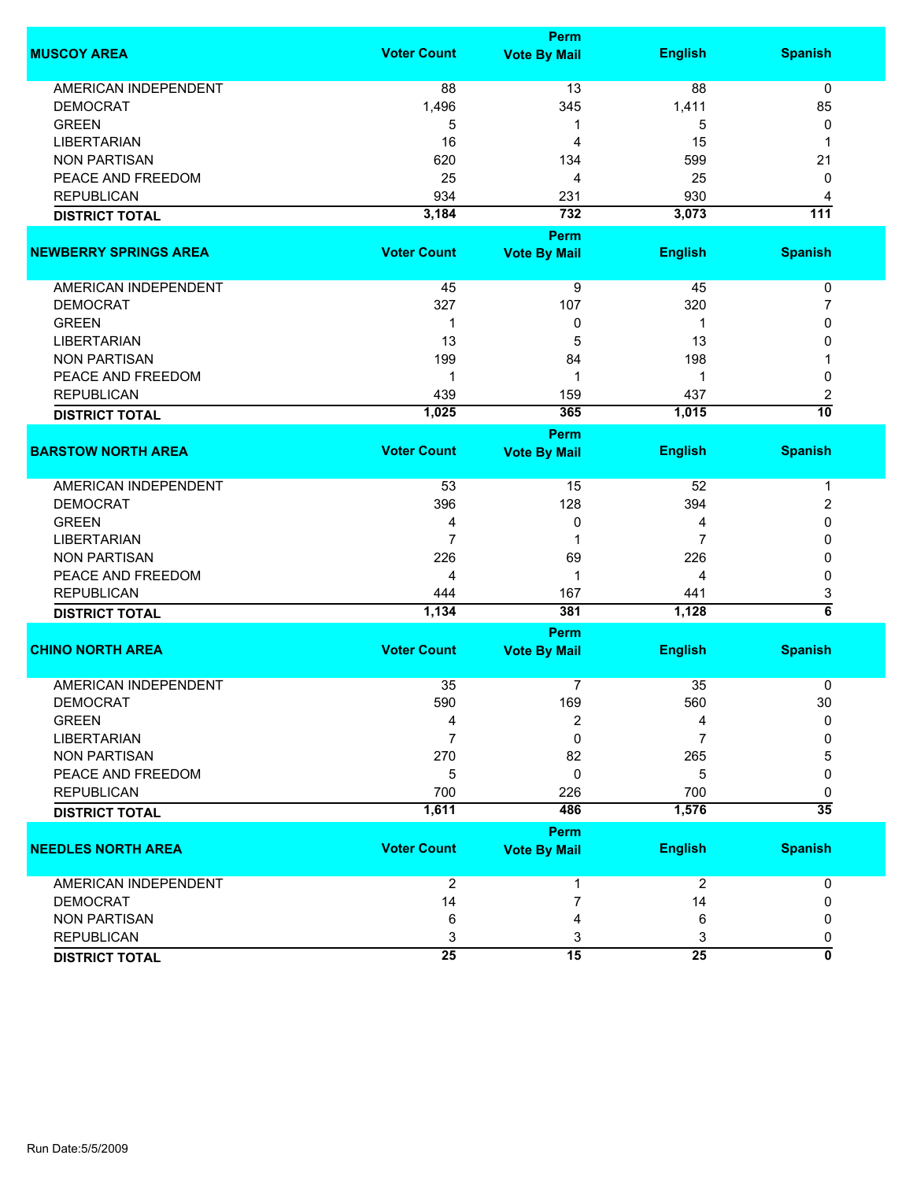| MUSCOY AREA | Voter Count | Perm Vote By Mail | English | Spanish |
|---|---|---|---|---|
| AMERICAN INDEPENDENT | 88 | 13 | 88 | 0 |
| DEMOCRAT | 1,496 | 345 | 1,411 | 85 |
| GREEN | 5 | 1 | 5 | 0 |
| LIBERTARIAN | 16 | 4 | 15 | 1 |
| NON PARTISAN | 620 | 134 | 599 | 21 |
| PEACE AND FREEDOM | 25 | 4 | 25 | 0 |
| REPUBLICAN | 934 | 231 | 930 | 4 |
| **DISTRICT TOTAL** | **3,184** | **732** | **3,073** | **111** |

| NEWBERRY SPRINGS AREA | Voter Count | Perm Vote By Mail | English | Spanish |
|---|---|---|---|---|
| AMERICAN INDEPENDENT | 45 | 9 | 45 | 0 |
| DEMOCRAT | 327 | 107 | 320 | 7 |
| GREEN | 1 | 0 | 1 | 0 |
| LIBERTARIAN | 13 | 5 | 13 | 0 |
| NON PARTISAN | 199 | 84 | 198 | 1 |
| PEACE AND FREEDOM | 1 | 1 | 1 | 0 |
| REPUBLICAN | 439 | 159 | 437 | 2 |
| **DISTRICT TOTAL** | **1,025** | **365** | **1,015** | **10** |

| BARSTOW NORTH AREA | Voter Count | Perm Vote By Mail | English | Spanish |
|---|---|---|---|---|
| AMERICAN INDEPENDENT | 53 | 15 | 52 | 1 |
| DEMOCRAT | 396 | 128 | 394 | 2 |
| GREEN | 4 | 0 | 4 | 0 |
| LIBERTARIAN | 7 | 1 | 7 | 0 |
| NON PARTISAN | 226 | 69 | 226 | 0 |
| PEACE AND FREEDOM | 4 | 1 | 4 | 0 |
| REPUBLICAN | 444 | 167 | 441 | 3 |
| **DISTRICT TOTAL** | **1,134** | **381** | **1,128** | **6** |

| CHINO NORTH AREA | Voter Count | Perm Vote By Mail | English | Spanish |
|---|---|---|---|---|
| AMERICAN INDEPENDENT | 35 | 7 | 35 | 0 |
| DEMOCRAT | 590 | 169 | 560 | 30 |
| GREEN | 4 | 2 | 4 | 0 |
| LIBERTARIAN | 7 | 0 | 7 | 0 |
| NON PARTISAN | 270 | 82 | 265 | 5 |
| PEACE AND FREEDOM | 5 | 0 | 5 | 0 |
| REPUBLICAN | 700 | 226 | 700 | 0 |
| **DISTRICT TOTAL** | **1,611** | **486** | **1,576** | **35** |

| NEEDLES NORTH AREA | Voter Count | Perm Vote By Mail | English | Spanish |
|---|---|---|---|---|
| AMERICAN INDEPENDENT | 2 | 1 | 2 | 0 |
| DEMOCRAT | 14 | 7 | 14 | 0 |
| NON PARTISAN | 6 | 4 | 6 | 0 |
| REPUBLICAN | 3 | 3 | 3 | 0 |
| **DISTRICT TOTAL** | **25** | **15** | **25** | **0** |

Run Date:5/5/2009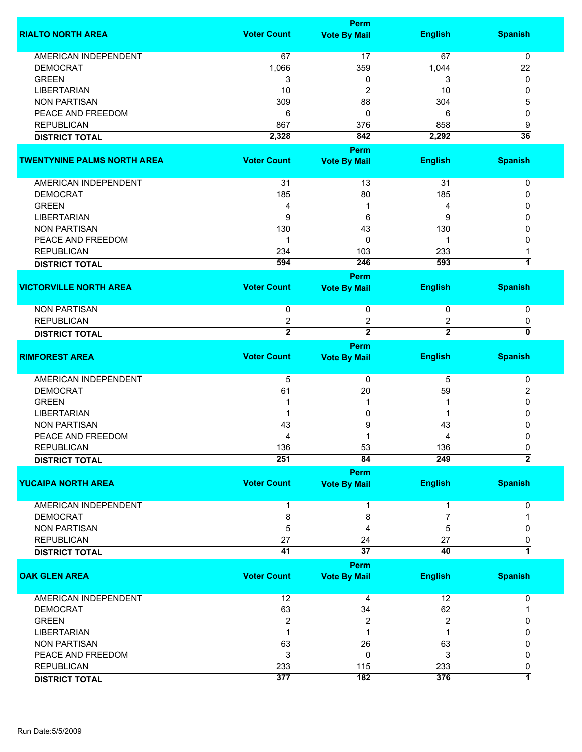| RIALTO NORTH AREA | Voter Count | Perm Vote By Mail | English | Spanish |
|---|---|---|---|---|
| AMERICAN INDEPENDENT | 67 | 17 | 67 | 0 |
| DEMOCRAT | 1,066 | 359 | 1,044 | 22 |
| GREEN | 3 | 0 | 3 | 0 |
| LIBERTARIAN | 10 | 2 | 10 | 0 |
| NON PARTISAN | 309 | 88 | 304 | 5 |
| PEACE AND FREEDOM | 6 | 0 | 6 | 0 |
| REPUBLICAN | 867 | 376 | 858 | 9 |
| **DISTRICT TOTAL** | **2,328** | **842** | **2,292** | **36** |

| TWENTYNINE PALMS NORTH AREA | Voter Count | Perm Vote By Mail | English | Spanish |
|---|---|---|---|---|
| AMERICAN INDEPENDENT | 31 | 13 | 31 | 0 |
| DEMOCRAT | 185 | 80 | 185 | 0 |
| GREEN | 4 | 1 | 4 | 0 |
| LIBERTARIAN | 9 | 6 | 9 | 0 |
| NON PARTISAN | 130 | 43 | 130 | 0 |
| PEACE AND FREEDOM | 1 | 0 | 1 | 0 |
| REPUBLICAN | 234 | 103 | 233 | 1 |
| **DISTRICT TOTAL** | **594** | **246** | **593** | **1** |

| VICTORVILLE NORTH AREA | Voter Count | Perm Vote By Mail | English | Spanish |
|---|---|---|---|---|
| NON PARTISAN | 0 | 0 | 0 | 0 |
| REPUBLICAN | 2 | 2 | 2 | 0 |
| **DISTRICT TOTAL** | **2** | **2** | **2** | **0** |

| RIMFOREST AREA | Voter Count | Perm Vote By Mail | English | Spanish |
|---|---|---|---|---|
| AMERICAN INDEPENDENT | 5 | 0 | 5 | 0 |
| DEMOCRAT | 61 | 20 | 59 | 2 |
| GREEN | 1 | 1 | 1 | 0 |
| LIBERTARIAN | 1 | 0 | 1 | 0 |
| NON PARTISAN | 43 | 9 | 43 | 0 |
| PEACE AND FREEDOM | 4 | 1 | 4 | 0 |
| REPUBLICAN | 136 | 53 | 136 | 0 |
| **DISTRICT TOTAL** | **251** | **84** | **249** | **2** |

| YUCAIPA NORTH AREA | Voter Count | Perm Vote By Mail | English | Spanish |
|---|---|---|---|---|
| AMERICAN INDEPENDENT | 1 | 1 | 1 | 0 |
| DEMOCRAT | 8 | 8 | 7 | 1 |
| NON PARTISAN | 5 | 4 | 5 | 0 |
| REPUBLICAN | 27 | 24 | 27 | 0 |
| **DISTRICT TOTAL** | **41** | **37** | **40** | **1** |

| OAK GLEN AREA | Voter Count | Perm Vote By Mail | English | Spanish |
|---|---|---|---|---|
| AMERICAN INDEPENDENT | 12 | 4 | 12 | 0 |
| DEMOCRAT | 63 | 34 | 62 | 1 |
| GREEN | 2 | 2 | 2 | 0 |
| LIBERTARIAN | 1 | 1 | 1 | 0 |
| NON PARTISAN | 63 | 26 | 63 | 0 |
| PEACE AND FREEDOM | 3 | 0 | 3 | 0 |
| REPUBLICAN | 233 | 115 | 233 | 0 |
| **DISTRICT TOTAL** | **377** | **182** | **376** | **1** |

Run Date:5/5/2009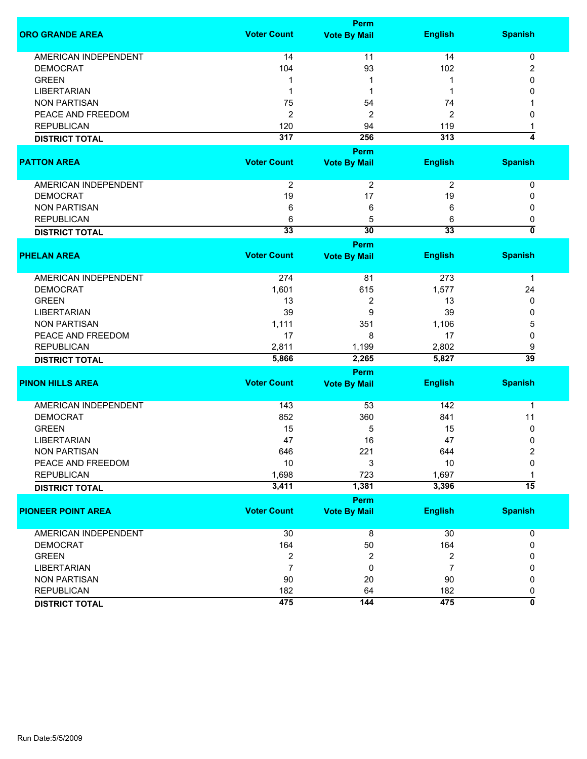| ORO GRANDE AREA | Voter Count | Perm Vote By Mail | English | Spanish |
|---|---|---|---|---|
| AMERICAN INDEPENDENT | 14 | 11 | 14 | 0 |
| DEMOCRAT | 104 | 93 | 102 | 2 |
| GREEN | 1 | 1 | 1 | 0 |
| LIBERTARIAN | 1 | 1 | 1 | 0 |
| NON PARTISAN | 75 | 54 | 74 | 1 |
| PEACE AND FREEDOM | 2 | 2 | 2 | 0 |
| REPUBLICAN | 120 | 94 | 119 | 1 |
| **DISTRICT TOTAL** | **317** | **256** | **313** | **4** |

| PATTON AREA | Voter Count | Perm Vote By Mail | English | Spanish |
|---|---|---|---|---|
| AMERICAN INDEPENDENT | 2 | 2 | 2 | 0 |
| DEMOCRAT | 19 | 17 | 19 | 0 |
| NON PARTISAN | 6 | 6 | 6 | 0 |
| REPUBLICAN | 6 | 5 | 6 | 0 |
| **DISTRICT TOTAL** | **33** | **30** | **33** | **0** |

| PHELAN AREA | Voter Count | Perm Vote By Mail | English | Spanish |
|---|---|---|---|---|
| AMERICAN INDEPENDENT | 274 | 81 | 273 | 1 |
| DEMOCRAT | 1,601 | 615 | 1,577 | 24 |
| GREEN | 13 | 2 | 13 | 0 |
| LIBERTARIAN | 39 | 9 | 39 | 0 |
| NON PARTISAN | 1,111 | 351 | 1,106 | 5 |
| PEACE AND FREEDOM | 17 | 8 | 17 | 0 |
| REPUBLICAN | 2,811 | 1,199 | 2,802 | 9 |
| **DISTRICT TOTAL** | **5,866** | **2,265** | **5,827** | **39** |

| PINON HILLS AREA | Voter Count | Perm Vote By Mail | English | Spanish |
|---|---|---|---|---|
| AMERICAN INDEPENDENT | 143 | 53 | 142 | 1 |
| DEMOCRAT | 852 | 360 | 841 | 11 |
| GREEN | 15 | 5 | 15 | 0 |
| LIBERTARIAN | 47 | 16 | 47 | 0 |
| NON PARTISAN | 646 | 221 | 644 | 2 |
| PEACE AND FREEDOM | 10 | 3 | 10 | 0 |
| REPUBLICAN | 1,698 | 723 | 1,697 | 1 |
| **DISTRICT TOTAL** | **3,411** | **1,381** | **3,396** | **15** |

| PIONEER POINT AREA | Voter Count | Perm Vote By Mail | English | Spanish |
|---|---|---|---|---|
| AMERICAN INDEPENDENT | 30 | 8 | 30 | 0 |
| DEMOCRAT | 164 | 50 | 164 | 0 |
| GREEN | 2 | 2 | 2 | 0 |
| LIBERTARIAN | 7 | 0 | 7 | 0 |
| NON PARTISAN | 90 | 20 | 90 | 0 |
| REPUBLICAN | 182 | 64 | 182 | 0 |
| **DISTRICT TOTAL** | **475** | **144** | **475** | **0** |

Run Date:5/5/2009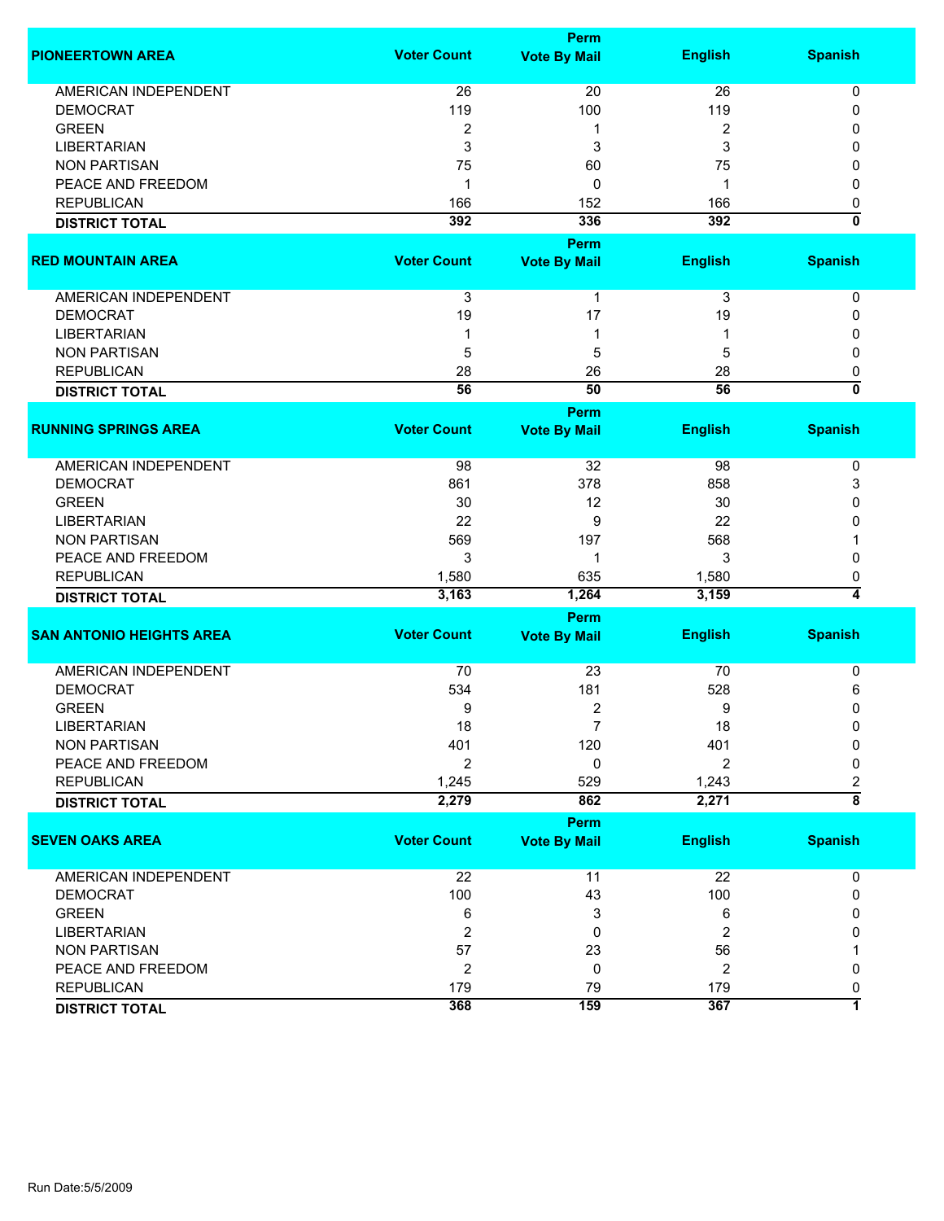| PIONEERTOWN AREA | Voter Count | Perm Vote By Mail | English | Spanish |
|---|---|---|---|---|
| AMERICAN INDEPENDENT | 26 | 20 | 26 | 0 |
| DEMOCRAT | 119 | 100 | 119 | 0 |
| GREEN | 2 | 1 | 2 | 0 |
| LIBERTARIAN | 3 | 3 | 3 | 0 |
| NON PARTISAN | 75 | 60 | 75 | 0 |
| PEACE AND FREEDOM | 1 | 0 | 1 | 0 |
| REPUBLICAN | 166 | 152 | 166 | 0 |
| **DISTRICT TOTAL** | **392** | **336** | **392** | **0** |

| RED MOUNTAIN AREA | Voter Count | Perm Vote By Mail | English | Spanish |
|---|---|---|---|---|
| AMERICAN INDEPENDENT | 3 | 1 | 3 | 0 |
| DEMOCRAT | 19 | 17 | 19 | 0 |
| LIBERTARIAN | 1 | 1 | 1 | 0 |
| NON PARTISAN | 5 | 5 | 5 | 0 |
| REPUBLICAN | 28 | 26 | 28 | 0 |
| **DISTRICT TOTAL** | **56** | **50** | **56** | **0** |

| RUNNING SPRINGS AREA | Voter Count | Perm Vote By Mail | English | Spanish |
|---|---|---|---|---|
| AMERICAN INDEPENDENT | 98 | 32 | 98 | 0 |
| DEMOCRAT | 861 | 378 | 858 | 3 |
| GREEN | 30 | 12 | 30 | 0 |
| LIBERTARIAN | 22 | 9 | 22 | 0 |
| NON PARTISAN | 569 | 197 | 568 | 1 |
| PEACE AND FREEDOM | 3 | 1 | 3 | 0 |
| REPUBLICAN | 1,580 | 635 | 1,580 | 0 |
| **DISTRICT TOTAL** | **3,163** | **1,264** | **3,159** | **4** |

| SAN ANTONIO HEIGHTS AREA | Voter Count | Perm Vote By Mail | English | Spanish |
|---|---|---|---|---|
| AMERICAN INDEPENDENT | 70 | 23 | 70 | 0 |
| DEMOCRAT | 534 | 181 | 528 | 6 |
| GREEN | 9 | 2 | 9 | 0 |
| LIBERTARIAN | 18 | 7 | 18 | 0 |
| NON PARTISAN | 401 | 120 | 401 | 0 |
| PEACE AND FREEDOM | 2 | 0 | 2 | 0 |
| REPUBLICAN | 1,245 | 529 | 1,243 | 2 |
| **DISTRICT TOTAL** | **2,279** | **862** | **2,271** | **8** |

| SEVEN OAKS AREA | Voter Count | Perm Vote By Mail | English | Spanish |
|---|---|---|---|---|
| AMERICAN INDEPENDENT | 22 | 11 | 22 | 0 |
| DEMOCRAT | 100 | 43 | 100 | 0 |
| GREEN | 6 | 3 | 6 | 0 |
| LIBERTARIAN | 2 | 0 | 2 | 0 |
| NON PARTISAN | 57 | 23 | 56 | 1 |
| PEACE AND FREEDOM | 2 | 0 | 2 | 0 |
| REPUBLICAN | 179 | 79 | 179 | 0 |
| **DISTRICT TOTAL** | **368** | **159** | **367** | **1** |

Run Date:5/5/2009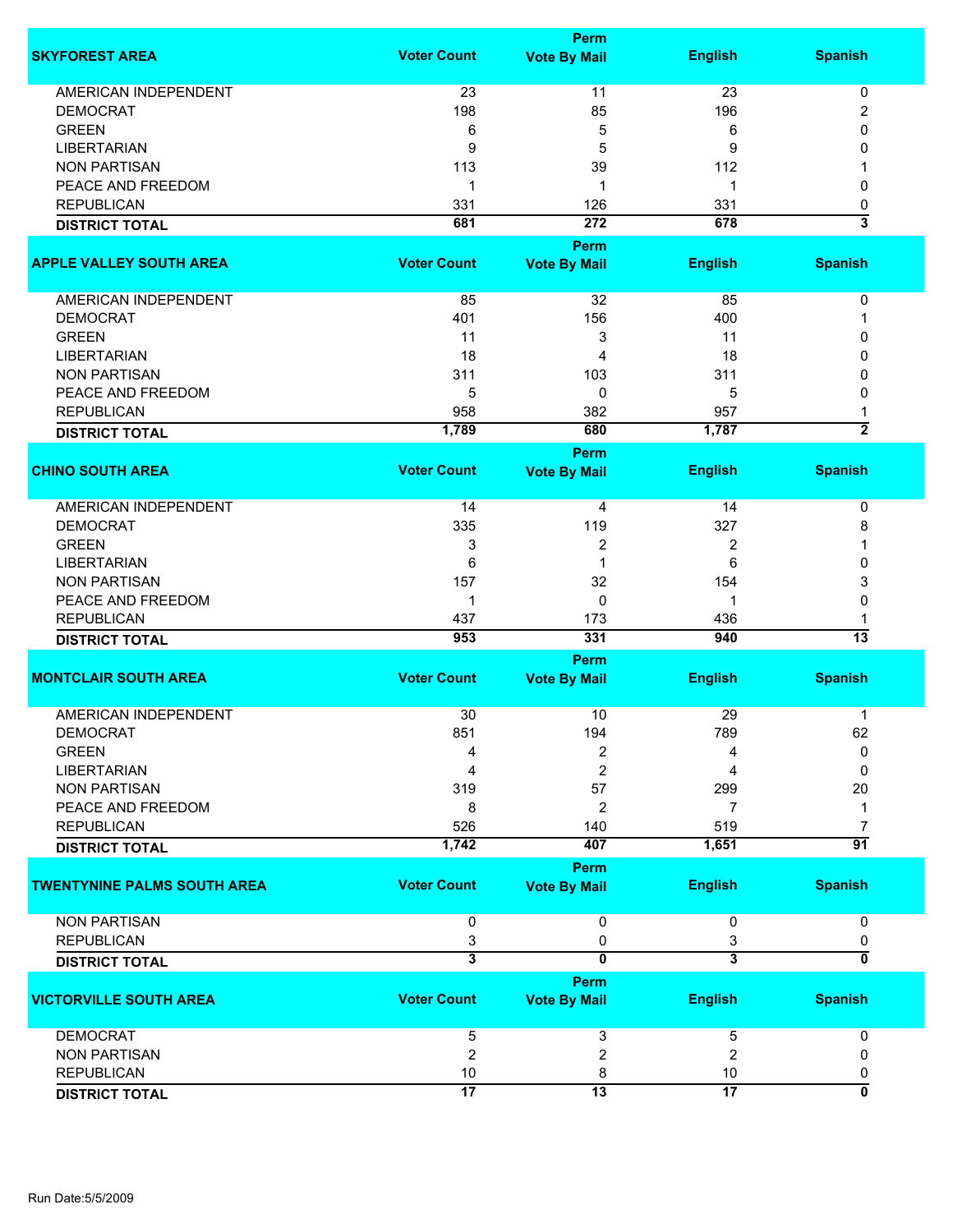| SKYFOREST AREA | Voter Count | Perm Vote By Mail | English | Spanish |
|---|---|---|---|---|
| AMERICAN INDEPENDENT | 23 | 11 | 23 | 0 |
| DEMOCRAT | 198 | 85 | 196 | 2 |
| GREEN | 6 | 5 | 6 | 0 |
| LIBERTARIAN | 9 | 5 | 9 | 0 |
| NON PARTISAN | 113 | 39 | 112 | 1 |
| PEACE AND FREEDOM | 1 | 1 | 1 | 0 |
| REPUBLICAN | 331 | 126 | 331 | 0 |
| **DISTRICT TOTAL** | **681** | **272** | **678** | **3** |

| APPLE VALLEY SOUTH AREA | Voter Count | Perm Vote By Mail | English | Spanish |
|---|---|---|---|---|
| AMERICAN INDEPENDENT | 85 | 32 | 85 | 0 |
| DEMOCRAT | 401 | 156 | 400 | 1 |
| GREEN | 11 | 3 | 11 | 0 |
| LIBERTARIAN | 18 | 4 | 18 | 0 |
| NON PARTISAN | 311 | 103 | 311 | 0 |
| PEACE AND FREEDOM | 5 | 0 | 5 | 0 |
| REPUBLICAN | 958 | 382 | 957 | 1 |
| **DISTRICT TOTAL** | **1,789** | **680** | **1,787** | **2** |

| CHINO SOUTH AREA | Voter Count | Perm Vote By Mail | English | Spanish |
|---|---|---|---|---|
| AMERICAN INDEPENDENT | 14 | 4 | 14 | 0 |
| DEMOCRAT | 335 | 119 | 327 | 8 |
| GREEN | 3 | 2 | 2 | 1 |
| LIBERTARIAN | 6 | 1 | 6 | 0 |
| NON PARTISAN | 157 | 32 | 154 | 3 |
| PEACE AND FREEDOM | 1 | 0 | 1 | 0 |
| REPUBLICAN | 437 | 173 | 436 | 1 |
| **DISTRICT TOTAL** | **953** | **331** | **940** | **13** |

| MONTCLAIR SOUTH AREA | Voter Count | Perm Vote By Mail | English | Spanish |
|---|---|---|---|---|
| AMERICAN INDEPENDENT | 30 | 10 | 29 | 1 |
| DEMOCRAT | 851 | 194 | 789 | 62 |
| GREEN | 4 | 2 | 4 | 0 |
| LIBERTARIAN | 4 | 2 | 4 | 0 |
| NON PARTISAN | 319 | 57 | 299 | 20 |
| PEACE AND FREEDOM | 8 | 2 | 7 | 1 |
| REPUBLICAN | 526 | 140 | 519 | 7 |
| **DISTRICT TOTAL** | **1,742** | **407** | **1,651** | **91** |

| TWENTYNINE PALMS SOUTH AREA | Voter Count | Perm Vote By Mail | English | Spanish |
|---|---|---|---|---|
| NON PARTISAN | 0 | 0 | 0 | 0 |
| REPUBLICAN | 3 | 0 | 3 | 0 |
| **DISTRICT TOTAL** | **3** | **0** | **3** | **0** |

| VICTORVILLE SOUTH AREA | Voter Count | Perm Vote By Mail | English | Spanish |
|---|---|---|---|---|
| DEMOCRAT | 5 | 3 | 5 | 0 |
| NON PARTISAN | 2 | 2 | 2 | 0 |
| REPUBLICAN | 10 | 8 | 10 | 0 |
| **DISTRICT TOTAL** | **17** | **13** | **17** | **0** |

Run Date:5/5/2009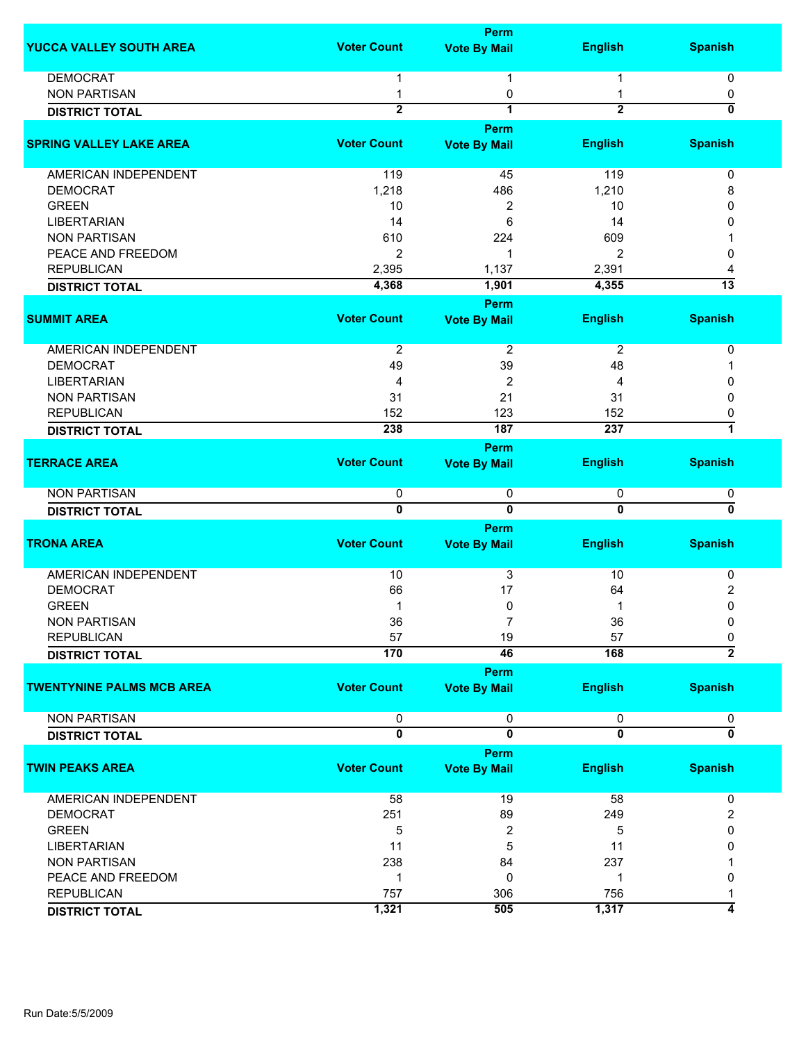| YUCCA VALLEY SOUTH AREA | Voter Count | Perm Vote By Mail | English | Spanish |
|---|---|---|---|---|
| DEMOCRAT | 1 | 1 | 1 | 0 |
| NON PARTISAN | 1 | 0 | 1 | 0 |
| **DISTRICT TOTAL** | **2** | **1** | **2** | **0** |

| SPRING VALLEY LAKE AREA | Voter Count | Perm Vote By Mail | English | Spanish |
|---|---|---|---|---|
| AMERICAN INDEPENDENT | 119 | 45 | 119 | 0 |
| DEMOCRAT | 1,218 | 486 | 1,210 | 8 |
| GREEN | 10 | 2 | 10 | 0 |
| LIBERTARIAN | 14 | 6 | 14 | 0 |
| NON PARTISAN | 610 | 224 | 609 | 1 |
| PEACE AND FREEDOM | 2 | 1 | 2 | 0 |
| REPUBLICAN | 2,395 | 1,137 | 2,391 | 4 |
| **DISTRICT TOTAL** | **4,368** | **1,901** | **4,355** | **13** |

| SUMMIT AREA | Voter Count | Perm Vote By Mail | English | Spanish |
|---|---|---|---|---|
| AMERICAN INDEPENDENT | 2 | 2 | 2 | 0 |
| DEMOCRAT | 49 | 39 | 48 | 1 |
| LIBERTARIAN | 4 | 2 | 4 | 0 |
| NON PARTISAN | 31 | 21 | 31 | 0 |
| REPUBLICAN | 152 | 123 | 152 | 0 |
| **DISTRICT TOTAL** | **238** | **187** | **237** | **1** |

| TERRACE AREA | Voter Count | Perm Vote By Mail | English | Spanish |
|---|---|---|---|---|
| NON PARTISAN | 0 | 0 | 0 | 0 |
| **DISTRICT TOTAL** | **0** | **0** | **0** | **0** |

| TRONA AREA | Voter Count | Perm Vote By Mail | English | Spanish |
|---|---|---|---|---|
| AMERICAN INDEPENDENT | 10 | 3 | 10 | 0 |
| DEMOCRAT | 66 | 17 | 64 | 2 |
| GREEN | 1 | 0 | 1 | 0 |
| NON PARTISAN | 36 | 7 | 36 | 0 |
| REPUBLICAN | 57 | 19 | 57 | 0 |
| **DISTRICT TOTAL** | **170** | **46** | **168** | **2** |

| TWENTYNINE PALMS MCB AREA | Voter Count | Perm Vote By Mail | English | Spanish |
|---|---|---|---|---|
| NON PARTISAN | 0 | 0 | 0 | 0 |
| **DISTRICT TOTAL** | **0** | **0** | **0** | **0** |

| TWIN PEAKS AREA | Voter Count | Perm Vote By Mail | English | Spanish |
|---|---|---|---|---|
| AMERICAN INDEPENDENT | 58 | 19 | 58 | 0 |
| DEMOCRAT | 251 | 89 | 249 | 2 |
| GREEN | 5 | 2 | 5 | 0 |
| LIBERTARIAN | 11 | 5 | 11 | 0 |
| NON PARTISAN | 238 | 84 | 237 | 1 |
| PEACE AND FREEDOM | 1 | 0 | 1 | 0 |
| REPUBLICAN | 757 | 306 | 756 | 1 |
| **DISTRICT TOTAL** | **1,321** | **505** | **1,317** | **4** |

Run Date:5/5/2009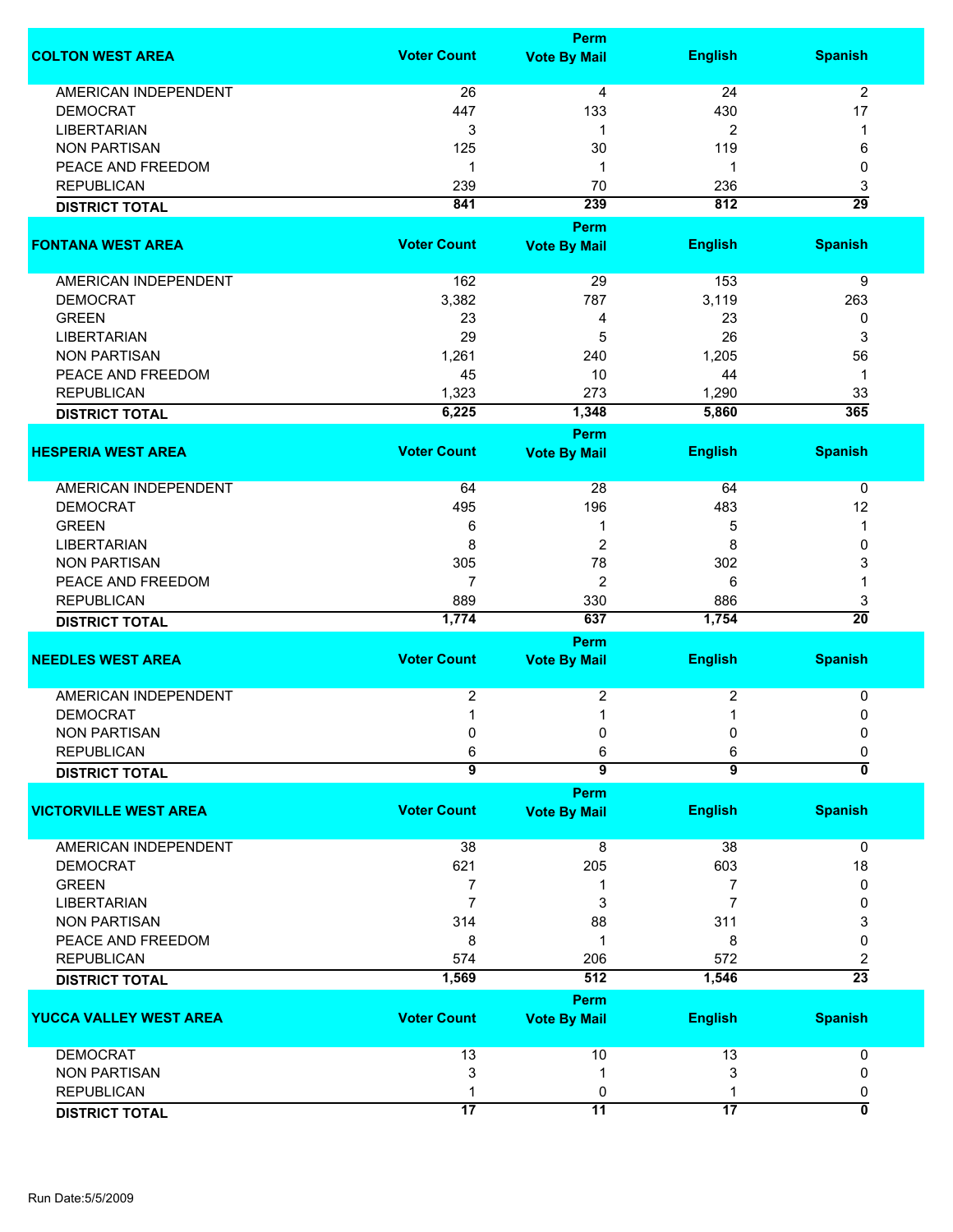| COLTON WEST AREA | Voter Count | Perm Vote By Mail | English | Spanish |
|---|---|---|---|---|
| AMERICAN INDEPENDENT | 26 | 4 | 24 | 2 |
| DEMOCRAT | 447 | 133 | 430 | 17 |
| LIBERTARIAN | 3 | 1 | 2 | 1 |
| NON PARTISAN | 125 | 30 | 119 | 6 |
| PEACE AND FREEDOM | 1 | 1 | 1 | 0 |
| REPUBLICAN | 239 | 70 | 236 | 3 |
| **DISTRICT TOTAL** | **841** | **239** | **812** | **29** |

| FONTANA WEST AREA | Voter Count | Perm Vote By Mail | English | Spanish |
|---|---|---|---|---|
| AMERICAN INDEPENDENT | 162 | 29 | 153 | 9 |
| DEMOCRAT | 3,382 | 787 | 3,119 | 263 |
| GREEN | 23 | 4 | 23 | 0 |
| LIBERTARIAN | 29 | 5 | 26 | 3 |
| NON PARTISAN | 1,261 | 240 | 1,205 | 56 |
| PEACE AND FREEDOM | 45 | 10 | 44 | 1 |
| REPUBLICAN | 1,323 | 273 | 1,290 | 33 |
| **DISTRICT TOTAL** | **6,225** | **1,348** | **5,860** | **365** |

| HESPERIA WEST AREA | Voter Count | Perm Vote By Mail | English | Spanish |
|---|---|---|---|---|
| AMERICAN INDEPENDENT | 64 | 28 | 64 | 0 |
| DEMOCRAT | 495 | 196 | 483 | 12 |
| GREEN | 6 | 1 | 5 | 1 |
| LIBERTARIAN | 8 | 2 | 8 | 0 |
| NON PARTISAN | 305 | 78 | 302 | 3 |
| PEACE AND FREEDOM | 7 | 2 | 6 | 1 |
| REPUBLICAN | 889 | 330 | 886 | 3 |
| **DISTRICT TOTAL** | **1,774** | **637** | **1,754** | **20** |

| NEEDLES WEST AREA | Voter Count | Perm Vote By Mail | English | Spanish |
|---|---|---|---|---|
| AMERICAN INDEPENDENT | 2 | 2 | 2 | 0 |
| DEMOCRAT | 1 | 1 | 1 | 0 |
| NON PARTISAN | 0 | 0 | 0 | 0 |
| REPUBLICAN | 6 | 6 | 6 | 0 |
| **DISTRICT TOTAL** | **9** | **9** | **9** | **0** |

| VICTORVILLE WEST AREA | Voter Count | Perm Vote By Mail | English | Spanish |
|---|---|---|---|---|
| AMERICAN INDEPENDENT | 38 | 8 | 38 | 0 |
| DEMOCRAT | 621 | 205 | 603 | 18 |
| GREEN | 7 | 1 | 7 | 0 |
| LIBERTARIAN | 7 | 3 | 7 | 0 |
| NON PARTISAN | 314 | 88 | 311 | 3 |
| PEACE AND FREEDOM | 8 | 1 | 8 | 0 |
| REPUBLICAN | 574 | 206 | 572 | 2 |
| **DISTRICT TOTAL** | **1,569** | **512** | **1,546** | **23** |

| YUCCA VALLEY WEST AREA | Voter Count | Perm Vote By Mail | English | Spanish |
|---|---|---|---|---|
| DEMOCRAT | 13 | 10 | 13 | 0 |
| NON PARTISAN | 3 | 1 | 3 | 0 |
| REPUBLICAN | 1 | 0 | 1 | 0 |
| **DISTRICT TOTAL** | **17** | **11** | **17** | **0** |

Run Date:5/5/2009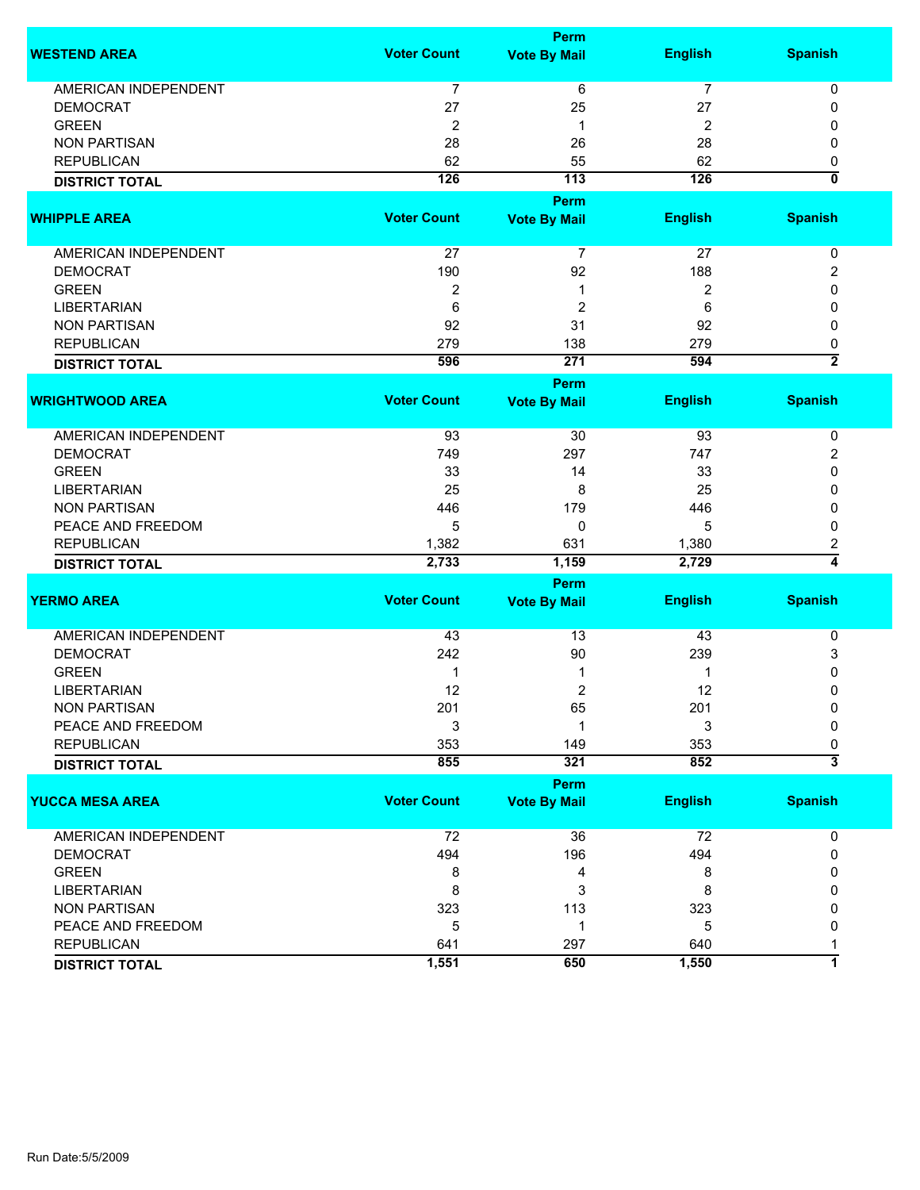| WESTEND AREA | Voter Count | Perm Vote By Mail | English | Spanish |
|---|---|---|---|---|
| AMERICAN INDEPENDENT | 7 | 6 | 7 | 0 |
| DEMOCRAT | 27 | 25 | 27 | 0 |
| GREEN | 2 | 1 | 2 | 0 |
| NON PARTISAN | 28 | 26 | 28 | 0 |
| REPUBLICAN | 62 | 55 | 62 | 0 |
| **DISTRICT TOTAL** | **126** | **113** | **126** | **0** |

| WHIPPLE AREA | Voter Count | Perm Vote By Mail | English | Spanish |
|---|---|---|---|---|
| AMERICAN INDEPENDENT | 27 | 7 | 27 | 0 |
| DEMOCRAT | 190 | 92 | 188 | 2 |
| GREEN | 2 | 1 | 2 | 0 |
| LIBERTARIAN | 6 | 2 | 6 | 0 |
| NON PARTISAN | 92 | 31 | 92 | 0 |
| REPUBLICAN | 279 | 138 | 279 | 0 |
| **DISTRICT TOTAL** | **596** | **271** | **594** | **2** |

| WRIGHTWOOD AREA | Voter Count | Perm Vote By Mail | English | Spanish |
|---|---|---|---|---|
| AMERICAN INDEPENDENT | 93 | 30 | 93 | 0 |
| DEMOCRAT | 749 | 297 | 747 | 2 |
| GREEN | 33 | 14 | 33 | 0 |
| LIBERTARIAN | 25 | 8 | 25 | 0 |
| NON PARTISAN | 446 | 179 | 446 | 0 |
| PEACE AND FREEDOM | 5 | 0 | 5 | 0 |
| REPUBLICAN | 1,382 | 631 | 1,380 | 2 |
| **DISTRICT TOTAL** | **2,733** | **1,159** | **2,729** | **4** |

| YERMO AREA | Voter Count | Perm Vote By Mail | English | Spanish |
|---|---|---|---|---|
| AMERICAN INDEPENDENT | 43 | 13 | 43 | 0 |
| DEMOCRAT | 242 | 90 | 239 | 3 |
| GREEN | 1 | 1 | 1 | 0 |
| LIBERTARIAN | 12 | 2 | 12 | 0 |
| NON PARTISAN | 201 | 65 | 201 | 0 |
| PEACE AND FREEDOM | 3 | 1 | 3 | 0 |
| REPUBLICAN | 353 | 149 | 353 | 0 |
| **DISTRICT TOTAL** | **855** | **321** | **852** | **3** |

| YUCCA MESA AREA | Voter Count | Perm Vote By Mail | English | Spanish |
|---|---|---|---|---|
| AMERICAN INDEPENDENT | 72 | 36 | 72 | 0 |
| DEMOCRAT | 494 | 196 | 494 | 0 |
| GREEN | 8 | 4 | 8 | 0 |
| LIBERTARIAN | 8 | 3 | 8 | 0 |
| NON PARTISAN | 323 | 113 | 323 | 0 |
| PEACE AND FREEDOM | 5 | 1 | 5 | 0 |
| REPUBLICAN | 641 | 297 | 640 | 1 |
| **DISTRICT TOTAL** | **1,551** | **650** | **1,550** | **1** |

Run Date:5/5/2009